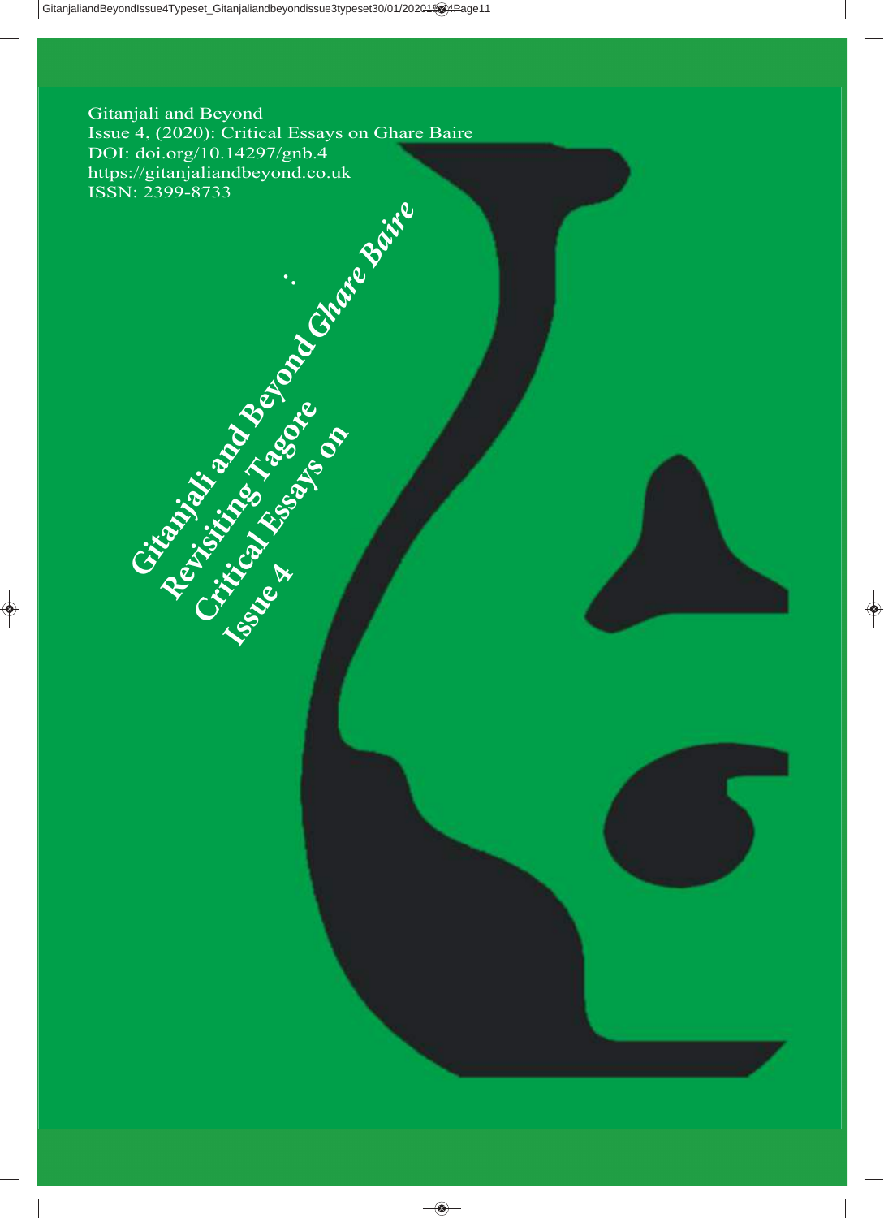Gitanjali and Beyond
Issue 4, (2020): Critical Essays on Ghare Baire
DOI: doi.org/10.14297/gnb.4
https://gitanjaliandbeyond.co.uk
ISSN: 2399-8733

# Gitanjali and Beyond

## Revisiting Tagore

## Critical Essays on *Ghare Baire*

## Issue 4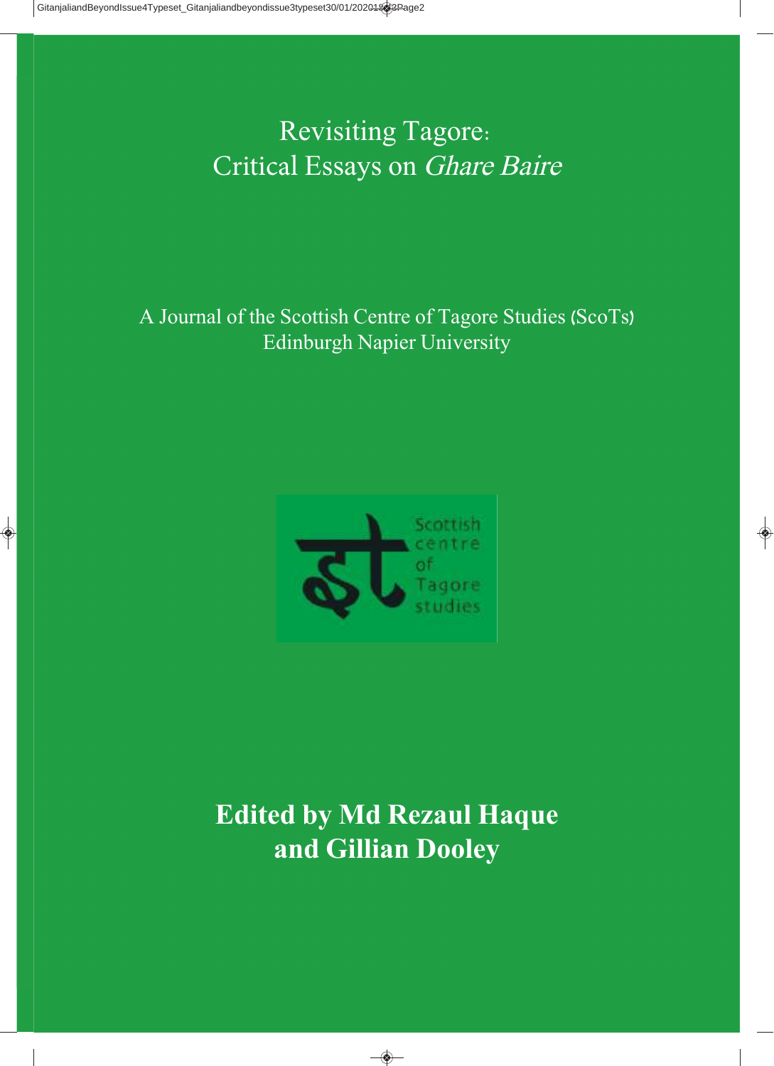# Revisiting Tagore: Critical Essays on *Ghare Baire*

A Journal of the Scottish Centre of Tagore Studies (ScoTs)
Edinburgh Napier University

Scottish centre of Tagore studies

**Edited by Md Rezaul Haque and Gillian Dooley**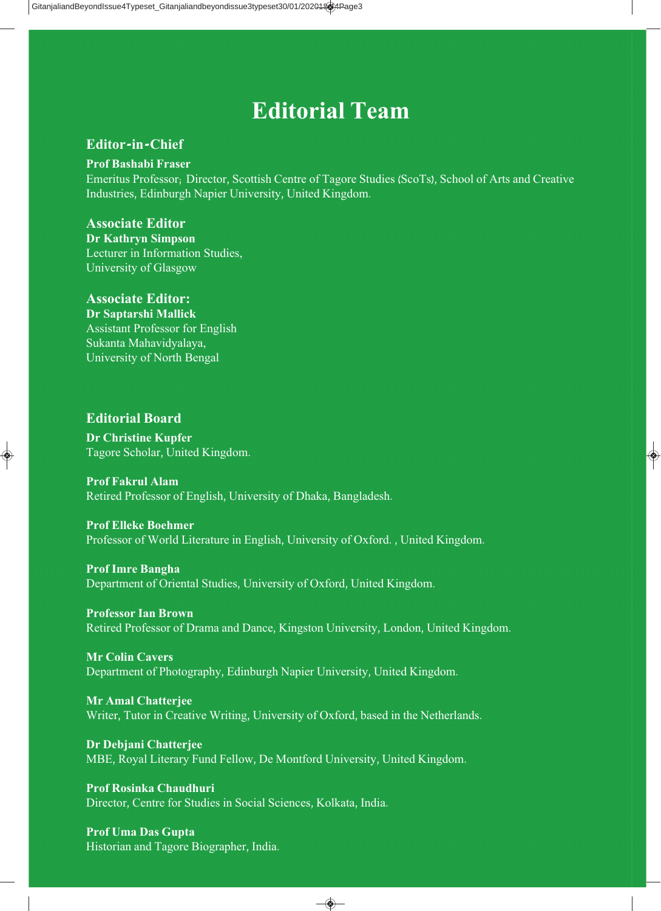# Editorial Team

## Editor-in-Chief

**Prof Bashabi Fraser**
Emeritus Professor; Director, Scottish Centre of Tagore Studies (ScoTs), School of Arts and Creative Industries, Edinburgh Napier University, United Kingdom.

## Associate Editor

**Dr Kathryn Simpson**
Lecturer in Information Studies,
University of Glasgow

## Associate Editor:

**Dr Saptarshi Mallick**
Assistant Professor for English
Sukanta Mahavidyalaya,
University of North Bengal

## Editorial Board

**Dr Christine Kupfer**
Tagore Scholar, United Kingdom.

**Prof Fakrul Alam**
Retired Professor of English, University of Dhaka, Bangladesh.

**Prof Elleke Boehmer**
Professor of World Literature in English, University of Oxford. , United Kingdom.

**Prof Imre Bangha**
Department of Oriental Studies, University of Oxford, United Kingdom.

**Professor Ian Brown**
Retired Professor of Drama and Dance, Kingston University, London, United Kingdom.

**Mr Colin Cavers**
Department of Photography, Edinburgh Napier University, United Kingdom.

**Mr Amal Chatterjee**
Writer, Tutor in Creative Writing, University of Oxford, based in the Netherlands.

**Dr Debjani Chatterjee**
MBE, Royal Literary Fund Fellow, De Montford University, United Kingdom.

**Prof Rosinka Chaudhuri**
Director, Centre for Studies in Social Sciences, Kolkata, India.

**Prof Uma Das Gupta**
Historian and Tagore Biographer, India.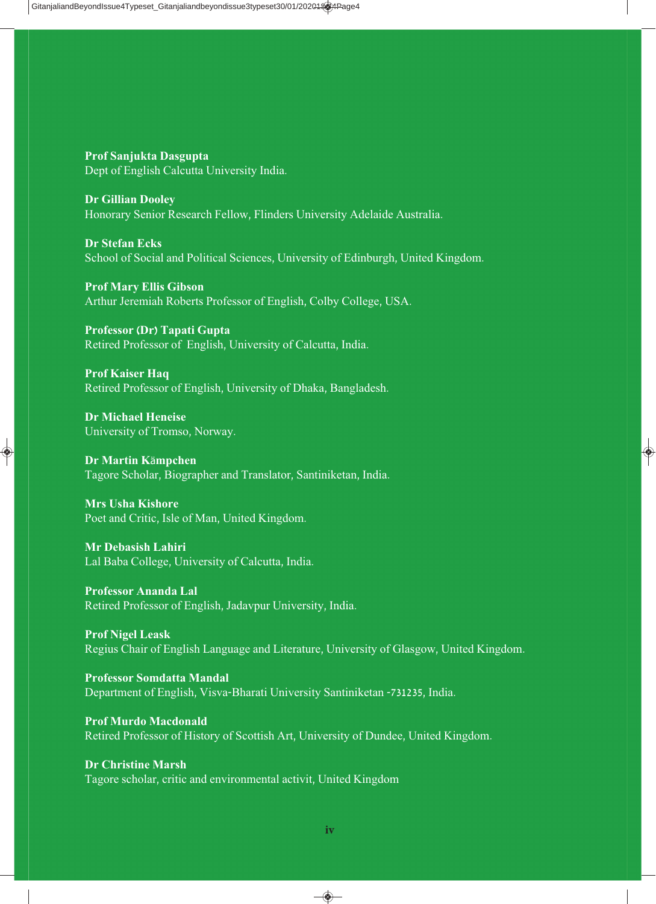**Prof Sanjukta Dasgupta**
Dept of English Calcutta University India.

**Dr Gillian Dooley**
Honorary Senior Research Fellow, Flinders University Adelaide Australia.

**Dr Stefan Ecks**
School of Social and Political Sciences, University of Edinburgh, United Kingdom.

**Prof Mary Ellis Gibson**
Arthur Jeremiah Roberts Professor of English, Colby College, USA.

**Professor (Dr) Tapati Gupta**
Retired Professor of English, University of Calcutta, India.

**Prof Kaiser Haq**
Retired Professor of English, University of Dhaka, Bangladesh.

**Dr Michael Heneise**
University of Tromso, Norway.

**Dr Martin Kämpchen**
Tagore Scholar, Biographer and Translator, Santiniketan, India.

**Mrs Usha Kishore**
Poet and Critic, Isle of Man, United Kingdom.

**Mr Debasish Lahiri**
Lal Baba College, University of Calcutta, India.

**Professor Ananda Lal**
Retired Professor of English, Jadavpur University, India.

**Prof Nigel Leask**
Regius Chair of English Language and Literature, University of Glasgow, United Kingdom.

**Professor Somdatta Mandal**
Department of English, Visva-Bharati University Santiniketan -731235, India.

**Prof Murdo Macdonald**
Retired Professor of History of Scottish Art, University of Dundee, United Kingdom.

**Dr Christine Marsh**
Tagore scholar, critic and environmental activit, United Kingdom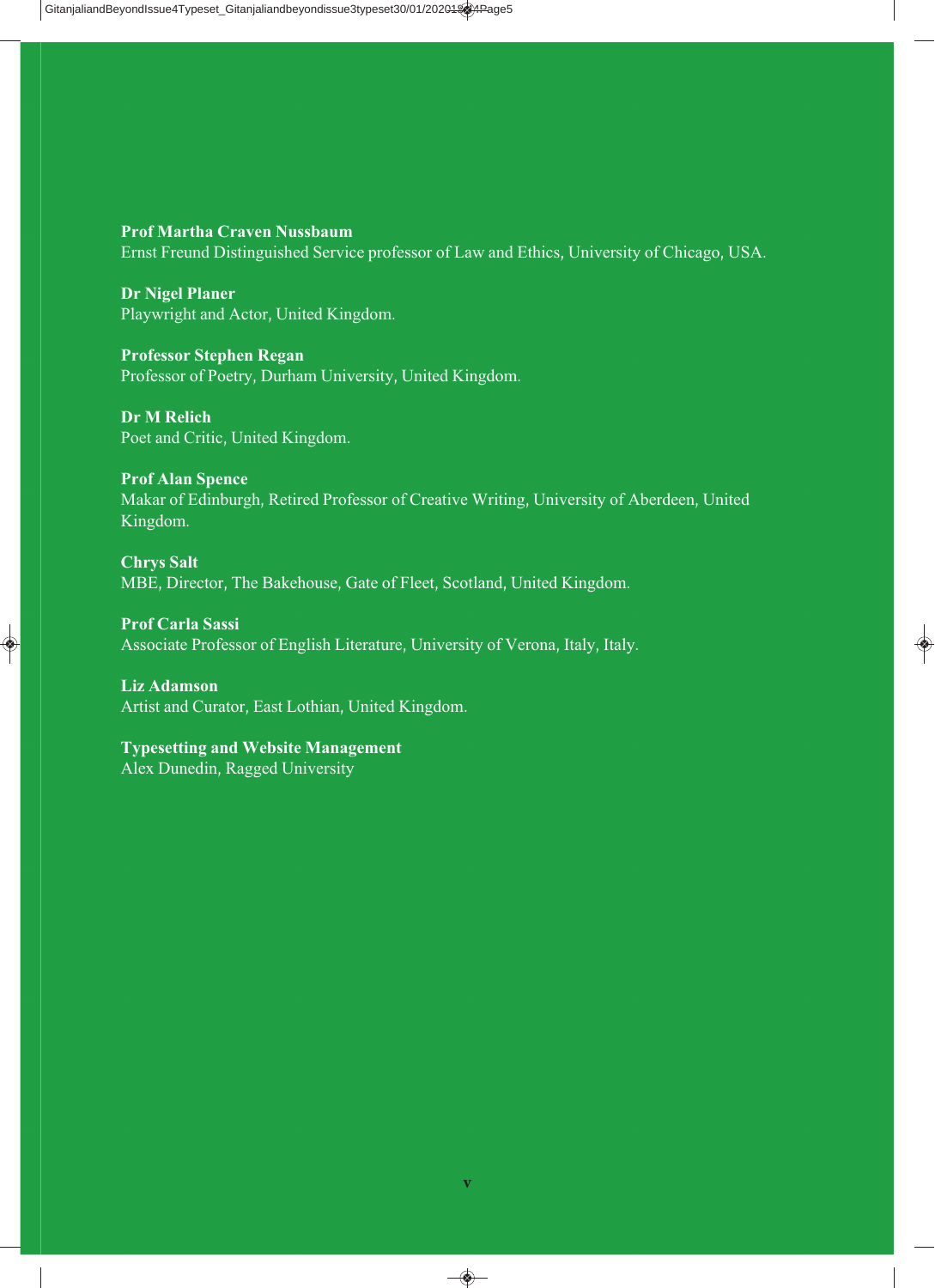**Prof Martha Craven Nussbaum**
Ernst Freund Distinguished Service professor of Law and Ethics, University of Chicago, USA.

**Dr Nigel Planer**
Playwright and Actor, United Kingdom.

**Professor Stephen Regan**
Professor of Poetry, Durham University, United Kingdom.

**Dr M Relich**
Poet and Critic, United Kingdom.

**Prof Alan Spence**
Makar of Edinburgh, Retired Professor of Creative Writing, University of Aberdeen, United Kingdom.

**Chrys Salt**
MBE, Director, The Bakehouse, Gate of Fleet, Scotland, United Kingdom.

**Prof Carla Sassi**
Associate Professor of English Literature, University of Verona, Italy, Italy.

**Liz Adamson**
Artist and Curator, East Lothian, United Kingdom.

**Typesetting and Website Management**
Alex Dunedin, Ragged University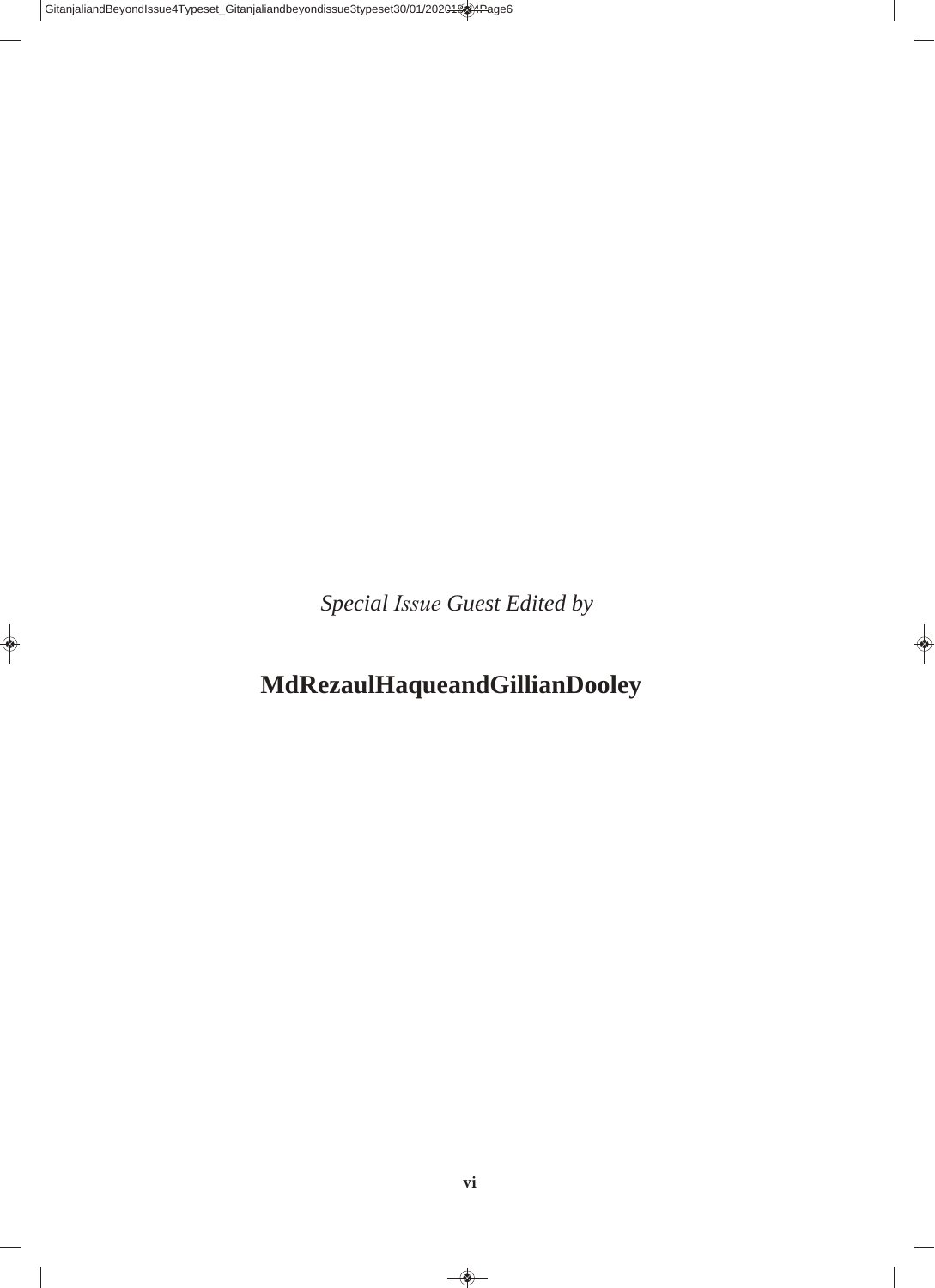*Special Issue Guest Edited by*

**MdRezaulHaqueandGillianDooley**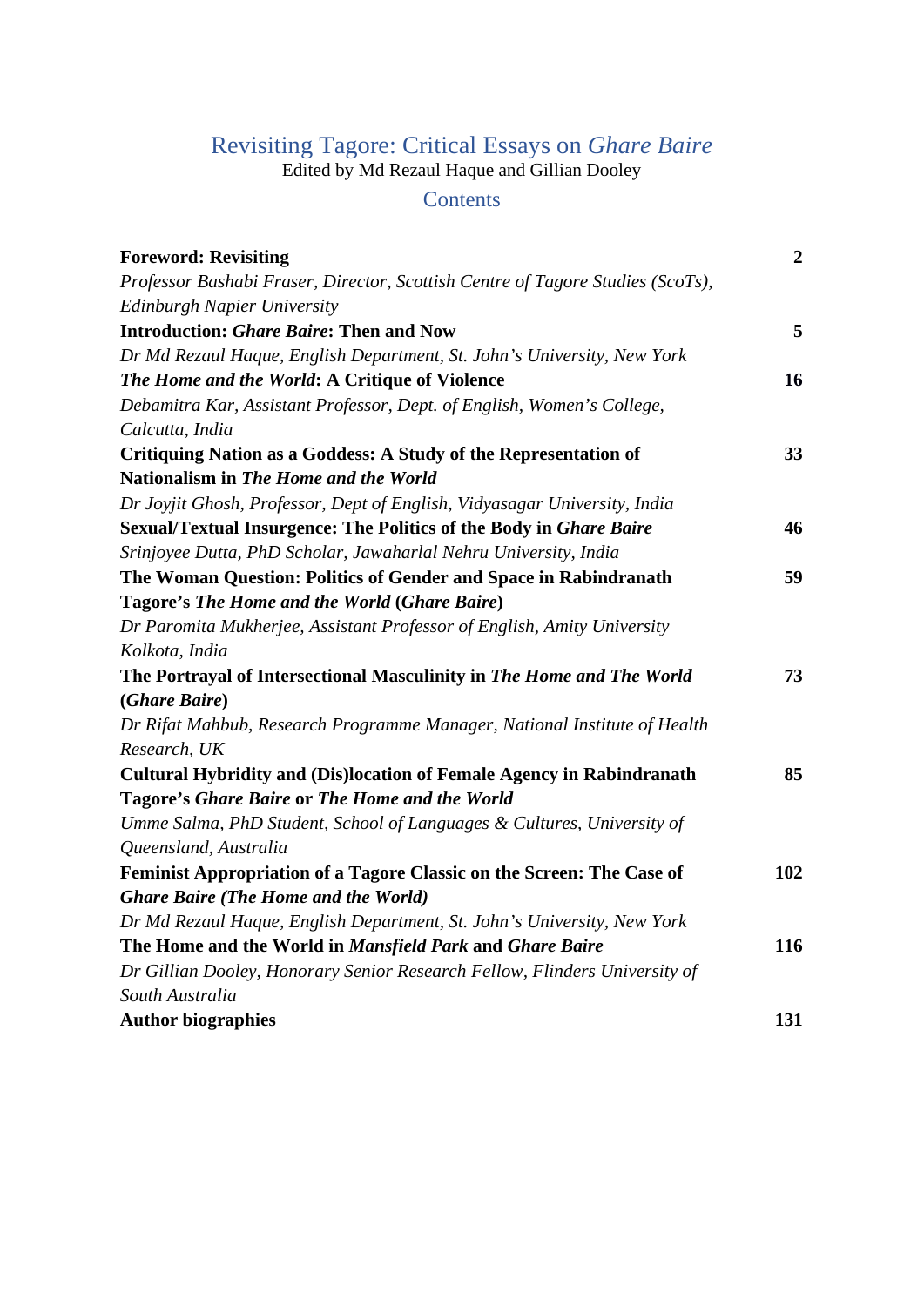# Revisiting Tagore: Critical Essays on *Ghare Baire*

Edited by Md Rezaul Haque and Gillian Dooley

## Contents

**Foreword: Revisiting** **2**
*Professor Bashabi Fraser, Director, Scottish Centre of Tagore Studies (ScoTs), Edinburgh Napier University*

**Introduction: *Ghare Baire*: Then and Now** **5**
*Dr Md Rezaul Haque, English Department, St. John's University, New York*

***The Home and the World*: A Critique of Violence** **16**
*Debamitra Kar, Assistant Professor, Dept. of English, Women's College, Calcutta, India*

**Critiquing Nation as a Goddess: A Study of the Representation of Nationalism in *The Home and the World*** **33**
*Dr Joyjit Ghosh, Professor, Dept of English, Vidyasagar University, India*

**Sexual/Textual Insurgence: The Politics of the Body in *Ghare Baire*** **46**
*Srinjoyee Dutta, PhD Scholar, Jawaharlal Nehru University, India*

**The Woman Question: Politics of Gender and Space in Rabindranath Tagore's *The Home and the World* (*Ghare Baire*)** **59**
*Dr Paromita Mukherjee, Assistant Professor of English, Amity University Kolkota, India*

**The Portrayal of Intersectional Masculinity in *The Home and The World* (*Ghare Baire*)** **73**
*Dr Rifat Mahbub, Research Programme Manager, National Institute of Health Research, UK*

**Cultural Hybridity and (Dis)location of Female Agency in Rabindranath Tagore's *Ghare Baire* or *The Home and the World*** **85**
*Umme Salma, PhD Student, School of Languages & Cultures, University of Queensland, Australia*

**Feminist Appropriation of a Tagore Classic on the Screen: The Case of *Ghare Baire (The Home and the World)*** **102**
*Dr Md Rezaul Haque, English Department, St. John's University, New York*

**The Home and the World in *Mansfield Park* and *Ghare Baire*** **116**
*Dr Gillian Dooley, Honorary Senior Research Fellow, Flinders University of South Australia*

**Author biographies** **131**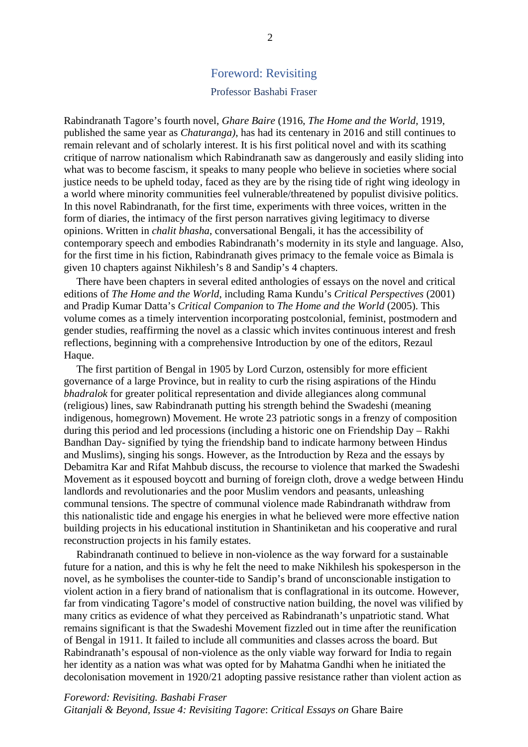## Foreword: Revisiting

### Professor Bashabi Fraser

Rabindranath Tagore's fourth novel, *Ghare Baire* (1916, *The Home and the World*, 1919, published the same year as *Chaturanga)*, has had its centenary in 2016 and still continues to remain relevant and of scholarly interest. It is his first political novel and with its scathing critique of narrow nationalism which Rabindranath saw as dangerously and easily sliding into what was to become fascism, it speaks to many people who believe in societies where social justice needs to be upheld today, faced as they are by the rising tide of right wing ideology in a world where minority communities feel vulnerable/threatened by populist divisive politics. In this novel Rabindranath, for the first time, experiments with three voices, written in the form of diaries, the intimacy of the first person narratives giving legitimacy to diverse opinions. Written in *chalit bhasha*, conversational Bengali, it has the accessibility of contemporary speech and embodies Rabindranath's modernity in its style and language. Also, for the first time in his fiction, Rabindranath gives primacy to the female voice as Bimala is given 10 chapters against Nikhilesh's 8 and Sandip's 4 chapters.

There have been chapters in several edited anthologies of essays on the novel and critical editions of *The Home and the World*, including Rama Kundu's *Critical Perspectives* (2001) and Pradip Kumar Datta's *Critical Companion* to *The Home and the World* (2005). This volume comes as a timely intervention incorporating postcolonial, feminist, postmodern and gender studies, reaffirming the novel as a classic which invites continuous interest and fresh reflections, beginning with a comprehensive Introduction by one of the editors, Rezaul Haque.

The first partition of Bengal in 1905 by Lord Curzon, ostensibly for more efficient governance of a large Province, but in reality to curb the rising aspirations of the Hindu *bhadralok* for greater political representation and divide allegiances along communal (religious) lines, saw Rabindranath putting his strength behind the Swadeshi (meaning indigenous, homegrown) Movement. He wrote 23 patriotic songs in a frenzy of composition during this period and led processions (including a historic one on Friendship Day – Rakhi Bandhan Day- signified by tying the friendship band to indicate harmony between Hindus and Muslims), singing his songs. However, as the Introduction by Reza and the essays by Debamitra Kar and Rifat Mahbub discuss, the recourse to violence that marked the Swadeshi Movement as it espoused boycott and burning of foreign cloth, drove a wedge between Hindu landlords and revolutionaries and the poor Muslim vendors and peasants, unleashing communal tensions. The spectre of communal violence made Rabindranath withdraw from this nationalistic tide and engage his energies in what he believed were more effective nation building projects in his educational institution in Shantiniketan and his cooperative and rural reconstruction projects in his family estates.

Rabindranath continued to believe in non-violence as the way forward for a sustainable future for a nation, and this is why he felt the need to make Nikhilesh his spokesperson in the novel, as he symbolises the counter-tide to Sandip's brand of unconscionable instigation to violent action in a fiery brand of nationalism that is conflagrational in its outcome. However, far from vindicating Tagore's model of constructive nation building, the novel was vilified by many critics as evidence of what they perceived as Rabindranath's unpatriotic stand. What remains significant is that the Swadeshi Movement fizzled out in time after the reunification of Bengal in 1911. It failed to include all communities and classes across the board. But Rabindranath's espousal of non-violence as the only viable way forward for India to regain her identity as a nation was what was opted for by Mahatma Gandhi when he initiated the decolonisation movement in 1920/21 adopting passive resistance rather than violent action as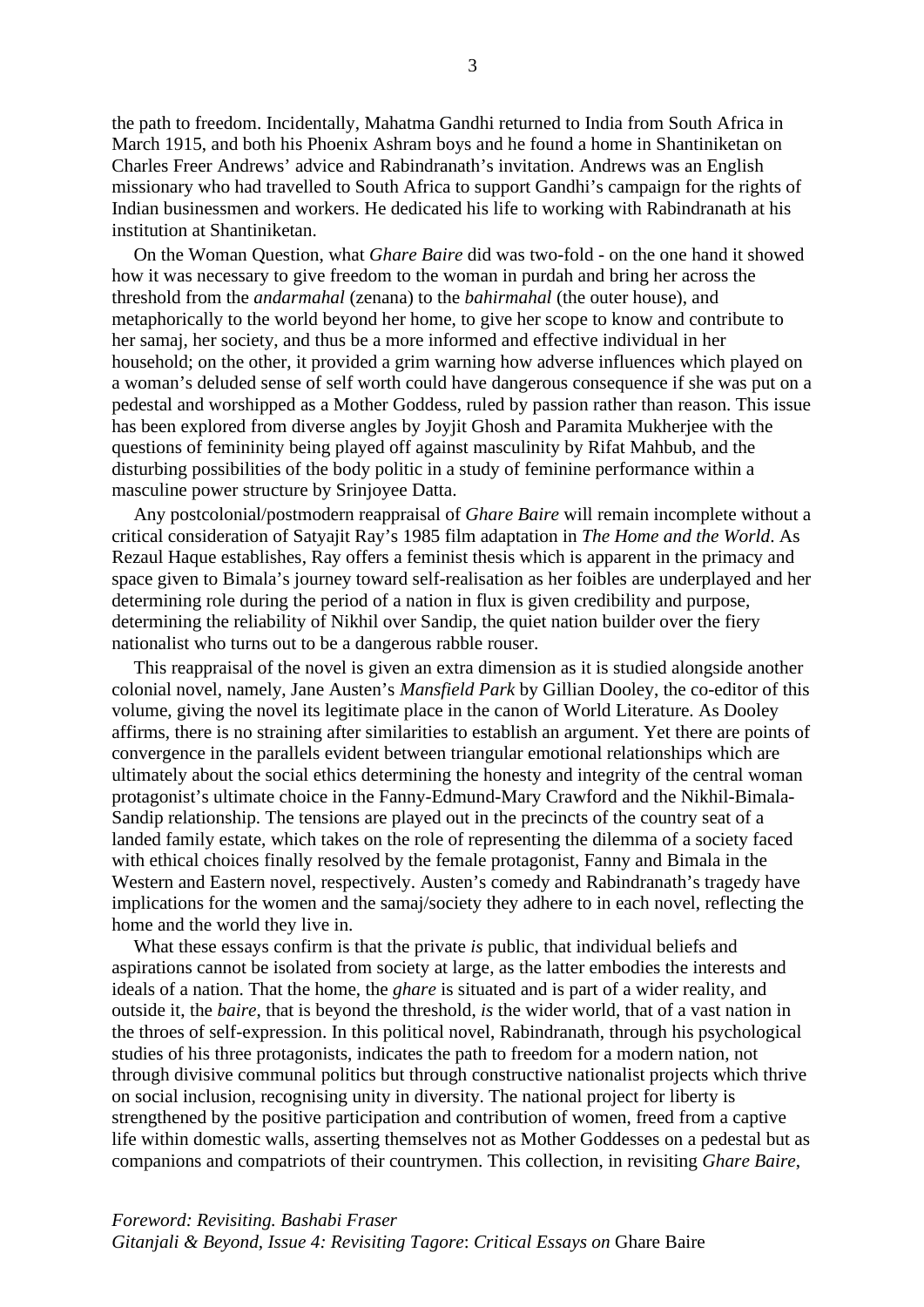the path to freedom. Incidentally, Mahatma Gandhi returned to India from South Africa in March 1915, and both his Phoenix Ashram boys and he found a home in Shantiniketan on Charles Freer Andrews' advice and Rabindranath's invitation. Andrews was an English missionary who had travelled to South Africa to support Gandhi's campaign for the rights of Indian businessmen and workers. He dedicated his life to working with Rabindranath at his institution at Shantiniketan.

On the Woman Question, what *Ghare Baire* did was two-fold - on the one hand it showed how it was necessary to give freedom to the woman in purdah and bring her across the threshold from the *andarmahal* (zenana) to the *bahirmahal* (the outer house), and metaphorically to the world beyond her home, to give her scope to know and contribute to her samaj, her society, and thus be a more informed and effective individual in her household; on the other, it provided a grim warning how adverse influences which played on a woman's deluded sense of self worth could have dangerous consequence if she was put on a pedestal and worshipped as a Mother Goddess, ruled by passion rather than reason. This issue has been explored from diverse angles by Joyjit Ghosh and Paramita Mukherjee with the questions of femininity being played off against masculinity by Rifat Mahbub, and the disturbing possibilities of the body politic in a study of feminine performance within a masculine power structure by Srinjoyee Datta.

Any postcolonial/postmodern reappraisal of *Ghare Baire* will remain incomplete without a critical consideration of Satyajit Ray's 1985 film adaptation in *The Home and the World*. As Rezaul Haque establishes, Ray offers a feminist thesis which is apparent in the primacy and space given to Bimala's journey toward self-realisation as her foibles are underplayed and her determining role during the period of a nation in flux is given credibility and purpose, determining the reliability of Nikhil over Sandip, the quiet nation builder over the fiery nationalist who turns out to be a dangerous rabble rouser.

This reappraisal of the novel is given an extra dimension as it is studied alongside another colonial novel, namely, Jane Austen's *Mansfield Park* by Gillian Dooley, the co-editor of this volume, giving the novel its legitimate place in the canon of World Literature. As Dooley affirms, there is no straining after similarities to establish an argument. Yet there are points of convergence in the parallels evident between triangular emotional relationships which are ultimately about the social ethics determining the honesty and integrity of the central woman protagonist's ultimate choice in the Fanny-Edmund-Mary Crawford and the Nikhil-Bimala-Sandip relationship. The tensions are played out in the precincts of the country seat of a landed family estate, which takes on the role of representing the dilemma of a society faced with ethical choices finally resolved by the female protagonist, Fanny and Bimala in the Western and Eastern novel, respectively. Austen's comedy and Rabindranath's tragedy have implications for the women and the samaj/society they adhere to in each novel, reflecting the home and the world they live in.

What these essays confirm is that the private *is* public, that individual beliefs and aspirations cannot be isolated from society at large, as the latter embodies the interests and ideals of a nation. That the home, the *ghare* is situated and is part of a wider reality, and outside it, the *baire*, that is beyond the threshold, *is* the wider world, that of a vast nation in the throes of self-expression. In this political novel, Rabindranath, through his psychological studies of his three protagonists, indicates the path to freedom for a modern nation, not through divisive communal politics but through constructive nationalist projects which thrive on social inclusion, recognising unity in diversity. The national project for liberty is strengthened by the positive participation and contribution of women, freed from a captive life within domestic walls, asserting themselves not as Mother Goddesses on a pedestal but as companions and compatriots of their countrymen. This collection, in revisiting *Ghare Baire*,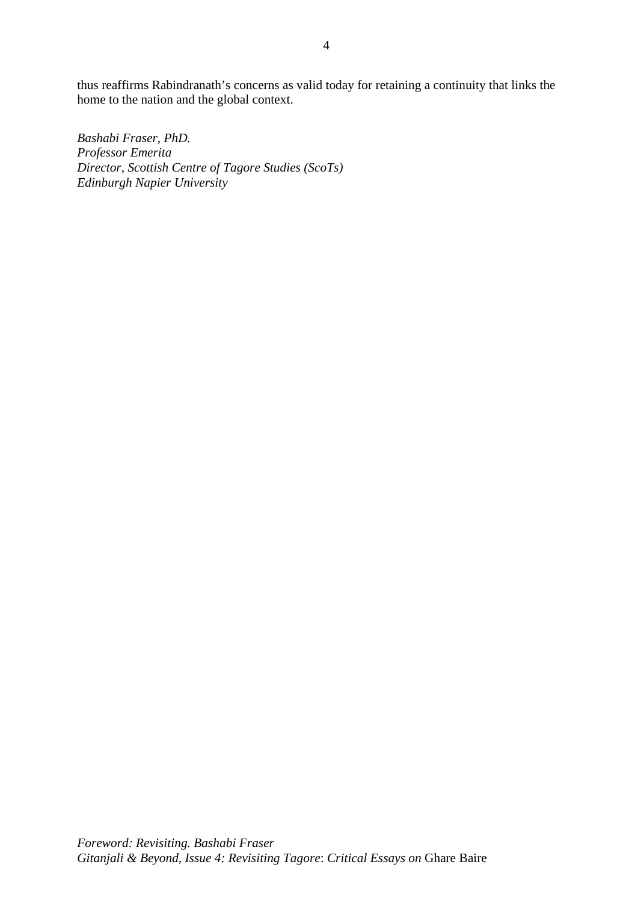thus reaffirms Rabindranath's concerns as valid today for retaining a continuity that links the home to the nation and the global context.

*Bashabi Fraser, PhD.*
*Professor Emerita*
*Director, Scottish Centre of Tagore Studies (ScoTs)*
*Edinburgh Napier University*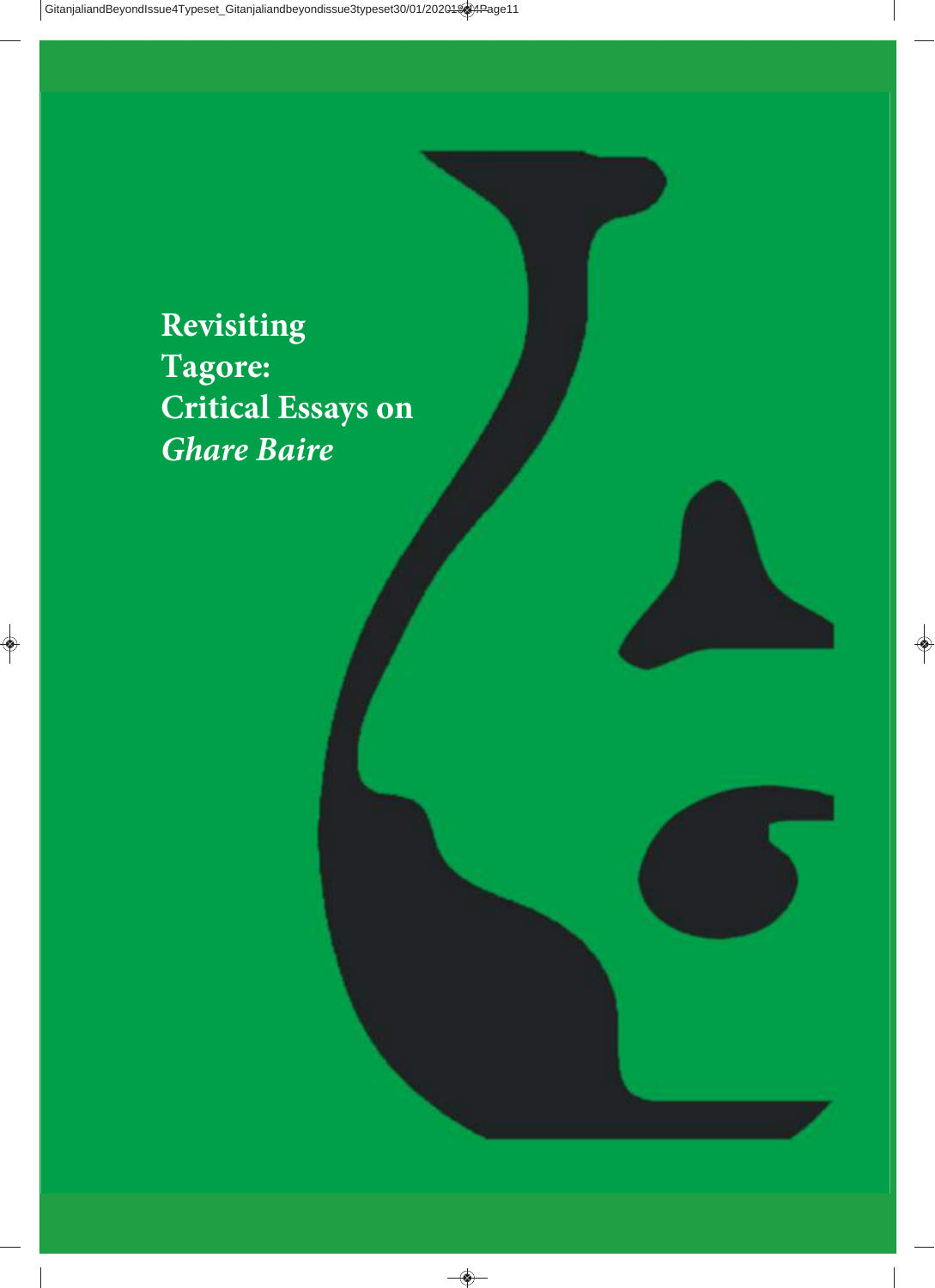# Revisiting Tagore: Critical Essays on *Ghare Baire*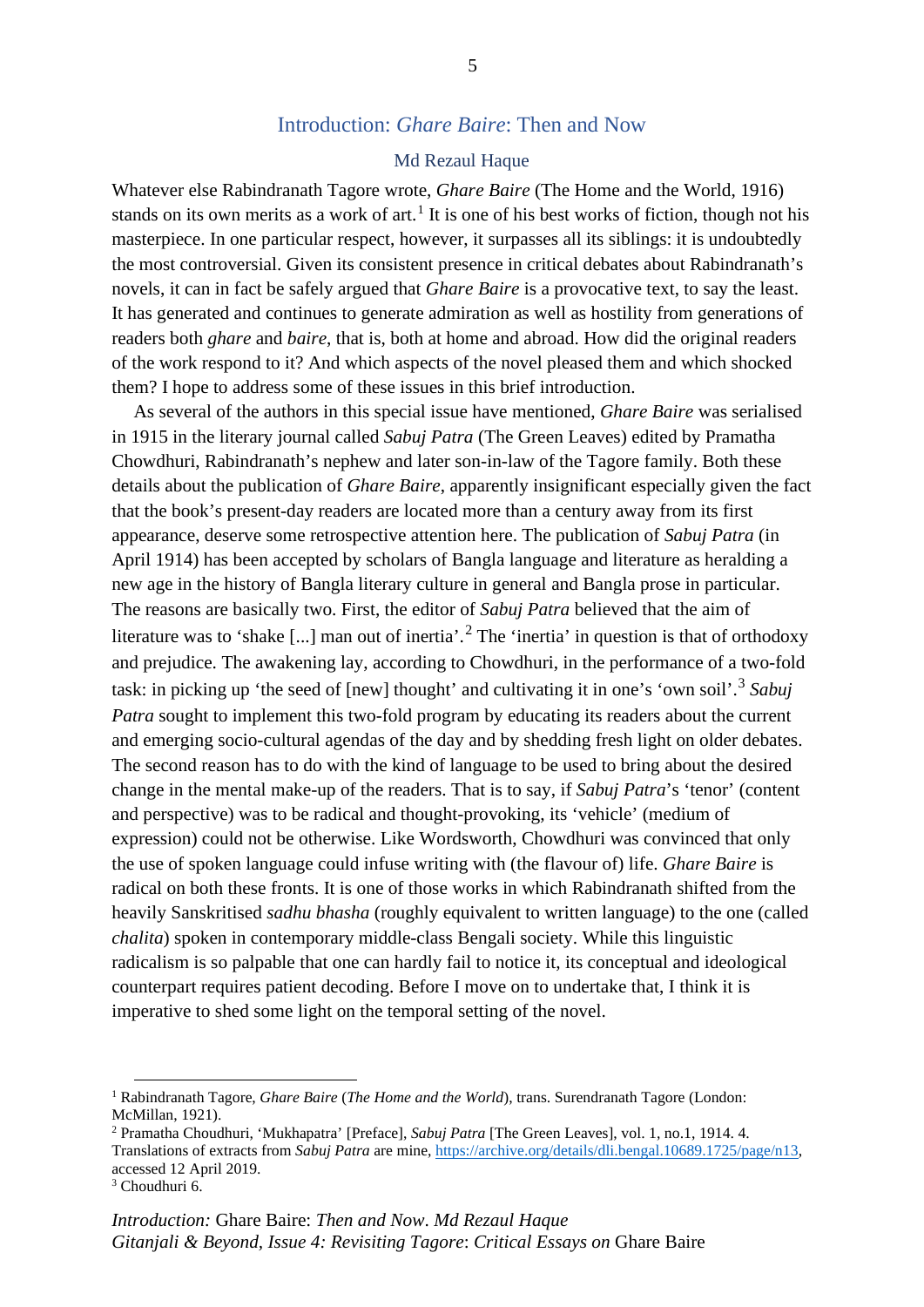## Introduction: *Ghare Baire*: Then and Now

### Md Rezaul Haque

Whatever else Rabindranath Tagore wrote, *Ghare Baire* (The Home and the World, 1916) stands on its own merits as a work of art.[1] It is one of his best works of fiction, though not his masterpiece. In one particular respect, however, it surpasses all its siblings: it is undoubtedly the most controversial. Given its consistent presence in critical debates about Rabindranath's novels, it can in fact be safely argued that *Ghare Baire* is a provocative text, to say the least. It has generated and continues to generate admiration as well as hostility from generations of readers both *ghare* and *baire*, that is, both at home and abroad. How did the original readers of the work respond to it? And which aspects of the novel pleased them and which shocked them? I hope to address some of these issues in this brief introduction.

As several of the authors in this special issue have mentioned, *Ghare Baire* was serialised in 1915 in the literary journal called *Sabuj Patra* (The Green Leaves) edited by Pramatha Chowdhuri, Rabindranath's nephew and later son-in-law of the Tagore family. Both these details about the publication of *Ghare Baire*, apparently insignificant especially given the fact that the book's present-day readers are located more than a century away from its first appearance, deserve some retrospective attention here. The publication of *Sabuj Patra* (in April 1914) has been accepted by scholars of Bangla language and literature as heralding a new age in the history of Bangla literary culture in general and Bangla prose in particular. The reasons are basically two. First, the editor of *Sabuj Patra* believed that the aim of literature was to 'shake [...] man out of inertia'.[2] The 'inertia' in question is that of orthodoxy and prejudice. The awakening lay, according to Chowdhuri, in the performance of a two-fold task: in picking up 'the seed of [new] thought' and cultivating it in one's 'own soil'.[3] *Sabuj Patra* sought to implement this two-fold program by educating its readers about the current and emerging socio-cultural agendas of the day and by shedding fresh light on older debates. The second reason has to do with the kind of language to be used to bring about the desired change in the mental make-up of the readers. That is to say, if *Sabuj Patra*'s 'tenor' (content and perspective) was to be radical and thought-provoking, its 'vehicle' (medium of expression) could not be otherwise. Like Wordsworth, Chowdhuri was convinced that only the use of spoken language could infuse writing with (the flavour of) life. *Ghare Baire* is radical on both these fronts. It is one of those works in which Rabindranath shifted from the heavily Sanskritised *sadhu bhasha* (roughly equivalent to written language) to the one (called *chalita*) spoken in contemporary middle-class Bengali society. While this linguistic radicalism is so palpable that one can hardly fail to notice it, its conceptual and ideological counterpart requires patient decoding. Before I move on to undertake that, I think it is imperative to shed some light on the temporal setting of the novel.

---

[1] Rabindranath Tagore, *Ghare Baire* (*The Home and the World*), trans. Surendranath Tagore (London: McMillan, 1921).

[2] Pramatha Choudhuri, 'Mukhapatra' [Preface], *Sabuj Patra* [The Green Leaves], vol. 1, no.1, 1914. 4. Translations of extracts from *Sabuj Patra* are mine, https://archive.org/details/dli.bengal.10689.1725/page/n13, accessed 12 April 2019.

[3] Choudhuri 6.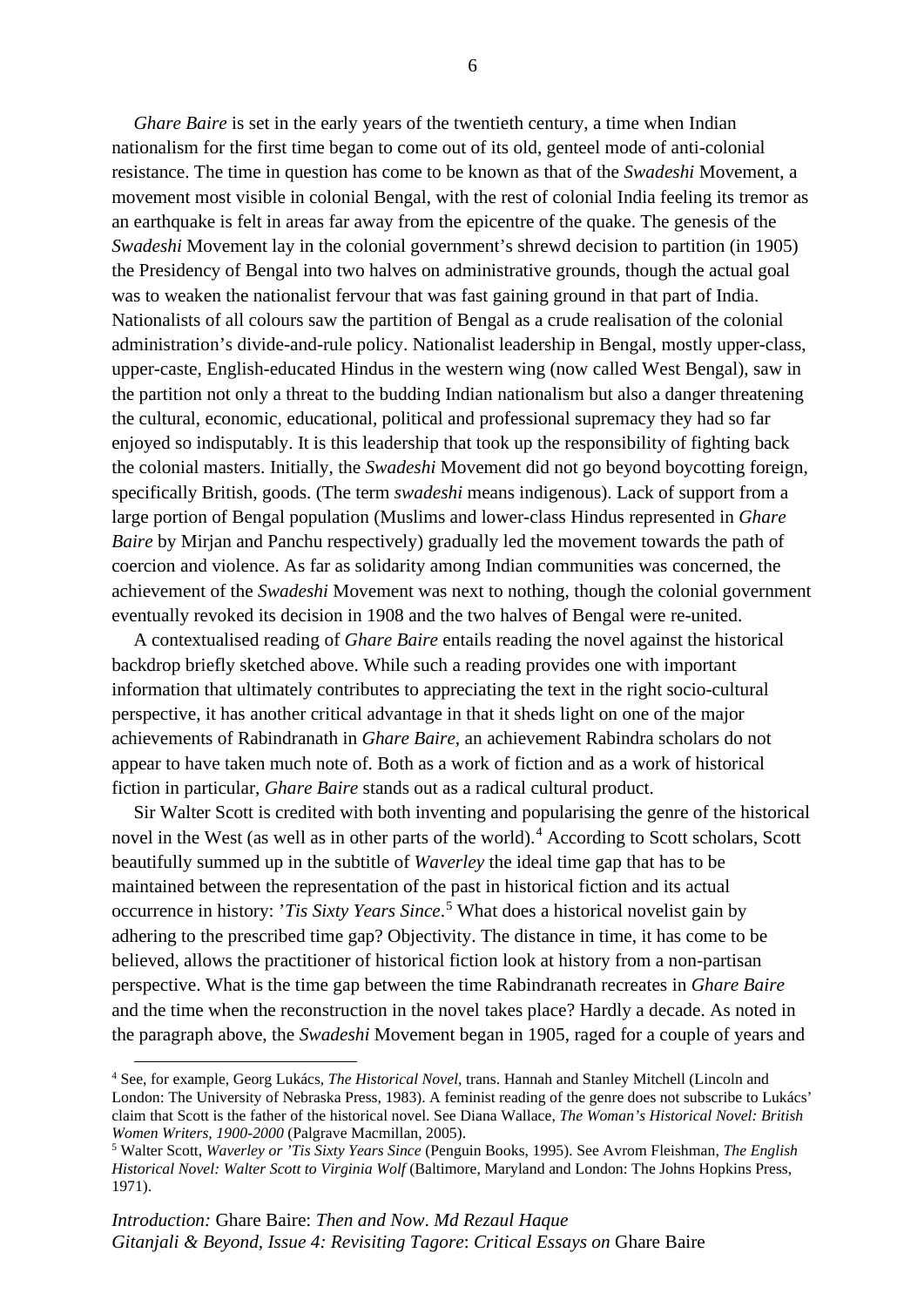*Ghare Baire* is set in the early years of the twentieth century, a time when Indian nationalism for the first time began to come out of its old, genteel mode of anti-colonial resistance. The time in question has come to be known as that of the *Swadeshi* Movement, a movement most visible in colonial Bengal, with the rest of colonial India feeling its tremor as an earthquake is felt in areas far away from the epicentre of the quake. The genesis of the *Swadeshi* Movement lay in the colonial government's shrewd decision to partition (in 1905) the Presidency of Bengal into two halves on administrative grounds, though the actual goal was to weaken the nationalist fervour that was fast gaining ground in that part of India. Nationalists of all colours saw the partition of Bengal as a crude realisation of the colonial administration's divide-and-rule policy. Nationalist leadership in Bengal, mostly upper-class, upper-caste, English-educated Hindus in the western wing (now called West Bengal), saw in the partition not only a threat to the budding Indian nationalism but also a danger threatening the cultural, economic, educational, political and professional supremacy they had so far enjoyed so indisputably. It is this leadership that took up the responsibility of fighting back the colonial masters. Initially, the *Swadeshi* Movement did not go beyond boycotting foreign, specifically British, goods. (The term *swadeshi* means indigenous). Lack of support from a large portion of Bengal population (Muslims and lower-class Hindus represented in *Ghare Baire* by Mirjan and Panchu respectively) gradually led the movement towards the path of coercion and violence. As far as solidarity among Indian communities was concerned, the achievement of the *Swadeshi* Movement was next to nothing, though the colonial government eventually revoked its decision in 1908 and the two halves of Bengal were re-united.

A contextualised reading of *Ghare Baire* entails reading the novel against the historical backdrop briefly sketched above. While such a reading provides one with important information that ultimately contributes to appreciating the text in the right socio-cultural perspective, it has another critical advantage in that it sheds light on one of the major achievements of Rabindranath in *Ghare Baire*, an achievement Rabindra scholars do not appear to have taken much note of. Both as a work of fiction and as a work of historical fiction in particular, *Ghare Baire* stands out as a radical cultural product.

Sir Walter Scott is credited with both inventing and popularising the genre of the historical novel in the West (as well as in other parts of the world).[4] According to Scott scholars, Scott beautifully summed up in the subtitle of *Waverley* the ideal time gap that has to be maintained between the representation of the past in historical fiction and its actual occurrence in history: *'Tis Sixty Years Since*.[5] What does a historical novelist gain by adhering to the prescribed time gap? Objectivity. The distance in time, it has come to be believed, allows the practitioner of historical fiction look at history from a non-partisan perspective. What is the time gap between the time Rabindranath recreates in *Ghare Baire* and the time when the reconstruction in the novel takes place? Hardly a decade. As noted in the paragraph above, the *Swadeshi* Movement began in 1905, raged for a couple of years and

---

[4] See, for example, Georg Lukács, *The Historical Novel*, trans. Hannah and Stanley Mitchell (Lincoln and London: The University of Nebraska Press, 1983). A feminist reading of the genre does not subscribe to Lukács' claim that Scott is the father of the historical novel. See Diana Wallace, *The Woman's Historical Novel: British Women Writers, 1900-2000* (Palgrave Macmillan, 2005).

[5] Walter Scott, *Waverley or 'Tis Sixty Years Since* (Penguin Books, 1995). See Avrom Fleishman, *The English Historical Novel: Walter Scott to Virginia Woolf* (Baltimore, Maryland and London: The Johns Hopkins Press, 1971).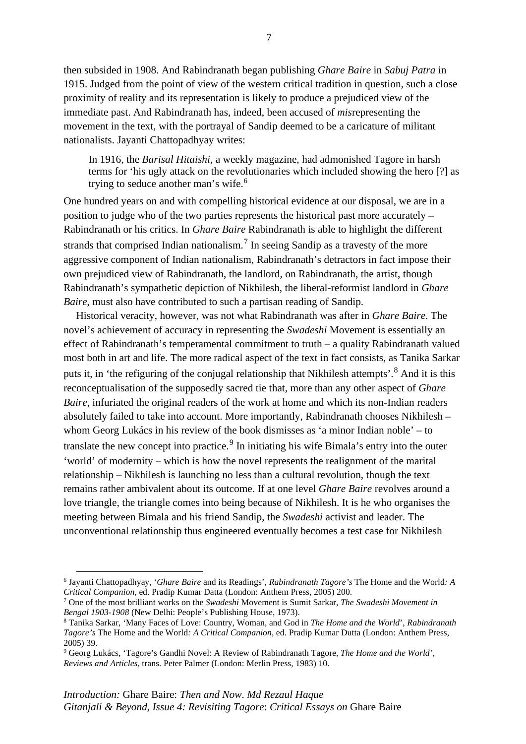then subsided in 1908. And Rabindranath began publishing *Ghare Baire* in *Sabuj Patra* in 1915. Judged from the point of view of the western critical tradition in question, such a close proximity of reality and its representation is likely to produce a prejudiced view of the immediate past. And Rabindranath has, indeed, been accused of *mis*representing the movement in the text, with the portrayal of Sandip deemed to be a caricature of militant nationalists. Jayanti Chattopadhyay writes:

> In 1916, the *Barisal Hitaishi*, a weekly magazine, had admonished Tagore in harsh terms for 'his ugly attack on the revolutionaries which included showing the hero [?] as trying to seduce another man's wife.[6]

One hundred years on and with compelling historical evidence at our disposal, we are in a position to judge who of the two parties represents the historical past more accurately – Rabindranath or his critics. In *Ghare Baire* Rabindranath is able to highlight the different strands that comprised Indian nationalism.[7] In seeing Sandip as a travesty of the more aggressive component of Indian nationalism, Rabindranath's detractors in fact impose their own prejudiced view of Rabindranath, the landlord, on Rabindranath, the artist, though Rabindranath's sympathetic depiction of Nikhilesh, the liberal-reformist landlord in *Ghare Baire*, must also have contributed to such a partisan reading of Sandip.

Historical veracity, however, was not what Rabindranath was after in *Ghare Baire*. The novel's achievement of accuracy in representing the *Swadeshi* Movement is essentially an effect of Rabindranath's temperamental commitment to truth – a quality Rabindranath valued most both in art and life. The more radical aspect of the text in fact consists, as Tanika Sarkar puts it, in 'the refiguring of the conjugal relationship that Nikhilesh attempts'.[8] And it is this reconceptualisation of the supposedly sacred tie that, more than any other aspect of *Ghare Baire*, infuriated the original readers of the work at home and which its non-Indian readers absolutely failed to take into account. More importantly, Rabindranath chooses Nikhilesh – whom Georg Lukács in his review of the book dismisses as 'a minor Indian noble' – to translate the new concept into practice.[9] In initiating his wife Bimala's entry into the outer 'world' of modernity – which is how the novel represents the realignment of the marital relationship – Nikhilesh is launching no less than a cultural revolution, though the text remains rather ambivalent about its outcome. If at one level *Ghare Baire* revolves around a love triangle, the triangle comes into being because of Nikhilesh. It is he who organises the meeting between Bimala and his friend Sandip, the *Swadeshi* activist and leader. The unconventional relationship thus engineered eventually becomes a test case for Nikhilesh

---

[6] Jayanti Chattopadhyay, '*Ghare Baire* and its Readings', *Rabindranath Tagore's* The Home and the World*: A Critical Companion*, ed. Pradip Kumar Datta (London: Anthem Press, 2005) 200.

[7] One of the most brilliant works on the *Swadeshi* Movement is Sumit Sarkar, *The Swadeshi Movement in Bengal 1903-1908* (New Delhi: People's Publishing House, 1973).

[8] Tanika Sarkar, 'Many Faces of Love: Country, Woman, and God in *The Home and the World*', *Rabindranath Tagore's* The Home and the World*: A Critical Companion*, ed. Pradip Kumar Dutta (London: Anthem Press, 2005) 39.

[9] Georg Lukács, 'Tagore's Gandhi Novel: A Review of Rabindranath Tagore, *The Home and the World'*, *Reviews and Articles*, trans. Peter Palmer (London: Merlin Press, 1983) 10.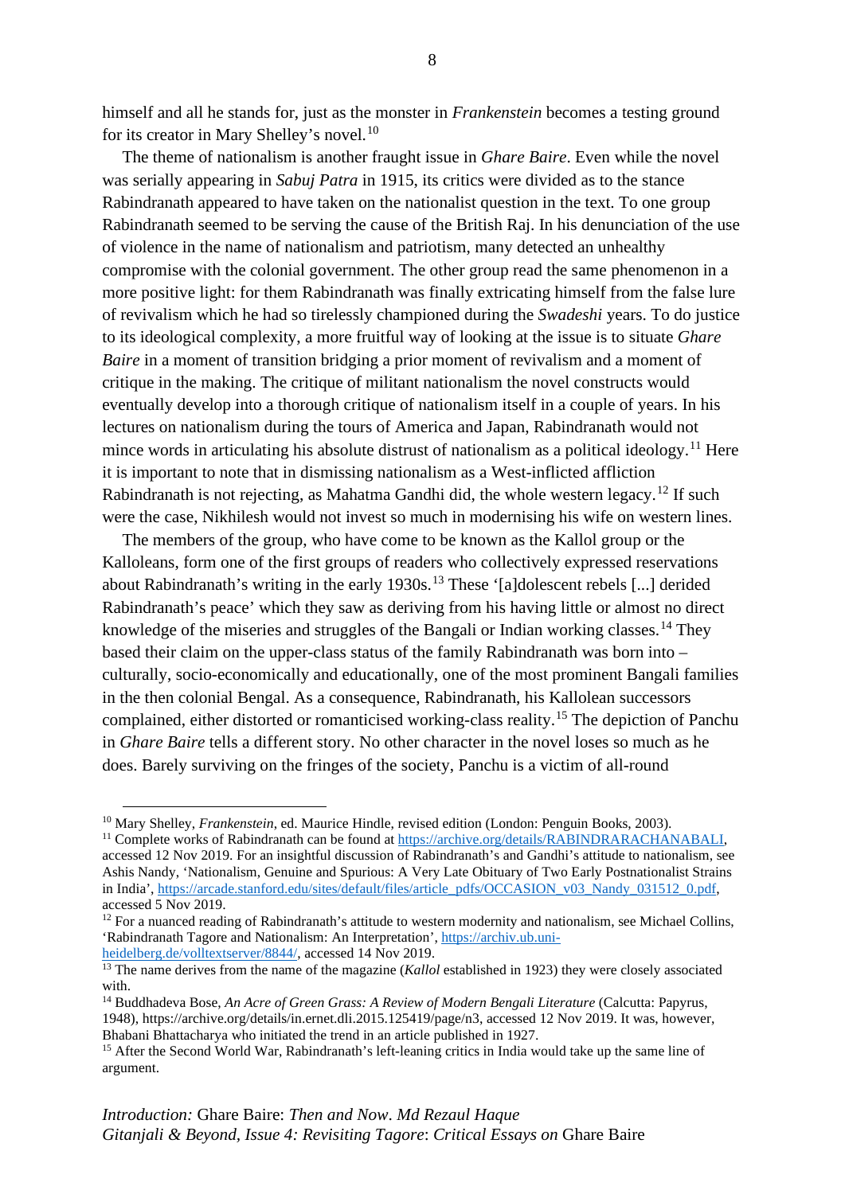himself and all he stands for, just as the monster in *Frankenstein* becomes a testing ground for its creator in Mary Shelley's novel.[10]

The theme of nationalism is another fraught issue in *Ghare Baire*. Even while the novel was serially appearing in *Sabuj Patra* in 1915, its critics were divided as to the stance Rabindranath appeared to have taken on the nationalist question in the text. To one group Rabindranath seemed to be serving the cause of the British Raj. In his denunciation of the use of violence in the name of nationalism and patriotism, many detected an unhealthy compromise with the colonial government. The other group read the same phenomenon in a more positive light: for them Rabindranath was finally extricating himself from the false lure of revivalism which he had so tirelessly championed during the *Swadeshi* years. To do justice to its ideological complexity, a more fruitful way of looking at the issue is to situate *Ghare Baire* in a moment of transition bridging a prior moment of revivalism and a moment of critique in the making. The critique of militant nationalism the novel constructs would eventually develop into a thorough critique of nationalism itself in a couple of years. In his lectures on nationalism during the tours of America and Japan, Rabindranath would not mince words in articulating his absolute distrust of nationalism as a political ideology.[11] Here it is important to note that in dismissing nationalism as a West-inflicted affliction Rabindranath is not rejecting, as Mahatma Gandhi did, the whole western legacy.[12] If such were the case, Nikhilesh would not invest so much in modernising his wife on western lines.

The members of the group, who have come to be known as the Kallol group or the Kalloleans, form one of the first groups of readers who collectively expressed reservations about Rabindranath's writing in the early 1930s.[13] These '[a]dolescent rebels [...] derided Rabindranath's peace' which they saw as deriving from his having little or almost no direct knowledge of the miseries and struggles of the Bangali or Indian working classes.[14] They based their claim on the upper-class status of the family Rabindranath was born into – culturally, socio-economically and educationally, one of the most prominent Bangali families in the then colonial Bengal. As a consequence, Rabindranath, his Kallolean successors complained, either distorted or romanticised working-class reality.[15] The depiction of Panchu in *Ghare Baire* tells a different story. No other character in the novel loses so much as he does. Barely surviving on the fringes of the society, Panchu is a victim of all-round

---

[10] Mary Shelley, *Frankenstein*, ed. Maurice Hindle, revised edition (London: Penguin Books, 2003).

[11] Complete works of Rabindranath can be found at https://archive.org/details/RABINDRARACHANABALI, accessed 12 Nov 2019. For an insightful discussion of Rabindranath's and Gandhi's attitude to nationalism, see Ashis Nandy, 'Nationalism, Genuine and Spurious: A Very Late Obituary of Two Early Postnationalist Strains in India', https://arcade.stanford.edu/sites/default/files/article_pdfs/OCCASION_v03_Nandy_031512_0.pdf, accessed 5 Nov 2019.

[12] For a nuanced reading of Rabindranath's attitude to western modernity and nationalism, see Michael Collins, 'Rabindranath Tagore and Nationalism: An Interpretation', https://archiv.ub.uni-heidelberg.de/volltextserver/8844/, accessed 14 Nov 2019.

[13] The name derives from the name of the magazine (*Kallol* established in 1923) they were closely associated with.

[14] Buddhadeva Bose, *An Acre of Green Grass: A Review of Modern Bengali Literature* (Calcutta: Papyrus, 1948), https://archive.org/details/in.ernet.dli.2015.125419/page/n3, accessed 12 Nov 2019. It was, however, Bhabani Bhattacharya who initiated the trend in an article published in 1927.

[15] After the Second World War, Rabindranath's left-leaning critics in India would take up the same line of argument.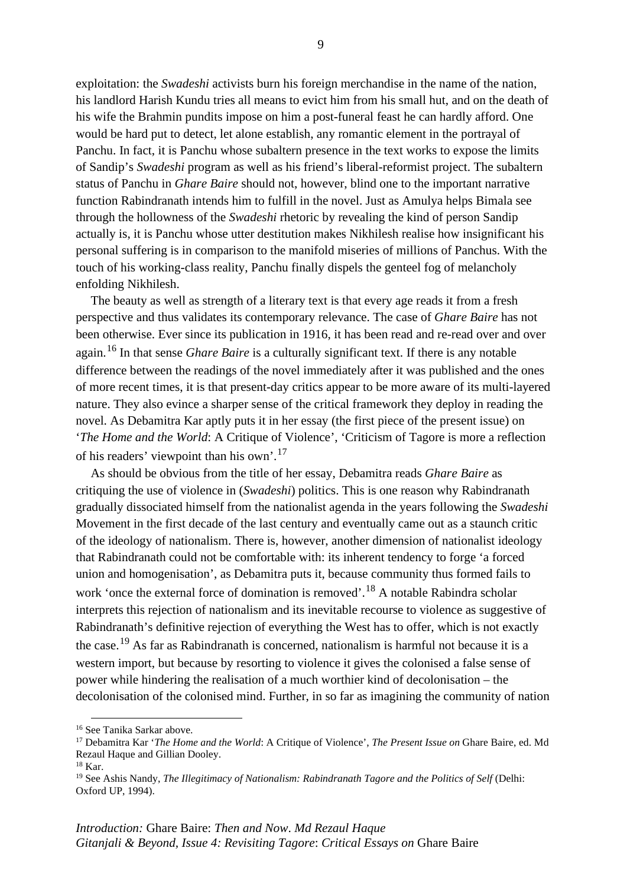exploitation: the *Swadeshi* activists burn his foreign merchandise in the name of the nation, his landlord Harish Kundu tries all means to evict him from his small hut, and on the death of his wife the Brahmin pundits impose on him a post-funeral feast he can hardly afford. One would be hard put to detect, let alone establish, any romantic element in the portrayal of Panchu. In fact, it is Panchu whose subaltern presence in the text works to expose the limits of Sandip's *Swadeshi* program as well as his friend's liberal-reformist project. The subaltern status of Panchu in *Ghare Baire* should not, however, blind one to the important narrative function Rabindranath intends him to fulfill in the novel. Just as Amulya helps Bimala see through the hollowness of the *Swadeshi* rhetoric by revealing the kind of person Sandip actually is, it is Panchu whose utter destitution makes Nikhilesh realise how insignificant his personal suffering is in comparison to the manifold miseries of millions of Panchus. With the touch of his working-class reality, Panchu finally dispels the genteel fog of melancholy enfolding Nikhilesh.

The beauty as well as strength of a literary text is that every age reads it from a fresh perspective and thus validates its contemporary relevance. The case of *Ghare Baire* has not been otherwise. Ever since its publication in 1916, it has been read and re-read over and over again.[16] In that sense *Ghare Baire* is a culturally significant text. If there is any notable difference between the readings of the novel immediately after it was published and the ones of more recent times, it is that present-day critics appear to be more aware of its multi-layered nature. They also evince a sharper sense of the critical framework they deploy in reading the novel. As Debamitra Kar aptly puts it in her essay (the first piece of the present issue) on '*The Home and the World*: A Critique of Violence', 'Criticism of Tagore is more a reflection of his readers' viewpoint than his own'.[17]

As should be obvious from the title of her essay, Debamitra reads *Ghare Baire* as critiquing the use of violence in (*Swadeshi*) politics. This is one reason why Rabindranath gradually dissociated himself from the nationalist agenda in the years following the *Swadeshi* Movement in the first decade of the last century and eventually came out as a staunch critic of the ideology of nationalism. There is, however, another dimension of nationalist ideology that Rabindranath could not be comfortable with: its inherent tendency to forge 'a forced union and homogenisation', as Debamitra puts it, because community thus formed fails to work 'once the external force of domination is removed'.[18] A notable Rabindra scholar interprets this rejection of nationalism and its inevitable recourse to violence as suggestive of Rabindranath's definitive rejection of everything the West has to offer, which is not exactly the case.[19] As far as Rabindranath is concerned, nationalism is harmful not because it is a western import, but because by resorting to violence it gives the colonised a false sense of power while hindering the realisation of a much worthier kind of decolonisation – the decolonisation of the colonised mind. Further, in so far as imagining the community of nation

---

[16] See Tanika Sarkar above.

[17] Debamitra Kar '*The Home and the World*: A Critique of Violence', *The Present Issue on* Ghare Baire, ed. Md Rezaul Haque and Gillian Dooley.

[18] Kar.

[19] See Ashis Nandy, *The Illegitimacy of Nationalism: Rabindranath Tagore and the Politics of Self* (Delhi: Oxford UP, 1994).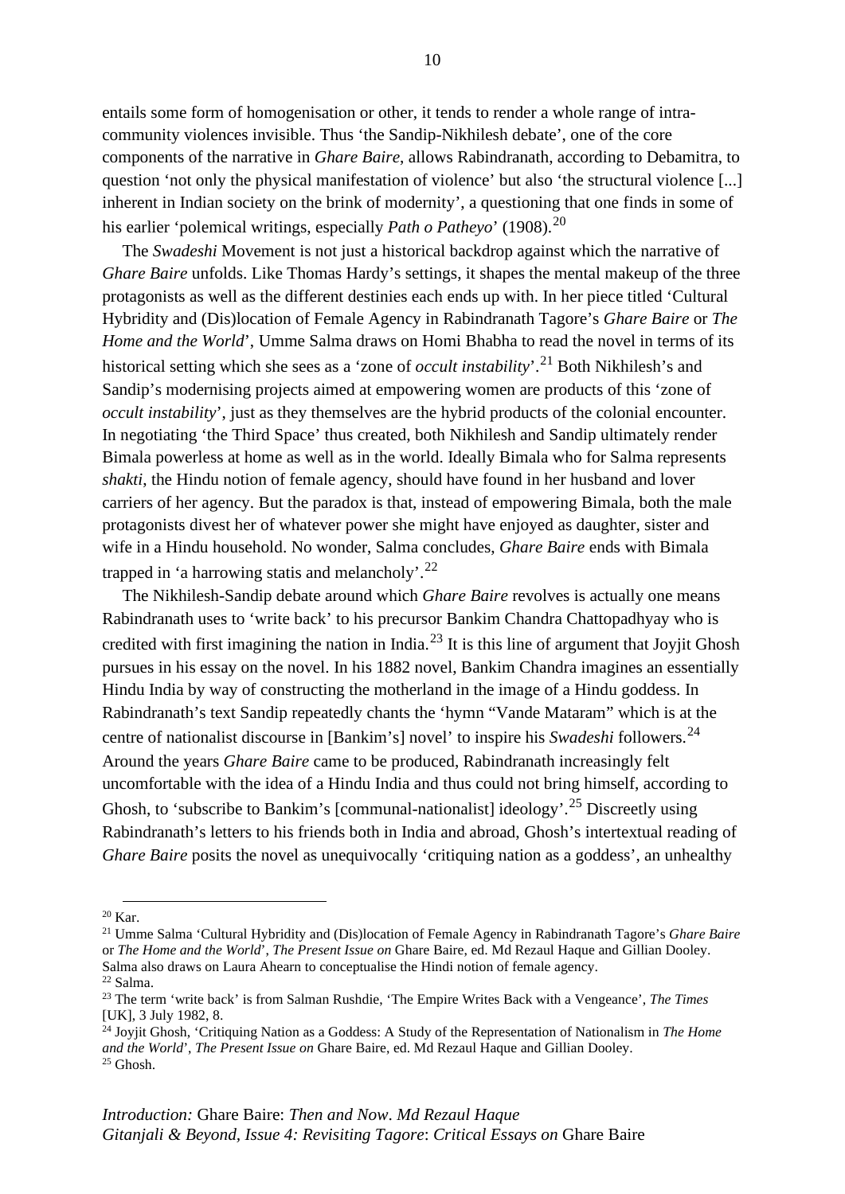entails some form of homogenisation or other, it tends to render a whole range of intra-community violences invisible. Thus 'the Sandip-Nikhilesh debate', one of the core components of the narrative in *Ghare Baire*, allows Rabindranath, according to Debamitra, to question 'not only the physical manifestation of violence' but also 'the structural violence [...] inherent in Indian society on the brink of modernity', a questioning that one finds in some of his earlier 'polemical writings, especially *Path o Patheyo*' (1908).[20]

The *Swadeshi* Movement is not just a historical backdrop against which the narrative of *Ghare Baire* unfolds. Like Thomas Hardy's settings, it shapes the mental makeup of the three protagonists as well as the different destinies each ends up with. In her piece titled 'Cultural Hybridity and (Dis)location of Female Agency in Rabindranath Tagore's *Ghare Baire* or *The Home and the World*', Umme Salma draws on Homi Bhabha to read the novel in terms of its historical setting which she sees as a 'zone of *occult instability*'.[21] Both Nikhilesh's and Sandip's modernising projects aimed at empowering women are products of this 'zone of *occult instability*', just as they themselves are the hybrid products of the colonial encounter. In negotiating 'the Third Space' thus created, both Nikhilesh and Sandip ultimately render Bimala powerless at home as well as in the world. Ideally Bimala who for Salma represents *shakti*, the Hindu notion of female agency, should have found in her husband and lover carriers of her agency. But the paradox is that, instead of empowering Bimala, both the male protagonists divest her of whatever power she might have enjoyed as daughter, sister and wife in a Hindu household. No wonder, Salma concludes, *Ghare Baire* ends with Bimala trapped in 'a harrowing statis and melancholy'.[22]

The Nikhilesh-Sandip debate around which *Ghare Baire* revolves is actually one means Rabindranath uses to 'write back' to his precursor Bankim Chandra Chattopadhyay who is credited with first imagining the nation in India.[23] It is this line of argument that Joyjit Ghosh pursues in his essay on the novel. In his 1882 novel, Bankim Chandra imagines an essentially Hindu India by way of constructing the motherland in the image of a Hindu goddess. In Rabindranath's text Sandip repeatedly chants the 'hymn "Vande Mataram" which is at the centre of nationalist discourse in [Bankim's] novel' to inspire his *Swadeshi* followers.[24] Around the years *Ghare Baire* came to be produced, Rabindranath increasingly felt uncomfortable with the idea of a Hindu India and thus could not bring himself, according to Ghosh, to 'subscribe to Bankim's [communal-nationalist] ideology'.[25] Discreetly using Rabindranath's letters to his friends both in India and abroad, Ghosh's intertextual reading of *Ghare Baire* posits the novel as unequivocally 'critiquing nation as a goddess', an unhealthy

---

[20] Kar.

[21] Umme Salma 'Cultural Hybridity and (Dis)location of Female Agency in Rabindranath Tagore's *Ghare Baire* or *The Home and the World*', *The Present Issue on* Ghare Baire, ed. Md Rezaul Haque and Gillian Dooley. Salma also draws on Laura Ahearn to conceptualise the Hindi notion of female agency.

[22] Salma.

[23] The term 'write back' is from Salman Rushdie, 'The Empire Writes Back with a Vengeance', *The Times* [UK], 3 July 1982, 8.

[24] Joyjit Ghosh, 'Critiquing Nation as a Goddess: A Study of the Representation of Nationalism in *The Home and the World*', *The Present Issue on* Ghare Baire, ed. Md Rezaul Haque and Gillian Dooley.

[25] Ghosh.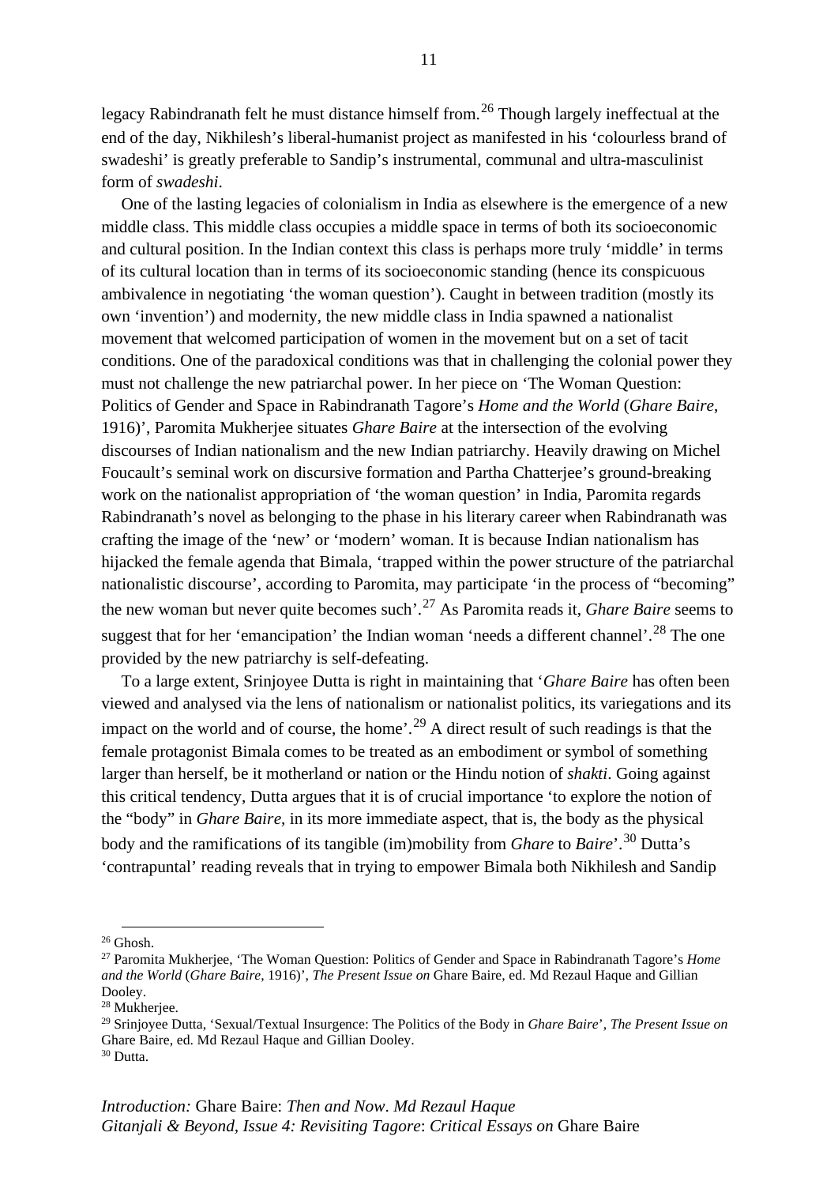legacy Rabindranath felt he must distance himself from.[26] Though largely ineffectual at the end of the day, Nikhilesh's liberal-humanist project as manifested in his 'colourless brand of swadeshi' is greatly preferable to Sandip's instrumental, communal and ultra-masculinist form of *swadeshi*.

One of the lasting legacies of colonialism in India as elsewhere is the emergence of a new middle class. This middle class occupies a middle space in terms of both its socioeconomic and cultural position. In the Indian context this class is perhaps more truly 'middle' in terms of its cultural location than in terms of its socioeconomic standing (hence its conspicuous ambivalence in negotiating 'the woman question'). Caught in between tradition (mostly its own 'invention') and modernity, the new middle class in India spawned a nationalist movement that welcomed participation of women in the movement but on a set of tacit conditions. One of the paradoxical conditions was that in challenging the colonial power they must not challenge the new patriarchal power. In her piece on 'The Woman Question: Politics of Gender and Space in Rabindranath Tagore's *Home and the World* (*Ghare Baire*, 1916)', Paromita Mukherjee situates *Ghare Baire* at the intersection of the evolving discourses of Indian nationalism and the new Indian patriarchy. Heavily drawing on Michel Foucault's seminal work on discursive formation and Partha Chatterjee's ground-breaking work on the nationalist appropriation of 'the woman question' in India, Paromita regards Rabindranath's novel as belonging to the phase in his literary career when Rabindranath was crafting the image of the 'new' or 'modern' woman. It is because Indian nationalism has hijacked the female agenda that Bimala, 'trapped within the power structure of the patriarchal nationalistic discourse', according to Paromita, may participate 'in the process of "becoming" the new woman but never quite becomes such'.[27] As Paromita reads it, *Ghare Baire* seems to suggest that for her 'emancipation' the Indian woman 'needs a different channel'.[28] The one provided by the new patriarchy is self-defeating.

To a large extent, Srinjoyee Dutta is right in maintaining that '*Ghare Baire* has often been viewed and analysed via the lens of nationalism or nationalist politics, its variegations and its impact on the world and of course, the home'.[29] A direct result of such readings is that the female protagonist Bimala comes to be treated as an embodiment or symbol of something larger than herself, be it motherland or nation or the Hindu notion of *shakti*. Going against this critical tendency, Dutta argues that it is of crucial importance 'to explore the notion of the "body" in *Ghare Baire*, in its more immediate aspect, that is, the body as the physical body and the ramifications of its tangible (im)mobility from *Ghare* to *Baire*'.[30] Dutta's 'contrapuntal' reading reveals that in trying to empower Bimala both Nikhilesh and Sandip

---

[26] Ghosh.

[27] Paromita Mukherjee, 'The Woman Question: Politics of Gender and Space in Rabindranath Tagore's *Home and the World* (*Ghare Baire*, 1916)', *The Present Issue on* Ghare Baire, ed. Md Rezaul Haque and Gillian Dooley.

[28] Mukherjee.

[29] Srinjoyee Dutta, 'Sexual/Textual Insurgence: The Politics of the Body in *Ghare Baire*', *The Present Issue on* Ghare Baire, ed. Md Rezaul Haque and Gillian Dooley.

[30] Dutta.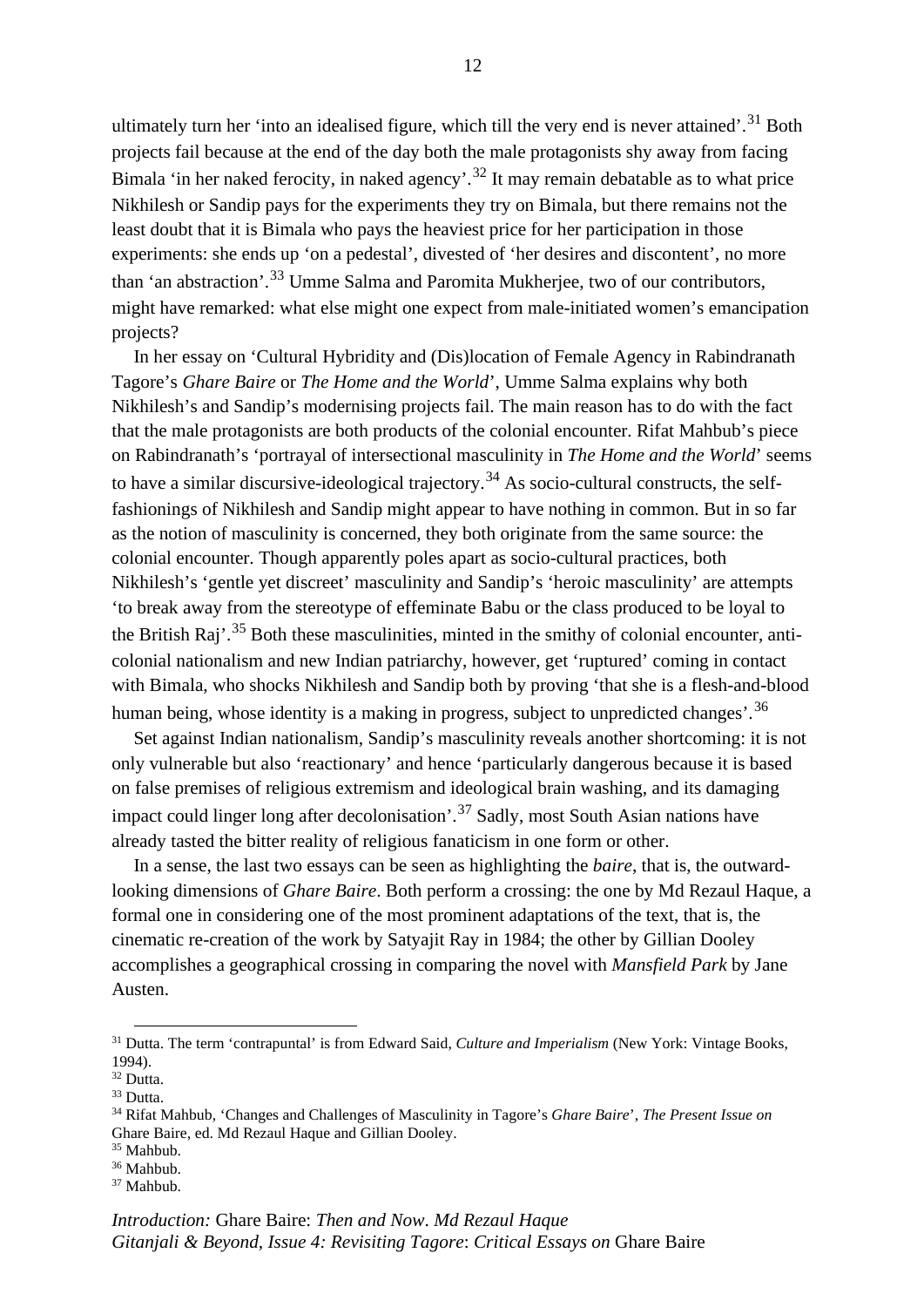ultimately turn her 'into an idealised figure, which till the very end is never attained'.[31] Both projects fail because at the end of the day both the male protagonists shy away from facing Bimala 'in her naked ferocity, in naked agency'.[32] It may remain debatable as to what price Nikhilesh or Sandip pays for the experiments they try on Bimala, but there remains not the least doubt that it is Bimala who pays the heaviest price for her participation in those experiments: she ends up 'on a pedestal', divested of 'her desires and discontent', no more than 'an abstraction'.[33] Umme Salma and Paromita Mukherjee, two of our contributors, might have remarked: what else might one expect from male-initiated women's emancipation projects?

In her essay on 'Cultural Hybridity and (Dis)location of Female Agency in Rabindranath Tagore's *Ghare Baire* or *The Home and the World*', Umme Salma explains why both Nikhilesh's and Sandip's modernising projects fail. The main reason has to do with the fact that the male protagonists are both products of the colonial encounter. Rifat Mahbub's piece on Rabindranath's 'portrayal of intersectional masculinity in *The Home and the World*' seems to have a similar discursive-ideological trajectory.[34] As socio-cultural constructs, the self-fashionings of Nikhilesh and Sandip might appear to have nothing in common. But in so far as the notion of masculinity is concerned, they both originate from the same source: the colonial encounter. Though apparently poles apart as socio-cultural practices, both Nikhilesh's 'gentle yet discreet' masculinity and Sandip's 'heroic masculinity' are attempts 'to break away from the stereotype of effeminate Babu or the class produced to be loyal to the British Raj'.[35] Both these masculinities, minted in the smithy of colonial encounter, anti-colonial nationalism and new Indian patriarchy, however, get 'ruptured' coming in contact with Bimala, who shocks Nikhilesh and Sandip both by proving 'that she is a flesh-and-blood human being, whose identity is a making in progress, subject to unpredicted changes'.[36]

Set against Indian nationalism, Sandip's masculinity reveals another shortcoming: it is not only vulnerable but also 'reactionary' and hence 'particularly dangerous because it is based on false premises of religious extremism and ideological brain washing, and its damaging impact could linger long after decolonisation'.[37] Sadly, most South Asian nations have already tasted the bitter reality of religious fanaticism in one form or other.

In a sense, the last two essays can be seen as highlighting the *baire*, that is, the outward-looking dimensions of *Ghare Baire*. Both perform a crossing: the one by Md Rezaul Haque, a formal one in considering one of the most prominent adaptations of the text, that is, the cinematic re-creation of the work by Satyajit Ray in 1984; the other by Gillian Dooley accomplishes a geographical crossing in comparing the novel with *Mansfield Park* by Jane Austen.

---

[31] Dutta. The term 'contrapuntal' is from Edward Said, *Culture and Imperialism* (New York: Vintage Books, 1994).

[32] Dutta.

[33] Dutta.

[34] Rifat Mahbub, 'Changes and Challenges of Masculinity in Tagore's *Ghare Baire*', *The Present Issue on* Ghare Baire, ed. Md Rezaul Haque and Gillian Dooley.

[35] Mahbub.

[36] Mahbub.

[37] Mahbub.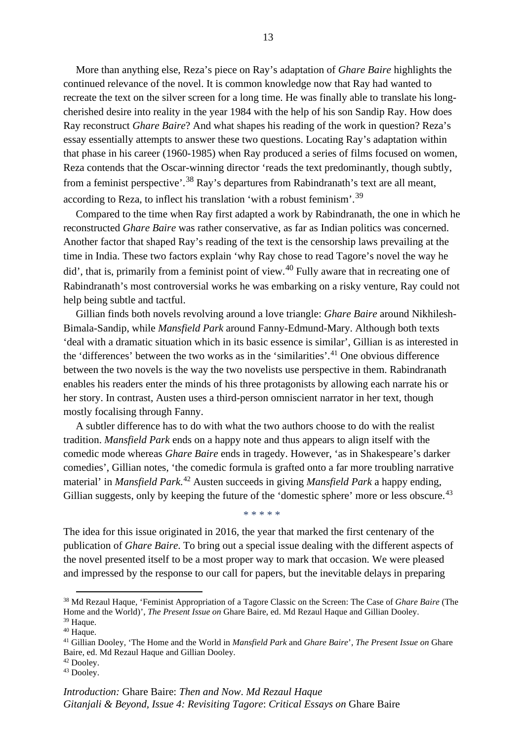More than anything else, Reza's piece on Ray's adaptation of *Ghare Baire* highlights the continued relevance of the novel. It is common knowledge now that Ray had wanted to recreate the text on the silver screen for a long time. He was finally able to translate his long-cherished desire into reality in the year 1984 with the help of his son Sandip Ray. How does Ray reconstruct *Ghare Baire*? And what shapes his reading of the work in question? Reza's essay essentially attempts to answer these two questions. Locating Ray's adaptation within that phase in his career (1960-1985) when Ray produced a series of films focused on women, Reza contends that the Oscar-winning director 'reads the text predominantly, though subtly, from a feminist perspective'.[38] Ray's departures from Rabindranath's text are all meant, according to Reza, to inflect his translation 'with a robust feminism'.[39]

Compared to the time when Ray first adapted a work by Rabindranath, the one in which he reconstructed *Ghare Baire* was rather conservative, as far as Indian politics was concerned. Another factor that shaped Ray's reading of the text is the censorship laws prevailing at the time in India. These two factors explain 'why Ray chose to read Tagore's novel the way he did', that is, primarily from a feminist point of view.[40] Fully aware that in recreating one of Rabindranath's most controversial works he was embarking on a risky venture, Ray could not help being subtle and tactful.

Gillian finds both novels revolving around a love triangle: *Ghare Baire* around Nikhilesh-Bimala-Sandip, while *Mansfield Park* around Fanny-Edmund-Mary. Although both texts 'deal with a dramatic situation which in its basic essence is similar', Gillian is as interested in the 'differences' between the two works as in the 'similarities'.[41] One obvious difference between the two novels is the way the two novelists use perspective in them. Rabindranath enables his readers enter the minds of his three protagonists by allowing each narrate his or her story. In contrast, Austen uses a third-person omniscient narrator in her text, though mostly focalising through Fanny.

A subtler difference has to do with what the two authors choose to do with the realist tradition. *Mansfield Park* ends on a happy note and thus appears to align itself with the comedic mode whereas *Ghare Baire* ends in tragedy. However, 'as in Shakespeare's darker comedies', Gillian notes, 'the comedic formula is grafted onto a far more troubling narrative material' in *Mansfield Park*.[42] Austen succeeds in giving *Mansfield Park* a happy ending, Gillian suggests, only by keeping the future of the 'domestic sphere' more or less obscure.[43]

\* \* \* \* \*

The idea for this issue originated in 2016, the year that marked the first centenary of the publication of *Ghare Baire*. To bring out a special issue dealing with the different aspects of the novel presented itself to be a most proper way to mark that occasion. We were pleased and impressed by the response to our call for papers, but the inevitable delays in preparing

---

[38] Md Rezaul Haque, 'Feminist Appropriation of a Tagore Classic on the Screen: The Case of *Ghare Baire* (The Home and the World)', *The Present Issue on* Ghare Baire, ed. Md Rezaul Haque and Gillian Dooley.

[39] Haque.

[40] Haque.

[41] Gillian Dooley, 'The Home and the World in *Mansfield Park* and *Ghare Baire*', *The Present Issue on* Ghare Baire, ed. Md Rezaul Haque and Gillian Dooley.

[42] Dooley.

[43] Dooley.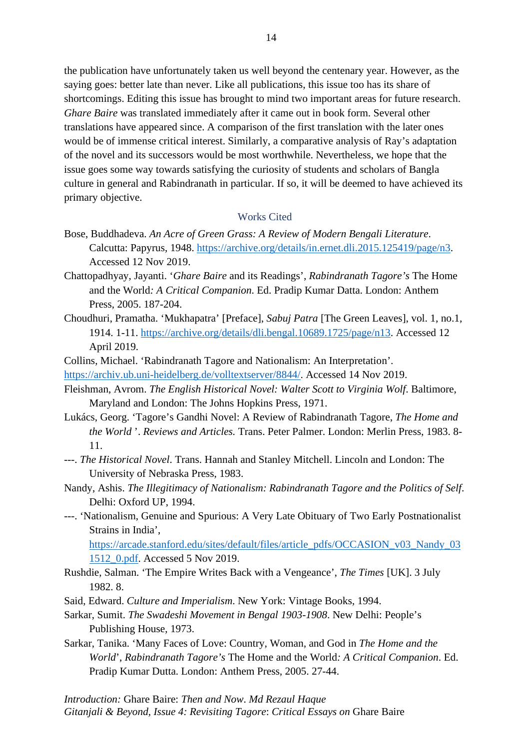the publication have unfortunately taken us well beyond the centenary year. However, as the saying goes: better late than never. Like all publications, this issue too has its share of shortcomings. Editing this issue has brought to mind two important areas for future research. *Ghare Baire* was translated immediately after it came out in book form. Several other translations have appeared since. A comparison of the first translation with the later ones would be of immense critical interest. Similarly, a comparative analysis of Ray's adaptation of the novel and its successors would be most worthwhile. Nevertheless, we hope that the issue goes some way towards satisfying the curiosity of students and scholars of Bangla culture in general and Rabindranath in particular. If so, it will be deemed to have achieved its primary objective.

## Works Cited

Bose, Buddhadeva. *An Acre of Green Grass: A Review of Modern Bengali Literature*. Calcutta: Papyrus, 1948. https://archive.org/details/in.ernet.dli.2015.125419/page/n3. Accessed 12 Nov 2019.

Chattopadhyay, Jayanti. '*Ghare Baire* and its Readings', *Rabindranath Tagore's* The Home and the World*: A Critical Companion*. Ed. Pradip Kumar Datta. London: Anthem Press, 2005. 187-204.

Choudhuri, Pramatha. 'Mukhapatra' [Preface], *Sabuj Patra* [The Green Leaves], vol. 1, no.1, 1914. 1-11. https://archive.org/details/dli.bengal.10689.1725/page/n13. Accessed 12 April 2019.

Collins, Michael. 'Rabindranath Tagore and Nationalism: An Interpretation'. https://archiv.ub.uni-heidelberg.de/volltextserver/8844/. Accessed 14 Nov 2019.

Fleishman, Avrom. *The English Historical Novel: Walter Scott to Virginia Wolf*. Baltimore, Maryland and London: The Johns Hopkins Press, 1971.

Lukács, Georg. 'Tagore's Gandhi Novel: A Review of Rabindranath Tagore, *The Home and the World* '. *Reviews and Articles.* Trans. Peter Palmer. London: Merlin Press, 1983. 8-11.

---. *The Historical Novel*. Trans. Hannah and Stanley Mitchell. Lincoln and London: The University of Nebraska Press, 1983.

Nandy, Ashis. *The Illegitimacy of Nationalism: Rabindranath Tagore and the Politics of Self*. Delhi: Oxford UP, 1994.

---. 'Nationalism, Genuine and Spurious: A Very Late Obituary of Two Early Postnationalist Strains in India', https://arcade.stanford.edu/sites/default/files/article_pdfs/OCCASION_v03_Nandy_031512_0.pdf. Accessed 5 Nov 2019.

Rushdie, Salman. 'The Empire Writes Back with a Vengeance', *The Times* [UK]. 3 July 1982. 8.

Said, Edward. *Culture and Imperialism*. New York: Vintage Books, 1994.

Sarkar, Sumit. *The Swadeshi Movement in Bengal 1903-1908*. New Delhi: People's Publishing House, 1973.

Sarkar, Tanika. 'Many Faces of Love: Country, Woman, and God in *The Home and the World*', *Rabindranath Tagore's* The Home and the World*: A Critical Companion*. Ed. Pradip Kumar Dutta. London: Anthem Press, 2005. 27-44.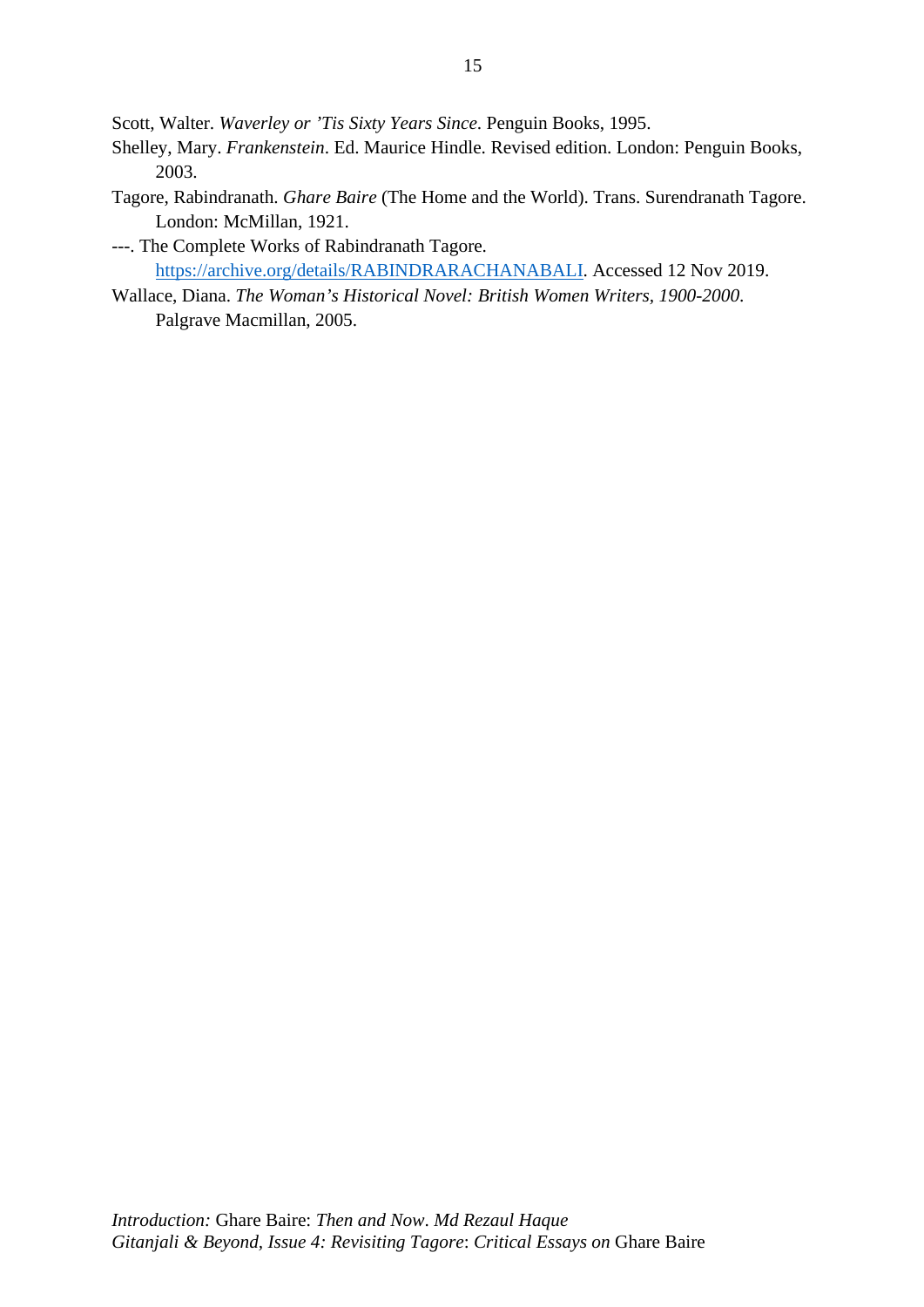Scott, Walter. *Waverley or 'Tis Sixty Years Since*. Penguin Books, 1995.

Shelley, Mary. *Frankenstein*. Ed. Maurice Hindle. Revised edition. London: Penguin Books, 2003.

Tagore, Rabindranath. *Ghare Baire* (The Home and the World). Trans. Surendranath Tagore. London: McMillan, 1921.

---. The Complete Works of Rabindranath Tagore. https://archive.org/details/RABINDRARACHANABALI. Accessed 12 Nov 2019.

Wallace, Diana. *The Woman's Historical Novel: British Women Writers, 1900-2000*. Palgrave Macmillan, 2005.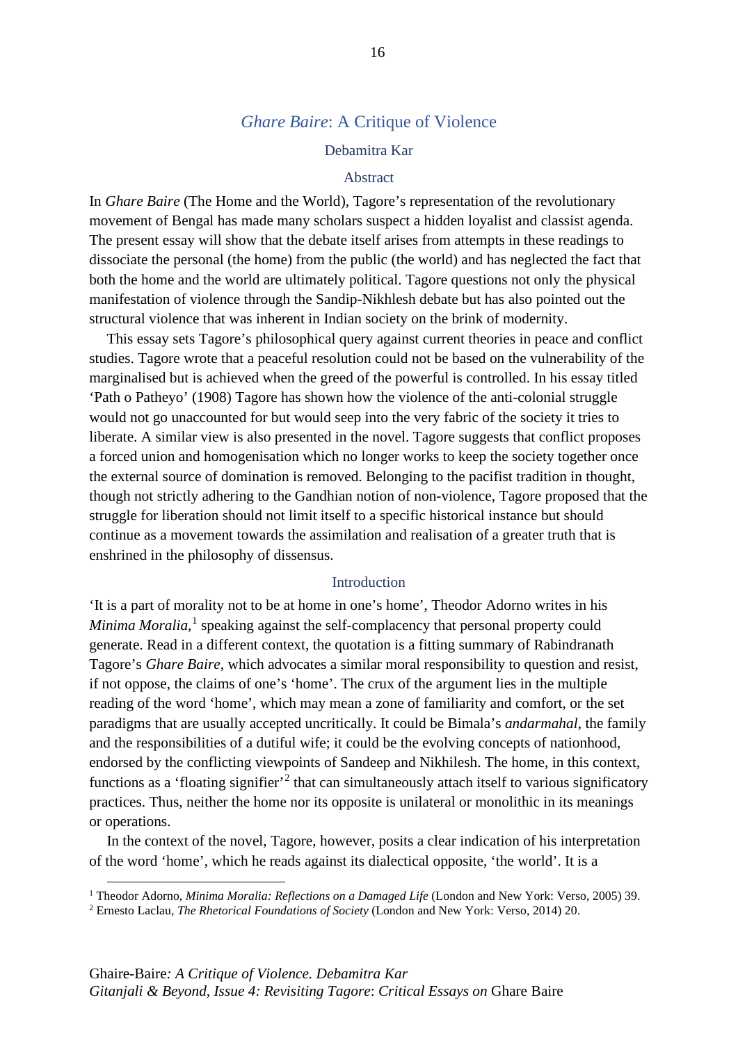# *Ghare Baire*: A Critique of Violence

Debamitra Kar

## Abstract

In *Ghare Baire* (The Home and the World), Tagore's representation of the revolutionary movement of Bengal has made many scholars suspect a hidden loyalist and classist agenda. The present essay will show that the debate itself arises from attempts in these readings to dissociate the personal (the home) from the public (the world) and has neglected the fact that both the home and the world are ultimately political. Tagore questions not only the physical manifestation of violence through the Sandip-Nikhlesh debate but has also pointed out the structural violence that was inherent in Indian society on the brink of modernity.

This essay sets Tagore's philosophical query against current theories in peace and conflict studies. Tagore wrote that a peaceful resolution could not be based on the vulnerability of the marginalised but is achieved when the greed of the powerful is controlled. In his essay titled 'Path o Patheyo' (1908) Tagore has shown how the violence of the anti-colonial struggle would not go unaccounted for but would seep into the very fabric of the society it tries to liberate. A similar view is also presented in the novel. Tagore suggests that conflict proposes a forced union and homogenisation which no longer works to keep the society together once the external source of domination is removed. Belonging to the pacifist tradition in thought, though not strictly adhering to the Gandhian notion of non-violence, Tagore proposed that the struggle for liberation should not limit itself to a specific historical instance but should continue as a movement towards the assimilation and realisation of a greater truth that is enshrined in the philosophy of dissensus.

## Introduction

'It is a part of morality not to be at home in one's home', Theodor Adorno writes in his *Minima Moralia*,[1] speaking against the self-complacency that personal property could generate. Read in a different context, the quotation is a fitting summary of Rabindranath Tagore's *Ghare Baire*, which advocates a similar moral responsibility to question and resist, if not oppose, the claims of one's 'home'. The crux of the argument lies in the multiple reading of the word 'home', which may mean a zone of familiarity and comfort, or the set paradigms that are usually accepted uncritically. It could be Bimala's *andarmahal*, the family and the responsibilities of a dutiful wife; it could be the evolving concepts of nationhood, endorsed by the conflicting viewpoints of Sandeep and Nikhilesh. The home, in this context, functions as a 'floating signifier'[2] that can simultaneously attach itself to various significatory practices. Thus, neither the home nor its opposite is unilateral or monolithic in its meanings or operations.

In the context of the novel, Tagore, however, posits a clear indication of his interpretation of the word 'home', which he reads against its dialectical opposite, 'the world'. It is a

---

[1] Theodor Adorno, *Minima Moralia: Reflections on a Damaged Life* (London and New York: Verso, 2005) 39.

[2] Ernesto Laclau, *The Rhetorical Foundations of Society* (London and New York: Verso, 2014) 20.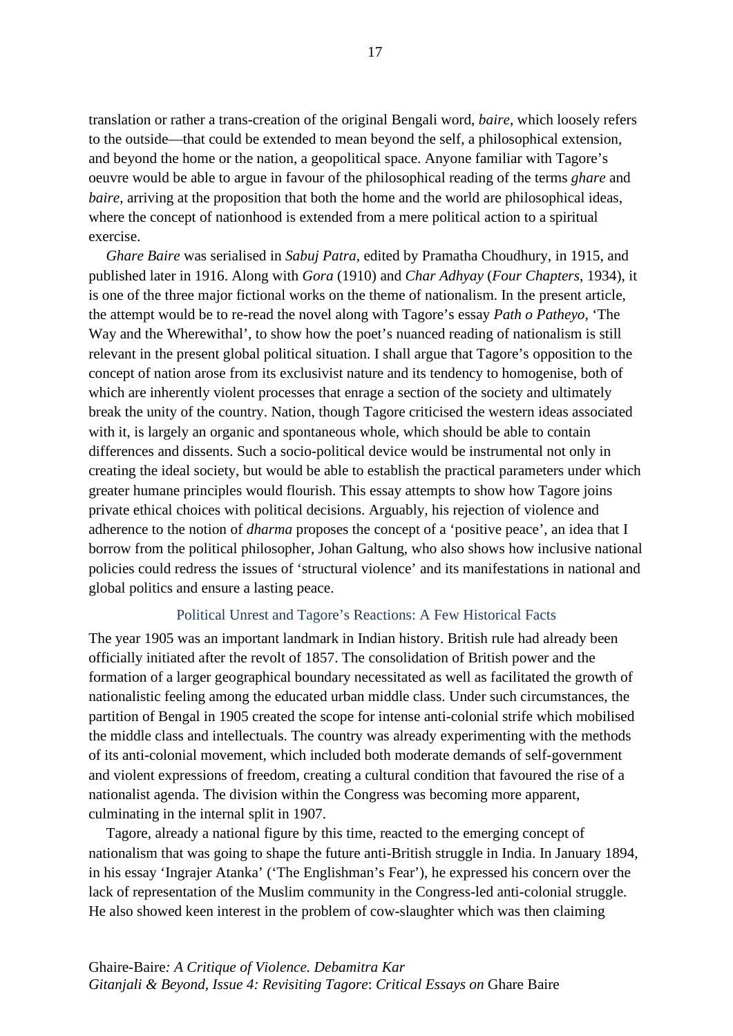translation or rather a trans-creation of the original Bengali word, *baire*, which loosely refers to the outside—that could be extended to mean beyond the self, a philosophical extension, and beyond the home or the nation, a geopolitical space. Anyone familiar with Tagore's oeuvre would be able to argue in favour of the philosophical reading of the terms *ghare* and *baire*, arriving at the proposition that both the home and the world are philosophical ideas, where the concept of nationhood is extended from a mere political action to a spiritual exercise.

*Ghare Baire* was serialised in *Sabuj Patra*, edited by Pramatha Choudhury, in 1915, and published later in 1916. Along with *Gora* (1910) and *Char Adhyay* (*Four Chapters*, 1934), it is one of the three major fictional works on the theme of nationalism. In the present article, the attempt would be to re-read the novel along with Tagore's essay *Path o Patheyo*, 'The Way and the Wherewithal', to show how the poet's nuanced reading of nationalism is still relevant in the present global political situation. I shall argue that Tagore's opposition to the concept of nation arose from its exclusivist nature and its tendency to homogenise, both of which are inherently violent processes that enrage a section of the society and ultimately break the unity of the country. Nation, though Tagore criticised the western ideas associated with it, is largely an organic and spontaneous whole, which should be able to contain differences and dissents. Such a socio-political device would be instrumental not only in creating the ideal society, but would be able to establish the practical parameters under which greater humane principles would flourish. This essay attempts to show how Tagore joins private ethical choices with political decisions. Arguably, his rejection of violence and adherence to the notion of *dharma* proposes the concept of a 'positive peace', an idea that I borrow from the political philosopher, Johan Galtung, who also shows how inclusive national policies could redress the issues of 'structural violence' and its manifestations in national and global politics and ensure a lasting peace.

## Political Unrest and Tagore's Reactions: A Few Historical Facts

The year 1905 was an important landmark in Indian history. British rule had already been officially initiated after the revolt of 1857. The consolidation of British power and the formation of a larger geographical boundary necessitated as well as facilitated the growth of nationalistic feeling among the educated urban middle class. Under such circumstances, the partition of Bengal in 1905 created the scope for intense anti-colonial strife which mobilised the middle class and intellectuals. The country was already experimenting with the methods of its anti-colonial movement, which included both moderate demands of self-government and violent expressions of freedom, creating a cultural condition that favoured the rise of a nationalist agenda. The division within the Congress was becoming more apparent, culminating in the internal split in 1907.

Tagore, already a national figure by this time, reacted to the emerging concept of nationalism that was going to shape the future anti-British struggle in India. In January 1894, in his essay 'Ingrajer Atanka' ('The Englishman's Fear'), he expressed his concern over the lack of representation of the Muslim community in the Congress-led anti-colonial struggle. He also showed keen interest in the problem of cow-slaughter which was then claiming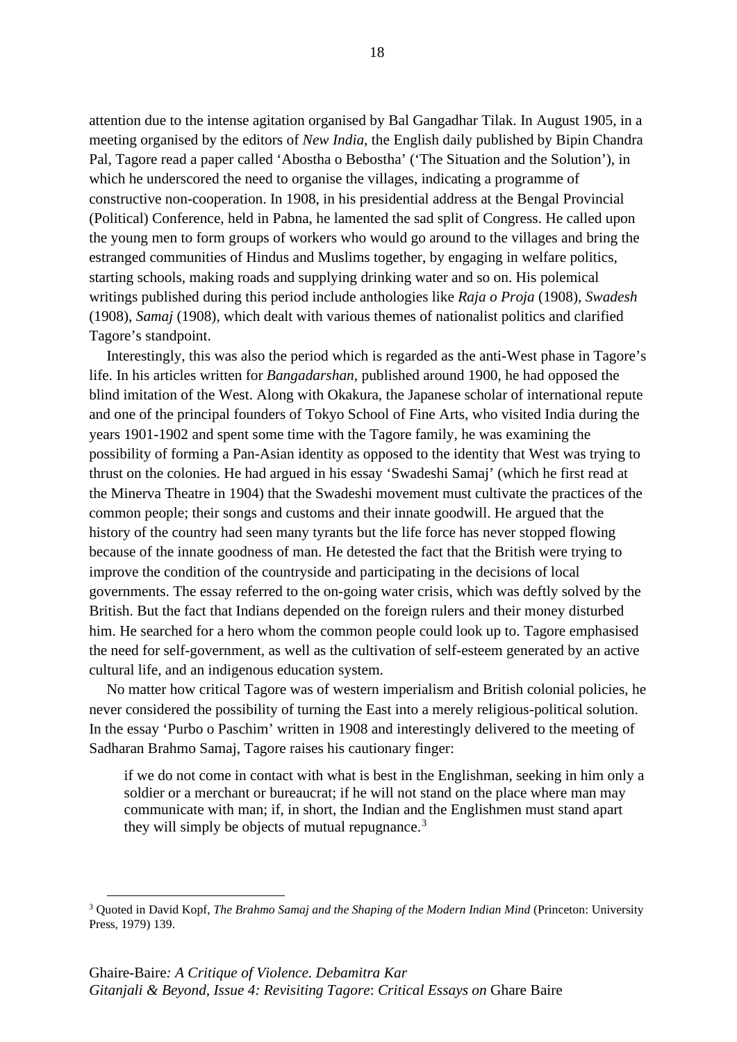attention due to the intense agitation organised by Bal Gangadhar Tilak. In August 1905, in a meeting organised by the editors of *New India*, the English daily published by Bipin Chandra Pal, Tagore read a paper called 'Abostha o Bebostha' ('The Situation and the Solution'), in which he underscored the need to organise the villages, indicating a programme of constructive non-cooperation. In 1908, in his presidential address at the Bengal Provincial (Political) Conference, held in Pabna, he lamented the sad split of Congress. He called upon the young men to form groups of workers who would go around to the villages and bring the estranged communities of Hindus and Muslims together, by engaging in welfare politics, starting schools, making roads and supplying drinking water and so on. His polemical writings published during this period include anthologies like *Raja o Proja* (1908), *Swadesh* (1908), *Samaj* (1908), which dealt with various themes of nationalist politics and clarified Tagore's standpoint.

Interestingly, this was also the period which is regarded as the anti-West phase in Tagore's life. In his articles written for *Bangadarshan*, published around 1900, he had opposed the blind imitation of the West. Along with Okakura, the Japanese scholar of international repute and one of the principal founders of Tokyo School of Fine Arts, who visited India during the years 1901-1902 and spent some time with the Tagore family, he was examining the possibility of forming a Pan-Asian identity as opposed to the identity that West was trying to thrust on the colonies. He had argued in his essay 'Swadeshi Samaj' (which he first read at the Minerva Theatre in 1904) that the Swadeshi movement must cultivate the practices of the common people; their songs and customs and their innate goodwill. He argued that the history of the country had seen many tyrants but the life force has never stopped flowing because of the innate goodness of man. He detested the fact that the British were trying to improve the condition of the countryside and participating in the decisions of local governments. The essay referred to the on-going water crisis, which was deftly solved by the British. But the fact that Indians depended on the foreign rulers and their money disturbed him. He searched for a hero whom the common people could look up to. Tagore emphasised the need for self-government, as well as the cultivation of self-esteem generated by an active cultural life, and an indigenous education system.

No matter how critical Tagore was of western imperialism and British colonial policies, he never considered the possibility of turning the East into a merely religious-political solution. In the essay 'Purbo o Paschim' written in 1908 and interestingly delivered to the meeting of Sadharan Brahmo Samaj, Tagore raises his cautionary finger:

> if we do not come in contact with what is best in the Englishman, seeking in him only a soldier or a merchant or bureaucrat; if he will not stand on the place where man may communicate with man; if, in short, the Indian and the Englishmen must stand apart they will simply be objects of mutual repugnance.[3]

---

[3] Quoted in David Kopf, *The Brahmo Samaj and the Shaping of the Modern Indian Mind* (Princeton: University Press, 1979) 139.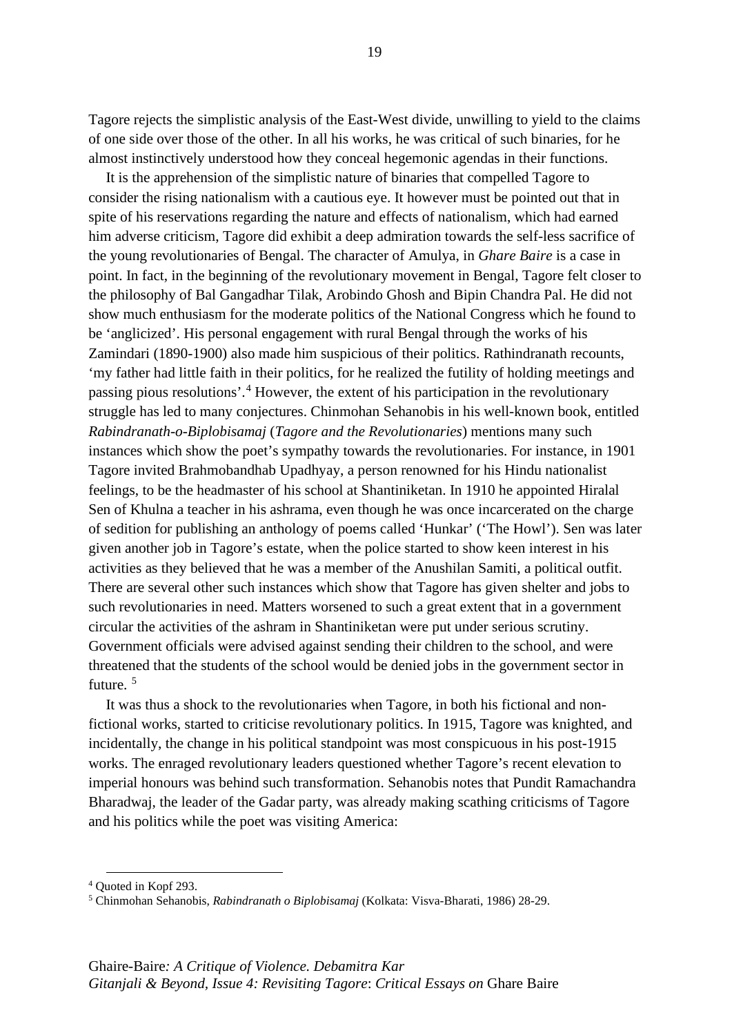Tagore rejects the simplistic analysis of the East-West divide, unwilling to yield to the claims of one side over those of the other. In all his works, he was critical of such binaries, for he almost instinctively understood how they conceal hegemonic agendas in their functions.

It is the apprehension of the simplistic nature of binaries that compelled Tagore to consider the rising nationalism with a cautious eye. It however must be pointed out that in spite of his reservations regarding the nature and effects of nationalism, which had earned him adverse criticism, Tagore did exhibit a deep admiration towards the self-less sacrifice of the young revolutionaries of Bengal. The character of Amulya, in *Ghare Baire* is a case in point. In fact, in the beginning of the revolutionary movement in Bengal, Tagore felt closer to the philosophy of Bal Gangadhar Tilak, Arobindo Ghosh and Bipin Chandra Pal. He did not show much enthusiasm for the moderate politics of the National Congress which he found to be 'anglicized'. His personal engagement with rural Bengal through the works of his Zamindari (1890-1900) also made him suspicious of their politics. Rathindranath recounts, 'my father had little faith in their politics, for he realized the futility of holding meetings and passing pious resolutions'.[4] However, the extent of his participation in the revolutionary struggle has led to many conjectures. Chinmohan Sehanobis in his well-known book, entitled *Rabindranath-o-Biplobisamaj* (*Tagore and the Revolutionaries*) mentions many such instances which show the poet's sympathy towards the revolutionaries. For instance, in 1901 Tagore invited Brahmobandhab Upadhyay, a person renowned for his Hindu nationalist feelings, to be the headmaster of his school at Shantiniketan. In 1910 he appointed Hiralal Sen of Khulna a teacher in his ashrama, even though he was once incarcerated on the charge of sedition for publishing an anthology of poems called 'Hunkar' ('The Howl'). Sen was later given another job in Tagore's estate, when the police started to show keen interest in his activities as they believed that he was a member of the Anushilan Samiti, a political outfit. There are several other such instances which show that Tagore has given shelter and jobs to such revolutionaries in need. Matters worsened to such a great extent that in a government circular the activities of the ashram in Shantiniketan were put under serious scrutiny. Government officials were advised against sending their children to the school, and were threatened that the students of the school would be denied jobs in the government sector in future. [5]

It was thus a shock to the revolutionaries when Tagore, in both his fictional and non-fictional works, started to criticise revolutionary politics. In 1915, Tagore was knighted, and incidentally, the change in his political standpoint was most conspicuous in his post-1915 works. The enraged revolutionary leaders questioned whether Tagore's recent elevation to imperial honours was behind such transformation. Sehanobis notes that Pundit Ramachandra Bharadwaj, the leader of the Gadar party, was already making scathing criticisms of Tagore and his politics while the poet was visiting America:

---

[4] Quoted in Kopf 293.

[5] Chinmohan Sehanobis, *Rabindranath o Biplobisamaj* (Kolkata: Visva-Bharati, 1986) 28-29.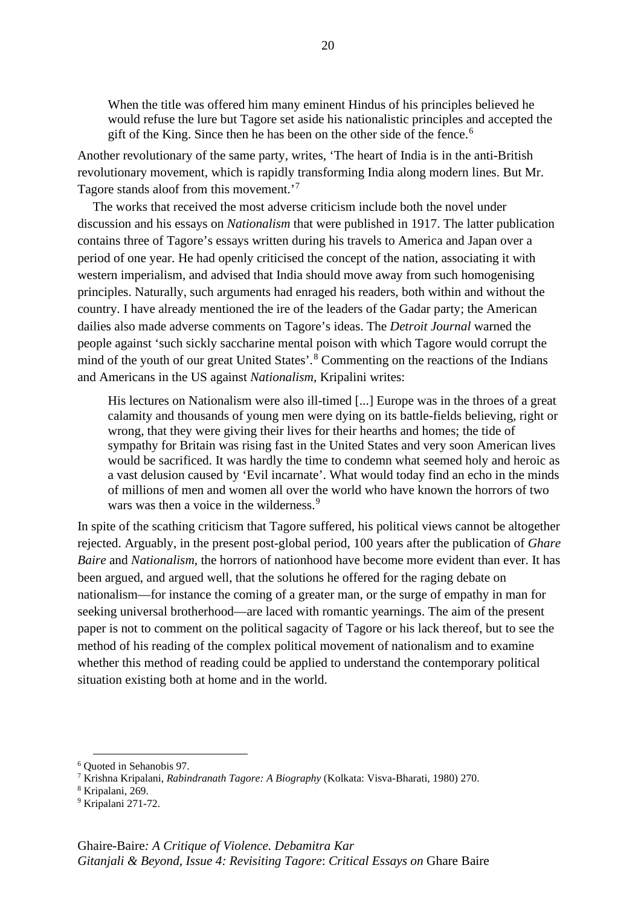> When the title was offered him many eminent Hindus of his principles believed he would refuse the lure but Tagore set aside his nationalistic principles and accepted the gift of the King. Since then he has been on the other side of the fence.[6]

Another revolutionary of the same party, writes, 'The heart of India is in the anti-British revolutionary movement, which is rapidly transforming India along modern lines. But Mr. Tagore stands aloof from this movement.'[7]

The works that received the most adverse criticism include both the novel under discussion and his essays on *Nationalism* that were published in 1917. The latter publication contains three of Tagore's essays written during his travels to America and Japan over a period of one year. He had openly criticised the concept of the nation, associating it with western imperialism, and advised that India should move away from such homogenising principles. Naturally, such arguments had enraged his readers, both within and without the country. I have already mentioned the ire of the leaders of the Gadar party; the American dailies also made adverse comments on Tagore's ideas. The *Detroit Journal* warned the people against 'such sickly saccharine mental poison with which Tagore would corrupt the mind of the youth of our great United States'.[8] Commenting on the reactions of the Indians and Americans in the US against *Nationalism*, Kripalini writes:

> His lectures on Nationalism were also ill-timed [...] Europe was in the throes of a great calamity and thousands of young men were dying on its battle-fields believing, right or wrong, that they were giving their lives for their hearths and homes; the tide of sympathy for Britain was rising fast in the United States and very soon American lives would be sacrificed. It was hardly the time to condemn what seemed holy and heroic as a vast delusion caused by 'Evil incarnate'. What would today find an echo in the minds of millions of men and women all over the world who have known the horrors of two wars was then a voice in the wilderness.[9]

In spite of the scathing criticism that Tagore suffered, his political views cannot be altogether rejected. Arguably, in the present post-global period, 100 years after the publication of *Ghare Baire* and *Nationalism*, the horrors of nationhood have become more evident than ever. It has been argued, and argued well, that the solutions he offered for the raging debate on nationalism—for instance the coming of a greater man, or the surge of empathy in man for seeking universal brotherhood—are laced with romantic yearnings. The aim of the present paper is not to comment on the political sagacity of Tagore or his lack thereof, but to see the method of his reading of the complex political movement of nationalism and to examine whether this method of reading could be applied to understand the contemporary political situation existing both at home and in the world.

---

[6] Quoted in Sehanobis 97.

[7] Krishna Kripalani, *Rabindranath Tagore: A Biography* (Kolkata: Visva-Bharati, 1980) 270.

[8] Kripalani, 269.

[9] Kripalani 271-72.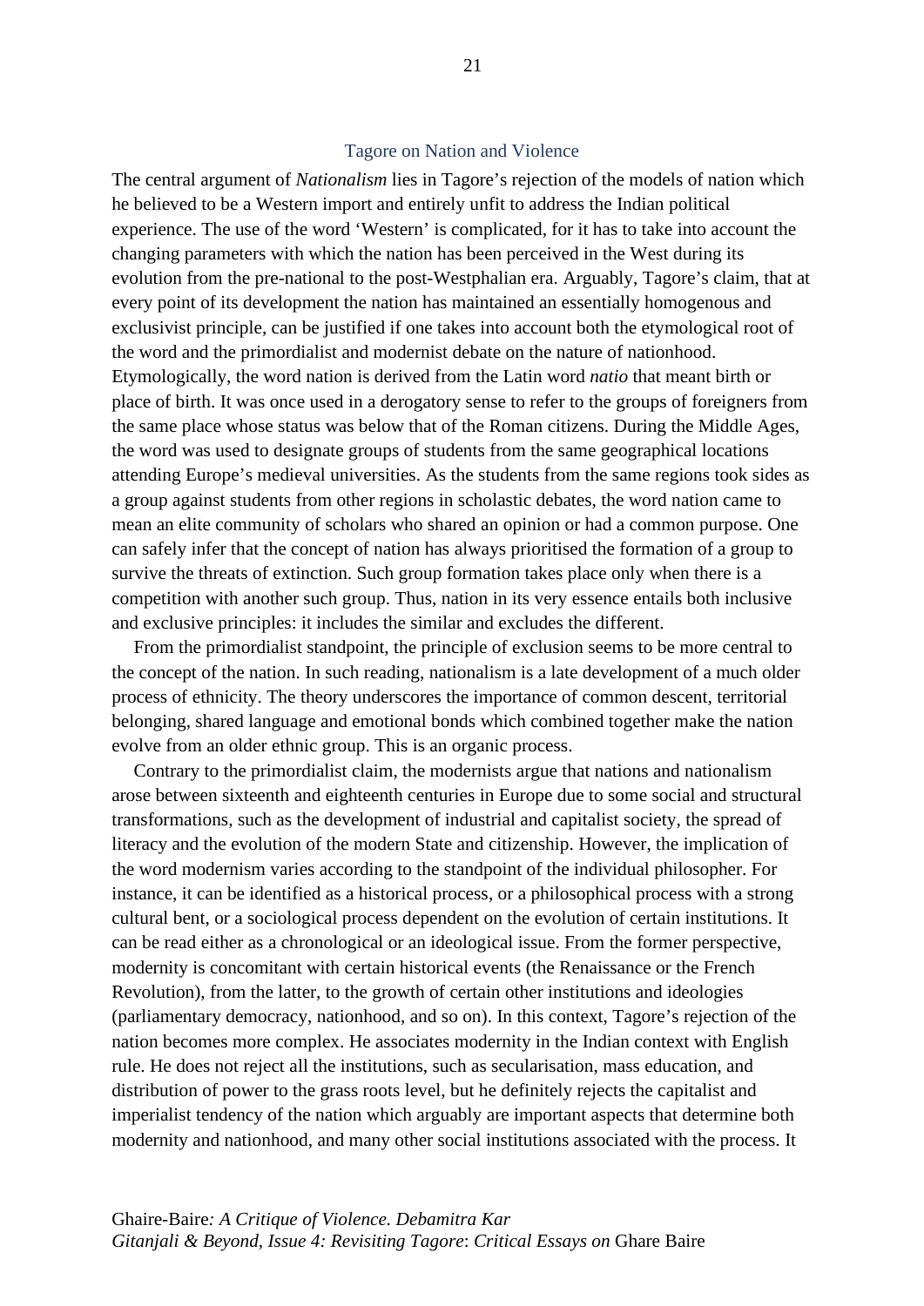## Tagore on Nation and Violence

The central argument of *Nationalism* lies in Tagore's rejection of the models of nation which he believed to be a Western import and entirely unfit to address the Indian political experience. The use of the word 'Western' is complicated, for it has to take into account the changing parameters with which the nation has been perceived in the West during its evolution from the pre-national to the post-Westphalian era. Arguably, Tagore's claim, that at every point of its development the nation has maintained an essentially homogenous and exclusivist principle, can be justified if one takes into account both the etymological root of the word and the primordialist and modernist debate on the nature of nationhood. Etymologically, the word nation is derived from the Latin word *natio* that meant birth or place of birth. It was once used in a derogatory sense to refer to the groups of foreigners from the same place whose status was below that of the Roman citizens. During the Middle Ages, the word was used to designate groups of students from the same geographical locations attending Europe's medieval universities. As the students from the same regions took sides as a group against students from other regions in scholastic debates, the word nation came to mean an elite community of scholars who shared an opinion or had a common purpose. One can safely infer that the concept of nation has always prioritised the formation of a group to survive the threats of extinction. Such group formation takes place only when there is a competition with another such group. Thus, nation in its very essence entails both inclusive and exclusive principles: it includes the similar and excludes the different.

From the primordialist standpoint, the principle of exclusion seems to be more central to the concept of the nation. In such reading, nationalism is a late development of a much older process of ethnicity. The theory underscores the importance of common descent, territorial belonging, shared language and emotional bonds which combined together make the nation evolve from an older ethnic group. This is an organic process.

Contrary to the primordialist claim, the modernists argue that nations and nationalism arose between sixteenth and eighteenth centuries in Europe due to some social and structural transformations, such as the development of industrial and capitalist society, the spread of literacy and the evolution of the modern State and citizenship. However, the implication of the word modernism varies according to the standpoint of the individual philosopher. For instance, it can be identified as a historical process, or a philosophical process with a strong cultural bent, or a sociological process dependent on the evolution of certain institutions. It can be read either as a chronological or an ideological issue. From the former perspective, modernity is concomitant with certain historical events (the Renaissance or the French Revolution), from the latter, to the growth of certain other institutions and ideologies (parliamentary democracy, nationhood, and so on). In this context, Tagore's rejection of the nation becomes more complex. He associates modernity in the Indian context with English rule. He does not reject all the institutions, such as secularisation, mass education, and distribution of power to the grass roots level, but he definitely rejects the capitalist and imperialist tendency of the nation which arguably are important aspects that determine both modernity and nationhood, and many other social institutions associated with the process. It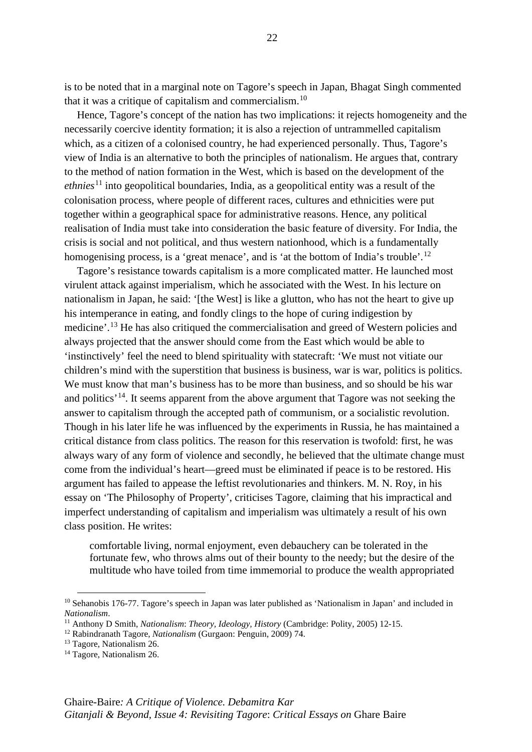is to be noted that in a marginal note on Tagore's speech in Japan, Bhagat Singh commented that it was a critique of capitalism and commercialism.[10]

Hence, Tagore's concept of the nation has two implications: it rejects homogeneity and the necessarily coercive identity formation; it is also a rejection of untrammelled capitalism which, as a citizen of a colonised country, he had experienced personally. Thus, Tagore's view of India is an alternative to both the principles of nationalism. He argues that, contrary to the method of nation formation in the West, which is based on the development of the *ethnies*[11] into geopolitical boundaries, India, as a geopolitical entity was a result of the colonisation process, where people of different races, cultures and ethnicities were put together within a geographical space for administrative reasons. Hence, any political realisation of India must take into consideration the basic feature of diversity. For India, the crisis is social and not political, and thus western nationhood, which is a fundamentally homogenising process, is a 'great menace', and is 'at the bottom of India's trouble'.[12]

Tagore's resistance towards capitalism is a more complicated matter. He launched most virulent attack against imperialism, which he associated with the West. In his lecture on nationalism in Japan, he said: '[the West] is like a glutton, who has not the heart to give up his intemperance in eating, and fondly clings to the hope of curing indigestion by medicine'.[13] He has also critiqued the commercialisation and greed of Western policies and always projected that the answer should come from the East which would be able to 'instinctively' feel the need to blend spirituality with statecraft: 'We must not vitiate our children's mind with the superstition that business is business, war is war, politics is politics. We must know that man's business has to be more than business, and so should be his war and politics'[14]. It seems apparent from the above argument that Tagore was not seeking the answer to capitalism through the accepted path of communism, or a socialistic revolution. Though in his later life he was influenced by the experiments in Russia, he has maintained a critical distance from class politics. The reason for this reservation is twofold: first, he was always wary of any form of violence and secondly, he believed that the ultimate change must come from the individual's heart—greed must be eliminated if peace is to be restored. His argument has failed to appease the leftist revolutionaries and thinkers. M. N. Roy, in his essay on 'The Philosophy of Property', criticises Tagore, claiming that his impractical and imperfect understanding of capitalism and imperialism was ultimately a result of his own class position. He writes:

> comfortable living, normal enjoyment, even debauchery can be tolerated in the fortunate few, who throws alms out of their bounty to the needy; but the desire of the multitude who have toiled from time immemorial to produce the wealth appropriated

---

[10] Sehanobis 176-77. Tagore's speech in Japan was later published as 'Nationalism in Japan' and included in *Nationalism*.

[11] Anthony D Smith, *Nationalism*: *Theory, Ideology, History* (Cambridge: Polity, 2005) 12-15.

[12] Rabindranath Tagore, *Nationalism* (Gurgaon: Penguin, 2009) 74.

[13] Tagore, Nationalism 26.

[14] Tagore, Nationalism 26.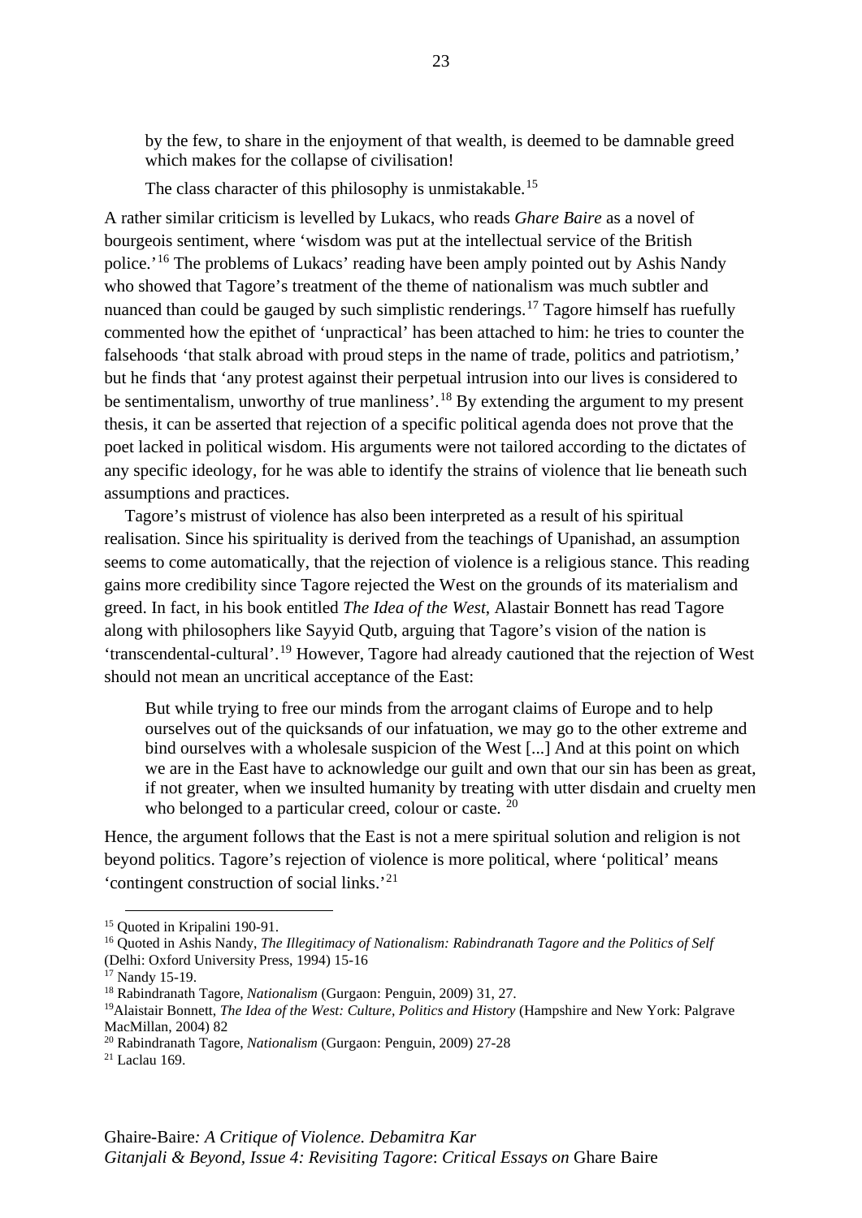> by the few, to share in the enjoyment of that wealth, is deemed to be damnable greed which makes for the collapse of civilisation!
>
> The class character of this philosophy is unmistakable.[15]

A rather similar criticism is levelled by Lukacs, who reads *Ghare Baire* as a novel of bourgeois sentiment, where 'wisdom was put at the intellectual service of the British police.'[16] The problems of Lukacs' reading have been amply pointed out by Ashis Nandy who showed that Tagore's treatment of the theme of nationalism was much subtler and nuanced than could be gauged by such simplistic renderings.[17] Tagore himself has ruefully commented how the epithet of 'unpractical' has been attached to him: he tries to counter the falsehoods 'that stalk abroad with proud steps in the name of trade, politics and patriotism,' but he finds that 'any protest against their perpetual intrusion into our lives is considered to be sentimentalism, unworthy of true manliness'.[18] By extending the argument to my present thesis, it can be asserted that rejection of a specific political agenda does not prove that the poet lacked in political wisdom. His arguments were not tailored according to the dictates of any specific ideology, for he was able to identify the strains of violence that lie beneath such assumptions and practices.

Tagore's mistrust of violence has also been interpreted as a result of his spiritual realisation. Since his spirituality is derived from the teachings of Upanishad, an assumption seems to come automatically, that the rejection of violence is a religious stance. This reading gains more credibility since Tagore rejected the West on the grounds of its materialism and greed. In fact, in his book entitled *The Idea of the West*, Alastair Bonnett has read Tagore along with philosophers like Sayyid Qutb, arguing that Tagore's vision of the nation is 'transcendental-cultural'.[19] However, Tagore had already cautioned that the rejection of West should not mean an uncritical acceptance of the East:

> But while trying to free our minds from the arrogant claims of Europe and to help ourselves out of the quicksands of our infatuation, we may go to the other extreme and bind ourselves with a wholesale suspicion of the West [...] And at this point on which we are in the East have to acknowledge our guilt and own that our sin has been as great, if not greater, when we insulted humanity by treating with utter disdain and cruelty men who belonged to a particular creed, colour or caste. [20]

Hence, the argument follows that the East is not a mere spiritual solution and religion is not beyond politics. Tagore's rejection of violence is more political, where 'political' means 'contingent construction of social links.'[21]

---

[15] Quoted in Kripalini 190-91.

[16] Quoted in Ashis Nandy, *The Illegitimacy of Nationalism: Rabindranath Tagore and the Politics of Self* (Delhi: Oxford University Press, 1994) 15-16

[17] Nandy 15-19.

[18] Rabindranath Tagore, *Nationalism* (Gurgaon: Penguin, 2009) 31, 27.

[19] Alaistair Bonnett, *The Idea of the West: Culture, Politics and History* (Hampshire and New York: Palgrave MacMillan, 2004) 82

[20] Rabindranath Tagore, *Nationalism* (Gurgaon: Penguin, 2009) 27-28

[21] Laclau 169.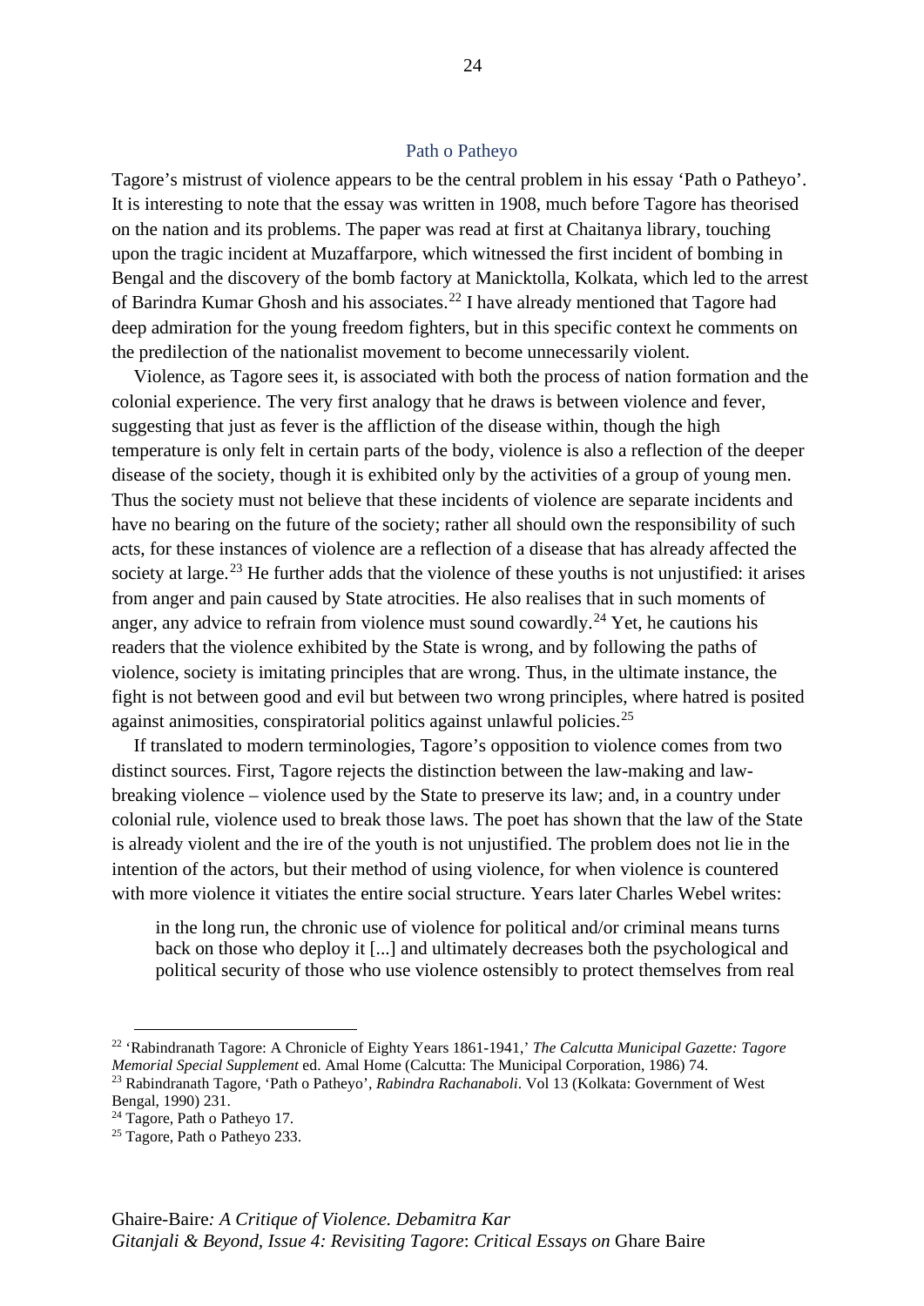## Path o Patheyo

Tagore's mistrust of violence appears to be the central problem in his essay 'Path o Patheyo'. It is interesting to note that the essay was written in 1908, much before Tagore has theorised on the nation and its problems. The paper was read at first at Chaitanya library, touching upon the tragic incident at Muzaffarpore, which witnessed the first incident of bombing in Bengal and the discovery of the bomb factory at Manicktolla, Kolkata, which led to the arrest of Barindra Kumar Ghosh and his associates.[22] I have already mentioned that Tagore had deep admiration for the young freedom fighters, but in this specific context he comments on the predilection of the nationalist movement to become unnecessarily violent.

Violence, as Tagore sees it, is associated with both the process of nation formation and the colonial experience. The very first analogy that he draws is between violence and fever, suggesting that just as fever is the affliction of the disease within, though the high temperature is only felt in certain parts of the body, violence is also a reflection of the deeper disease of the society, though it is exhibited only by the activities of a group of young men. Thus the society must not believe that these incidents of violence are separate incidents and have no bearing on the future of the society; rather all should own the responsibility of such acts, for these instances of violence are a reflection of a disease that has already affected the society at large.[23] He further adds that the violence of these youths is not unjustified: it arises from anger and pain caused by State atrocities. He also realises that in such moments of anger, any advice to refrain from violence must sound cowardly.[24] Yet, he cautions his readers that the violence exhibited by the State is wrong, and by following the paths of violence, society is imitating principles that are wrong. Thus, in the ultimate instance, the fight is not between good and evil but between two wrong principles, where hatred is posited against animosities, conspiratorial politics against unlawful policies.[25]

If translated to modern terminologies, Tagore's opposition to violence comes from two distinct sources. First, Tagore rejects the distinction between the law-making and law-breaking violence – violence used by the State to preserve its law; and, in a country under colonial rule, violence used to break those laws. The poet has shown that the law of the State is already violent and the ire of the youth is not unjustified. The problem does not lie in the intention of the actors, but their method of using violence, for when violence is countered with more violence it vitiates the entire social structure. Years later Charles Webel writes:

> in the long run, the chronic use of violence for political and/or criminal means turns back on those who deploy it [...] and ultimately decreases both the psychological and political security of those who use violence ostensibly to protect themselves from real

---

[22] 'Rabindranath Tagore: A Chronicle of Eighty Years 1861-1941,' *The Calcutta Municipal Gazette: Tagore Memorial Special Supplement* ed. Amal Home (Calcutta: The Municipal Corporation, 1986) 74.

[23] Rabindranath Tagore, 'Path o Patheyo', *Rabindra Rachanaboli*. Vol 13 (Kolkata: Government of West Bengal, 1990) 231.

[24] Tagore, Path o Patheyo 17.

[25] Tagore, Path o Patheyo 233.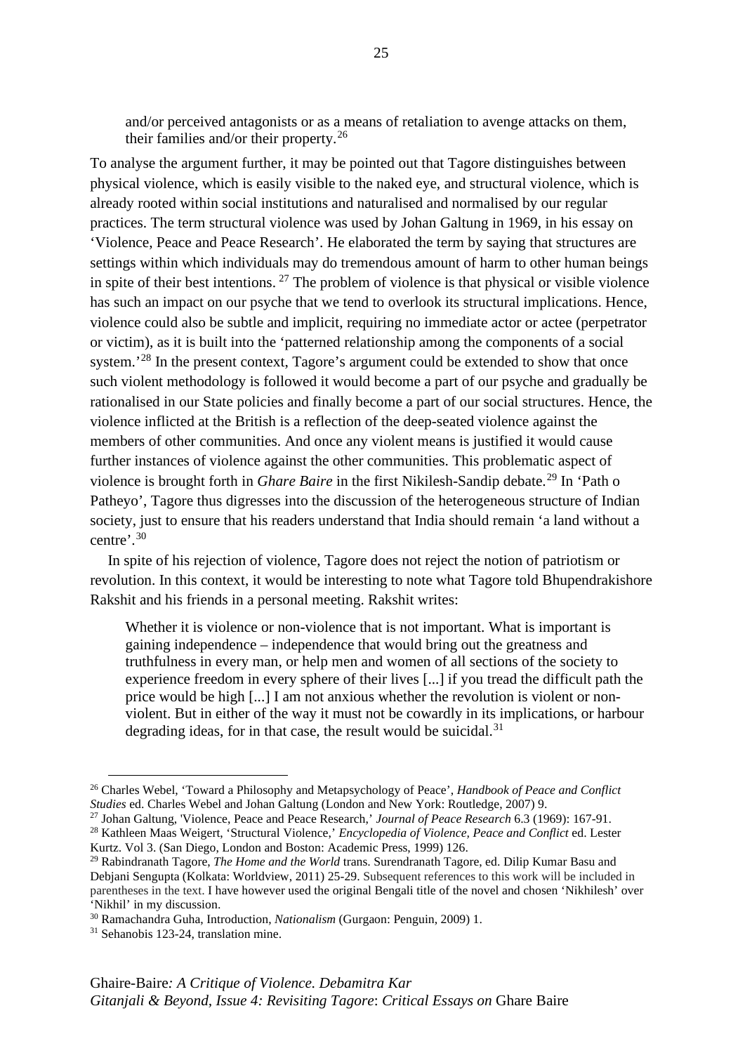> and/or perceived antagonists or as a means of retaliation to avenge attacks on them, their families and/or their property.[26]

To analyse the argument further, it may be pointed out that Tagore distinguishes between physical violence, which is easily visible to the naked eye, and structural violence, which is already rooted within social institutions and naturalised and normalised by our regular practices. The term structural violence was used by Johan Galtung in 1969, in his essay on 'Violence, Peace and Peace Research'. He elaborated the term by saying that structures are settings within which individuals may do tremendous amount of harm to other human beings in spite of their best intentions.[27] The problem of violence is that physical or visible violence has such an impact on our psyche that we tend to overlook its structural implications. Hence, violence could also be subtle and implicit, requiring no immediate actor or actee (perpetrator or victim), as it is built into the 'patterned relationship among the components of a social system.'[28] In the present context, Tagore's argument could be extended to show that once such violent methodology is followed it would become a part of our psyche and gradually be rationalised in our State policies and finally become a part of our social structures. Hence, the violence inflicted at the British is a reflection of the deep-seated violence against the members of other communities. And once any violent means is justified it would cause further instances of violence against the other communities. This problematic aspect of violence is brought forth in *Ghare Baire* in the first Nikilesh-Sandip debate.[29] In 'Path o Patheyo', Tagore thus digresses into the discussion of the heterogeneous structure of Indian society, just to ensure that his readers understand that India should remain 'a land without a centre'.[30]

In spite of his rejection of violence, Tagore does not reject the notion of patriotism or revolution. In this context, it would be interesting to note what Tagore told Bhupendrakishore Rakshit and his friends in a personal meeting. Rakshit writes:

> Whether it is violence or non-violence that is not important. What is important is gaining independence – independence that would bring out the greatness and truthfulness in every man, or help men and women of all sections of the society to experience freedom in every sphere of their lives [...] if you tread the difficult path the price would be high [...] I am not anxious whether the revolution is violent or non-violent. But in either of the way it must not be cowardly in its implications, or harbour degrading ideas, for in that case, the result would be suicidal.[31]

---

[26] Charles Webel, 'Toward a Philosophy and Metapsychology of Peace', *Handbook of Peace and Conflict Studies* ed. Charles Webel and Johan Galtung (London and New York: Routledge, 2007) 9.

[27] Johan Galtung, 'Violence, Peace and Peace Research,' *Journal of Peace Research* 6.3 (1969): 167-91.

[28] Kathleen Maas Weigert, 'Structural Violence,' *Encyclopedia of Violence, Peace and Conflict* ed. Lester Kurtz. Vol 3. (San Diego, London and Boston: Academic Press, 1999) 126.

[29] Rabindranath Tagore, *The Home and the World* trans. Surendranath Tagore, ed. Dilip Kumar Basu and Debjani Sengupta (Kolkata: Worldview, 2011) 25-29. Subsequent references to this work will be included in parentheses in the text. I have however used the original Bengali title of the novel and chosen 'Nikhilesh' over 'Nikhil' in my discussion.

[30] Ramachandra Guha, Introduction, *Nationalism* (Gurgaon: Penguin, 2009) 1.

[31] Sehanobis 123-24, translation mine.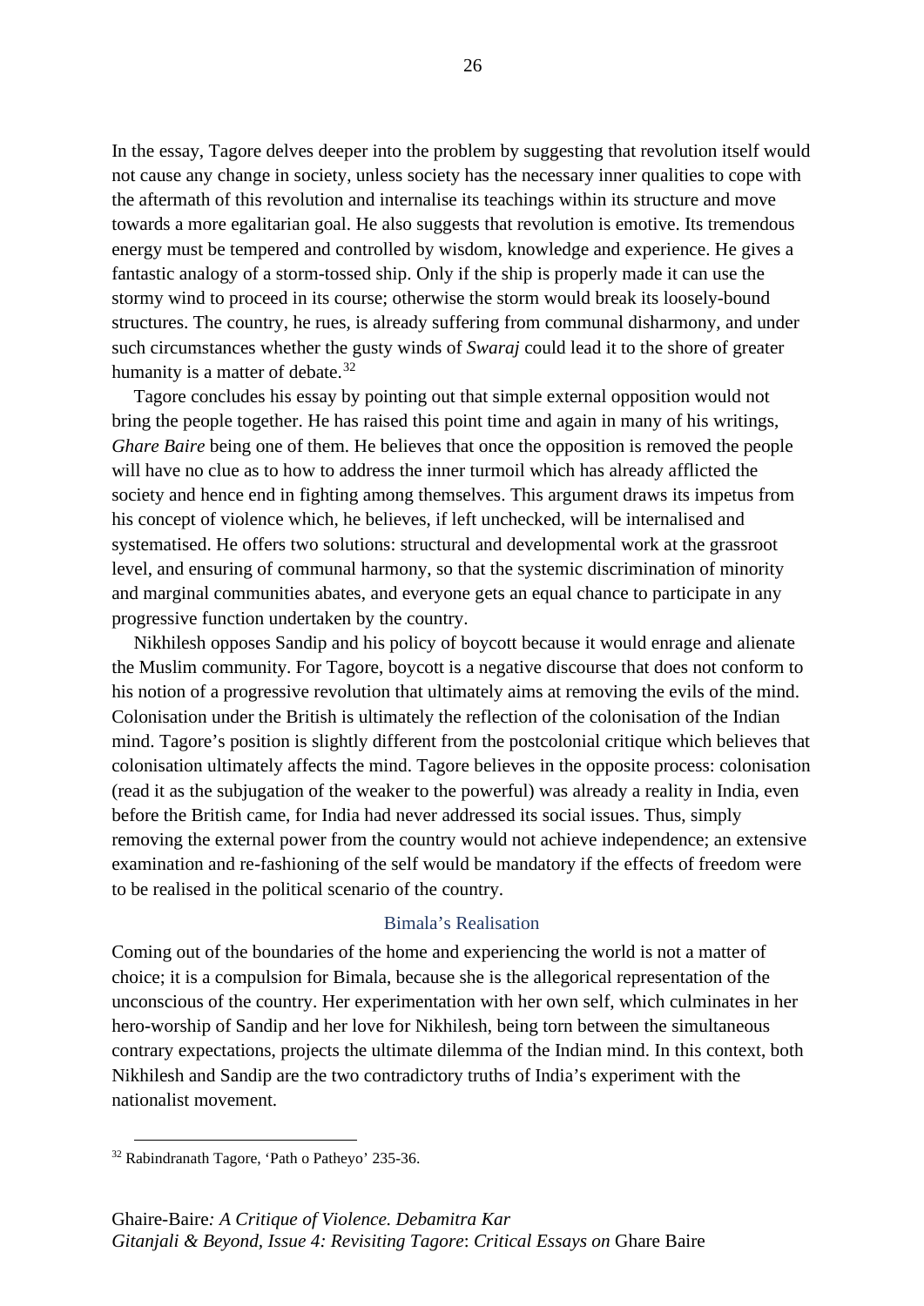In the essay, Tagore delves deeper into the problem by suggesting that revolution itself would not cause any change in society, unless society has the necessary inner qualities to cope with the aftermath of this revolution and internalise its teachings within its structure and move towards a more egalitarian goal. He also suggests that revolution is emotive. Its tremendous energy must be tempered and controlled by wisdom, knowledge and experience. He gives a fantastic analogy of a storm-tossed ship. Only if the ship is properly made it can use the stormy wind to proceed in its course; otherwise the storm would break its loosely-bound structures. The country, he rues, is already suffering from communal disharmony, and under such circumstances whether the gusty winds of *Swaraj* could lead it to the shore of greater humanity is a matter of debate.[32]

Tagore concludes his essay by pointing out that simple external opposition would not bring the people together. He has raised this point time and again in many of his writings, *Ghare Baire* being one of them. He believes that once the opposition is removed the people will have no clue as to how to address the inner turmoil which has already afflicted the society and hence end in fighting among themselves. This argument draws its impetus from his concept of violence which, he believes, if left unchecked, will be internalised and systematised. He offers two solutions: structural and developmental work at the grassroot level, and ensuring of communal harmony, so that the systemic discrimination of minority and marginal communities abates, and everyone gets an equal chance to participate in any progressive function undertaken by the country.

Nikhilesh opposes Sandip and his policy of boycott because it would enrage and alienate the Muslim community. For Tagore, boycott is a negative discourse that does not conform to his notion of a progressive revolution that ultimately aims at removing the evils of the mind. Colonisation under the British is ultimately the reflection of the colonisation of the Indian mind. Tagore's position is slightly different from the postcolonial critique which believes that colonisation ultimately affects the mind. Tagore believes in the opposite process: colonisation (read it as the subjugation of the weaker to the powerful) was already a reality in India, even before the British came, for India had never addressed its social issues. Thus, simply removing the external power from the country would not achieve independence; an extensive examination and re-fashioning of the self would be mandatory if the effects of freedom were to be realised in the political scenario of the country.

### Bimala's Realisation

Coming out of the boundaries of the home and experiencing the world is not a matter of choice; it is a compulsion for Bimala, because she is the allegorical representation of the unconscious of the country. Her experimentation with her own self, which culminates in her hero-worship of Sandip and her love for Nikhilesh, being torn between the simultaneous contrary expectations, projects the ultimate dilemma of the Indian mind. In this context, both Nikhilesh and Sandip are the two contradictory truths of India's experiment with the nationalist movement.

---

[32] Rabindranath Tagore, 'Path o Patheyo' 235-36.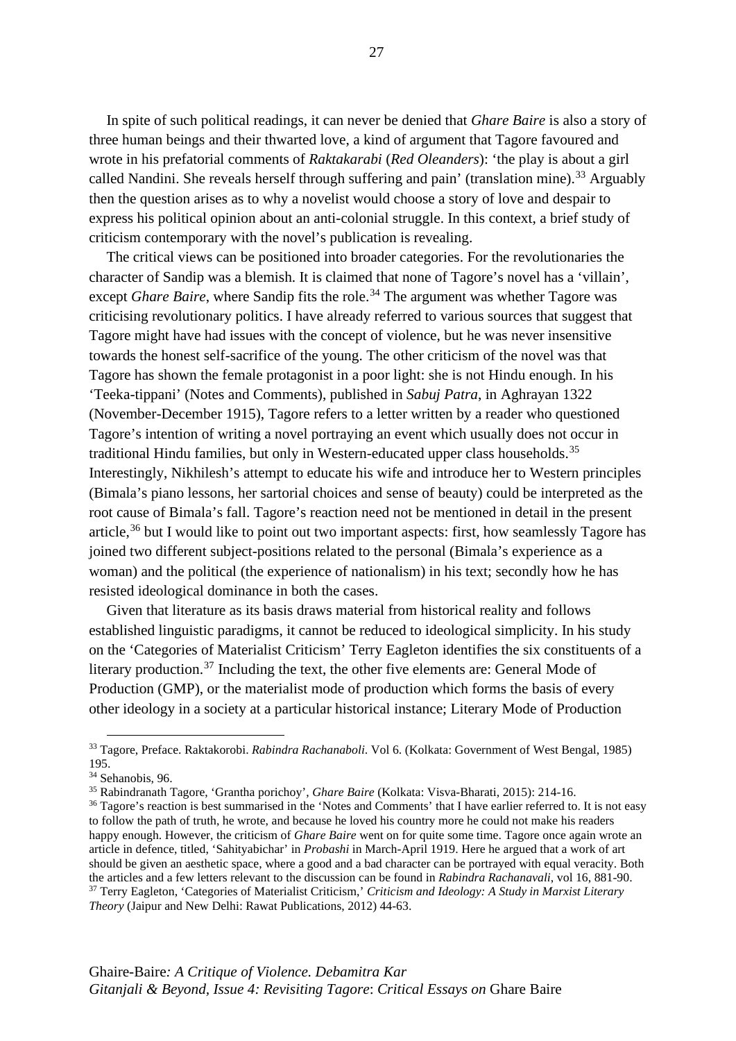In spite of such political readings, it can never be denied that *Ghare Baire* is also a story of three human beings and their thwarted love, a kind of argument that Tagore favoured and wrote in his prefatorial comments of *Raktakarabi* (*Red Oleanders*): 'the play is about a girl called Nandini. She reveals herself through suffering and pain' (translation mine).[33] Arguably then the question arises as to why a novelist would choose a story of love and despair to express his political opinion about an anti-colonial struggle. In this context, a brief study of criticism contemporary with the novel's publication is revealing.

The critical views can be positioned into broader categories. For the revolutionaries the character of Sandip was a blemish. It is claimed that none of Tagore's novel has a 'villain', except *Ghare Baire*, where Sandip fits the role.[34] The argument was whether Tagore was criticising revolutionary politics. I have already referred to various sources that suggest that Tagore might have had issues with the concept of violence, but he was never insensitive towards the honest self-sacrifice of the young. The other criticism of the novel was that Tagore has shown the female protagonist in a poor light: she is not Hindu enough. In his 'Teeka-tippani' (Notes and Comments), published in *Sabuj Patra*, in Aghrayan 1322 (November-December 1915), Tagore refers to a letter written by a reader who questioned Tagore's intention of writing a novel portraying an event which usually does not occur in traditional Hindu families, but only in Western-educated upper class households.[35] Interestingly, Nikhilesh's attempt to educate his wife and introduce her to Western principles (Bimala's piano lessons, her sartorial choices and sense of beauty) could be interpreted as the root cause of Bimala's fall. Tagore's reaction need not be mentioned in detail in the present article,[36] but I would like to point out two important aspects: first, how seamlessly Tagore has joined two different subject-positions related to the personal (Bimala's experience as a woman) and the political (the experience of nationalism) in his text; secondly how he has resisted ideological dominance in both the cases.

Given that literature as its basis draws material from historical reality and follows established linguistic paradigms, it cannot be reduced to ideological simplicity. In his study on the 'Categories of Materialist Criticism' Terry Eagleton identifies the six constituents of a literary production.[37] Including the text, the other five elements are: General Mode of Production (GMP), or the materialist mode of production which forms the basis of every other ideology in a society at a particular historical instance; Literary Mode of Production

---

[33] Tagore, Preface. Raktakorobi. *Rabindra Rachanaboli.* Vol 6. (Kolkata: Government of West Bengal, 1985) 195.

[34] Sehanobis, 96.

[35] Rabindranath Tagore, 'Grantha porichoy', *Ghare Baire* (Kolkata: Visva-Bharati, 2015): 214-16.

[36] Tagore's reaction is best summarised in the 'Notes and Comments' that I have earlier referred to. It is not easy to follow the path of truth, he wrote, and because he loved his country more he could not make his readers happy enough. However, the criticism of *Ghare Baire* went on for quite some time. Tagore once again wrote an article in defence, titled, 'Sahityabichar' in *Probashi* in March-April 1919. Here he argued that a work of art should be given an aesthetic space, where a good and a bad character can be portrayed with equal veracity. Both the articles and a few letters relevant to the discussion can be found in *Rabindra Rachanavali*, vol 16, 881-90.

[37] Terry Eagleton, 'Categories of Materialist Criticism,' *Criticism and Ideology: A Study in Marxist Literary Theory* (Jaipur and New Delhi: Rawat Publications, 2012) 44-63.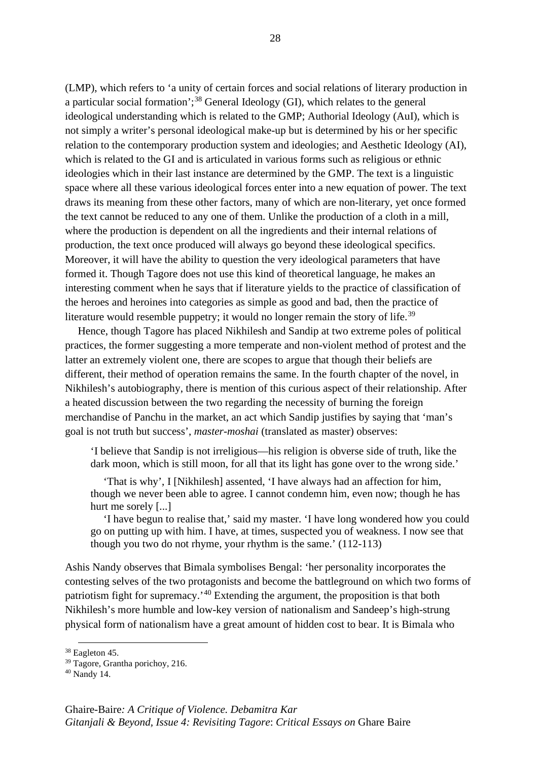(LMP), which refers to 'a unity of certain forces and social relations of literary production in a particular social formation';[38] General Ideology (GI), which relates to the general ideological understanding which is related to the GMP; Authorial Ideology (AuI), which is not simply a writer's personal ideological make-up but is determined by his or her specific relation to the contemporary production system and ideologies; and Aesthetic Ideology (AI), which is related to the GI and is articulated in various forms such as religious or ethnic ideologies which in their last instance are determined by the GMP. The text is a linguistic space where all these various ideological forces enter into a new equation of power. The text draws its meaning from these other factors, many of which are non-literary, yet once formed the text cannot be reduced to any one of them. Unlike the production of a cloth in a mill, where the production is dependent on all the ingredients and their internal relations of production, the text once produced will always go beyond these ideological specifics. Moreover, it will have the ability to question the very ideological parameters that have formed it. Though Tagore does not use this kind of theoretical language, he makes an interesting comment when he says that if literature yields to the practice of classification of the heroes and heroines into categories as simple as good and bad, then the practice of literature would resemble puppetry; it would no longer remain the story of life.[39]

Hence, though Tagore has placed Nikhilesh and Sandip at two extreme poles of political practices, the former suggesting a more temperate and non-violent method of protest and the latter an extremely violent one, there are scopes to argue that though their beliefs are different, their method of operation remains the same. In the fourth chapter of the novel, in Nikhilesh's autobiography, there is mention of this curious aspect of their relationship. After a heated discussion between the two regarding the necessity of burning the foreign merchandise of Panchu in the market, an act which Sandip justifies by saying that 'man's goal is not truth but success', *master-moshai* (translated as master) observes:

> 'I believe that Sandip is not irreligious—his religion is obverse side of truth, like the dark moon, which is still moon, for all that its light has gone over to the wrong side.'
>
> 'That is why', I [Nikhilesh] assented, 'I have always had an affection for him, though we never been able to agree. I cannot condemn him, even now; though he has hurt me sorely [...]
>
> 'I have begun to realise that,' said my master. 'I have long wondered how you could go on putting up with him. I have, at times, suspected you of weakness. I now see that though you two do not rhyme, your rhythm is the same.' (112-113)

Ashis Nandy observes that Bimala symbolises Bengal: 'her personality incorporates the contesting selves of the two protagonists and become the battleground on which two forms of patriotism fight for supremacy.'[40] Extending the argument, the proposition is that both Nikhilesh's more humble and low-key version of nationalism and Sandeep's high-strung physical form of nationalism have a great amount of hidden cost to bear. It is Bimala who

---

[38] Eagleton 45.

[39] Tagore, Grantha porichoy, 216.

[40] Nandy 14.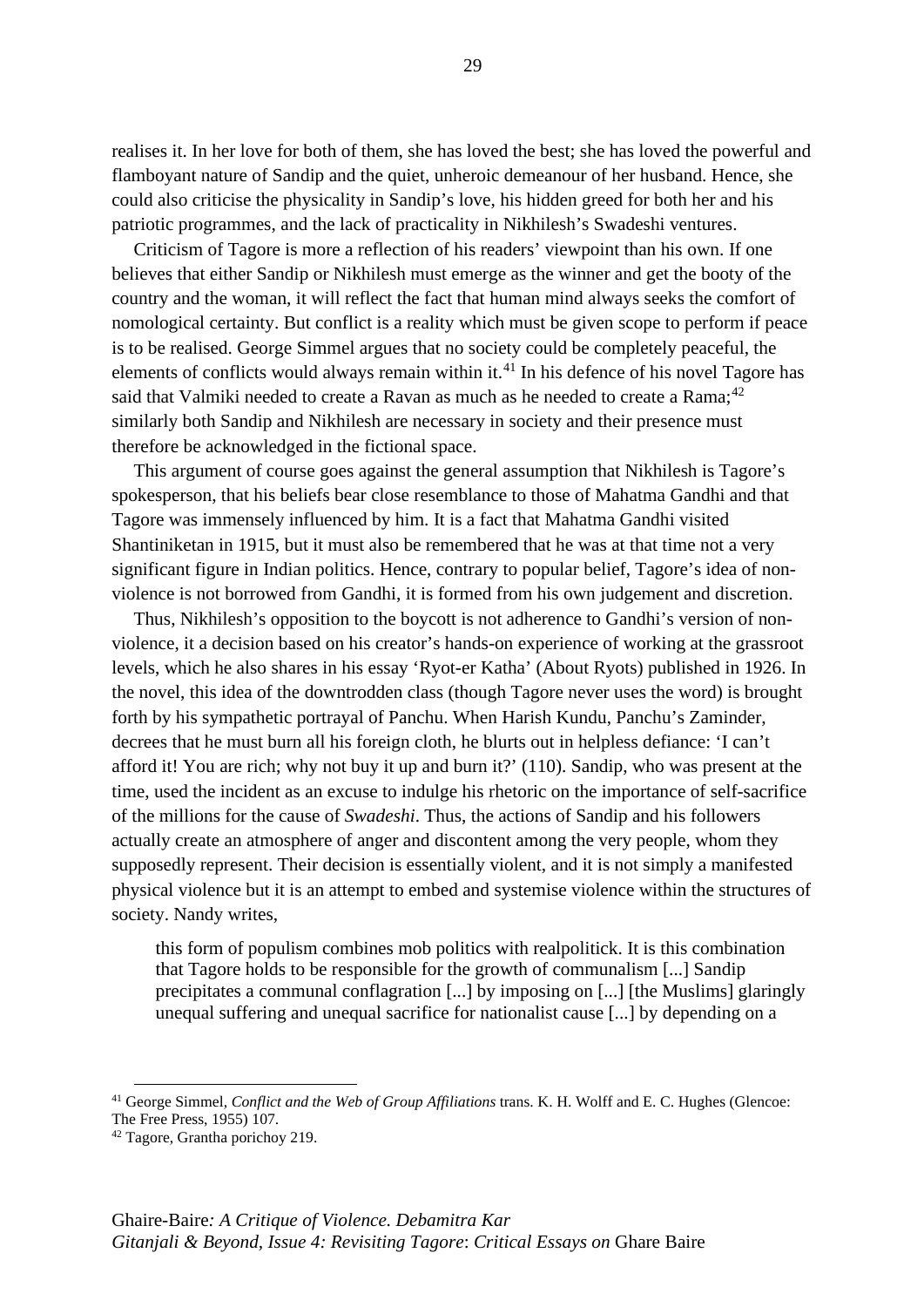realises it. In her love for both of them, she has loved the best; she has loved the powerful and flamboyant nature of Sandip and the quiet, unheroic demeanour of her husband. Hence, she could also criticise the physicality in Sandip's love, his hidden greed for both her and his patriotic programmes, and the lack of practicality in Nikhilesh's Swadeshi ventures.

Criticism of Tagore is more a reflection of his readers' viewpoint than his own. If one believes that either Sandip or Nikhilesh must emerge as the winner and get the booty of the country and the woman, it will reflect the fact that human mind always seeks the comfort of nomological certainty. But conflict is a reality which must be given scope to perform if peace is to be realised. George Simmel argues that no society could be completely peaceful, the elements of conflicts would always remain within it.[41] In his defence of his novel Tagore has said that Valmiki needed to create a Ravan as much as he needed to create a Rama;[42] similarly both Sandip and Nikhilesh are necessary in society and their presence must therefore be acknowledged in the fictional space.

This argument of course goes against the general assumption that Nikhilesh is Tagore's spokesperson, that his beliefs bear close resemblance to those of Mahatma Gandhi and that Tagore was immensely influenced by him. It is a fact that Mahatma Gandhi visited Shantiniketan in 1915, but it must also be remembered that he was at that time not a very significant figure in Indian politics. Hence, contrary to popular belief, Tagore's idea of non-violence is not borrowed from Gandhi, it is formed from his own judgement and discretion.

Thus, Nikhilesh's opposition to the boycott is not adherence to Gandhi's version of non-violence, it a decision based on his creator's hands-on experience of working at the grassroot levels, which he also shares in his essay 'Ryot-er Katha' (About Ryots) published in 1926. In the novel, this idea of the downtrodden class (though Tagore never uses the word) is brought forth by his sympathetic portrayal of Panchu. When Harish Kundu, Panchu's Zaminder, decrees that he must burn all his foreign cloth, he blurts out in helpless defiance: 'I can't afford it! You are rich; why not buy it up and burn it?' (110). Sandip, who was present at the time, used the incident as an excuse to indulge his rhetoric on the importance of self-sacrifice of the millions for the cause of *Swadeshi*. Thus, the actions of Sandip and his followers actually create an atmosphere of anger and discontent among the very people, whom they supposedly represent. Their decision is essentially violent, and it is not simply a manifested physical violence but it is an attempt to embed and systemise violence within the structures of society. Nandy writes,

> this form of populism combines mob politics with realpolitick. It is this combination that Tagore holds to be responsible for the growth of communalism [...] Sandip precipitates a communal conflagration [...] by imposing on [...] [the Muslims] glaringly unequal suffering and unequal sacrifice for nationalist cause [...] by depending on a

---

[41] George Simmel, *Conflict and the Web of Group Affiliations* trans. K. H. Wolff and E. C. Hughes (Glencoe: The Free Press, 1955) 107.

[42] Tagore, Grantha porichoy 219.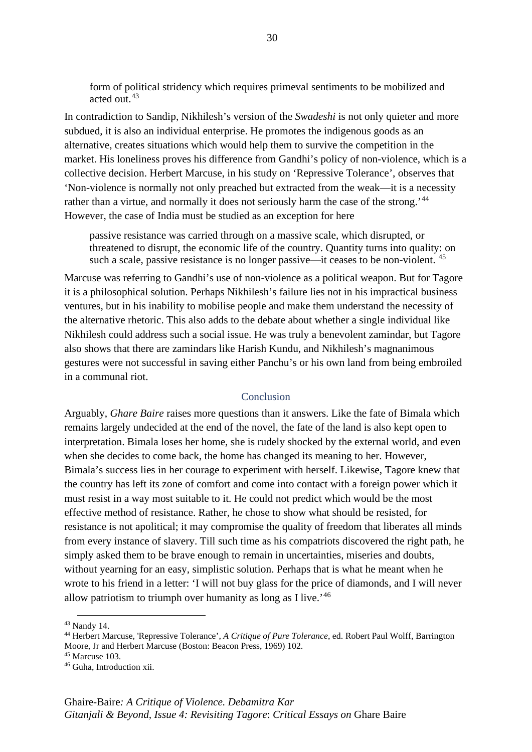> form of political stridency which requires primeval sentiments to be mobilized and acted out.[43]

In contradiction to Sandip, Nikhilesh's version of the *Swadeshi* is not only quieter and more subdued, it is also an individual enterprise. He promotes the indigenous goods as an alternative, creates situations which would help them to survive the competition in the market. His loneliness proves his difference from Gandhi's policy of non-violence, which is a collective decision. Herbert Marcuse, in his study on 'Repressive Tolerance', observes that 'Non-violence is normally not only preached but extracted from the weak—it is a necessity rather than a virtue, and normally it does not seriously harm the case of the strong.'[44] However, the case of India must be studied as an exception for here

> passive resistance was carried through on a massive scale, which disrupted, or threatened to disrupt, the economic life of the country. Quantity turns into quality: on such a scale, passive resistance is no longer passive—it ceases to be non-violent. [45]

Marcuse was referring to Gandhi's use of non-violence as a political weapon. But for Tagore it is a philosophical solution. Perhaps Nikhilesh's failure lies not in his impractical business ventures, but in his inability to mobilise people and make them understand the necessity of the alternative rhetoric. This also adds to the debate about whether a single individual like Nikhilesh could address such a social issue. He was truly a benevolent zamindar, but Tagore also shows that there are zamindars like Harish Kundu, and Nikhilesh's magnanimous gestures were not successful in saving either Panchu's or his own land from being embroiled in a communal riot.

## Conclusion

Arguably, *Ghare Baire* raises more questions than it answers. Like the fate of Bimala which remains largely undecided at the end of the novel, the fate of the land is also kept open to interpretation. Bimala loses her home, she is rudely shocked by the external world, and even when she decides to come back, the home has changed its meaning to her. However, Bimala's success lies in her courage to experiment with herself. Likewise, Tagore knew that the country has left its zone of comfort and come into contact with a foreign power which it must resist in a way most suitable to it. He could not predict which would be the most effective method of resistance. Rather, he chose to show what should be resisted, for resistance is not apolitical; it may compromise the quality of freedom that liberates all minds from every instance of slavery. Till such time as his compatriots discovered the right path, he simply asked them to be brave enough to remain in uncertainties, miseries and doubts, without yearning for an easy, simplistic solution. Perhaps that is what he meant when he wrote to his friend in a letter: 'I will not buy glass for the price of diamonds, and I will never allow patriotism to triumph over humanity as long as I live.'[46]

---

[43] Nandy 14.

[44] Herbert Marcuse, 'Repressive Tolerance', *A Critique of Pure Tolerance*, ed. Robert Paul Wolff, Barrington Moore, Jr and Herbert Marcuse (Boston: Beacon Press, 1969) 102.

[45] Marcuse 103.

[46] Guha, Introduction xii.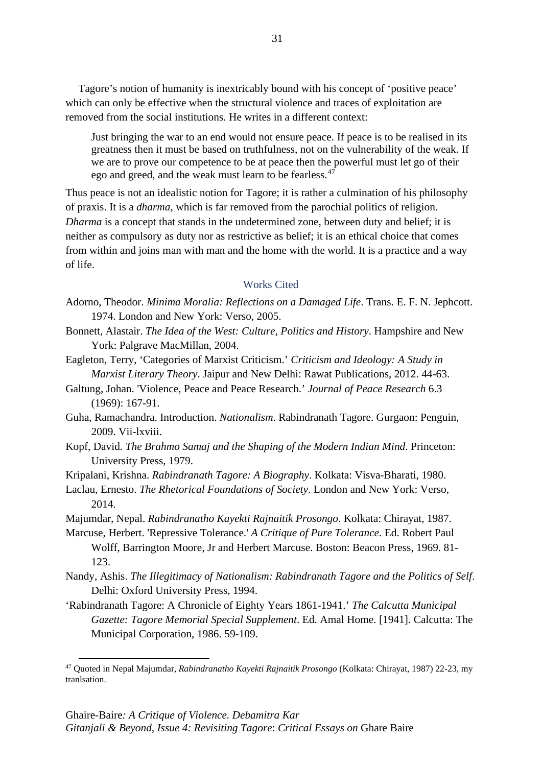Tagore's notion of humanity is inextricably bound with his concept of 'positive peace' which can only be effective when the structural violence and traces of exploitation are removed from the social institutions. He writes in a different context:

> Just bringing the war to an end would not ensure peace. If peace is to be realised in its greatness then it must be based on truthfulness, not on the vulnerability of the weak. If we are to prove our competence to be at peace then the powerful must let go of their ego and greed, and the weak must learn to be fearless.[47]

Thus peace is not an idealistic notion for Tagore; it is rather a culmination of his philosophy of praxis. It is a *dharma*, which is far removed from the parochial politics of religion. *Dharma* is a concept that stands in the undetermined zone, between duty and belief; it is neither as compulsory as duty nor as restrictive as belief; it is an ethical choice that comes from within and joins man with man and the home with the world. It is a practice and a way of life.

## Works Cited

Adorno, Theodor. *Minima Moralia: Reflections on a Damaged Life*. Trans. E. F. N. Jephcott. 1974. London and New York: Verso, 2005.

Bonnett, Alastair. *The Idea of the West: Culture, Politics and History*. Hampshire and New York: Palgrave MacMillan, 2004.

Eagleton, Terry, 'Categories of Marxist Criticism.' *Criticism and Ideology: A Study in Marxist Literary Theory*. Jaipur and New Delhi: Rawat Publications, 2012. 44-63.

Galtung, Johan. 'Violence, Peace and Peace Research.' *Journal of Peace Research* 6.3 (1969): 167-91.

Guha, Ramachandra. Introduction. *Nationalism*. Rabindranath Tagore. Gurgaon: Penguin, 2009. Vii-lxviii.

Kopf, David. *The Brahmo Samaj and the Shaping of the Modern Indian Mind*. Princeton: University Press, 1979.

Kripalani, Krishna. *Rabindranath Tagore: A Biography*. Kolkata: Visva-Bharati, 1980.

Laclau, Ernesto. *The Rhetorical Foundations of Society*. London and New York: Verso, 2014.

Majumdar, Nepal. *Rabindranatho Kayekti Rajnaitik Prosongo*. Kolkata: Chirayat, 1987.

Marcuse, Herbert. 'Repressive Tolerance.' *A Critique of Pure Tolerance*. Ed. Robert Paul Wolff, Barrington Moore, Jr and Herbert Marcuse. Boston: Beacon Press, 1969. 81-123.

Nandy, Ashis. *The Illegitimacy of Nationalism: Rabindranath Tagore and the Politics of Self*. Delhi: Oxford University Press, 1994.

'Rabindranath Tagore: A Chronicle of Eighty Years 1861-1941.' *The Calcutta Municipal Gazette: Tagore Memorial Special Supplement*. Ed. Amal Home. [1941]. Calcutta: The Municipal Corporation, 1986. 59-109.

---

[47] Quoted in Nepal Majumdar, *Rabindranatho Kayekti Rajnaitik Prosongo* (Kolkata: Chirayat, 1987) 22-23, my tranlsation.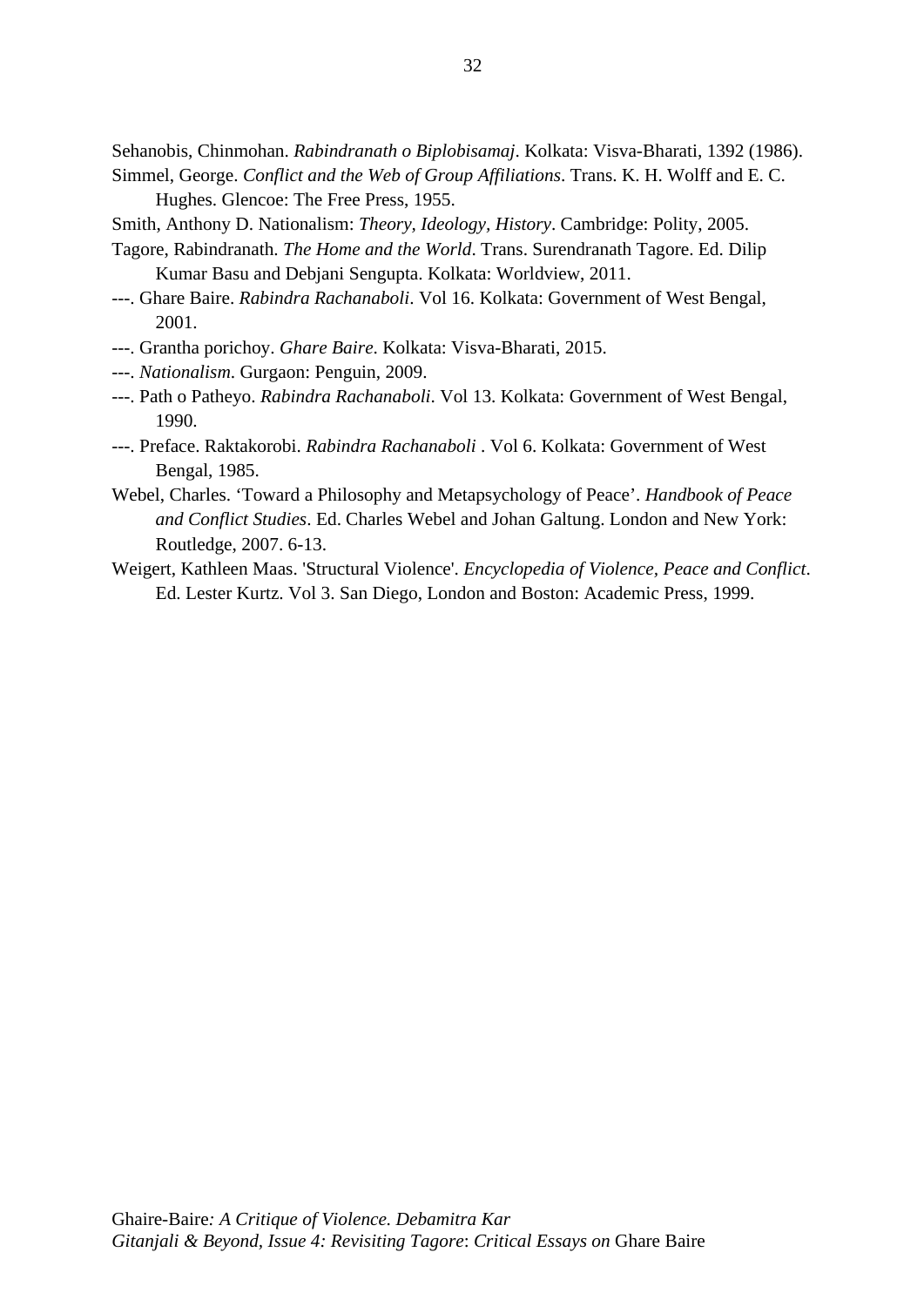Sehanobis, Chinmohan. *Rabindranath o Biplobisamaj*. Kolkata: Visva-Bharati, 1392 (1986).

Simmel, George. *Conflict and the Web of Group Affiliations*. Trans. K. H. Wolff and E. C. Hughes. Glencoe: The Free Press, 1955.

Smith, Anthony D. Nationalism: *Theory, Ideology, History*. Cambridge: Polity, 2005.

Tagore, Rabindranath. *The Home and the World*. Trans. Surendranath Tagore. Ed. Dilip Kumar Basu and Debjani Sengupta. Kolkata: Worldview, 2011.

---. Ghare Baire. *Rabindra Rachanaboli*. Vol 16. Kolkata: Government of West Bengal, 2001.

---. Grantha porichoy. *Ghare Baire*. Kolkata: Visva-Bharati, 2015.

---. *Nationalism*. Gurgaon: Penguin, 2009.

---. Path o Patheyo. *Rabindra Rachanaboli*. Vol 13. Kolkata: Government of West Bengal, 1990.

---. Preface. Raktakorobi. *Rabindra Rachanaboli* . Vol 6. Kolkata: Government of West Bengal, 1985.

Webel, Charles. 'Toward a Philosophy and Metapsychology of Peace'. *Handbook of Peace and Conflict Studies*. Ed. Charles Webel and Johan Galtung. London and New York: Routledge, 2007. 6-13.

Weigert, Kathleen Maas. 'Structural Violence'. *Encyclopedia of Violence, Peace and Conflict*. Ed. Lester Kurtz. Vol 3. San Diego, London and Boston: Academic Press, 1999.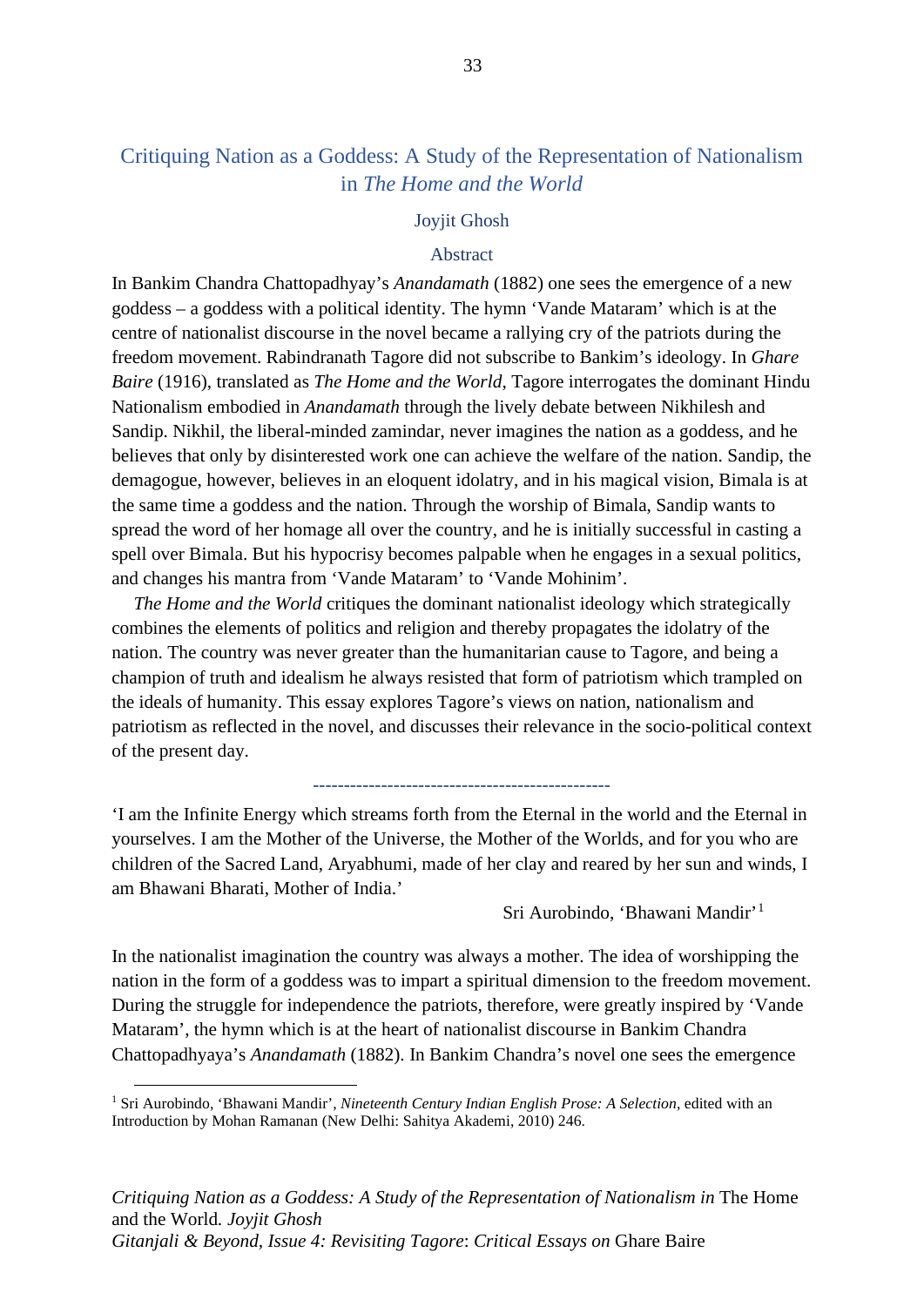# Critiquing Nation as a Goddess: A Study of the Representation of Nationalism in *The Home and the World*

Joyjit Ghosh

## Abstract

In Bankim Chandra Chattopadhyay's *Anandamath* (1882) one sees the emergence of a new goddess – a goddess with a political identity. The hymn 'Vande Mataram' which is at the centre of nationalist discourse in the novel became a rallying cry of the patriots during the freedom movement. Rabindranath Tagore did not subscribe to Bankim's ideology. In *Ghare Baire* (1916), translated as *The Home and the World*, Tagore interrogates the dominant Hindu Nationalism embodied in *Anandamath* through the lively debate between Nikhilesh and Sandip. Nikhil, the liberal-minded zamindar, never imagines the nation as a goddess, and he believes that only by disinterested work one can achieve the welfare of the nation. Sandip, the demagogue, however, believes in an eloquent idolatry, and in his magical vision, Bimala is at the same time a goddess and the nation. Through the worship of Bimala, Sandip wants to spread the word of her homage all over the country, and he is initially successful in casting a spell over Bimala. But his hypocrisy becomes palpable when he engages in a sexual politics, and changes his mantra from 'Vande Mataram' to 'Vande Mohinim'.

*The Home and the World* critiques the dominant nationalist ideology which strategically combines the elements of politics and religion and thereby propagates the idolatry of the nation. The country was never greater than the humanitarian cause to Tagore, and being a champion of truth and idealism he always resisted that form of patriotism which trampled on the ideals of humanity. This essay explores Tagore's views on nation, nationalism and patriotism as reflected in the novel, and discusses their relevance in the socio-political context of the present day.

---

'I am the Infinite Energy which streams forth from the Eternal in the world and the Eternal in yourselves. I am the Mother of the Universe, the Mother of the Worlds, and for you who are children of the Sacred Land, Aryabhumi, made of her clay and reared by her sun and winds, I am Bhawani Bharati, Mother of India.'

Sri Aurobindo, 'Bhawani Mandir'[1]

In the nationalist imagination the country was always a mother. The idea of worshipping the nation in the form of a goddess was to impart a spiritual dimension to the freedom movement. During the struggle for independence the patriots, therefore, were greatly inspired by 'Vande Mataram', the hymn which is at the heart of nationalist discourse in Bankim Chandra Chattopadhyaya's *Anandamath* (1882). In Bankim Chandra's novel one sees the emergence

[1] Sri Aurobindo, 'Bhawani Mandir', *Nineteenth Century Indian English Prose: A Selection*, edited with an Introduction by Mohan Ramanan (New Delhi: Sahitya Akademi, 2010) 246.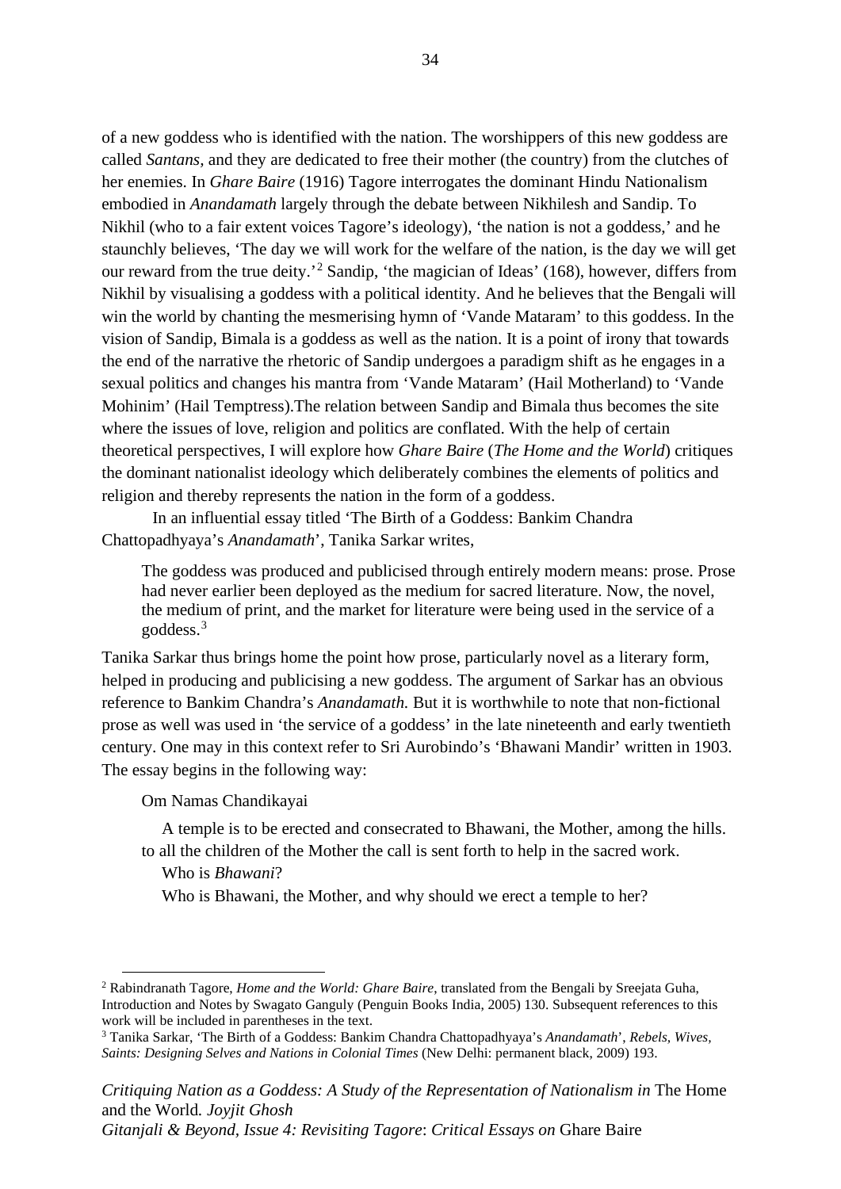of a new goddess who is identified with the nation. The worshippers of this new goddess are called *Santans*, and they are dedicated to free their mother (the country) from the clutches of her enemies. In *Ghare Baire* (1916) Tagore interrogates the dominant Hindu Nationalism embodied in *Anandamath* largely through the debate between Nikhilesh and Sandip. To Nikhil (who to a fair extent voices Tagore's ideology), 'the nation is not a goddess,' and he staunchly believes, 'The day we will work for the welfare of the nation, is the day we will get our reward from the true deity.'[2] Sandip, 'the magician of Ideas' (168), however, differs from Nikhil by visualising a goddess with a political identity. And he believes that the Bengali will win the world by chanting the mesmerising hymn of 'Vande Mataram' to this goddess. In the vision of Sandip, Bimala is a goddess as well as the nation. It is a point of irony that towards the end of the narrative the rhetoric of Sandip undergoes a paradigm shift as he engages in a sexual politics and changes his mantra from 'Vande Mataram' (Hail Motherland) to 'Vande Mohinim' (Hail Temptress).The relation between Sandip and Bimala thus becomes the site where the issues of love, religion and politics are conflated. With the help of certain theoretical perspectives, I will explore how *Ghare Baire* (*The Home and the World*) critiques the dominant nationalist ideology which deliberately combines the elements of politics and religion and thereby represents the nation in the form of a goddess.

In an influential essay titled 'The Birth of a Goddess: Bankim Chandra Chattopadhyaya's *Anandamath*', Tanika Sarkar writes,

> The goddess was produced and publicised through entirely modern means: prose. Prose had never earlier been deployed as the medium for sacred literature. Now, the novel, the medium of print, and the market for literature were being used in the service of a goddess.[3]

Tanika Sarkar thus brings home the point how prose, particularly novel as a literary form, helped in producing and publicising a new goddess. The argument of Sarkar has an obvious reference to Bankim Chandra's *Anandamath.* But it is worthwhile to note that non-fictional prose as well was used in 'the service of a goddess' in the late nineteenth and early twentieth century. One may in this context refer to Sri Aurobindo's 'Bhawani Mandir' written in 1903. The essay begins in the following way:

> Om Namas Chandikayai
>
> A temple is to be erected and consecrated to Bhawani, the Mother, among the hills. to all the children of the Mother the call is sent forth to help in the sacred work.
>
> Who is *Bhawani*?
>
> Who is Bhawani, the Mother, and why should we erect a temple to her?

---

[2] Rabindranath Tagore, *Home and the World: Ghare Baire*, translated from the Bengali by Sreejata Guha, Introduction and Notes by Swagato Ganguly (Penguin Books India, 2005) 130. Subsequent references to this work will be included in parentheses in the text.

[3] Tanika Sarkar, 'The Birth of a Goddess: Bankim Chandra Chattopadhyaya's *Anandamath*', *Rebels, Wives, Saints: Designing Selves and Nations in Colonial Times* (New Delhi: permanent black, 2009) 193.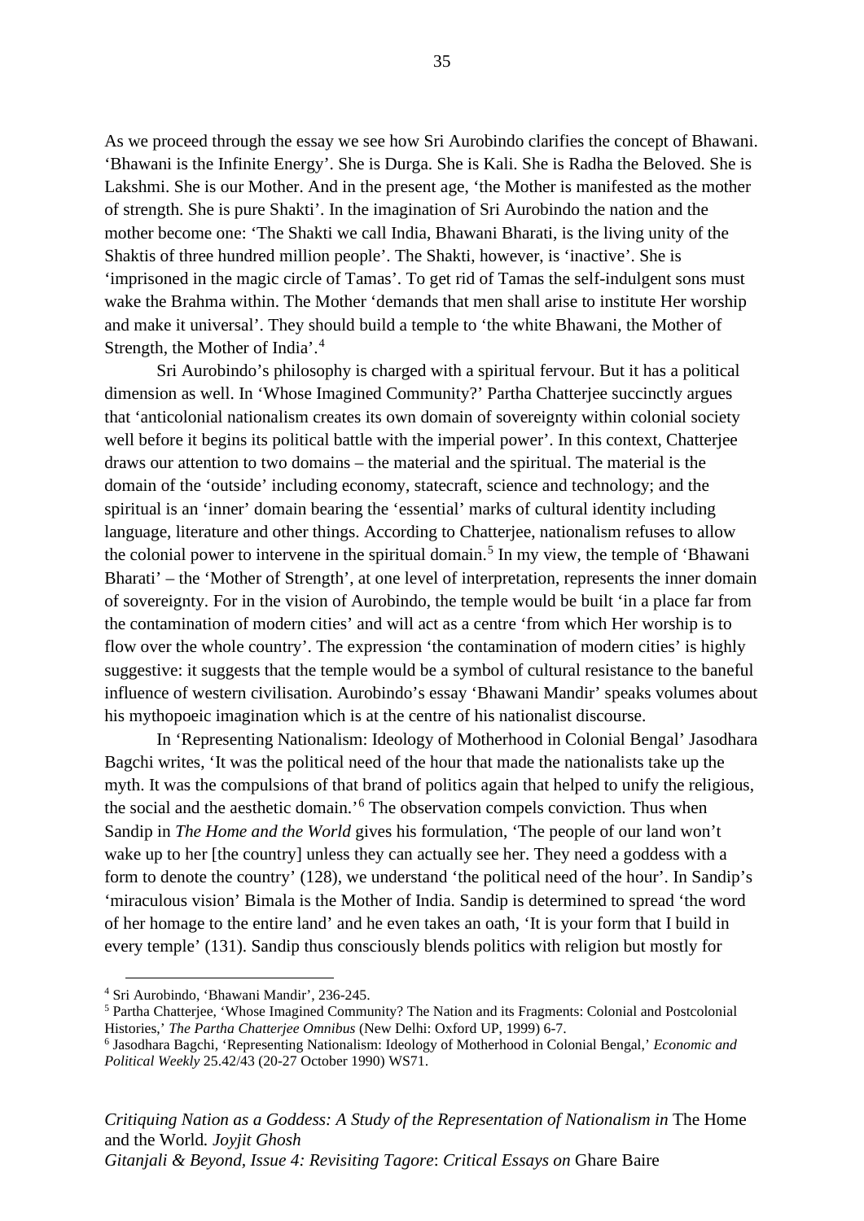As we proceed through the essay we see how Sri Aurobindo clarifies the concept of Bhawani. 'Bhawani is the Infinite Energy'. She is Durga. She is Kali. She is Radha the Beloved. She is Lakshmi. She is our Mother. And in the present age, 'the Mother is manifested as the mother of strength. She is pure Shakti'. In the imagination of Sri Aurobindo the nation and the mother become one: 'The Shakti we call India, Bhawani Bharati, is the living unity of the Shaktis of three hundred million people'. The Shakti, however, is 'inactive'. She is 'imprisoned in the magic circle of Tamas'. To get rid of Tamas the self-indulgent sons must wake the Brahma within. The Mother 'demands that men shall arise to institute Her worship and make it universal'. They should build a temple to 'the white Bhawani, the Mother of Strength, the Mother of India'.[4]

Sri Aurobindo's philosophy is charged with a spiritual fervour. But it has a political dimension as well. In 'Whose Imagined Community?' Partha Chatterjee succinctly argues that 'anticolonial nationalism creates its own domain of sovereignty within colonial society well before it begins its political battle with the imperial power'. In this context, Chatterjee draws our attention to two domains – the material and the spiritual. The material is the domain of the 'outside' including economy, statecraft, science and technology; and the spiritual is an 'inner' domain bearing the 'essential' marks of cultural identity including language, literature and other things. According to Chatterjee, nationalism refuses to allow the colonial power to intervene in the spiritual domain.[5] In my view, the temple of 'Bhawani Bharati' – the 'Mother of Strength', at one level of interpretation, represents the inner domain of sovereignty. For in the vision of Aurobindo, the temple would be built 'in a place far from the contamination of modern cities' and will act as a centre 'from which Her worship is to flow over the whole country'. The expression 'the contamination of modern cities' is highly suggestive: it suggests that the temple would be a symbol of cultural resistance to the baneful influence of western civilisation. Aurobindo's essay 'Bhawani Mandir' speaks volumes about his mythopoeic imagination which is at the centre of his nationalist discourse.

In 'Representing Nationalism: Ideology of Motherhood in Colonial Bengal' Jasodhara Bagchi writes, 'It was the political need of the hour that made the nationalists take up the myth. It was the compulsions of that brand of politics again that helped to unify the religious, the social and the aesthetic domain.'[6] The observation compels conviction. Thus when Sandip in *The Home and the World* gives his formulation, 'The people of our land won't wake up to her [the country] unless they can actually see her. They need a goddess with a form to denote the country' (128), we understand 'the political need of the hour'. In Sandip's 'miraculous vision' Bimala is the Mother of India. Sandip is determined to spread 'the word of her homage to the entire land' and he even takes an oath, 'It is your form that I build in every temple' (131). Sandip thus consciously blends politics with religion but mostly for

---

[4] Sri Aurobindo, 'Bhawani Mandir', 236-245.

[5] Partha Chatterjee, 'Whose Imagined Community? The Nation and its Fragments: Colonial and Postcolonial Histories,' *The Partha Chatterjee Omnibus* (New Delhi: Oxford UP, 1999) 6-7.

[6] Jasodhara Bagchi, 'Representing Nationalism: Ideology of Motherhood in Colonial Bengal,' *Economic and Political Weekly* 25.42/43 (20-27 October 1990) WS71.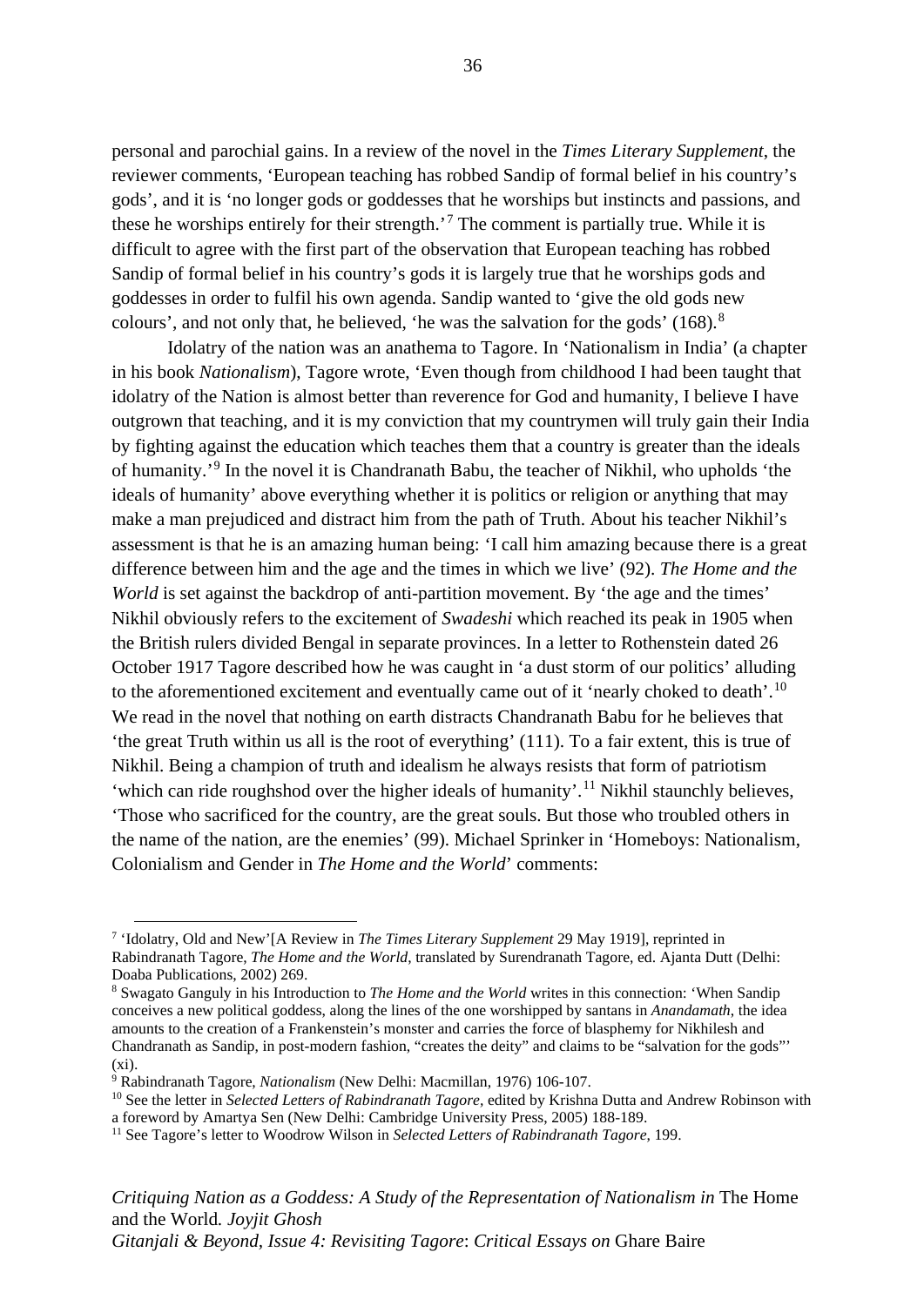personal and parochial gains. In a review of the novel in the *Times Literary Supplement*, the reviewer comments, 'European teaching has robbed Sandip of formal belief in his country's gods', and it is 'no longer gods or goddesses that he worships but instincts and passions, and these he worships entirely for their strength.'[7] The comment is partially true. While it is difficult to agree with the first part of the observation that European teaching has robbed Sandip of formal belief in his country's gods it is largely true that he worships gods and goddesses in order to fulfil his own agenda. Sandip wanted to 'give the old gods new colours', and not only that, he believed, 'he was the salvation for the gods' (168).[8]

Idolatry of the nation was an anathema to Tagore. In 'Nationalism in India' (a chapter in his book *Nationalism*), Tagore wrote, 'Even though from childhood I had been taught that idolatry of the Nation is almost better than reverence for God and humanity, I believe I have outgrown that teaching, and it is my conviction that my countrymen will truly gain their India by fighting against the education which teaches them that a country is greater than the ideals of humanity.'[9] In the novel it is Chandranath Babu, the teacher of Nikhil, who upholds 'the ideals of humanity' above everything whether it is politics or religion or anything that may make a man prejudiced and distract him from the path of Truth. About his teacher Nikhil's assessment is that he is an amazing human being: 'I call him amazing because there is a great difference between him and the age and the times in which we live' (92). *The Home and the World* is set against the backdrop of anti-partition movement. By 'the age and the times' Nikhil obviously refers to the excitement of *Swadeshi* which reached its peak in 1905 when the British rulers divided Bengal in separate provinces. In a letter to Rothenstein dated 26 October 1917 Tagore described how he was caught in 'a dust storm of our politics' alluding to the aforementioned excitement and eventually came out of it 'nearly choked to death'.[10] We read in the novel that nothing on earth distracts Chandranath Babu for he believes that 'the great Truth within us all is the root of everything' (111). To a fair extent, this is true of Nikhil. Being a champion of truth and idealism he always resists that form of patriotism 'which can ride roughshod over the higher ideals of humanity'.[11] Nikhil staunchly believes, 'Those who sacrificed for the country, are the great souls. But those who troubled others in the name of the nation, are the enemies' (99). Michael Sprinker in 'Homeboys: Nationalism, Colonialism and Gender in *The Home and the World*' comments:

---

[7] 'Idolatry, Old and New'[A Review in *The Times Literary Supplement* 29 May 1919], reprinted in Rabindranath Tagore, *The Home and the World*, translated by Surendranath Tagore, ed. Ajanta Dutt (Delhi: Doaba Publications, 2002) 269.

[8] Swagato Ganguly in his Introduction to *The Home and the World* writes in this connection: 'When Sandip conceives a new political goddess, along the lines of the one worshipped by santans in *Anandamath*, the idea amounts to the creation of a Frankenstein's monster and carries the force of blasphemy for Nikhilesh and Chandranath as Sandip, in post-modern fashion, "creates the deity" and claims to be "salvation for the gods"' (xi).

[9] Rabindranath Tagore, *Nationalism* (New Delhi: Macmillan, 1976) 106-107.

[10] See the letter in *Selected Letters of Rabindranath Tagore*, edited by Krishna Dutta and Andrew Robinson with a foreword by Amartya Sen (New Delhi: Cambridge University Press, 2005) 188-189.

[11] See Tagore's letter to Woodrow Wilson in *Selected Letters of Rabindranath Tagore*, 199.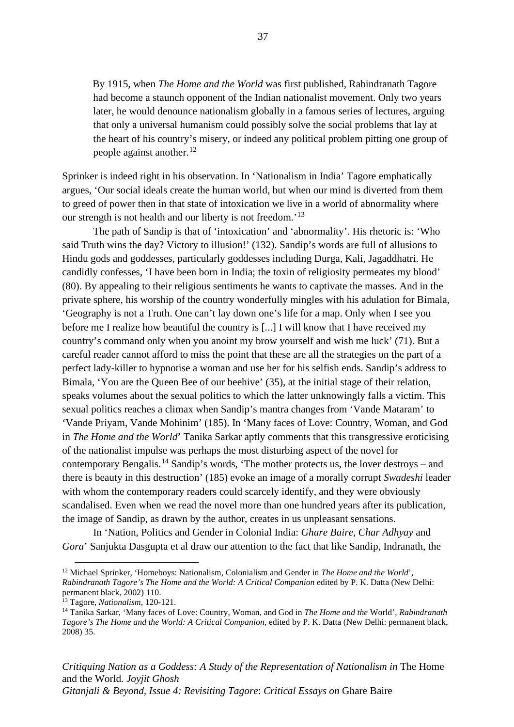> By 1915, when *The Home and the World* was first published, Rabindranath Tagore had become a staunch opponent of the Indian nationalist movement. Only two years later, he would denounce nationalism globally in a famous series of lectures, arguing that only a universal humanism could possibly solve the social problems that lay at the heart of his country's misery, or indeed any political problem pitting one group of people against another.[12]

Sprinker is indeed right in his observation. In 'Nationalism in India' Tagore emphatically argues, 'Our social ideals create the human world, but when our mind is diverted from them to greed of power then in that state of intoxication we live in a world of abnormality where our strength is not health and our liberty is not freedom.'[13]

The path of Sandip is that of 'intoxication' and 'abnormality'. His rhetoric is: 'Who said Truth wins the day? Victory to illusion!' (132). Sandip's words are full of allusions to Hindu gods and goddesses, particularly goddesses including Durga, Kali, Jagaddhatri. He candidly confesses, 'I have been born in India; the toxin of religiosity permeates my blood' (80). By appealing to their religious sentiments he wants to captivate the masses. And in the private sphere, his worship of the country wonderfully mingles with his adulation for Bimala, 'Geography is not a Truth. One can't lay down one's life for a map. Only when I see you before me I realize how beautiful the country is [...] I will know that I have received my country's command only when you anoint my brow yourself and wish me luck' (71). But a careful reader cannot afford to miss the point that these are all the strategies on the part of a perfect lady-killer to hypnotise a woman and use her for his selfish ends. Sandip's address to Bimala, 'You are the Queen Bee of our beehive' (35), at the initial stage of their relation, speaks volumes about the sexual politics to which the latter unknowingly falls a victim. This sexual politics reaches a climax when Sandip's mantra changes from 'Vande Mataram' to 'Vande Priyam, Vande Mohinim' (185). In 'Many faces of Love: Country, Woman, and God in *The Home and the World*' Tanika Sarkar aptly comments that this transgressive eroticising of the nationalist impulse was perhaps the most disturbing aspect of the novel for contemporary Bengalis.[14] Sandip's words, 'The mother protects us, the lover destroys – and there is beauty in this destruction' (185) evoke an image of a morally corrupt *Swadeshi* leader with whom the contemporary readers could scarcely identify, and they were obviously scandalised. Even when we read the novel more than one hundred years after its publication, the image of Sandip, as drawn by the author, creates in us unpleasant sensations.

In 'Nation, Politics and Gender in Colonial India: *Ghare Baire*, *Char Adhyay* and *Gora*' Sanjukta Dasgupta et al draw our attention to the fact that like Sandip, Indranath, the

---

[12] Michael Sprinker, 'Homeboys: Nationalism, Colonialism and Gender in *The Home and the World*', *Rabindranath Tagore's The Home and the World: A Critical Companion* edited by P. K. Datta (New Delhi: permanent black, 2002) 110.

[13] Tagore, *Nationalism*, 120-121.

[14] Tanika Sarkar, 'Many faces of Love: Country, Woman, and God in *The Home and the* World', *Rabindranath Tagore's The Home and the World: A Critical Companion*, edited by P. K. Datta (New Delhi: permanent black, 2008) 35.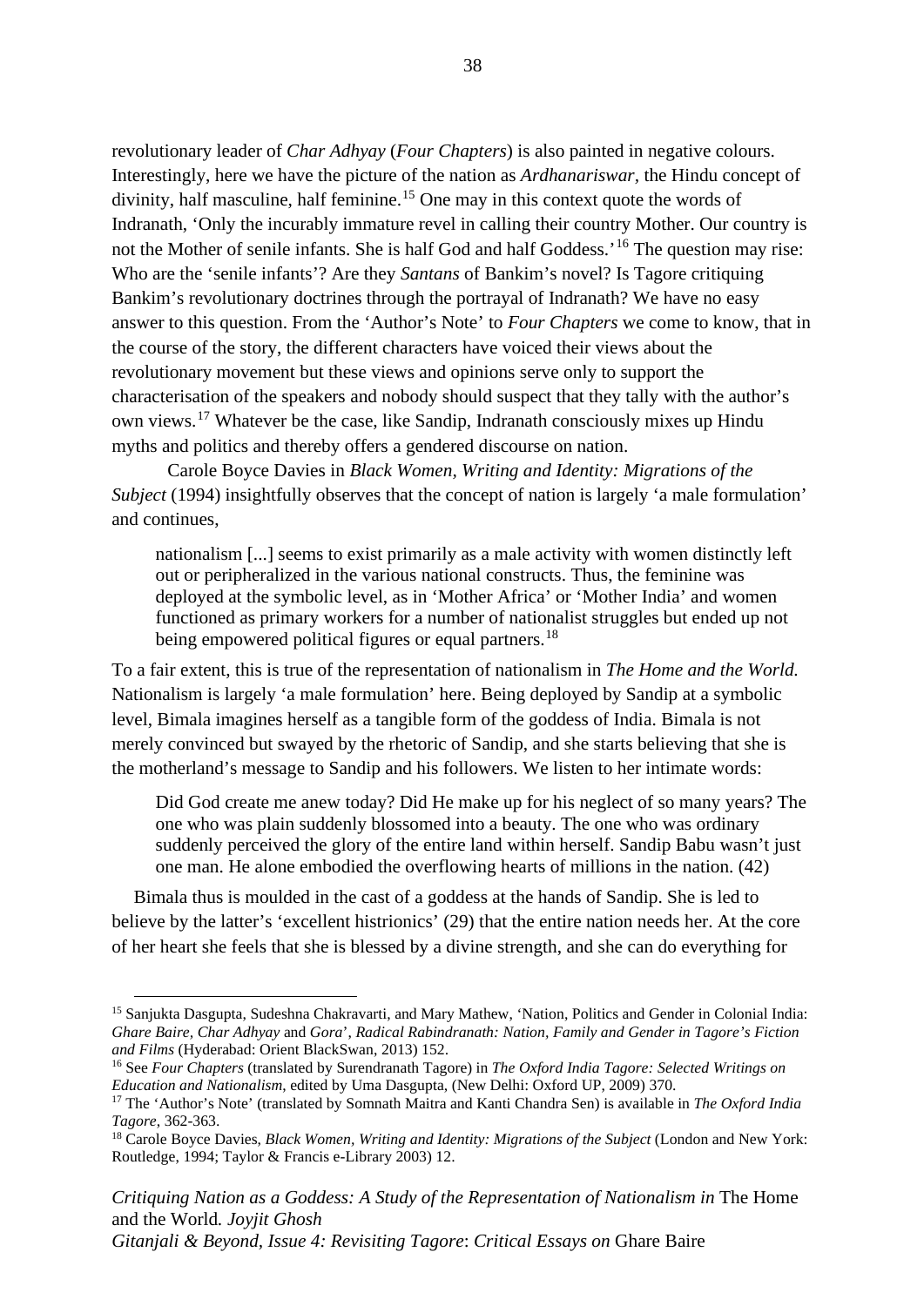revolutionary leader of *Char Adhyay* (*Four Chapters*) is also painted in negative colours. Interestingly, here we have the picture of the nation as *Ardhanariswar*, the Hindu concept of divinity, half masculine, half feminine.[15] One may in this context quote the words of Indranath, 'Only the incurably immature revel in calling their country Mother. Our country is not the Mother of senile infants. She is half God and half Goddess.'[16] The question may rise: Who are the 'senile infants'? Are they *Santans* of Bankim's novel? Is Tagore critiquing Bankim's revolutionary doctrines through the portrayal of Indranath? We have no easy answer to this question. From the 'Author's Note' to *Four Chapters* we come to know, that in the course of the story, the different characters have voiced their views about the revolutionary movement but these views and opinions serve only to support the characterisation of the speakers and nobody should suspect that they tally with the author's own views.[17] Whatever be the case, like Sandip, Indranath consciously mixes up Hindu myths and politics and thereby offers a gendered discourse on nation.

Carole Boyce Davies in *Black Women, Writing and Identity: Migrations of the Subject* (1994) insightfully observes that the concept of nation is largely 'a male formulation' and continues,

> nationalism [...] seems to exist primarily as a male activity with women distinctly left out or peripheralized in the various national constructs. Thus, the feminine was deployed at the symbolic level, as in 'Mother Africa' or 'Mother India' and women functioned as primary workers for a number of nationalist struggles but ended up not being empowered political figures or equal partners.[18]

To a fair extent, this is true of the representation of nationalism in *The Home and the World.* Nationalism is largely 'a male formulation' here. Being deployed by Sandip at a symbolic level, Bimala imagines herself as a tangible form of the goddess of India. Bimala is not merely convinced but swayed by the rhetoric of Sandip, and she starts believing that she is the motherland's message to Sandip and his followers. We listen to her intimate words:

> Did God create me anew today? Did He make up for his neglect of so many years? The one who was plain suddenly blossomed into a beauty. The one who was ordinary suddenly perceived the glory of the entire land within herself. Sandip Babu wasn't just one man. He alone embodied the overflowing hearts of millions in the nation. (42)

Bimala thus is moulded in the cast of a goddess at the hands of Sandip. She is led to believe by the latter's 'excellent histrionics' (29) that the entire nation needs her. At the core of her heart she feels that she is blessed by a divine strength, and she can do everything for

---

[15] Sanjukta Dasgupta, Sudeshna Chakravarti, and Mary Mathew, 'Nation, Politics and Gender in Colonial India: *Ghare Baire*, *Char Adhyay* and *Gora*', *Radical Rabindranath: Nation, Family and Gender in Tagore's Fiction and Films* (Hyderabad: Orient BlackSwan, 2013) 152.

[16] See *Four Chapters* (translated by Surendranath Tagore) in *The Oxford India Tagore: Selected Writings on Education and Nationalism*, edited by Uma Dasgupta, (New Delhi: Oxford UP, 2009) 370.

[17] The 'Author's Note' (translated by Somnath Maitra and Kanti Chandra Sen) is available in *The Oxford India Tagore*, 362-363.

[18] Carole Boyce Davies, *Black Women, Writing and Identity: Migrations of the Subject* (London and New York: Routledge, 1994; Taylor & Francis e-Library 2003) 12.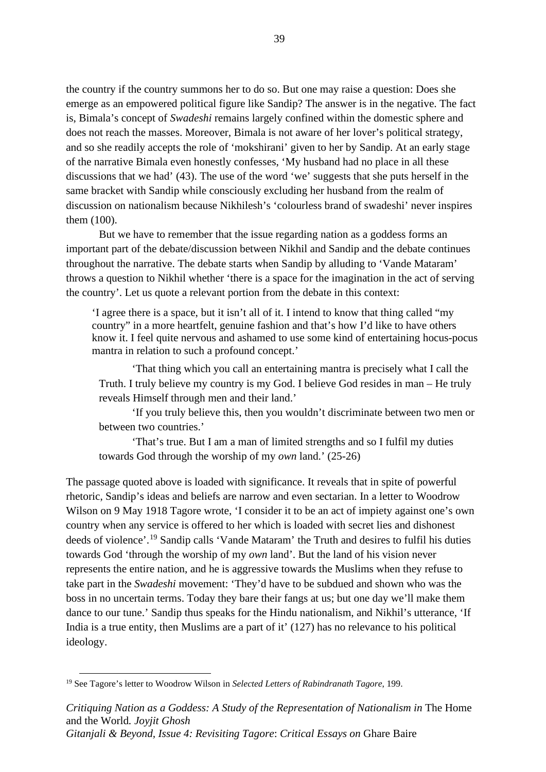the country if the country summons her to do so. But one may raise a question: Does she emerge as an empowered political figure like Sandip? The answer is in the negative. The fact is, Bimala's concept of *Swadeshi* remains largely confined within the domestic sphere and does not reach the masses. Moreover, Bimala is not aware of her lover's political strategy, and so she readily accepts the role of 'mokshirani' given to her by Sandip. At an early stage of the narrative Bimala even honestly confesses, 'My husband had no place in all these discussions that we had' (43). The use of the word 'we' suggests that she puts herself in the same bracket with Sandip while consciously excluding her husband from the realm of discussion on nationalism because Nikhilesh's 'colourless brand of swadeshi' never inspires them (100).

But we have to remember that the issue regarding nation as a goddess forms an important part of the debate/discussion between Nikhil and Sandip and the debate continues throughout the narrative. The debate starts when Sandip by alluding to 'Vande Mataram' throws a question to Nikhil whether 'there is a space for the imagination in the act of serving the country'. Let us quote a relevant portion from the debate in this context:

> 'I agree there is a space, but it isn't all of it. I intend to know that thing called "my country" in a more heartfelt, genuine fashion and that's how I'd like to have others know it. I feel quite nervous and ashamed to use some kind of entertaining hocus-pocus mantra in relation to such a profound concept.'
>
> 'That thing which you call an entertaining mantra is precisely what I call the Truth. I truly believe my country is my God. I believe God resides in man – He truly reveals Himself through men and their land.'
>
> 'If you truly believe this, then you wouldn't discriminate between two men or between two countries.'
>
> 'That's true. But I am a man of limited strengths and so I fulfil my duties towards God through the worship of my *own* land.' (25-26)

The passage quoted above is loaded with significance. It reveals that in spite of powerful rhetoric, Sandip's ideas and beliefs are narrow and even sectarian. In a letter to Woodrow Wilson on 9 May 1918 Tagore wrote, 'I consider it to be an act of impiety against one's own country when any service is offered to her which is loaded with secret lies and dishonest deeds of violence'.[19] Sandip calls 'Vande Mataram' the Truth and desires to fulfil his duties towards God 'through the worship of my *own* land'. But the land of his vision never represents the entire nation, and he is aggressive towards the Muslims when they refuse to take part in the *Swadeshi* movement: 'They'd have to be subdued and shown who was the boss in no uncertain terms. Today they bare their fangs at us; but one day we'll make them dance to our tune.' Sandip thus speaks for the Hindu nationalism, and Nikhil's utterance, 'If India is a true entity, then Muslims are a part of it' (127) has no relevance to his political ideology.

---

[19] See Tagore's letter to Woodrow Wilson in *Selected Letters of Rabindranath Tagore*, 199.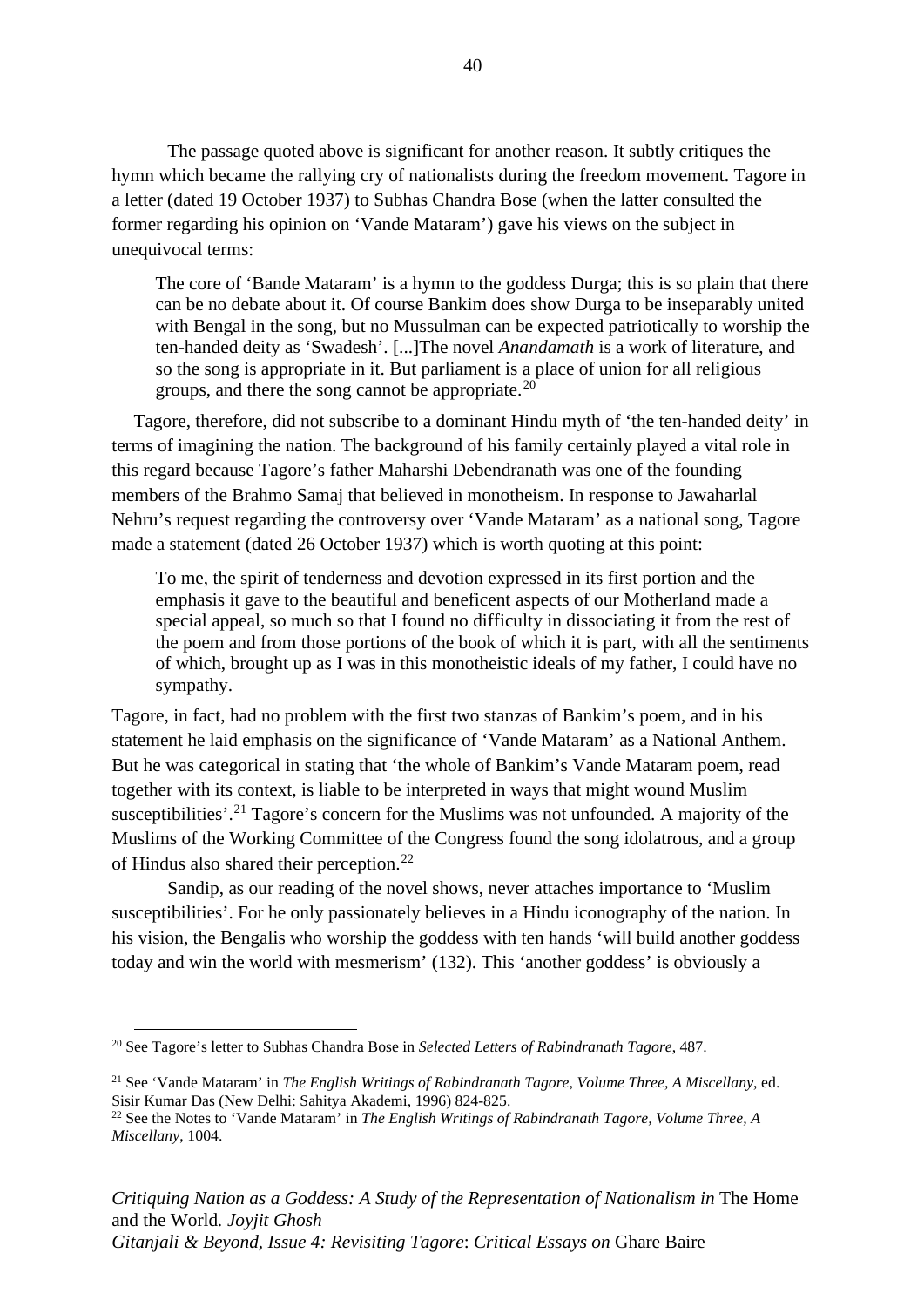The passage quoted above is significant for another reason. It subtly critiques the hymn which became the rallying cry of nationalists during the freedom movement. Tagore in a letter (dated 19 October 1937) to Subhas Chandra Bose (when the latter consulted the former regarding his opinion on 'Vande Mataram') gave his views on the subject in unequivocal terms:

> The core of 'Bande Mataram' is a hymn to the goddess Durga; this is so plain that there can be no debate about it. Of course Bankim does show Durga to be inseparably united with Bengal in the song, but no Mussulman can be expected patriotically to worship the ten-handed deity as 'Swadesh'. [...]The novel *Anandamath* is a work of literature, and so the song is appropriate in it. But parliament is a place of union for all religious groups, and there the song cannot be appropriate.[20]

Tagore, therefore, did not subscribe to a dominant Hindu myth of 'the ten-handed deity' in terms of imagining the nation. The background of his family certainly played a vital role in this regard because Tagore's father Maharshi Debendranath was one of the founding members of the Brahmo Samaj that believed in monotheism. In response to Jawaharlal Nehru's request regarding the controversy over 'Vande Mataram' as a national song, Tagore made a statement (dated 26 October 1937) which is worth quoting at this point:

> To me, the spirit of tenderness and devotion expressed in its first portion and the emphasis it gave to the beautiful and beneficent aspects of our Motherland made a special appeal, so much so that I found no difficulty in dissociating it from the rest of the poem and from those portions of the book of which it is part, with all the sentiments of which, brought up as I was in this monotheistic ideals of my father, I could have no sympathy.

Tagore, in fact, had no problem with the first two stanzas of Bankim's poem, and in his statement he laid emphasis on the significance of 'Vande Mataram' as a National Anthem. But he was categorical in stating that 'the whole of Bankim's Vande Mataram poem, read together with its context, is liable to be interpreted in ways that might wound Muslim susceptibilities'.[21] Tagore's concern for the Muslims was not unfounded. A majority of the Muslims of the Working Committee of the Congress found the song idolatrous, and a group of Hindus also shared their perception.[22]

Sandip, as our reading of the novel shows, never attaches importance to 'Muslim susceptibilities'. For he only passionately believes in a Hindu iconography of the nation. In his vision, the Bengalis who worship the goddess with ten hands 'will build another goddess today and win the world with mesmerism' (132). This 'another goddess' is obviously a

---

[20] See Tagore's letter to Subhas Chandra Bose in *Selected Letters of Rabindranath Tagore*, 487.

[21] See 'Vande Mataram' in *The English Writings of Rabindranath Tagore, Volume Three, A Miscellany*, ed. Sisir Kumar Das (New Delhi: Sahitya Akademi, 1996) 824-825.

[22] See the Notes to 'Vande Mataram' in *The English Writings of Rabindranath Tagore, Volume Three, A Miscellany*, 1004.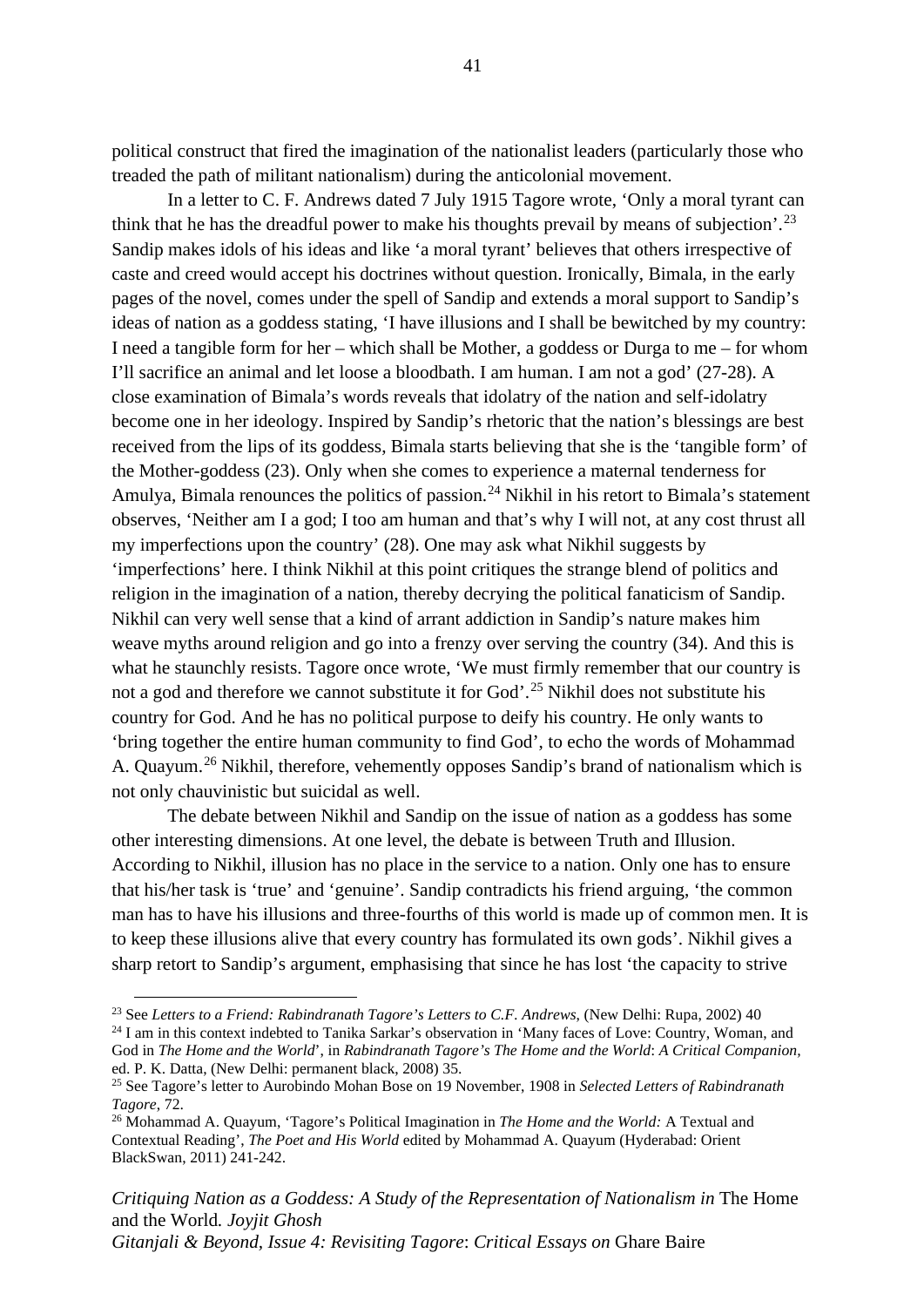political construct that fired the imagination of the nationalist leaders (particularly those who treaded the path of militant nationalism) during the anticolonial movement.

In a letter to C. F. Andrews dated 7 July 1915 Tagore wrote, 'Only a moral tyrant can think that he has the dreadful power to make his thoughts prevail by means of subjection'.[23] Sandip makes idols of his ideas and like 'a moral tyrant' believes that others irrespective of caste and creed would accept his doctrines without question. Ironically, Bimala, in the early pages of the novel, comes under the spell of Sandip and extends a moral support to Sandip's ideas of nation as a goddess stating, 'I have illusions and I shall be bewitched by my country: I need a tangible form for her – which shall be Mother, a goddess or Durga to me – for whom I'll sacrifice an animal and let loose a bloodbath. I am human. I am not a god' (27-28). A close examination of Bimala's words reveals that idolatry of the nation and self-idolatry become one in her ideology. Inspired by Sandip's rhetoric that the nation's blessings are best received from the lips of its goddess, Bimala starts believing that she is the 'tangible form' of the Mother-goddess (23). Only when she comes to experience a maternal tenderness for Amulya, Bimala renounces the politics of passion.[24] Nikhil in his retort to Bimala's statement observes, 'Neither am I a god; I too am human and that's why I will not, at any cost thrust all my imperfections upon the country' (28). One may ask what Nikhil suggests by 'imperfections' here. I think Nikhil at this point critiques the strange blend of politics and religion in the imagination of a nation, thereby decrying the political fanaticism of Sandip. Nikhil can very well sense that a kind of arrant addiction in Sandip's nature makes him weave myths around religion and go into a frenzy over serving the country (34). And this is what he staunchly resists. Tagore once wrote, 'We must firmly remember that our country is not a god and therefore we cannot substitute it for God'.[25] Nikhil does not substitute his country for God. And he has no political purpose to deify his country. He only wants to 'bring together the entire human community to find God', to echo the words of Mohammad A. Quayum.[26] Nikhil, therefore, vehemently opposes Sandip's brand of nationalism which is not only chauvinistic but suicidal as well.

The debate between Nikhil and Sandip on the issue of nation as a goddess has some other interesting dimensions. At one level, the debate is between Truth and Illusion. According to Nikhil, illusion has no place in the service to a nation. Only one has to ensure that his/her task is 'true' and 'genuine'. Sandip contradicts his friend arguing, 'the common man has to have his illusions and three-fourths of this world is made up of common men. It is to keep these illusions alive that every country has formulated its own gods'. Nikhil gives a sharp retort to Sandip's argument, emphasising that since he has lost 'the capacity to strive

---

[23] See *Letters to a Friend: Rabindranath Tagore's Letters to C.F. Andrews,* (New Delhi: Rupa, 2002) 40

[24] I am in this context indebted to Tanika Sarkar's observation in 'Many faces of Love: Country, Woman, and God in *The Home and the World*', in *Rabindranath Tagore's The Home and the World*: *A Critical Companion,* ed. P. K. Datta, (New Delhi: permanent black, 2008) 35.

[25] See Tagore's letter to Aurobindo Mohan Bose on 19 November, 1908 in *Selected Letters of Rabindranath Tagore*, 72.

[26] Mohammad A. Quayum, 'Tagore's Political Imagination in *The Home and the World:* A Textual and Contextual Reading', *The Poet and His World* edited by Mohammad A. Quayum (Hyderabad: Orient BlackSwan, 2011) 241-242.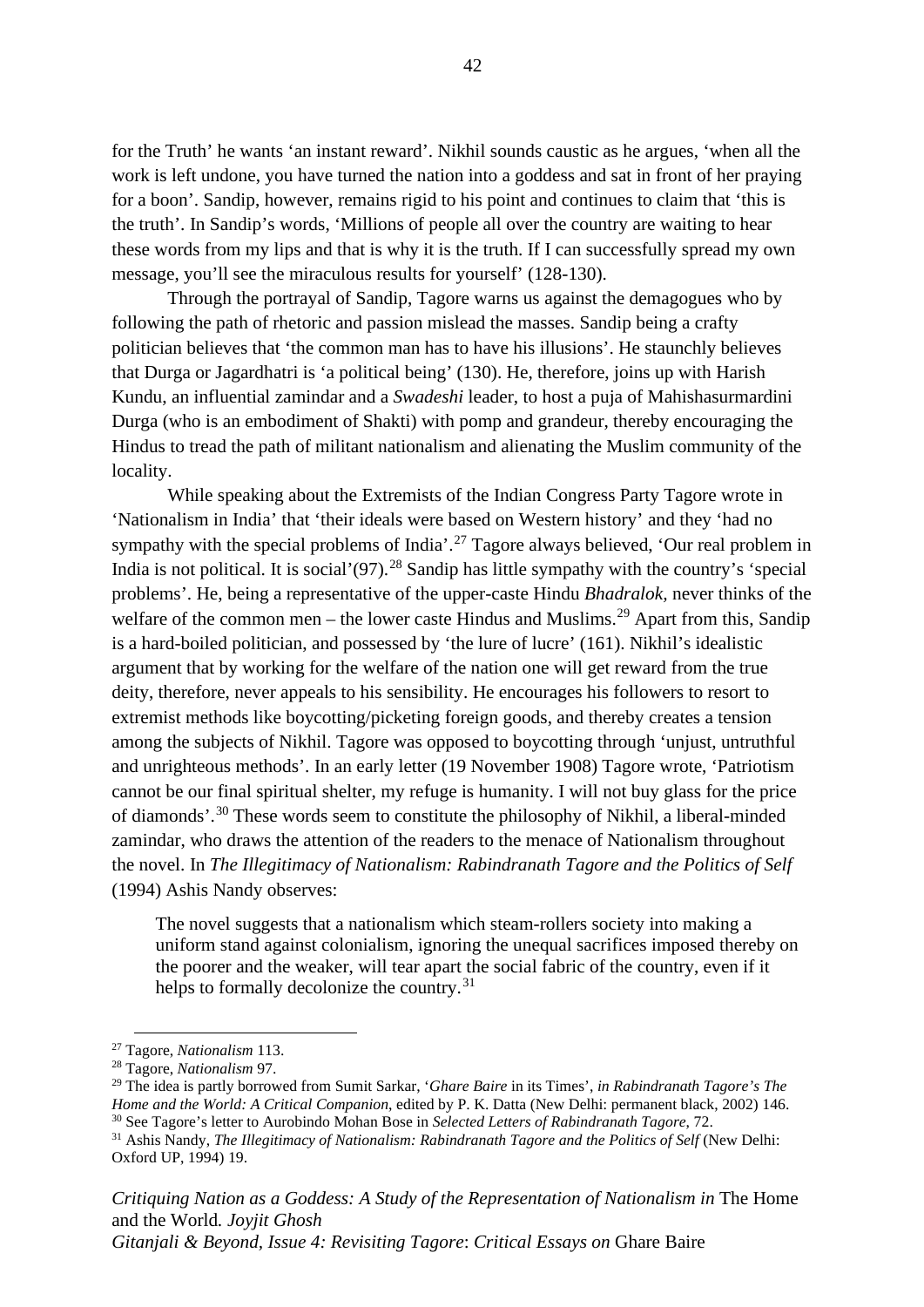for the Truth' he wants 'an instant reward'. Nikhil sounds caustic as he argues, 'when all the work is left undone, you have turned the nation into a goddess and sat in front of her praying for a boon'. Sandip, however, remains rigid to his point and continues to claim that 'this is the truth'. In Sandip's words, 'Millions of people all over the country are waiting to hear these words from my lips and that is why it is the truth. If I can successfully spread my own message, you'll see the miraculous results for yourself' (128-130).

Through the portrayal of Sandip, Tagore warns us against the demagogues who by following the path of rhetoric and passion mislead the masses. Sandip being a crafty politician believes that 'the common man has to have his illusions'. He staunchly believes that Durga or Jagardhatri is 'a political being' (130). He, therefore, joins up with Harish Kundu, an influential zamindar and a *Swadeshi* leader, to host a puja of Mahishasurmardini Durga (who is an embodiment of Shakti) with pomp and grandeur, thereby encouraging the Hindus to tread the path of militant nationalism and alienating the Muslim community of the locality.

While speaking about the Extremists of the Indian Congress Party Tagore wrote in 'Nationalism in India' that 'their ideals were based on Western history' and they 'had no sympathy with the special problems of India'.[27] Tagore always believed, 'Our real problem in India is not political. It is social'(97).[28] Sandip has little sympathy with the country's 'special problems'. He, being a representative of the upper-caste Hindu *Bhadralok*, never thinks of the welfare of the common men – the lower caste Hindus and Muslims.[29] Apart from this, Sandip is a hard-boiled politician, and possessed by 'the lure of lucre' (161). Nikhil's idealistic argument that by working for the welfare of the nation one will get reward from the true deity, therefore, never appeals to his sensibility. He encourages his followers to resort to extremist methods like boycotting/picketing foreign goods, and thereby creates a tension among the subjects of Nikhil. Tagore was opposed to boycotting through 'unjust, untruthful and unrighteous methods'. In an early letter (19 November 1908) Tagore wrote, 'Patriotism cannot be our final spiritual shelter, my refuge is humanity. I will not buy glass for the price of diamonds'.[30] These words seem to constitute the philosophy of Nikhil, a liberal-minded zamindar, who draws the attention of the readers to the menace of Nationalism throughout the novel. In *The Illegitimacy of Nationalism: Rabindranath Tagore and the Politics of Self* (1994) Ashis Nandy observes:

> The novel suggests that a nationalism which steam-rollers society into making a uniform stand against colonialism, ignoring the unequal sacrifices imposed thereby on the poorer and the weaker, will tear apart the social fabric of the country, even if it helps to formally decolonize the country.[31]

---

[27] Tagore, *Nationalism* 113.

[28] Tagore, *Nationalism* 97.

[29] The idea is partly borrowed from Sumit Sarkar, '*Ghare Baire* in its Times', *in Rabindranath Tagore's The Home and the World: A Critical Companion*, edited by P. K. Datta (New Delhi: permanent black, 2002) 146.

[30] See Tagore's letter to Aurobindo Mohan Bose in *Selected Letters of Rabindranath Tagore*, 72.

[31] Ashis Nandy, *The Illegitimacy of Nationalism: Rabindranath Tagore and the Politics of Self* (New Delhi: Oxford UP, 1994) 19.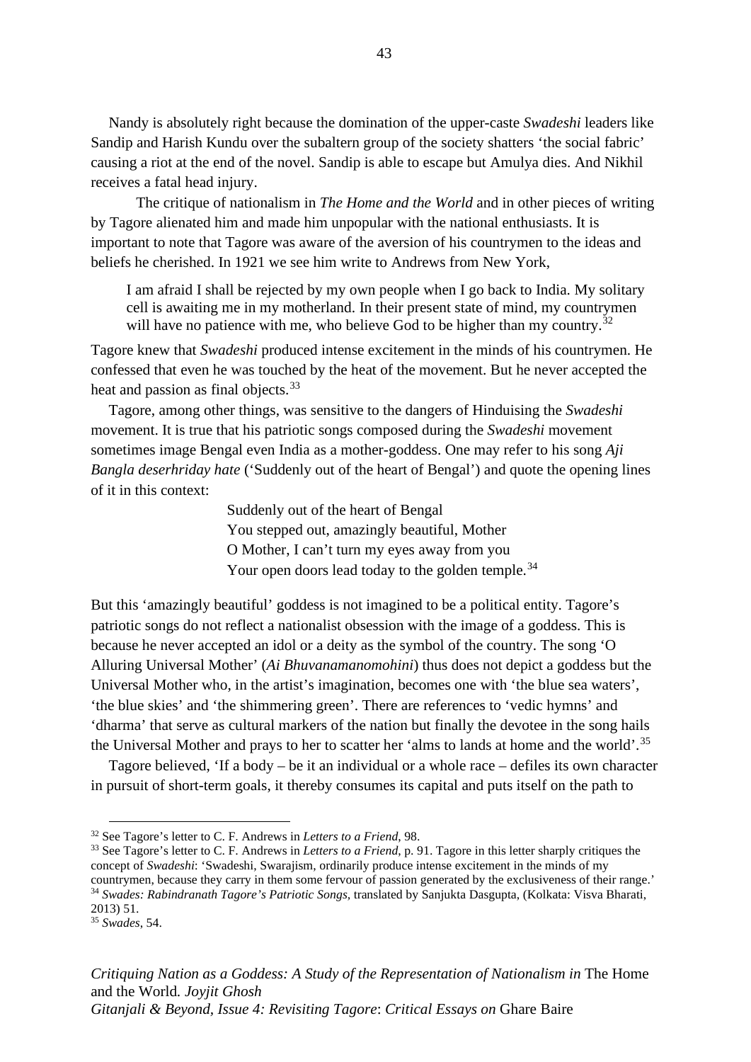Nandy is absolutely right because the domination of the upper-caste *Swadeshi* leaders like Sandip and Harish Kundu over the subaltern group of the society shatters 'the social fabric' causing a riot at the end of the novel. Sandip is able to escape but Amulya dies. And Nikhil receives a fatal head injury.

The critique of nationalism in *The Home and the World* and in other pieces of writing by Tagore alienated him and made him unpopular with the national enthusiasts. It is important to note that Tagore was aware of the aversion of his countrymen to the ideas and beliefs he cherished. In 1921 we see him write to Andrews from New York,

> I am afraid I shall be rejected by my own people when I go back to India. My solitary cell is awaiting me in my motherland. In their present state of mind, my countrymen will have no patience with me, who believe God to be higher than my country.[32]

Tagore knew that *Swadeshi* produced intense excitement in the minds of his countrymen. He confessed that even he was touched by the heat of the movement. But he never accepted the heat and passion as final objects.[33]

Tagore, among other things, was sensitive to the dangers of Hinduising the *Swadeshi* movement. It is true that his patriotic songs composed during the *Swadeshi* movement sometimes image Bengal even India as a mother-goddess. One may refer to his song *Aji Bangla deserhriday hate* ('Suddenly out of the heart of Bengal') and quote the opening lines of it in this context:

> Suddenly out of the heart of Bengal
> You stepped out, amazingly beautiful, Mother
> O Mother, I can't turn my eyes away from you
> Your open doors lead today to the golden temple.[34]

But this 'amazingly beautiful' goddess is not imagined to be a political entity. Tagore's patriotic songs do not reflect a nationalist obsession with the image of a goddess. This is because he never accepted an idol or a deity as the symbol of the country. The song 'O Alluring Universal Mother' (*Ai Bhuvanamanomohini*) thus does not depict a goddess but the Universal Mother who, in the artist's imagination, becomes one with 'the blue sea waters', 'the blue skies' and 'the shimmering green'. There are references to 'vedic hymns' and 'dharma' that serve as cultural markers of the nation but finally the devotee in the song hails the Universal Mother and prays to her to scatter her 'alms to lands at home and the world'.[35]

Tagore believed, 'If a body – be it an individual or a whole race – defiles its own character in pursuit of short-term goals, it thereby consumes its capital and puts itself on the path to

---

[32] See Tagore's letter to C. F. Andrews in *Letters to a Friend*, 98.

[33] See Tagore's letter to C. F. Andrews in *Letters to a Friend*, p. 91. Tagore in this letter sharply critiques the concept of *Swadeshi*: 'Swadeshi, Swarajism, ordinarily produce intense excitement in the minds of my countrymen, because they carry in them some fervour of passion generated by the exclusiveness of their range.'

[34] *Swades: Rabindranath Tagore's Patriotic Songs*, translated by Sanjukta Dasgupta, (Kolkata: Visva Bharati, 2013) 51.

[35] *Swades*, 54.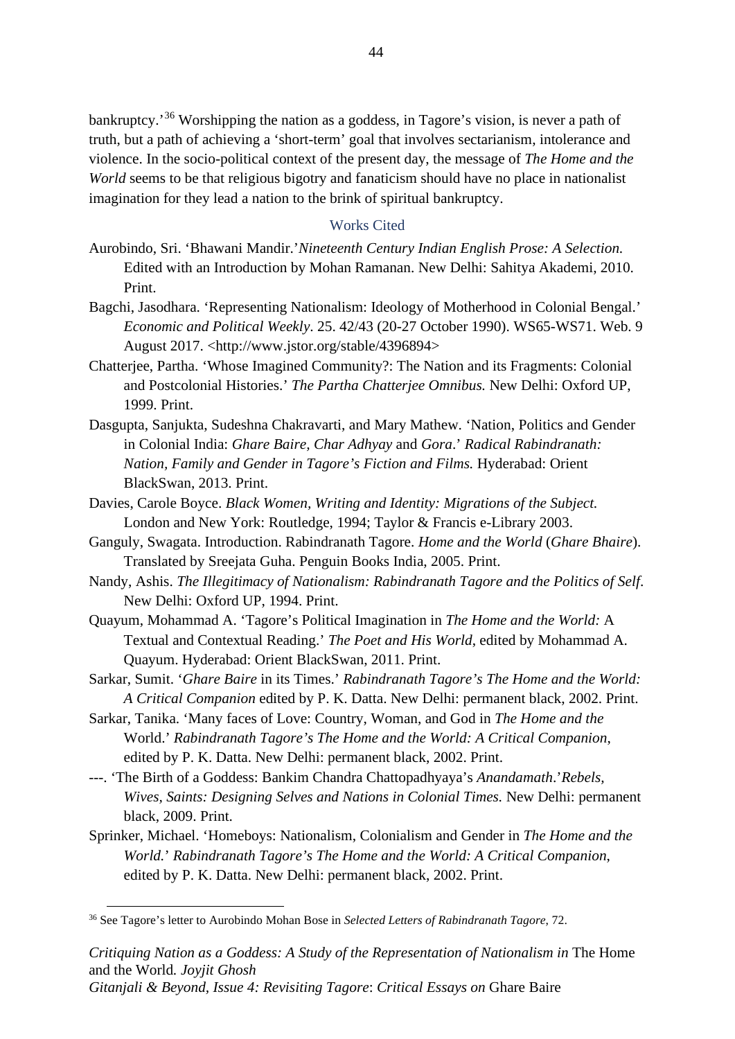bankruptcy.'[36] Worshipping the nation as a goddess, in Tagore's vision, is never a path of truth, but a path of achieving a 'short-term' goal that involves sectarianism, intolerance and violence. In the socio-political context of the present day, the message of *The Home and the World* seems to be that religious bigotry and fanaticism should have no place in nationalist imagination for they lead a nation to the brink of spiritual bankruptcy.

## Works Cited

Aurobindo, Sri. 'Bhawani Mandir.'*Nineteenth Century Indian English Prose: A Selection.* Edited with an Introduction by Mohan Ramanan. New Delhi: Sahitya Akademi, 2010. Print.

Bagchi, Jasodhara. 'Representing Nationalism: Ideology of Motherhood in Colonial Bengal.' *Economic and Political Weekly*. 25. 42/43 (20-27 October 1990). WS65-WS71. Web. 9 August 2017. <http://www.jstor.org/stable/4396894>

Chatterjee, Partha. 'Whose Imagined Community?: The Nation and its Fragments: Colonial and Postcolonial Histories.' *The Partha Chatterjee Omnibus.* New Delhi: Oxford UP, 1999. Print.

Dasgupta, Sanjukta, Sudeshna Chakravarti, and Mary Mathew. 'Nation, Politics and Gender in Colonial India: *Ghare Baire, Char Adhyay* and *Gora*.' *Radical Rabindranath: Nation, Family and Gender in Tagore's Fiction and Films.* Hyderabad: Orient BlackSwan, 2013. Print.

Davies, Carole Boyce. *Black Women, Writing and Identity: Migrations of the Subject.* London and New York: Routledge, 1994; Taylor & Francis e-Library 2003.

Ganguly, Swagata. Introduction. Rabindranath Tagore. *Home and the World* (*Ghare Bhaire*). Translated by Sreejata Guha. Penguin Books India, 2005. Print.

Nandy, Ashis. *The Illegitimacy of Nationalism: Rabindranath Tagore and the Politics of Self*. New Delhi: Oxford UP, 1994. Print.

Quayum, Mohammad A. 'Tagore's Political Imagination in *The Home and the World:* A Textual and Contextual Reading.' *The Poet and His World*, edited by Mohammad A. Quayum. Hyderabad: Orient BlackSwan, 2011. Print.

Sarkar, Sumit. '*Ghare Baire* in its Times.' *Rabindranath Tagore's The Home and the World: A Critical Companion* edited by P. K. Datta. New Delhi: permanent black, 2002. Print.

Sarkar, Tanika. 'Many faces of Love: Country, Woman, and God in *The Home and the* World.' *Rabindranath Tagore's The Home and the World: A Critical Companion*, edited by P. K. Datta. New Delhi: permanent black, 2002. Print.

---. 'The Birth of a Goddess: Bankim Chandra Chattopadhyaya's *Anandamath*.'*Rebels, Wives, Saints: Designing Selves and Nations in Colonial Times.* New Delhi: permanent black, 2009. Print.

Sprinker, Michael. 'Homeboys: Nationalism, Colonialism and Gender in *The Home and the World.*' *Rabindranath Tagore's The Home and the World: A Critical Companion*, edited by P. K. Datta. New Delhi: permanent black, 2002. Print.

---

[36] See Tagore's letter to Aurobindo Mohan Bose in *Selected Letters of Rabindranath Tagore,* 72.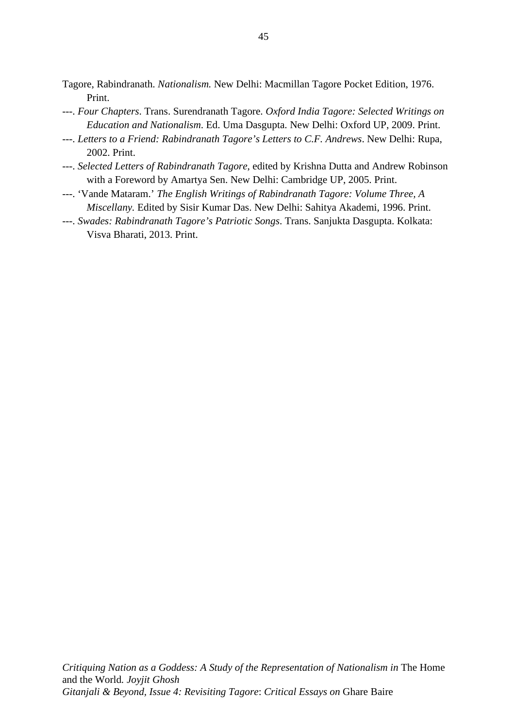Tagore, Rabindranath. *Nationalism.* New Delhi: Macmillan Tagore Pocket Edition, 1976. Print.

---. *Four Chapters*. Trans. Surendranath Tagore. *Oxford India Tagore: Selected Writings on Education and Nationalism*. Ed. Uma Dasgupta. New Delhi: Oxford UP, 2009. Print.

---. *Letters to a Friend: Rabindranath Tagore's Letters to C.F. Andrews*. New Delhi: Rupa, 2002. Print.

---. *Selected Letters of Rabindranath Tagore*, edited by Krishna Dutta and Andrew Robinson with a Foreword by Amartya Sen. New Delhi: Cambridge UP, 2005. Print.

---. 'Vande Mataram.' *The English Writings of Rabindranath Tagore: Volume Three, A Miscellany.* Edited by Sisir Kumar Das. New Delhi: Sahitya Akademi, 1996. Print.

---. *Swades: Rabindranath Tagore's Patriotic Songs*. Trans. Sanjukta Dasgupta. Kolkata: Visva Bharati, 2013. Print.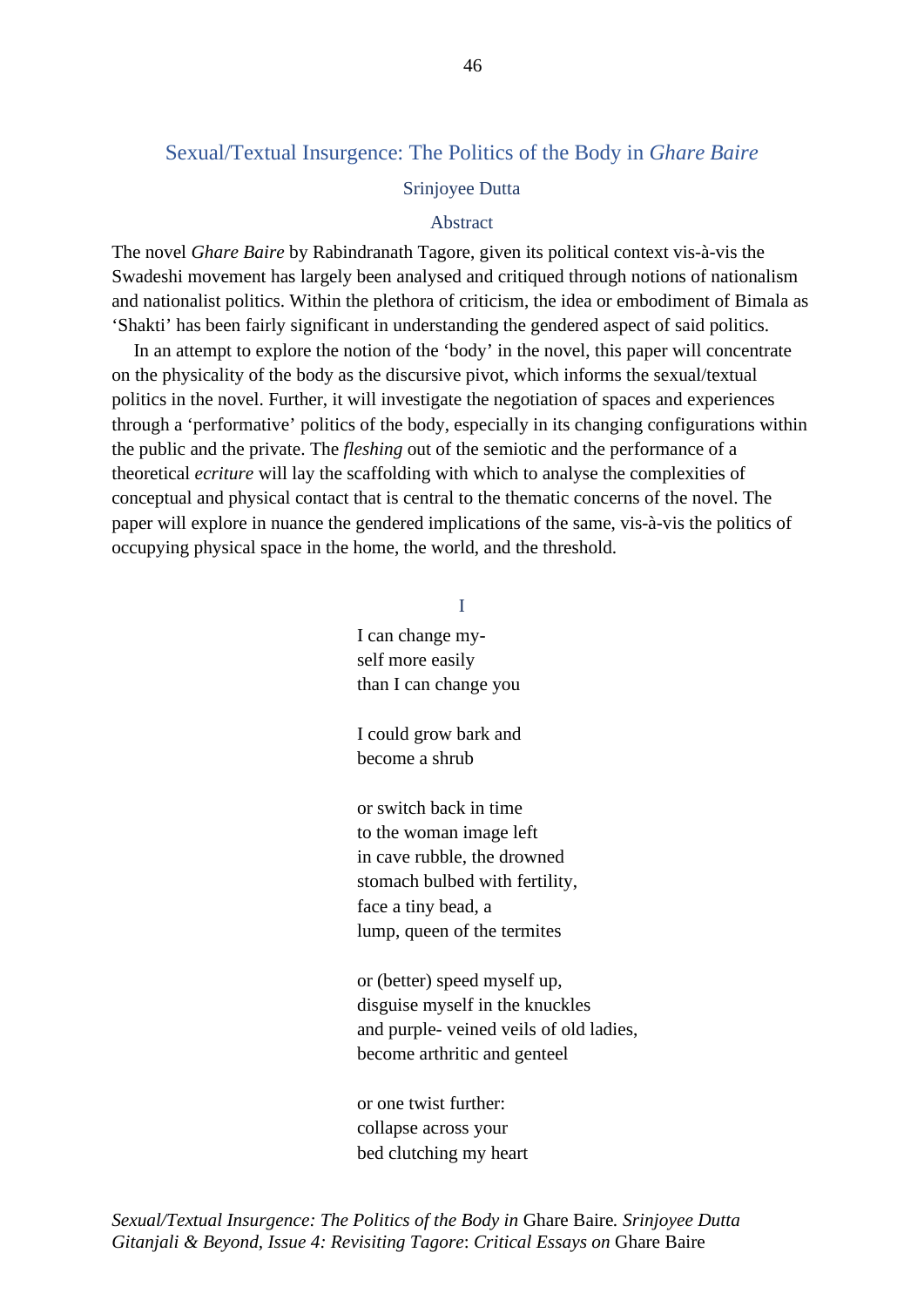# Sexual/Textual Insurgence: The Politics of the Body in *Ghare Baire*

Srinjoyee Dutta

## Abstract

The novel *Ghare Baire* by Rabindranath Tagore, given its political context vis-à-vis the Swadeshi movement has largely been analysed and critiqued through notions of nationalism and nationalist politics. Within the plethora of criticism, the idea or embodiment of Bimala as 'Shakti' has been fairly significant in understanding the gendered aspect of said politics.

In an attempt to explore the notion of the 'body' in the novel, this paper will concentrate on the physicality of the body as the discursive pivot, which informs the sexual/textual politics in the novel. Further, it will investigate the negotiation of spaces and experiences through a 'performative' politics of the body, especially in its changing configurations within the public and the private. The *fleshing* out of the semiotic and the performance of a theoretical *ecriture* will lay the scaffolding with which to analyse the complexities of conceptual and physical contact that is central to the thematic concerns of the novel. The paper will explore in nuance the gendered implications of the same, vis-à-vis the politics of occupying physical space in the home, the world, and the threshold.

## I

I can change my-
self more easily
than I can change you

I could grow bark and
become a shrub

or switch back in time
to the woman image left
in cave rubble, the drowned
stomach bulbed with fertility,
face a tiny bead, a
lump, queen of the termites

or (better) speed myself up,
disguise myself in the knuckles
and purple- veined veils of old ladies,
become arthritic and genteel

or one twist further:
collapse across your
bed clutching my heart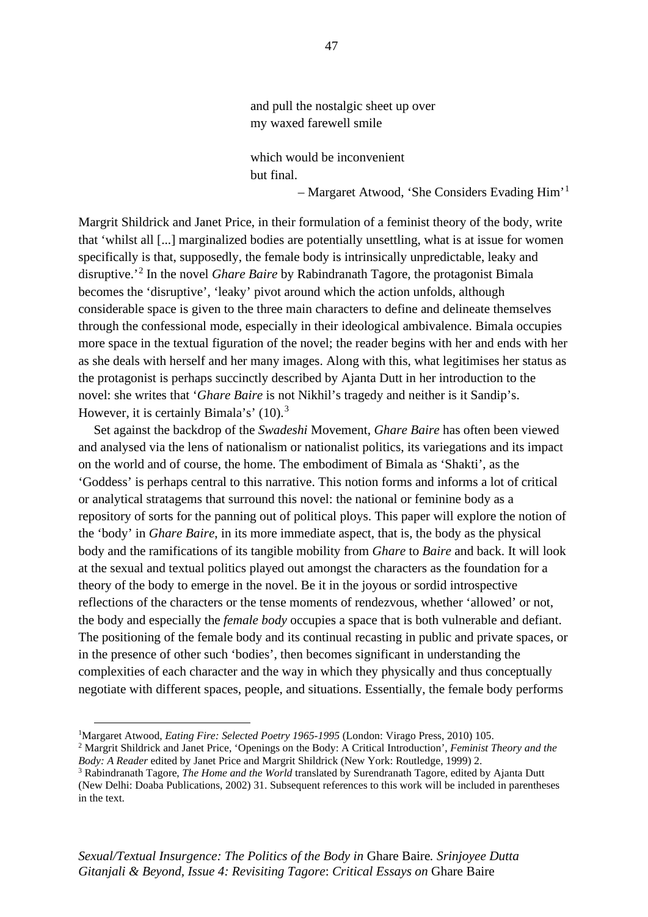and pull the nostalgic sheet up over
my waxed farewell smile

which would be inconvenient
but final.

– Margaret Atwood, 'She Considers Evading Him'[1]

Margrit Shildrick and Janet Price, in their formulation of a feminist theory of the body, write that 'whilst all [...] marginalized bodies are potentially unsettling, what is at issue for women specifically is that, supposedly, the female body is intrinsically unpredictable, leaky and disruptive.'[2] In the novel *Ghare Baire* by Rabindranath Tagore, the protagonist Bimala becomes the 'disruptive', 'leaky' pivot around which the action unfolds, although considerable space is given to the three main characters to define and delineate themselves through the confessional mode, especially in their ideological ambivalence. Bimala occupies more space in the textual figuration of the novel; the reader begins with her and ends with her as she deals with herself and her many images. Along with this, what legitimises her status as the protagonist is perhaps succinctly described by Ajanta Dutt in her introduction to the novel: she writes that '*Ghare Baire* is not Nikhil's tragedy and neither is it Sandip's. However, it is certainly Bimala's' (10).[3]

Set against the backdrop of the *Swadeshi* Movement, *Ghare Baire* has often been viewed and analysed via the lens of nationalism or nationalist politics, its variegations and its impact on the world and of course, the home. The embodiment of Bimala as 'Shakti', as the 'Goddess' is perhaps central to this narrative. This notion forms and informs a lot of critical or analytical stratagems that surround this novel: the national or feminine body as a repository of sorts for the panning out of political ploys. This paper will explore the notion of the 'body' in *Ghare Baire*, in its more immediate aspect, that is, the body as the physical body and the ramifications of its tangible mobility from *Ghare* to *Baire* and back. It will look at the sexual and textual politics played out amongst the characters as the foundation for a theory of the body to emerge in the novel. Be it in the joyous or sordid introspective reflections of the characters or the tense moments of rendezvous, whether 'allowed' or not, the body and especially the *female body* occupies a space that is both vulnerable and defiant. The positioning of the female body and its continual recasting in public and private spaces, or in the presence of other such 'bodies', then becomes significant in understanding the complexities of each character and the way in which they physically and thus conceptually negotiate with different spaces, people, and situations. Essentially, the female body performs

---

[1] Margaret Atwood, *Eating Fire: Selected Poetry 1965-1995* (London: Virago Press, 2010) 105.

[2] Margrit Shildrick and Janet Price, 'Openings on the Body: A Critical Introduction', *Feminist Theory and the Body: A Reader* edited by Janet Price and Margrit Shildrick (New York: Routledge, 1999) 2.

[3] Rabindranath Tagore, *The Home and the World* translated by Surendranath Tagore, edited by Ajanta Dutt (New Delhi: Doaba Publications, 2002) 31. Subsequent references to this work will be included in parentheses in the text.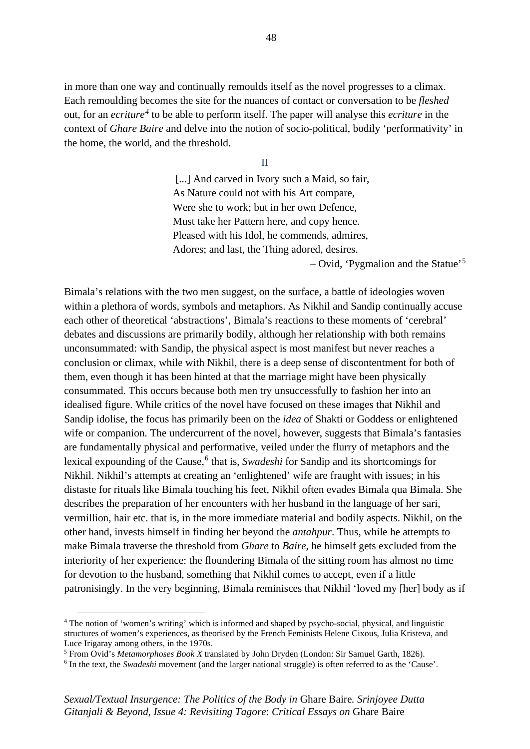in more than one way and continually remoulds itself as the novel progresses to a climax. Each remoulding becomes the site for the nuances of contact or conversation to be *fleshed* out, for an *ecriture*[4] to be able to perform itself. The paper will analyse this *ecriture* in the context of *Ghare Baire* and delve into the notion of socio-political, bodily 'performativity' in the home, the world, and the threshold.

## II

> [...] And carved in Ivory such a Maid, so fair,
> As Nature could not with his Art compare,
> Were she to work; but in her own Defence,
> Must take her Pattern here, and copy hence.
> Pleased with his Idol, he commends, admires,
> Adores; and last, the Thing adored, desires.
>
> – Ovid, 'Pygmalion and the Statue'[5]

Bimala's relations with the two men suggest, on the surface, a battle of ideologies woven within a plethora of words, symbols and metaphors. As Nikhil and Sandip continually accuse each other of theoretical 'abstractions', Bimala's reactions to these moments of 'cerebral' debates and discussions are primarily bodily, although her relationship with both remains unconsummated: with Sandip, the physical aspect is most manifest but never reaches a conclusion or climax, while with Nikhil, there is a deep sense of discontentment for both of them, even though it has been hinted at that the marriage might have been physically consummated. This occurs because both men try unsuccessfully to fashion her into an idealised figure. While critics of the novel have focused on these images that Nikhil and Sandip idolise, the focus has primarily been on the *idea* of Shakti or Goddess or enlightened wife or companion. The undercurrent of the novel, however, suggests that Bimala's fantasies are fundamentally physical and performative, veiled under the flurry of metaphors and the lexical expounding of the Cause,[6] that is, *Swadeshi* for Sandip and its shortcomings for Nikhil. Nikhil's attempts at creating an 'enlightened' wife are fraught with issues; in his distaste for rituals like Bimala touching his feet, Nikhil often evades Bimala qua Bimala. She describes the preparation of her encounters with her husband in the language of her sari, vermillion, hair etc. that is, in the more immediate material and bodily aspects. Nikhil, on the other hand, invests himself in finding her beyond the *antahpur*. Thus, while he attempts to make Bimala traverse the threshold from *Ghare* to *Baire*, he himself gets excluded from the interiority of her experience: the floundering Bimala of the sitting room has almost no time for devotion to the husband, something that Nikhil comes to accept, even if a little patronisingly. In the very beginning, Bimala reminisces that Nikhil 'loved my [her] body as if

---

[4] The notion of 'women's writing' which is informed and shaped by psycho-social, physical, and linguistic structures of women's experiences, as theorised by the French Feminists Helene Cixous, Julia Kristeva, and Luce Irigaray among others, in the 1970s.

[5] From Ovid's *Metamorphoses Book X* translated by John Dryden (London: Sir Samuel Garth, 1826).

[6] In the text, the *Swadeshi* movement (and the larger national struggle) is often referred to as the 'Cause'.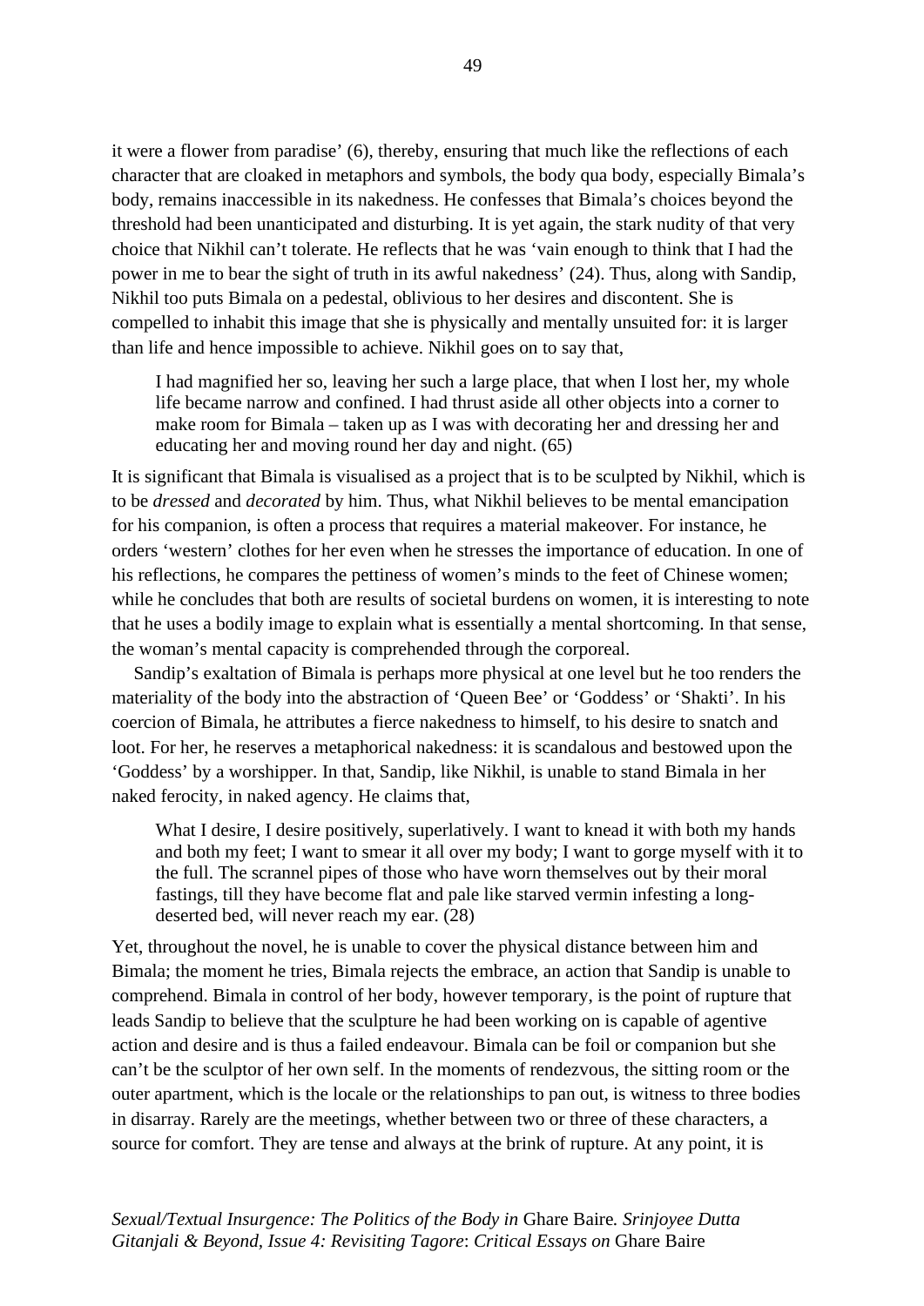it were a flower from paradise' (6), thereby, ensuring that much like the reflections of each character that are cloaked in metaphors and symbols, the body qua body, especially Bimala's body, remains inaccessible in its nakedness. He confesses that Bimala's choices beyond the threshold had been unanticipated and disturbing. It is yet again, the stark nudity of that very choice that Nikhil can't tolerate. He reflects that he was 'vain enough to think that I had the power in me to bear the sight of truth in its awful nakedness' (24). Thus, along with Sandip, Nikhil too puts Bimala on a pedestal, oblivious to her desires and discontent. She is compelled to inhabit this image that she is physically and mentally unsuited for: it is larger than life and hence impossible to achieve. Nikhil goes on to say that,

> I had magnified her so, leaving her such a large place, that when I lost her, my whole life became narrow and confined. I had thrust aside all other objects into a corner to make room for Bimala – taken up as I was with decorating her and dressing her and educating her and moving round her day and night. (65)

It is significant that Bimala is visualised as a project that is to be sculpted by Nikhil, which is to be *dressed* and *decorated* by him. Thus, what Nikhil believes to be mental emancipation for his companion, is often a process that requires a material makeover. For instance, he orders 'western' clothes for her even when he stresses the importance of education. In one of his reflections, he compares the pettiness of women's minds to the feet of Chinese women; while he concludes that both are results of societal burdens on women, it is interesting to note that he uses a bodily image to explain what is essentially a mental shortcoming. In that sense, the woman's mental capacity is comprehended through the corporeal.

Sandip's exaltation of Bimala is perhaps more physical at one level but he too renders the materiality of the body into the abstraction of 'Queen Bee' or 'Goddess' or 'Shakti'. In his coercion of Bimala, he attributes a fierce nakedness to himself, to his desire to snatch and loot. For her, he reserves a metaphorical nakedness: it is scandalous and bestowed upon the 'Goddess' by a worshipper. In that, Sandip, like Nikhil, is unable to stand Bimala in her naked ferocity, in naked agency. He claims that,

> What I desire, I desire positively, superlatively. I want to knead it with both my hands and both my feet; I want to smear it all over my body; I want to gorge myself with it to the full. The scrannel pipes of those who have worn themselves out by their moral fastings, till they have become flat and pale like starved vermin infesting a long-deserted bed, will never reach my ear. (28)

Yet, throughout the novel, he is unable to cover the physical distance between him and Bimala; the moment he tries, Bimala rejects the embrace, an action that Sandip is unable to comprehend. Bimala in control of her body, however temporary, is the point of rupture that leads Sandip to believe that the sculpture he had been working on is capable of agentive action and desire and is thus a failed endeavour. Bimala can be foil or companion but she can't be the sculptor of her own self. In the moments of rendezvous, the sitting room or the outer apartment, which is the locale or the relationships to pan out, is witness to three bodies in disarray. Rarely are the meetings, whether between two or three of these characters, a source for comfort. They are tense and always at the brink of rupture. At any point, it is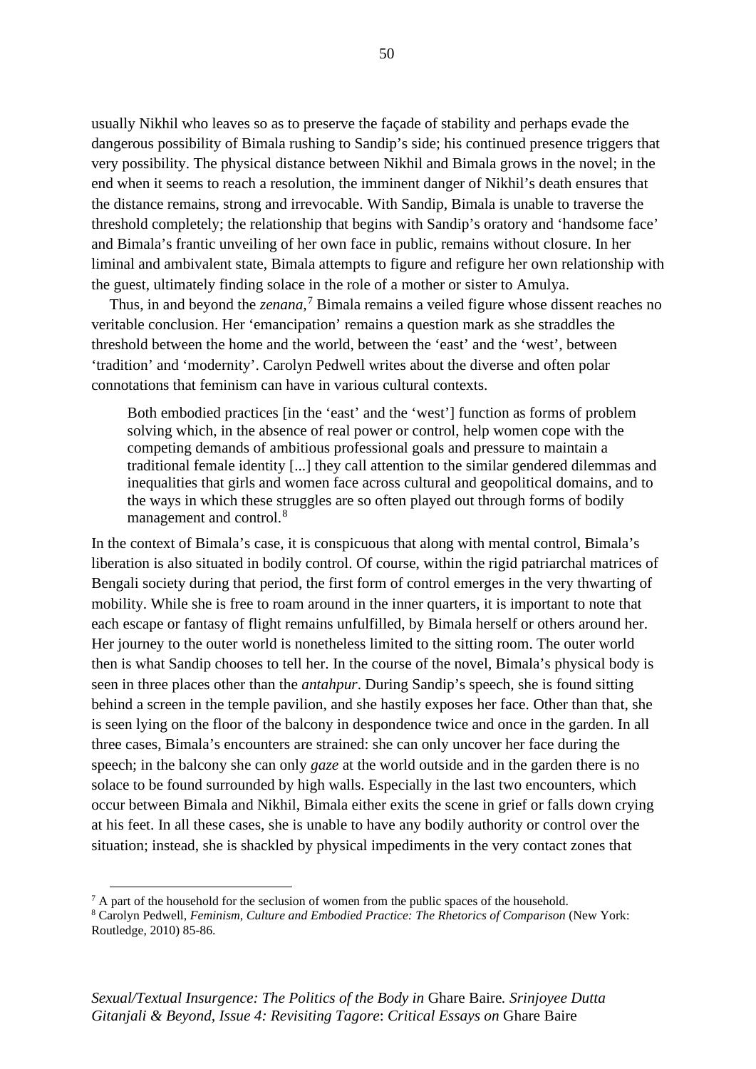usually Nikhil who leaves so as to preserve the façade of stability and perhaps evade the dangerous possibility of Bimala rushing to Sandip's side; his continued presence triggers that very possibility. The physical distance between Nikhil and Bimala grows in the novel; in the end when it seems to reach a resolution, the imminent danger of Nikhil's death ensures that the distance remains, strong and irrevocable. With Sandip, Bimala is unable to traverse the threshold completely; the relationship that begins with Sandip's oratory and 'handsome face' and Bimala's frantic unveiling of her own face in public, remains without closure. In her liminal and ambivalent state, Bimala attempts to figure and refigure her own relationship with the guest, ultimately finding solace in the role of a mother or sister to Amulya.

Thus, in and beyond the *zenana,*[7] Bimala remains a veiled figure whose dissent reaches no veritable conclusion. Her 'emancipation' remains a question mark as she straddles the threshold between the home and the world, between the 'east' and the 'west', between 'tradition' and 'modernity'. Carolyn Pedwell writes about the diverse and often polar connotations that feminism can have in various cultural contexts.

> Both embodied practices [in the 'east' and the 'west'] function as forms of problem solving which, in the absence of real power or control, help women cope with the competing demands of ambitious professional goals and pressure to maintain a traditional female identity [...] they call attention to the similar gendered dilemmas and inequalities that girls and women face across cultural and geopolitical domains, and to the ways in which these struggles are so often played out through forms of bodily management and control.[8]

In the context of Bimala's case, it is conspicuous that along with mental control, Bimala's liberation is also situated in bodily control. Of course, within the rigid patriarchal matrices of Bengali society during that period, the first form of control emerges in the very thwarting of mobility. While she is free to roam around in the inner quarters, it is important to note that each escape or fantasy of flight remains unfulfilled, by Bimala herself or others around her. Her journey to the outer world is nonetheless limited to the sitting room. The outer world then is what Sandip chooses to tell her. In the course of the novel, Bimala's physical body is seen in three places other than the *antahpur*. During Sandip's speech, she is found sitting behind a screen in the temple pavilion, and she hastily exposes her face. Other than that, she is seen lying on the floor of the balcony in despondence twice and once in the garden. In all three cases, Bimala's encounters are strained: she can only uncover her face during the speech; in the balcony she can only *gaze* at the world outside and in the garden there is no solace to be found surrounded by high walls. Especially in the last two encounters, which occur between Bimala and Nikhil, Bimala either exits the scene in grief or falls down crying at his feet. In all these cases, she is unable to have any bodily authority or control over the situation; instead, she is shackled by physical impediments in the very contact zones that

[7] A part of the household for the seclusion of women from the public spaces of the household.

[8] Carolyn Pedwell, *Feminism, Culture and Embodied Practice: The Rhetorics of Comparison* (New York: Routledge, 2010) 85-86.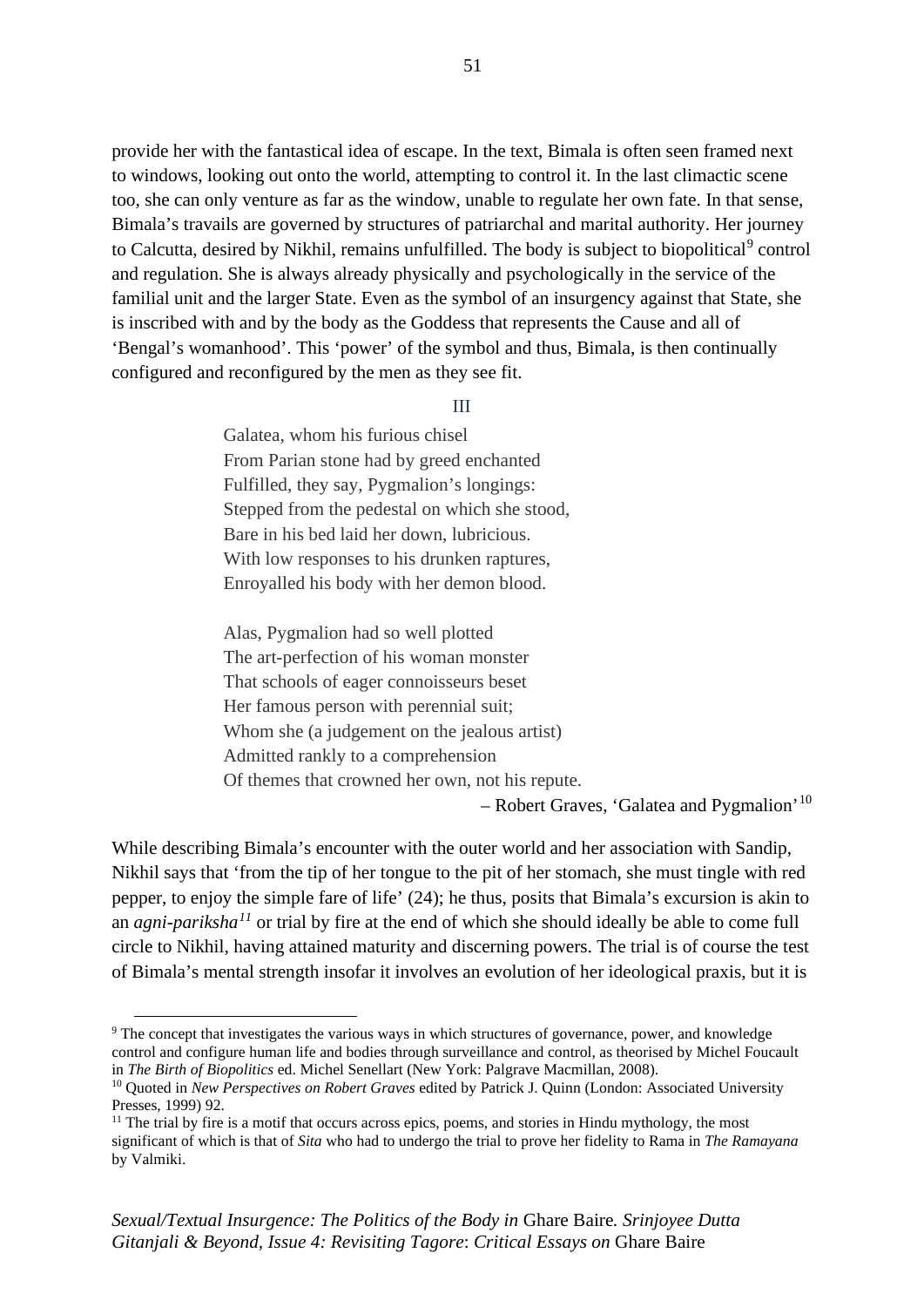provide her with the fantastical idea of escape. In the text, Bimala is often seen framed next to windows, looking out onto the world, attempting to control it. In the last climactic scene too, she can only venture as far as the window, unable to regulate her own fate. In that sense, Bimala's travails are governed by structures of patriarchal and marital authority. Her journey to Calcutta, desired by Nikhil, remains unfulfilled. The body is subject to biopolitical[9] control and regulation. She is always already physically and psychologically in the service of the familial unit and the larger State. Even as the symbol of an insurgency against that State, she is inscribed with and by the body as the Goddess that represents the Cause and all of 'Bengal's womanhood'. This 'power' of the symbol and thus, Bimala, is then continually configured and reconfigured by the men as they see fit.

## III

> Galatea, whom his furious chisel
> From Parian stone had by greed enchanted
> Fulfilled, they say, Pygmalion's longings:
> Stepped from the pedestal on which she stood,
> Bare in his bed laid her down, lubricious.
> With low responses to his drunken raptures,
> Enroyalled his body with her demon blood.
>
> Alas, Pygmalion had so well plotted
> The art-perfection of his woman monster
> That schools of eager connoisseurs beset
> Her famous person with perennial suit;
> Whom she (a judgement on the jealous artist)
> Admitted rankly to a comprehension
> Of themes that crowned her own, not his repute.
>
> – Robert Graves, 'Galatea and Pygmalion'[10]

While describing Bimala's encounter with the outer world and her association with Sandip, Nikhil says that 'from the tip of her tongue to the pit of her stomach, she must tingle with red pepper, to enjoy the simple fare of life' (24); he thus, posits that Bimala's excursion is akin to an *agni-pariksha*[11] or trial by fire at the end of which she should ideally be able to come full circle to Nikhil, having attained maturity and discerning powers. The trial is of course the test of Bimala's mental strength insofar it involves an evolution of her ideological praxis, but it is

---

[9] The concept that investigates the various ways in which structures of governance, power, and knowledge control and configure human life and bodies through surveillance and control, as theorised by Michel Foucault in *The Birth of Biopolitics* ed. Michel Senellart (New York: Palgrave Macmillan, 2008).

[10] Quoted in *New Perspectives on Robert Graves* edited by Patrick J. Quinn (London: Associated University Presses, 1999) 92.

[11] The trial by fire is a motif that occurs across epics, poems, and stories in Hindu mythology, the most significant of which is that of *Sita* who had to undergo the trial to prove her fidelity to Rama in *The Ramayana* by Valmiki.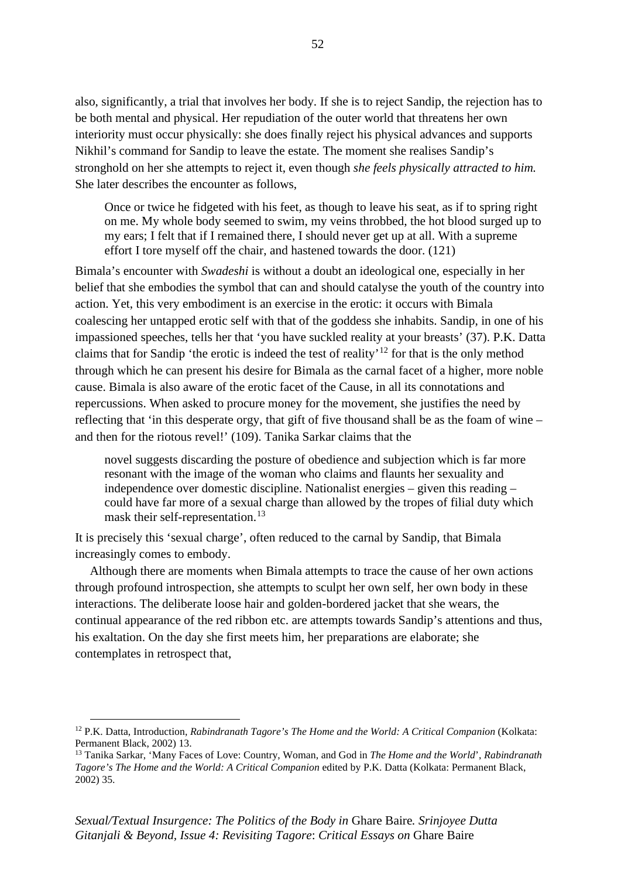also, significantly, a trial that involves her body. If she is to reject Sandip, the rejection has to be both mental and physical. Her repudiation of the outer world that threatens her own interiority must occur physically: she does finally reject his physical advances and supports Nikhil's command for Sandip to leave the estate. The moment she realises Sandip's stronghold on her she attempts to reject it, even though *she feels physically attracted to him.* She later describes the encounter as follows,

> Once or twice he fidgeted with his feet, as though to leave his seat, as if to spring right on me. My whole body seemed to swim, my veins throbbed, the hot blood surged up to my ears; I felt that if I remained there, I should never get up at all. With a supreme effort I tore myself off the chair, and hastened towards the door. (121)

Bimala's encounter with *Swadeshi* is without a doubt an ideological one, especially in her belief that she embodies the symbol that can and should catalyse the youth of the country into action. Yet, this very embodiment is an exercise in the erotic: it occurs with Bimala coalescing her untapped erotic self with that of the goddess she inhabits. Sandip, in one of his impassioned speeches, tells her that 'you have suckled reality at your breasts' (37). P.K. Datta claims that for Sandip 'the erotic is indeed the test of reality'[12] for that is the only method through which he can present his desire for Bimala as the carnal facet of a higher, more noble cause. Bimala is also aware of the erotic facet of the Cause, in all its connotations and repercussions. When asked to procure money for the movement, she justifies the need by reflecting that 'in this desperate orgy, that gift of five thousand shall be as the foam of wine – and then for the riotous revel!' (109). Tanika Sarkar claims that the

> novel suggests discarding the posture of obedience and subjection which is far more resonant with the image of the woman who claims and flaunts her sexuality and independence over domestic discipline. Nationalist energies – given this reading – could have far more of a sexual charge than allowed by the tropes of filial duty which mask their self-representation.[13]

It is precisely this 'sexual charge', often reduced to the carnal by Sandip, that Bimala increasingly comes to embody.

Although there are moments when Bimala attempts to trace the cause of her own actions through profound introspection, she attempts to sculpt her own self, her own body in these interactions. The deliberate loose hair and golden-bordered jacket that she wears, the continual appearance of the red ribbon etc. are attempts towards Sandip's attentions and thus, his exaltation. On the day she first meets him, her preparations are elaborate; she contemplates in retrospect that,

---

[12] P.K. Datta, Introduction, *Rabindranath Tagore's The Home and the World: A Critical Companion* (Kolkata: Permanent Black, 2002) 13.

[13] Tanika Sarkar, 'Many Faces of Love: Country, Woman, and God in *The Home and the World*', *Rabindranath Tagore's The Home and the World: A Critical Companion* edited by P.K. Datta (Kolkata: Permanent Black, 2002) 35.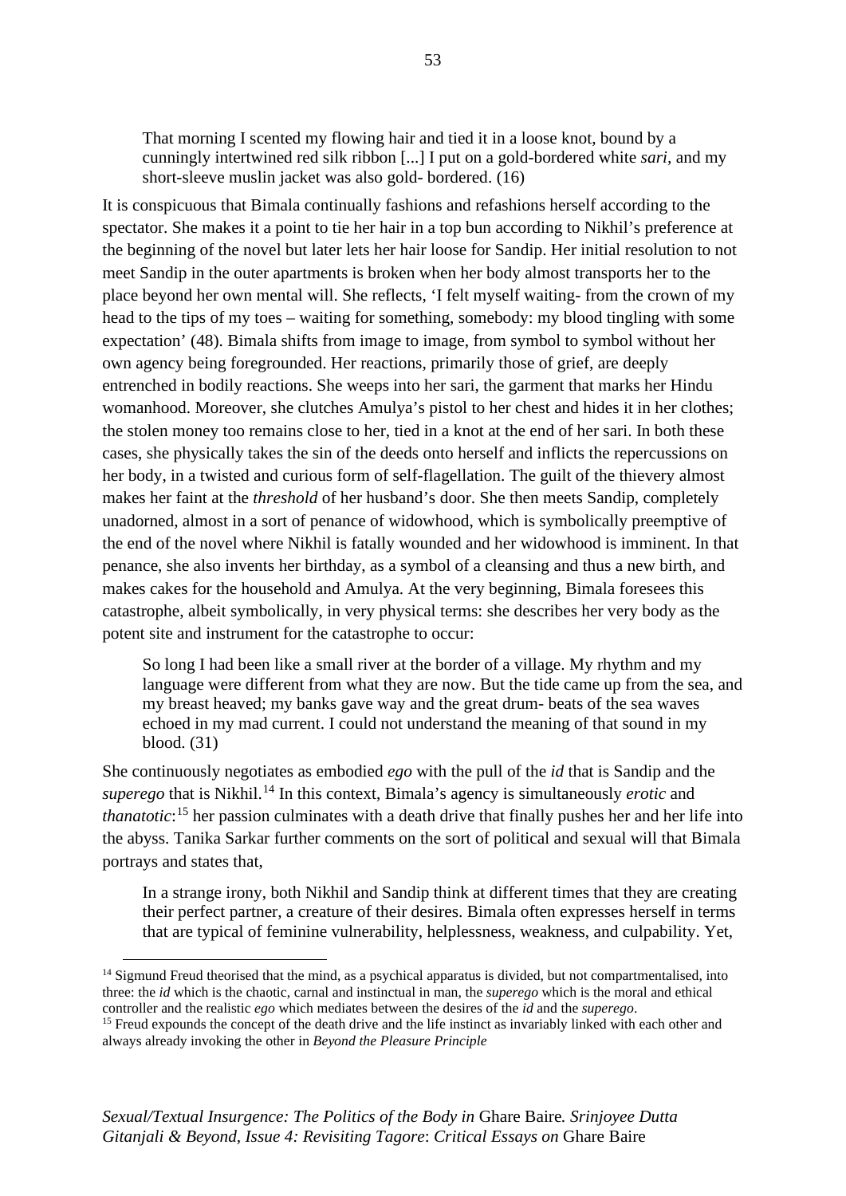> That morning I scented my flowing hair and tied it in a loose knot, bound by a cunningly intertwined red silk ribbon [...] I put on a gold-bordered white *sari*, and my short-sleeve muslin jacket was also gold- bordered. (16)

It is conspicuous that Bimala continually fashions and refashions herself according to the spectator. She makes it a point to tie her hair in a top bun according to Nikhil's preference at the beginning of the novel but later lets her hair loose for Sandip. Her initial resolution to not meet Sandip in the outer apartments is broken when her body almost transports her to the place beyond her own mental will. She reflects, 'I felt myself waiting- from the crown of my head to the tips of my toes – waiting for something, somebody: my blood tingling with some expectation' (48). Bimala shifts from image to image, from symbol to symbol without her own agency being foregrounded. Her reactions, primarily those of grief, are deeply entrenched in bodily reactions. She weeps into her sari, the garment that marks her Hindu womanhood. Moreover, she clutches Amulya's pistol to her chest and hides it in her clothes; the stolen money too remains close to her, tied in a knot at the end of her sari. In both these cases, she physically takes the sin of the deeds onto herself and inflicts the repercussions on her body, in a twisted and curious form of self-flagellation. The guilt of the thievery almost makes her faint at the *threshold* of her husband's door. She then meets Sandip, completely unadorned, almost in a sort of penance of widowhood, which is symbolically preemptive of the end of the novel where Nikhil is fatally wounded and her widowhood is imminent. In that penance, she also invents her birthday, as a symbol of a cleansing and thus a new birth, and makes cakes for the household and Amulya. At the very beginning, Bimala foresees this catastrophe, albeit symbolically, in very physical terms: she describes her very body as the potent site and instrument for the catastrophe to occur:

> So long I had been like a small river at the border of a village. My rhythm and my language were different from what they are now. But the tide came up from the sea, and my breast heaved; my banks gave way and the great drum- beats of the sea waves echoed in my mad current. I could not understand the meaning of that sound in my blood. (31)

She continuously negotiates as embodied *ego* with the pull of the *id* that is Sandip and the *superego* that is Nikhil.[14] In this context, Bimala's agency is simultaneously *erotic* and *thanatotic*:[15] her passion culminates with a death drive that finally pushes her and her life into the abyss. Tanika Sarkar further comments on the sort of political and sexual will that Bimala portrays and states that,

> In a strange irony, both Nikhil and Sandip think at different times that they are creating their perfect partner, a creature of their desires. Bimala often expresses herself in terms that are typical of feminine vulnerability, helplessness, weakness, and culpability. Yet,

---

[14] Sigmund Freud theorised that the mind, as a psychical apparatus is divided, but not compartmentalised, into three: the *id* which is the chaotic, carnal and instinctual in man, the *superego* which is the moral and ethical controller and the realistic *ego* which mediates between the desires of the *id* and the *superego*.

[15] Freud expounds the concept of the death drive and the life instinct as invariably linked with each other and always already invoking the other in *Beyond the Pleasure Principle*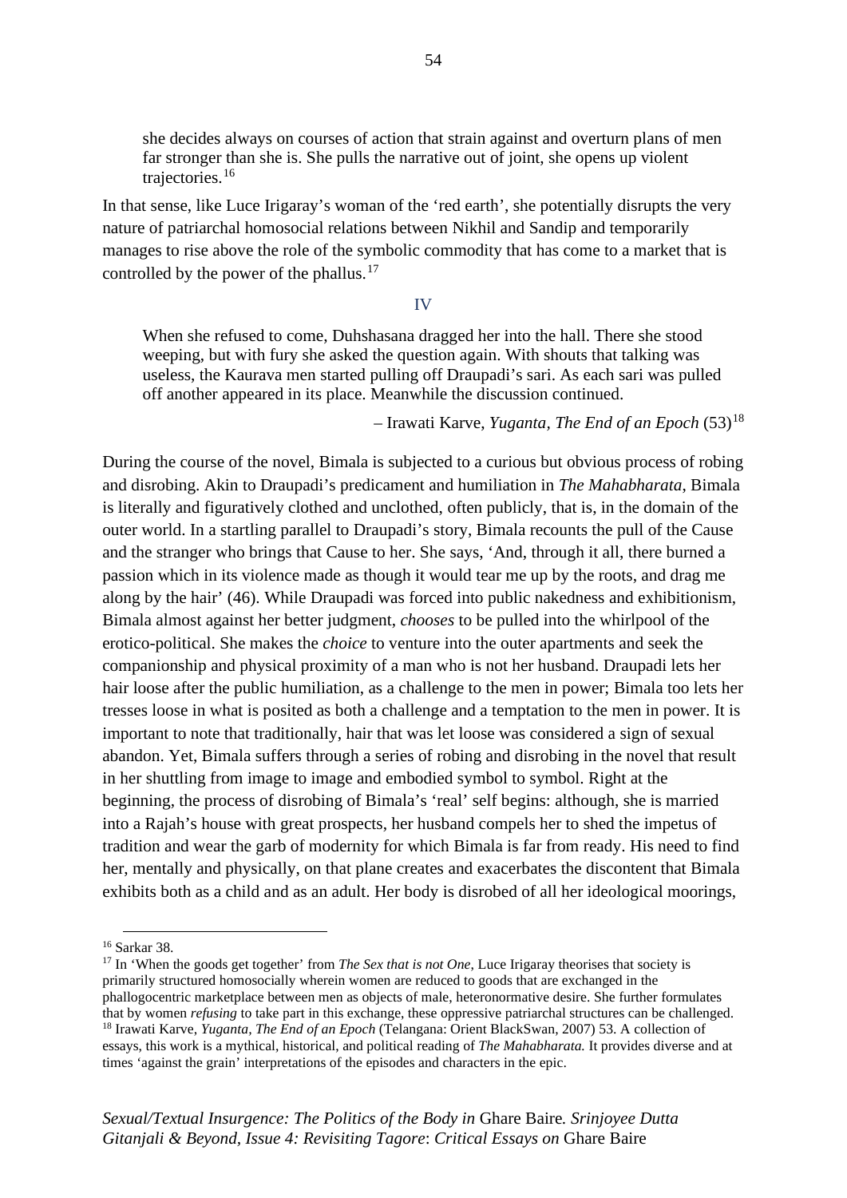> she decides always on courses of action that strain against and overturn plans of men far stronger than she is. She pulls the narrative out of joint, she opens up violent trajectories.[16]

In that sense, like Luce Irigaray's woman of the 'red earth', she potentially disrupts the very nature of patriarchal homosocial relations between Nikhil and Sandip and temporarily manages to rise above the role of the symbolic commodity that has come to a market that is controlled by the power of the phallus.[17]

## IV

> When she refused to come, Duhshasana dragged her into the hall. There she stood weeping, but with fury she asked the question again. With shouts that talking was useless, the Kaurava men started pulling off Draupadi's sari. As each sari was pulled off another appeared in its place. Meanwhile the discussion continued.
>
> – Irawati Karve, *Yuganta, The End of an Epoch* (53)[18]

During the course of the novel, Bimala is subjected to a curious but obvious process of robing and disrobing. Akin to Draupadi's predicament and humiliation in *The Mahabharata*, Bimala is literally and figuratively clothed and unclothed, often publicly, that is, in the domain of the outer world. In a startling parallel to Draupadi's story, Bimala recounts the pull of the Cause and the stranger who brings that Cause to her. She says, 'And, through it all, there burned a passion which in its violence made as though it would tear me up by the roots, and drag me along by the hair' (46). While Draupadi was forced into public nakedness and exhibitionism, Bimala almost against her better judgment, *chooses* to be pulled into the whirlpool of the erotico-political. She makes the *choice* to venture into the outer apartments and seek the companionship and physical proximity of a man who is not her husband. Draupadi lets her hair loose after the public humiliation, as a challenge to the men in power; Bimala too lets her tresses loose in what is posited as both a challenge and a temptation to the men in power. It is important to note that traditionally, hair that was let loose was considered a sign of sexual abandon. Yet, Bimala suffers through a series of robing and disrobing in the novel that result in her shuttling from image to image and embodied symbol to symbol. Right at the beginning, the process of disrobing of Bimala's 'real' self begins: although, she is married into a Rajah's house with great prospects, her husband compels her to shed the impetus of tradition and wear the garb of modernity for which Bimala is far from ready. His need to find her, mentally and physically, on that plane creates and exacerbates the discontent that Bimala exhibits both as a child and as an adult. Her body is disrobed of all her ideological moorings,

---

[16] Sarkar 38.

[17] In 'When the goods get together' from *The Sex that is not One,* Luce Irigaray theorises that society is primarily structured homosocially wherein women are reduced to goods that are exchanged in the phallogocentric marketplace between men as objects of male, heteronormative desire. She further formulates that by women *refusing* to take part in this exchange, these oppressive patriarchal structures can be challenged.

[18] Irawati Karve, *Yuganta, The End of an Epoch* (Telangana: Orient BlackSwan, 2007) 53. A collection of essays, this work is a mythical, historical, and political reading of *The Mahabharata.* It provides diverse and at times 'against the grain' interpretations of the episodes and characters in the epic.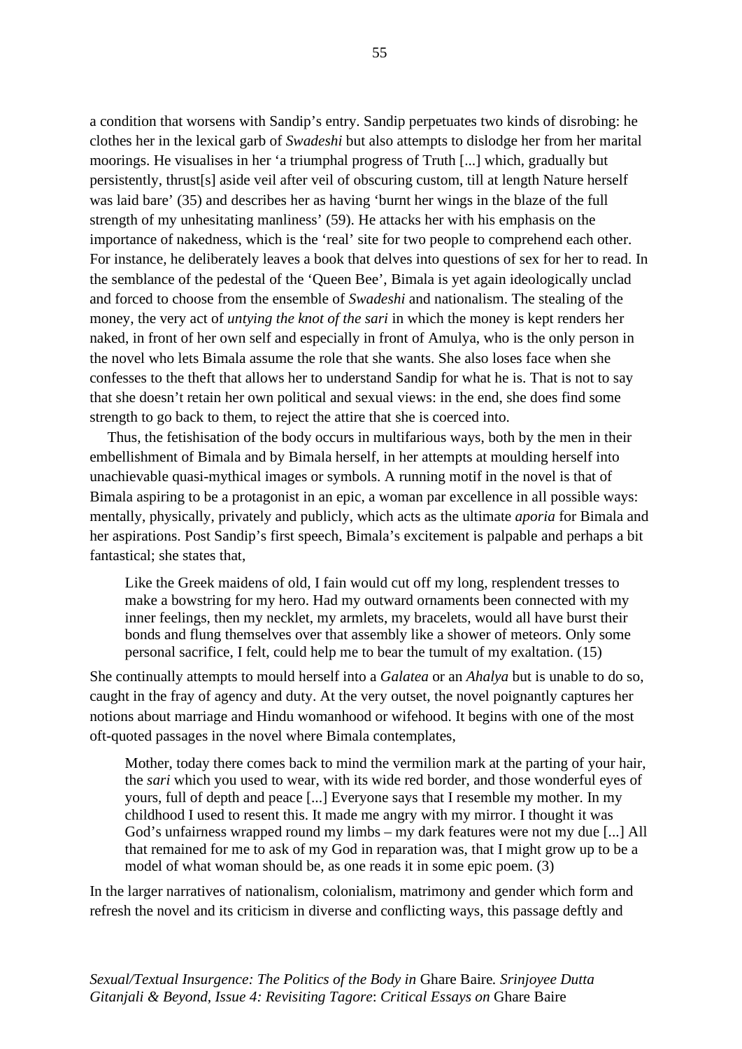a condition that worsens with Sandip's entry. Sandip perpetuates two kinds of disrobing: he clothes her in the lexical garb of *Swadeshi* but also attempts to dislodge her from her marital moorings. He visualises in her 'a triumphal progress of Truth [...] which, gradually but persistently, thrust[s] aside veil after veil of obscuring custom, till at length Nature herself was laid bare' (35) and describes her as having 'burnt her wings in the blaze of the full strength of my unhesitating manliness' (59). He attacks her with his emphasis on the importance of nakedness, which is the 'real' site for two people to comprehend each other. For instance, he deliberately leaves a book that delves into questions of sex for her to read. In the semblance of the pedestal of the 'Queen Bee', Bimala is yet again ideologically unclad and forced to choose from the ensemble of *Swadeshi* and nationalism. The stealing of the money, the very act of *untying the knot of the sari* in which the money is kept renders her naked, in front of her own self and especially in front of Amulya, who is the only person in the novel who lets Bimala assume the role that she wants. She also loses face when she confesses to the theft that allows her to understand Sandip for what he is. That is not to say that she doesn't retain her own political and sexual views: in the end, she does find some strength to go back to them, to reject the attire that she is coerced into.

Thus, the fetishisation of the body occurs in multifarious ways, both by the men in their embellishment of Bimala and by Bimala herself, in her attempts at moulding herself into unachievable quasi-mythical images or symbols. A running motif in the novel is that of Bimala aspiring to be a protagonist in an epic, a woman par excellence in all possible ways: mentally, physically, privately and publicly, which acts as the ultimate *aporia* for Bimala and her aspirations. Post Sandip's first speech, Bimala's excitement is palpable and perhaps a bit fantastical; she states that,

> Like the Greek maidens of old, I fain would cut off my long, resplendent tresses to make a bowstring for my hero. Had my outward ornaments been connected with my inner feelings, then my necklet, my armlets, my bracelets, would all have burst their bonds and flung themselves over that assembly like a shower of meteors. Only some personal sacrifice, I felt, could help me to bear the tumult of my exaltation. (15)

She continually attempts to mould herself into a *Galatea* or an *Ahalya* but is unable to do so, caught in the fray of agency and duty. At the very outset, the novel poignantly captures her notions about marriage and Hindu womanhood or wifehood. It begins with one of the most oft-quoted passages in the novel where Bimala contemplates,

> Mother, today there comes back to mind the vermilion mark at the parting of your hair, the *sari* which you used to wear, with its wide red border, and those wonderful eyes of yours, full of depth and peace [...] Everyone says that I resemble my mother. In my childhood I used to resent this. It made me angry with my mirror. I thought it was God's unfairness wrapped round my limbs – my dark features were not my due [...] All that remained for me to ask of my God in reparation was, that I might grow up to be a model of what woman should be, as one reads it in some epic poem. (3)

In the larger narratives of nationalism, colonialism, matrimony and gender which form and refresh the novel and its criticism in diverse and conflicting ways, this passage deftly and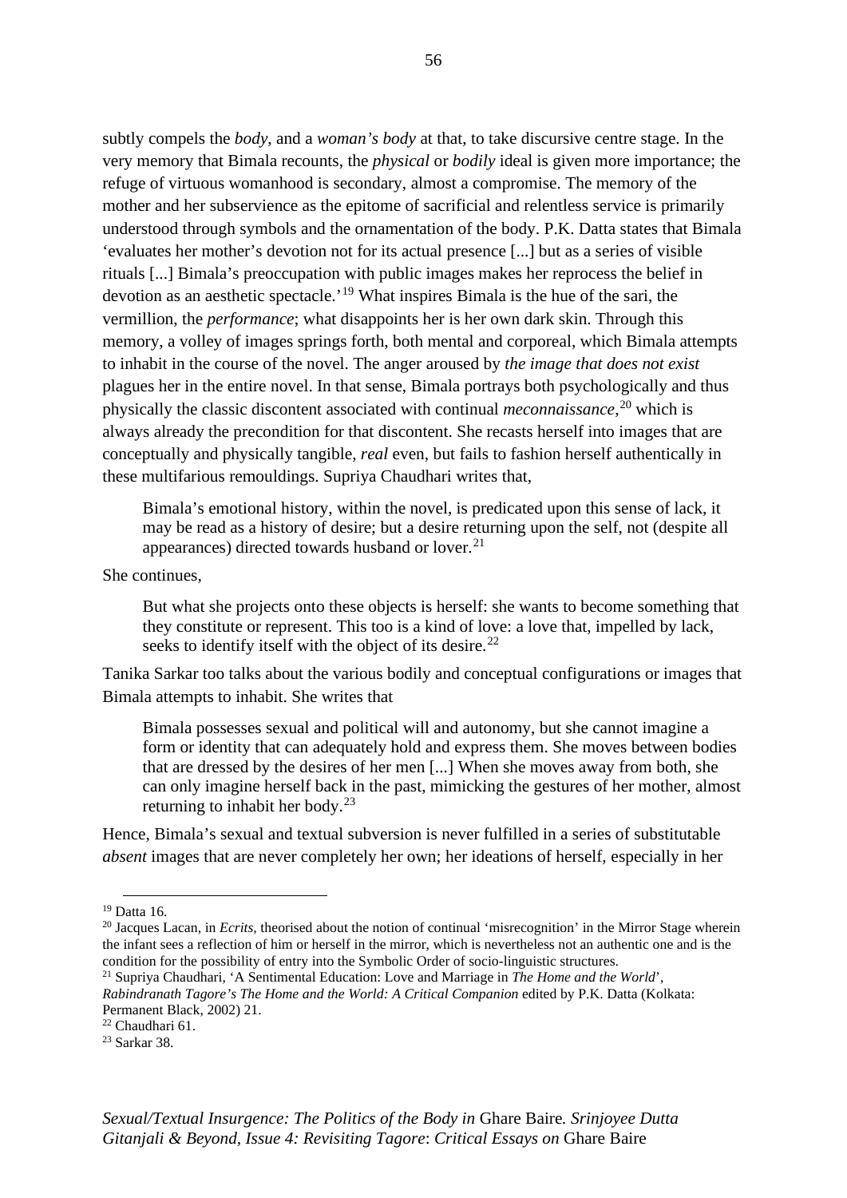subtly compels the *body*, and a *woman's body* at that, to take discursive centre stage. In the very memory that Bimala recounts, the *physical* or *bodily* ideal is given more importance; the refuge of virtuous womanhood is secondary, almost a compromise. The memory of the mother and her subservience as the epitome of sacrificial and relentless service is primarily understood through symbols and the ornamentation of the body. P.K. Datta states that Bimala 'evaluates her mother's devotion not for its actual presence [...] but as a series of visible rituals [...] Bimala's preoccupation with public images makes her reprocess the belief in devotion as an aesthetic spectacle.'[19] What inspires Bimala is the hue of the sari, the vermillion, the *performance*; what disappoints her is her own dark skin. Through this memory, a volley of images springs forth, both mental and corporeal, which Bimala attempts to inhabit in the course of the novel. The anger aroused by *the image that does not exist* plagues her in the entire novel. In that sense, Bimala portrays both psychologically and thus physically the classic discontent associated with continual *meconnaissance*,[20] which is always already the precondition for that discontent. She recasts herself into images that are conceptually and physically tangible, *real* even, but fails to fashion herself authentically in these multifarious remouldings. Supriya Chaudhari writes that,

> Bimala's emotional history, within the novel, is predicated upon this sense of lack, it may be read as a history of desire; but a desire returning upon the self, not (despite all appearances) directed towards husband or lover.[21]

She continues,

> But what she projects onto these objects is herself: she wants to become something that they constitute or represent. This too is a kind of love: a love that, impelled by lack, seeks to identify itself with the object of its desire.[22]

Tanika Sarkar too talks about the various bodily and conceptual configurations or images that Bimala attempts to inhabit. She writes that

> Bimala possesses sexual and political will and autonomy, but she cannot imagine a form or identity that can adequately hold and express them. She moves between bodies that are dressed by the desires of her men [...] When she moves away from both, she can only imagine herself back in the past, mimicking the gestures of her mother, almost returning to inhabit her body.[23]

Hence, Bimala's sexual and textual subversion is never fulfilled in a series of substitutable *absent* images that are never completely her own; her ideations of herself, especially in her

---

[19] Datta 16.

[20] Jacques Lacan, in *Ecrits,* theorised about the notion of continual 'misrecognition' in the Mirror Stage wherein the infant sees a reflection of him or herself in the mirror, which is nevertheless not an authentic one and is the condition for the possibility of entry into the Symbolic Order of socio-linguistic structures.

[21] Supriya Chaudhari, 'A Sentimental Education: Love and Marriage in *The Home and the World*', *Rabindranath Tagore's The Home and the World: A Critical Companion* edited by P.K. Datta (Kolkata: Permanent Black, 2002) 21.

[22] Chaudhari 61.

[23] Sarkar 38.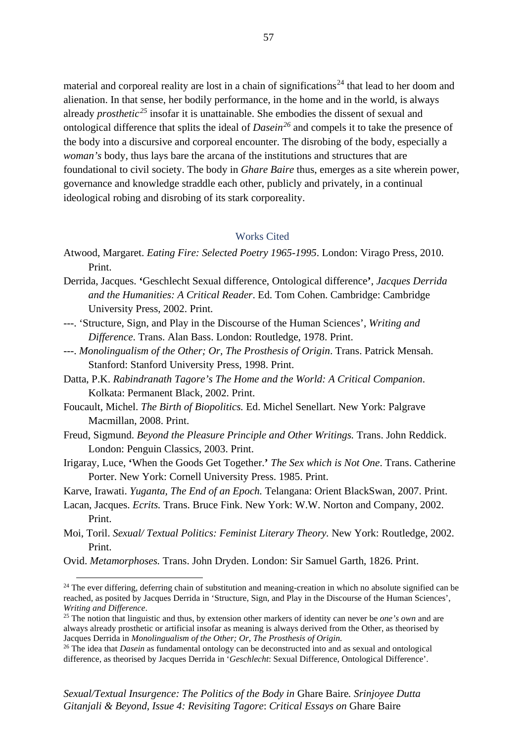material and corporeal reality are lost in a chain of significations[24] that lead to her doom and alienation. In that sense, her bodily performance, in the home and in the world, is always already *prosthetic*[25] insofar it is unattainable. She embodies the dissent of sexual and ontological difference that splits the ideal of *Dasein*[26] and compels it to take the presence of the body into a discursive and corporeal encounter. The disrobing of the body, especially a *woman's* body, thus lays bare the arcana of the institutions and structures that are foundational to civil society. The body in *Ghare Baire* thus, emerges as a site wherein power, governance and knowledge straddle each other, publicly and privately, in a continual ideological robing and disrobing of its stark corporeality.

## Works Cited

Atwood, Margaret. *Eating Fire: Selected Poetry 1965-1995*. London: Virago Press, 2010. Print.

Derrida, Jacques. **'**Geschlecht Sexual difference, Ontological difference**'**, *Jacques Derrida and the Humanities: A Critical Reader*. Ed. Tom Cohen. Cambridge: Cambridge University Press, 2002. Print.

---. 'Structure, Sign, and Play in the Discourse of the Human Sciences', *Writing and Difference*. Trans. Alan Bass. London: Routledge, 1978. Print.

---. *Monolingualism of the Other; Or, The Prosthesis of Origin*. Trans. Patrick Mensah. Stanford: Stanford University Press, 1998. Print.

Datta, P.K. *Rabindranath Tagore's The Home and the World: A Critical Companion*. Kolkata: Permanent Black, 2002. Print.

Foucault, Michel. *The Birth of Biopolitics.* Ed. Michel Senellart. New York: Palgrave Macmillan, 2008. Print.

Freud, Sigmund. *Beyond the Pleasure Principle and Other Writings.* Trans. John Reddick. London: Penguin Classics, 2003. Print.

Irigaray, Luce, **'**When the Goods Get Together.**'** *The Sex which is Not One*. Trans. Catherine Porter. New York: Cornell University Press. 1985. Print.

Karve, Irawati. *Yuganta, The End of an Epoch.* Telangana: Orient BlackSwan, 2007. Print.

Lacan, Jacques. *Ecrits.* Trans. Bruce Fink. New York: W.W. Norton and Company, 2002. Print.

Moi, Toril. *Sexual/ Textual Politics: Feminist Literary Theory.* New York: Routledge, 2002. Print.

Ovid. *Metamorphoses.* Trans. John Dryden. London: Sir Samuel Garth, 1826. Print.

---

[24] The ever differing, deferring chain of substitution and meaning-creation in which no absolute signified can be reached, as posited by Jacques Derrida in 'Structure, Sign, and Play in the Discourse of the Human Sciences', *Writing and Difference*.

[25] The notion that linguistic and thus, by extension other markers of identity can never be *one's own* and are always already prosthetic or artificial insofar as meaning is always derived from the Other, as theorised by Jacques Derrida in *Monolingualism of the Other; Or, The Prosthesis of Origin.*

[26] The idea that *Dasein* as fundamental ontology can be deconstructed into and as sexual and ontological difference, as theorised by Jacques Derrida in '*Geschlecht*: Sexual Difference, Ontological Difference'.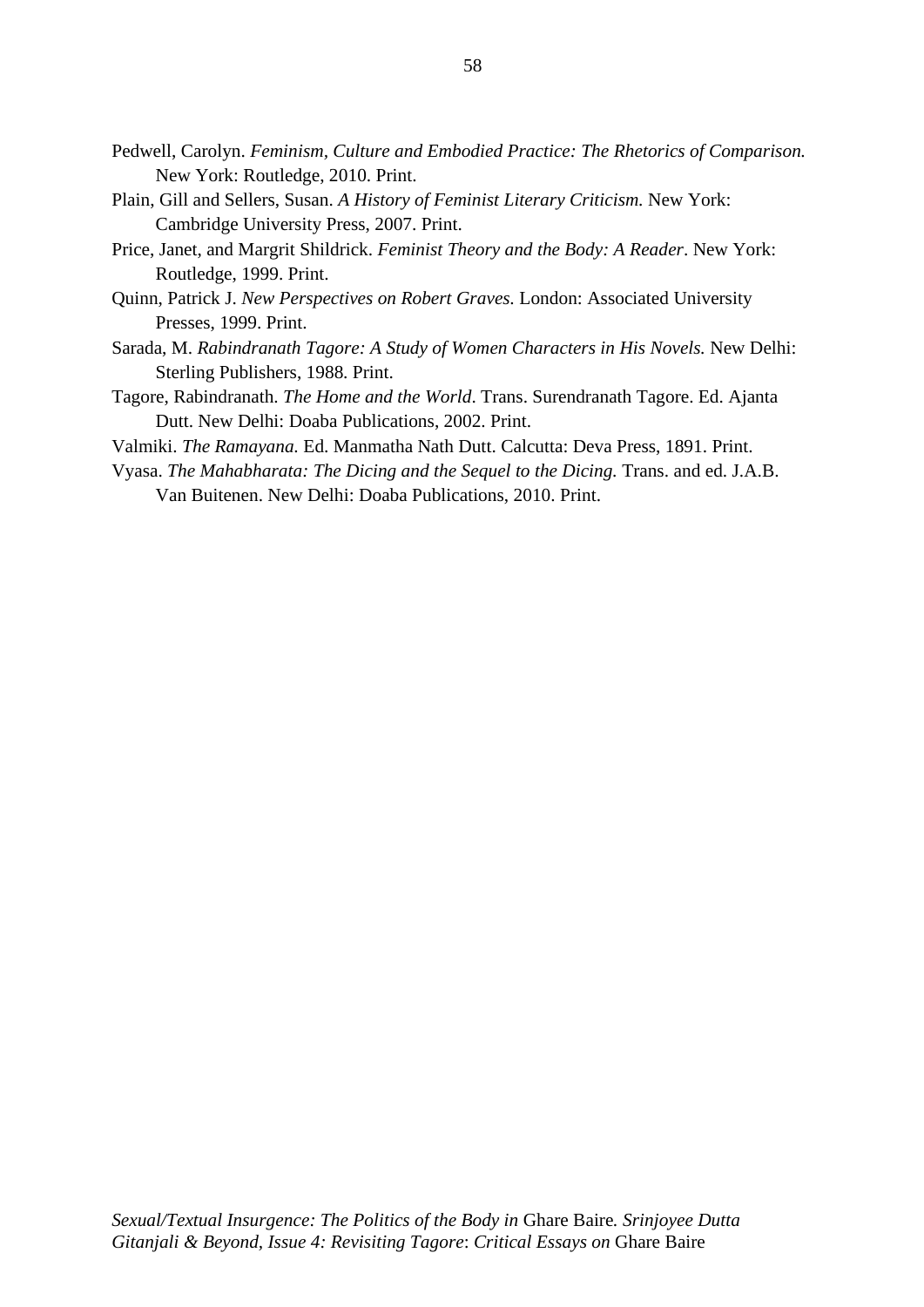Pedwell, Carolyn. *Feminism, Culture and Embodied Practice: The Rhetorics of Comparison.* New York: Routledge, 2010. Print.

Plain, Gill and Sellers, Susan. *A History of Feminist Literary Criticism.* New York: Cambridge University Press, 2007. Print.

Price, Janet, and Margrit Shildrick. *Feminist Theory and the Body: A Reader*. New York: Routledge, 1999. Print.

Quinn, Patrick J. *New Perspectives on Robert Graves.* London: Associated University Presses, 1999. Print.

Sarada, M. *Rabindranath Tagore: A Study of Women Characters in His Novels.* New Delhi: Sterling Publishers, 1988. Print.

Tagore, Rabindranath. *The Home and the World*. Trans. Surendranath Tagore. Ed. Ajanta Dutt. New Delhi: Doaba Publications, 2002. Print.

Valmiki. *The Ramayana.* Ed. Manmatha Nath Dutt. Calcutta: Deva Press, 1891. Print.

Vyasa. *The Mahabharata: The Dicing and the Sequel to the Dicing.* Trans. and ed. J.A.B. Van Buitenen. New Delhi: Doaba Publications, 2010. Print.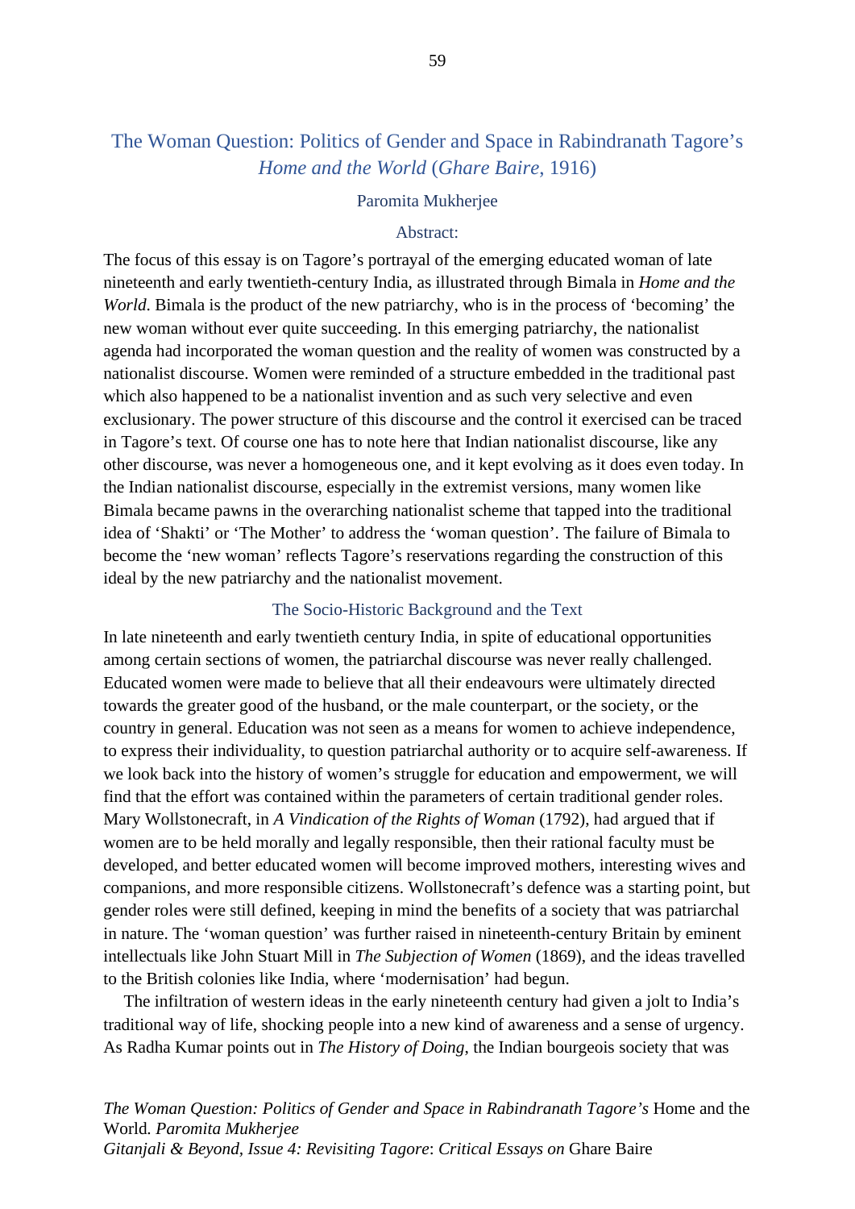# The Woman Question: Politics of Gender and Space in Rabindranath Tagore's *Home and the World* (*Ghare Baire*, 1916)

Paromita Mukherjee

### Abstract:

The focus of this essay is on Tagore's portrayal of the emerging educated woman of late nineteenth and early twentieth-century India, as illustrated through Bimala in *Home and the World*. Bimala is the product of the new patriarchy, who is in the process of 'becoming' the new woman without ever quite succeeding. In this emerging patriarchy, the nationalist agenda had incorporated the woman question and the reality of women was constructed by a nationalist discourse. Women were reminded of a structure embedded in the traditional past which also happened to be a nationalist invention and as such very selective and even exclusionary. The power structure of this discourse and the control it exercised can be traced in Tagore's text. Of course one has to note here that Indian nationalist discourse, like any other discourse, was never a homogeneous one, and it kept evolving as it does even today. In the Indian nationalist discourse, especially in the extremist versions, many women like Bimala became pawns in the overarching nationalist scheme that tapped into the traditional idea of 'Shakti' or 'The Mother' to address the 'woman question'. The failure of Bimala to become the 'new woman' reflects Tagore's reservations regarding the construction of this ideal by the new patriarchy and the nationalist movement.

## The Socio-Historic Background and the Text

In late nineteenth and early twentieth century India, in spite of educational opportunities among certain sections of women, the patriarchal discourse was never really challenged. Educated women were made to believe that all their endeavours were ultimately directed towards the greater good of the husband, or the male counterpart, or the society, or the country in general. Education was not seen as a means for women to achieve independence, to express their individuality, to question patriarchal authority or to acquire self-awareness. If we look back into the history of women's struggle for education and empowerment, we will find that the effort was contained within the parameters of certain traditional gender roles. Mary Wollstonecraft, in *A Vindication of the Rights of Woman* (1792), had argued that if women are to be held morally and legally responsible, then their rational faculty must be developed, and better educated women will become improved mothers, interesting wives and companions, and more responsible citizens. Wollstonecraft's defence was a starting point, but gender roles were still defined, keeping in mind the benefits of a society that was patriarchal in nature. The 'woman question' was further raised in nineteenth-century Britain by eminent intellectuals like John Stuart Mill in *The Subjection of Women* (1869), and the ideas travelled to the British colonies like India, where 'modernisation' had begun.

The infiltration of western ideas in the early nineteenth century had given a jolt to India's traditional way of life, shocking people into a new kind of awareness and a sense of urgency. As Radha Kumar points out in *The History of Doing*, the Indian bourgeois society that was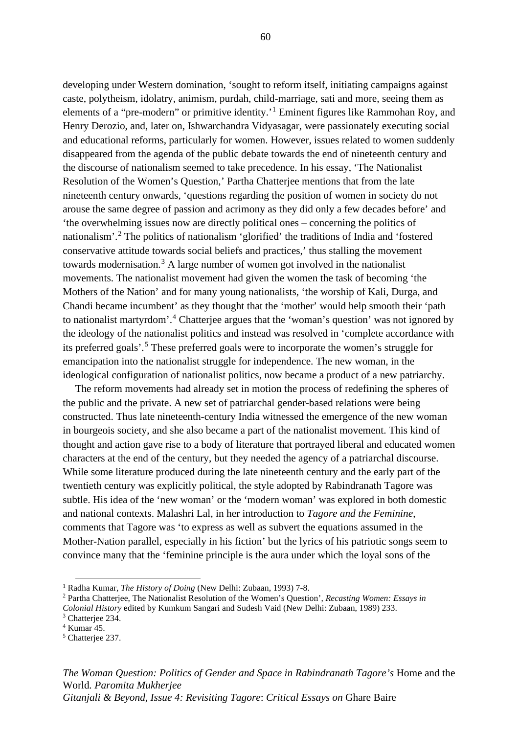developing under Western domination, 'sought to reform itself, initiating campaigns against caste, polytheism, idolatry, animism, purdah, child-marriage, sati and more, seeing them as elements of a "pre-modern" or primitive identity.'[1] Eminent figures like Rammohan Roy, and Henry Derozio, and, later on, Ishwarchandra Vidyasagar, were passionately executing social and educational reforms, particularly for women. However, issues related to women suddenly disappeared from the agenda of the public debate towards the end of nineteenth century and the discourse of nationalism seemed to take precedence. In his essay, 'The Nationalist Resolution of the Women's Question,' Partha Chatterjee mentions that from the late nineteenth century onwards, 'questions regarding the position of women in society do not arouse the same degree of passion and acrimony as they did only a few decades before' and 'the overwhelming issues now are directly political ones – concerning the politics of nationalism'.[2] The politics of nationalism 'glorified' the traditions of India and 'fostered conservative attitude towards social beliefs and practices,' thus stalling the movement towards modernisation.[3] A large number of women got involved in the nationalist movements. The nationalist movement had given the women the task of becoming 'the Mothers of the Nation' and for many young nationalists, 'the worship of Kali, Durga, and Chandi became incumbent' as they thought that the 'mother' would help smooth their 'path to nationalist martyrdom'.[4] Chatterjee argues that the 'woman's question' was not ignored by the ideology of the nationalist politics and instead was resolved in 'complete accordance with its preferred goals'.[5] These preferred goals were to incorporate the women's struggle for emancipation into the nationalist struggle for independence. The new woman, in the ideological configuration of nationalist politics, now became a product of a new patriarchy.

The reform movements had already set in motion the process of redefining the spheres of the public and the private. A new set of patriarchal gender-based relations were being constructed. Thus late nineteenth-century India witnessed the emergence of the new woman in bourgeois society, and she also became a part of the nationalist movement. This kind of thought and action gave rise to a body of literature that portrayed liberal and educated women characters at the end of the century, but they needed the agency of a patriarchal discourse. While some literature produced during the late nineteenth century and the early part of the twentieth century was explicitly political, the style adopted by Rabindranath Tagore was subtle. His idea of the 'new woman' or the 'modern woman' was explored in both domestic and national contexts. Malashri Lal, in her introduction to *Tagore and the Feminine*, comments that Tagore was 'to express as well as subvert the equations assumed in the Mother-Nation parallel, especially in his fiction' but the lyrics of his patriotic songs seem to convince many that the 'feminine principle is the aura under which the loyal sons of the

---

[1] Radha Kumar, *The History of Doing* (New Delhi: Zubaan, 1993) 7-8.

[2] Partha Chatterjee, The Nationalist Resolution of the Women's Question', *Recasting Women: Essays in Colonial History* edited by Kumkum Sangari and Sudesh Vaid (New Delhi: Zubaan, 1989) 233.

[3] Chatterjee 234.

[4] Kumar 45.

[5] Chatterjee 237.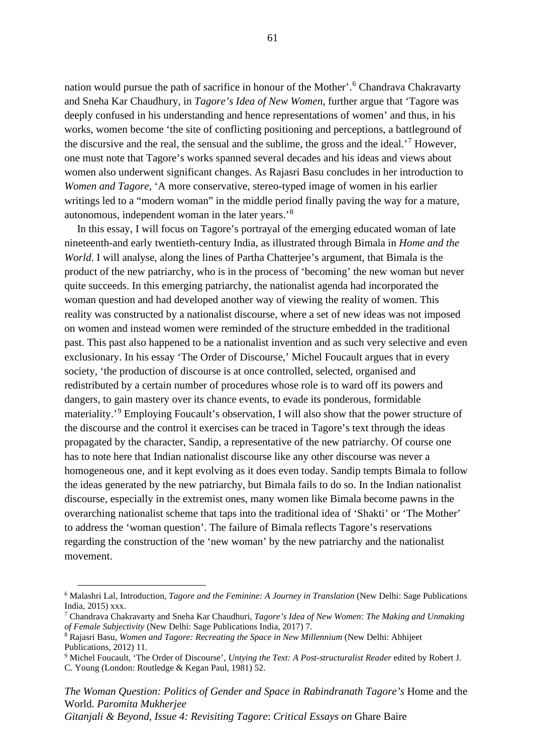nation would pursue the path of sacrifice in honour of the Mother'.[6] Chandrava Chakravarty and Sneha Kar Chaudhury, in *Tagore's Idea of New Women*, further argue that 'Tagore was deeply confused in his understanding and hence representations of women' and thus, in his works, women become 'the site of conflicting positioning and perceptions, a battleground of the discursive and the real, the sensual and the sublime, the gross and the ideal.'[7] However, one must note that Tagore's works spanned several decades and his ideas and views about women also underwent significant changes. As Rajasri Basu concludes in her introduction to *Women and Tagore*, 'A more conservative, stereo-typed image of women in his earlier writings led to a "modern woman" in the middle period finally paving the way for a mature, autonomous, independent woman in the later years.'[8]

In this essay, I will focus on Tagore's portrayal of the emerging educated woman of late nineteenth-and early twentieth-century India, as illustrated through Bimala in *Home and the World*. I will analyse, along the lines of Partha Chatterjee's argument, that Bimala is the product of the new patriarchy, who is in the process of 'becoming' the new woman but never quite succeeds. In this emerging patriarchy, the nationalist agenda had incorporated the woman question and had developed another way of viewing the reality of women. This reality was constructed by a nationalist discourse, where a set of new ideas was not imposed on women and instead women were reminded of the structure embedded in the traditional past. This past also happened to be a nationalist invention and as such very selective and even exclusionary. In his essay 'The Order of Discourse,' Michel Foucault argues that in every society, 'the production of discourse is at once controlled, selected, organised and redistributed by a certain number of procedures whose role is to ward off its powers and dangers, to gain mastery over its chance events, to evade its ponderous, formidable materiality.'[9] Employing Foucault's observation, I will also show that the power structure of the discourse and the control it exercises can be traced in Tagore's text through the ideas propagated by the character, Sandip, a representative of the new patriarchy. Of course one has to note here that Indian nationalist discourse like any other discourse was never a homogeneous one, and it kept evolving as it does even today. Sandip tempts Bimala to follow the ideas generated by the new patriarchy, but Bimala fails to do so. In the Indian nationalist discourse, especially in the extremist ones, many women like Bimala become pawns in the overarching nationalist scheme that taps into the traditional idea of 'Shakti' or 'The Mother' to address the 'woman question'. The failure of Bimala reflects Tagore's reservations regarding the construction of the 'new woman' by the new patriarchy and the nationalist movement.

---

[6] Malashri Lal, Introduction, *Tagore and the Feminine: A Journey in Translation* (New Delhi: Sage Publications India, 2015) xxx.

[7] Chandrava Chakravarty and Sneha Kar Chaudhuri, *Tagore's Idea of New Women: The Making and Unmaking of Female Subjectivity* (New Delhi: Sage Publications India, 2017) 7.

[8] Rajasri Basu, *Women and Tagore: Recreating the Space in New Millennium* (New Delhi: Abhijeet Publications, 2012) 11.

[9] Michel Foucault, 'The Order of Discourse', *Untying the Text: A Post-structuralist Reader* edited by Robert J. C. Young (London: Routledge & Kegan Paul, 1981) 52.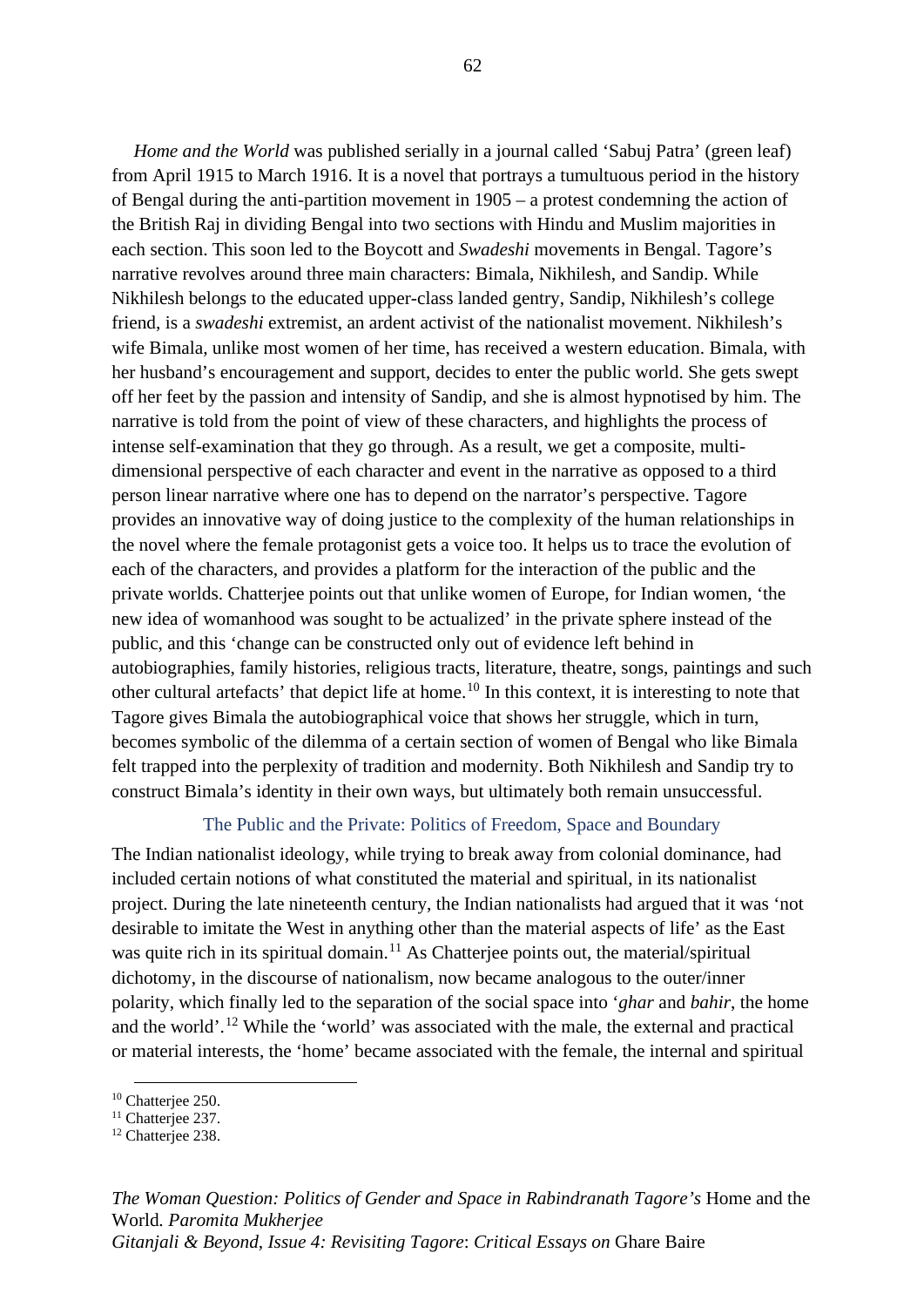*Home and the World* was published serially in a journal called 'Sabuj Patra' (green leaf) from April 1915 to March 1916. It is a novel that portrays a tumultuous period in the history of Bengal during the anti-partition movement in 1905 – a protest condemning the action of the British Raj in dividing Bengal into two sections with Hindu and Muslim majorities in each section. This soon led to the Boycott and *Swadeshi* movements in Bengal. Tagore's narrative revolves around three main characters: Bimala, Nikhilesh, and Sandip. While Nikhilesh belongs to the educated upper-class landed gentry, Sandip, Nikhilesh's college friend, is a *swadeshi* extremist, an ardent activist of the nationalist movement. Nikhilesh's wife Bimala, unlike most women of her time, has received a western education. Bimala, with her husband's encouragement and support, decides to enter the public world. She gets swept off her feet by the passion and intensity of Sandip, and she is almost hypnotised by him. The narrative is told from the point of view of these characters, and highlights the process of intense self-examination that they go through. As a result, we get a composite, multi-dimensional perspective of each character and event in the narrative as opposed to a third person linear narrative where one has to depend on the narrator's perspective. Tagore provides an innovative way of doing justice to the complexity of the human relationships in the novel where the female protagonist gets a voice too. It helps us to trace the evolution of each of the characters, and provides a platform for the interaction of the public and the private worlds. Chatterjee points out that unlike women of Europe, for Indian women, 'the new idea of womanhood was sought to be actualized' in the private sphere instead of the public, and this 'change can be constructed only out of evidence left behind in autobiographies, family histories, religious tracts, literature, theatre, songs, paintings and such other cultural artefacts' that depict life at home.[10] In this context, it is interesting to note that Tagore gives Bimala the autobiographical voice that shows her struggle, which in turn, becomes symbolic of the dilemma of a certain section of women of Bengal who like Bimala felt trapped into the perplexity of tradition and modernity. Both Nikhilesh and Sandip try to construct Bimala's identity in their own ways, but ultimately both remain unsuccessful.

## The Public and the Private: Politics of Freedom, Space and Boundary

The Indian nationalist ideology, while trying to break away from colonial dominance, had included certain notions of what constituted the material and spiritual, in its nationalist project. During the late nineteenth century, the Indian nationalists had argued that it was 'not desirable to imitate the West in anything other than the material aspects of life' as the East was quite rich in its spiritual domain.[11] As Chatterjee points out, the material/spiritual dichotomy, in the discourse of nationalism, now became analogous to the outer/inner polarity, which finally led to the separation of the social space into '*ghar* and *bahir*, the home and the world'.[12] While the 'world' was associated with the male, the external and practical or material interests, the 'home' became associated with the female, the internal and spiritual

[10] Chatterjee 250.
[11] Chatterjee 237.
[12] Chatterjee 238.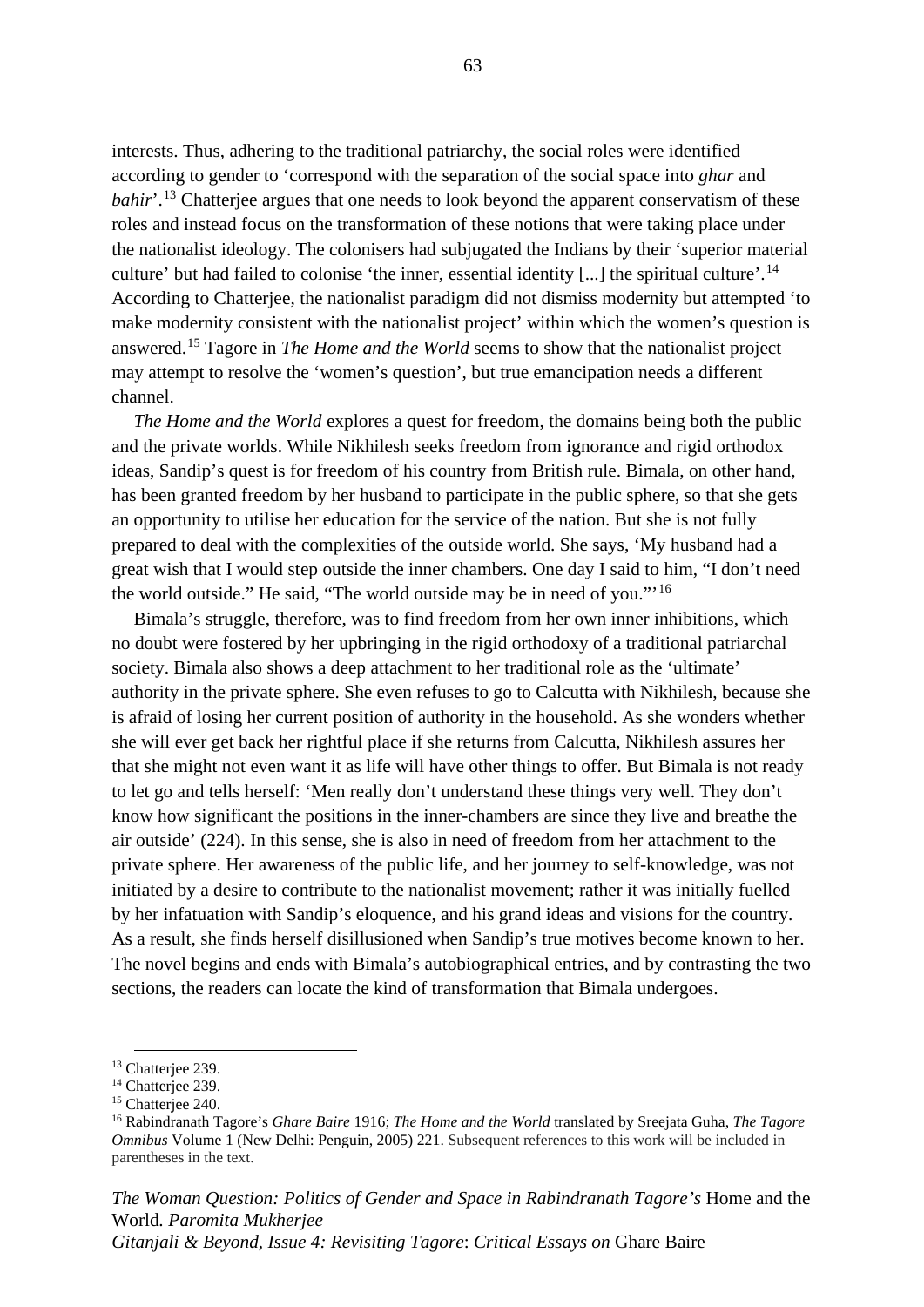interests. Thus, adhering to the traditional patriarchy, the social roles were identified according to gender to 'correspond with the separation of the social space into *ghar* and *bahir*'.[13] Chatterjee argues that one needs to look beyond the apparent conservatism of these roles and instead focus on the transformation of these notions that were taking place under the nationalist ideology. The colonisers had subjugated the Indians by their 'superior material culture' but had failed to colonise 'the inner, essential identity [...] the spiritual culture'.[14] According to Chatterjee, the nationalist paradigm did not dismiss modernity but attempted 'to make modernity consistent with the nationalist project' within which the women's question is answered.[15] Tagore in *The Home and the World* seems to show that the nationalist project may attempt to resolve the 'women's question', but true emancipation needs a different channel.

*The Home and the World* explores a quest for freedom, the domains being both the public and the private worlds. While Nikhilesh seeks freedom from ignorance and rigid orthodox ideas, Sandip's quest is for freedom of his country from British rule. Bimala, on other hand, has been granted freedom by her husband to participate in the public sphere, so that she gets an opportunity to utilise her education for the service of the nation. But she is not fully prepared to deal with the complexities of the outside world. She says, 'My husband had a great wish that I would step outside the inner chambers. One day I said to him, "I don't need the world outside." He said, "The world outside may be in need of you."'[16]

Bimala's struggle, therefore, was to find freedom from her own inner inhibitions, which no doubt were fostered by her upbringing in the rigid orthodoxy of a traditional patriarchal society. Bimala also shows a deep attachment to her traditional role as the 'ultimate' authority in the private sphere. She even refuses to go to Calcutta with Nikhilesh, because she is afraid of losing her current position of authority in the household. As she wonders whether she will ever get back her rightful place if she returns from Calcutta, Nikhilesh assures her that she might not even want it as life will have other things to offer. But Bimala is not ready to let go and tells herself: 'Men really don't understand these things very well. They don't know how significant the positions in the inner-chambers are since they live and breathe the air outside' (224). In this sense, she is also in need of freedom from her attachment to the private sphere. Her awareness of the public life, and her journey to self-knowledge, was not initiated by a desire to contribute to the nationalist movement; rather it was initially fuelled by her infatuation with Sandip's eloquence, and his grand ideas and visions for the country. As a result, she finds herself disillusioned when Sandip's true motives become known to her. The novel begins and ends with Bimala's autobiographical entries, and by contrasting the two sections, the readers can locate the kind of transformation that Bimala undergoes.

---

[13] Chatterjee 239.

[14] Chatterjee 239.

[15] Chatterjee 240.

[16] Rabindranath Tagore's *Ghare Baire* 1916; *The Home and the World* translated by Sreejata Guha, *The Tagore Omnibus* Volume 1 (New Delhi: Penguin, 2005) 221. Subsequent references to this work will be included in parentheses in the text.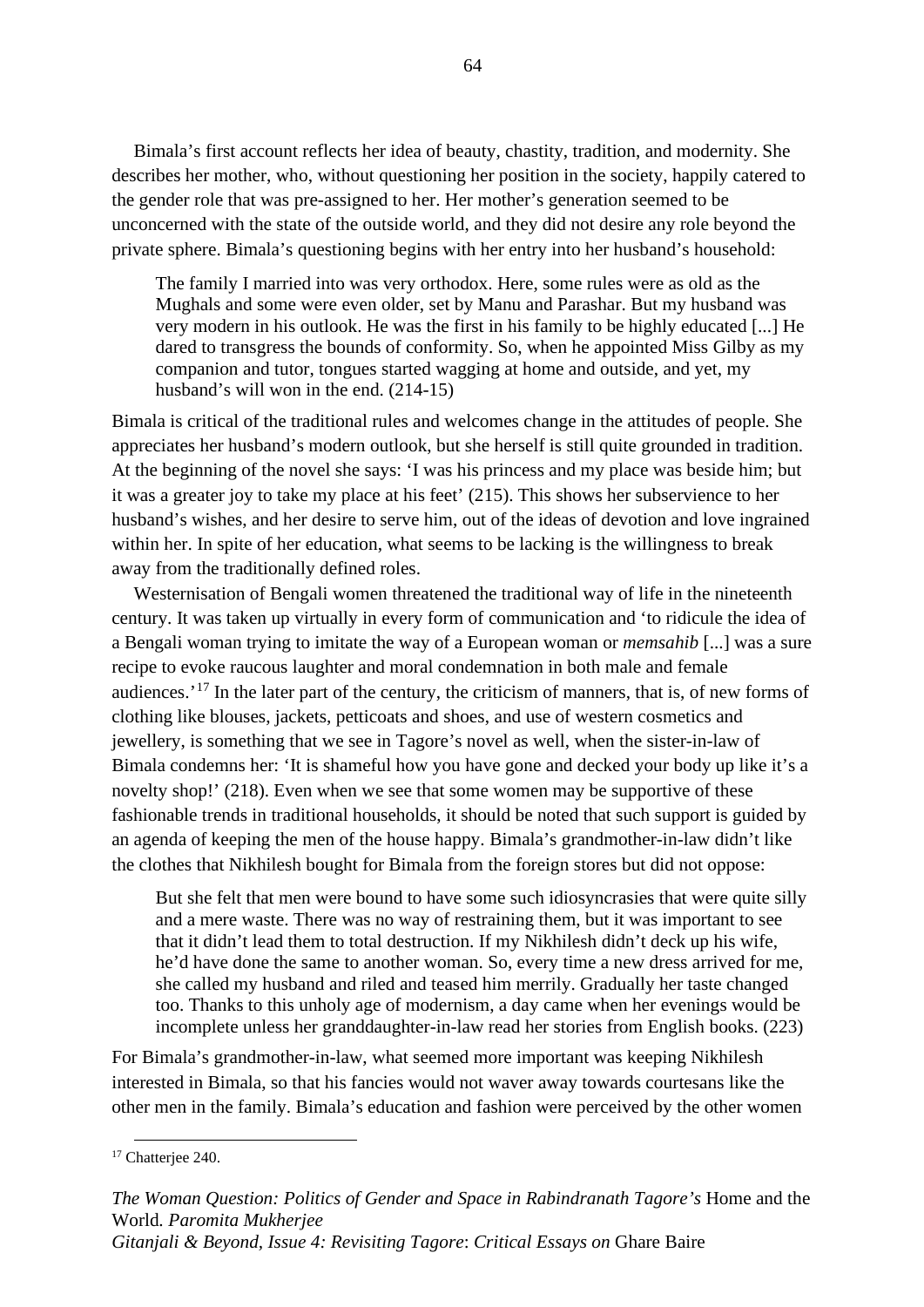Bimala's first account reflects her idea of beauty, chastity, tradition, and modernity. She describes her mother, who, without questioning her position in the society, happily catered to the gender role that was pre-assigned to her. Her mother's generation seemed to be unconcerned with the state of the outside world, and they did not desire any role beyond the private sphere. Bimala's questioning begins with her entry into her husband's household:

> The family I married into was very orthodox. Here, some rules were as old as the Mughals and some were even older, set by Manu and Parashar. But my husband was very modern in his outlook. He was the first in his family to be highly educated [...] He dared to transgress the bounds of conformity. So, when he appointed Miss Gilby as my companion and tutor, tongues started wagging at home and outside, and yet, my husband's will won in the end. (214-15)

Bimala is critical of the traditional rules and welcomes change in the attitudes of people. She appreciates her husband's modern outlook, but she herself is still quite grounded in tradition. At the beginning of the novel she says: 'I was his princess and my place was beside him; but it was a greater joy to take my place at his feet' (215). This shows her subservience to her husband's wishes, and her desire to serve him, out of the ideas of devotion and love ingrained within her. In spite of her education, what seems to be lacking is the willingness to break away from the traditionally defined roles.

Westernisation of Bengali women threatened the traditional way of life in the nineteenth century. It was taken up virtually in every form of communication and 'to ridicule the idea of a Bengali woman trying to imitate the way of a European woman or *memsahib* [...] was a sure recipe to evoke raucous laughter and moral condemnation in both male and female audiences.'[17] In the later part of the century, the criticism of manners, that is, of new forms of clothing like blouses, jackets, petticoats and shoes, and use of western cosmetics and jewellery, is something that we see in Tagore's novel as well, when the sister-in-law of Bimala condemns her: 'It is shameful how you have gone and decked your body up like it's a novelty shop!' (218). Even when we see that some women may be supportive of these fashionable trends in traditional households, it should be noted that such support is guided by an agenda of keeping the men of the house happy. Bimala's grandmother-in-law didn't like the clothes that Nikhilesh bought for Bimala from the foreign stores but did not oppose:

> But she felt that men were bound to have some such idiosyncrasies that were quite silly and a mere waste. There was no way of restraining them, but it was important to see that it didn't lead them to total destruction. If my Nikhilesh didn't deck up his wife, he'd have done the same to another woman. So, every time a new dress arrived for me, she called my husband and riled and teased him merrily. Gradually her taste changed too. Thanks to this unholy age of modernism, a day came when her evenings would be incomplete unless her granddaughter-in-law read her stories from English books. (223)

For Bimala's grandmother-in-law, what seemed more important was keeping Nikhilesh interested in Bimala, so that his fancies would not waver away towards courtesans like the other men in the family. Bimala's education and fashion were perceived by the other women

[17] Chatterjee 240.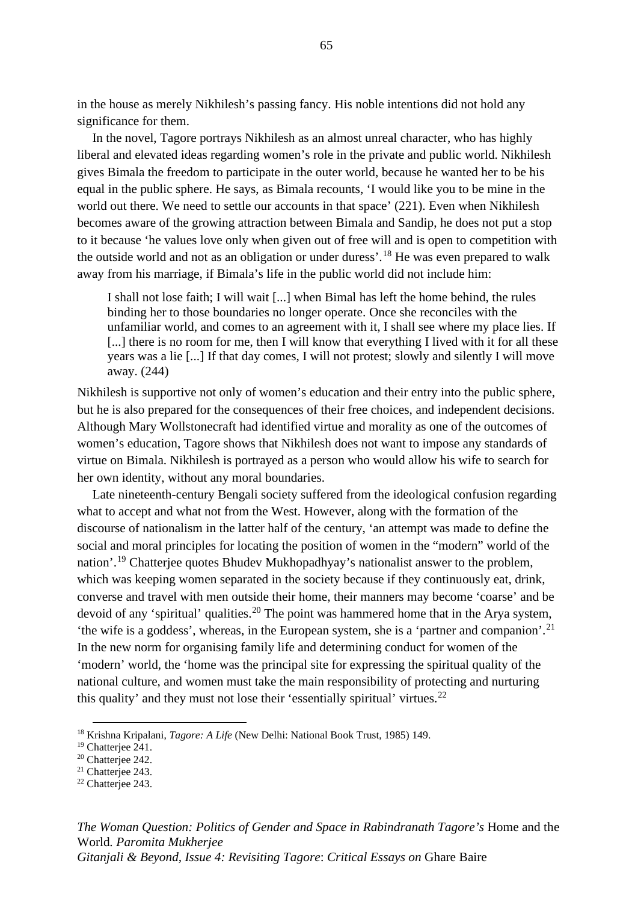in the house as merely Nikhilesh's passing fancy. His noble intentions did not hold any significance for them.

In the novel, Tagore portrays Nikhilesh as an almost unreal character, who has highly liberal and elevated ideas regarding women's role in the private and public world. Nikhilesh gives Bimala the freedom to participate in the outer world, because he wanted her to be his equal in the public sphere. He says, as Bimala recounts, 'I would like you to be mine in the world out there. We need to settle our accounts in that space' (221). Even when Nikhilesh becomes aware of the growing attraction between Bimala and Sandip, he does not put a stop to it because 'he values love only when given out of free will and is open to competition with the outside world and not as an obligation or under duress'.[18] He was even prepared to walk away from his marriage, if Bimala's life in the public world did not include him:

> I shall not lose faith; I will wait [...] when Bimal has left the home behind, the rules binding her to those boundaries no longer operate. Once she reconciles with the unfamiliar world, and comes to an agreement with it, I shall see where my place lies. If [...] there is no room for me, then I will know that everything I lived with it for all these years was a lie [...] If that day comes, I will not protest; slowly and silently I will move away. (244)

Nikhilesh is supportive not only of women's education and their entry into the public sphere, but he is also prepared for the consequences of their free choices, and independent decisions. Although Mary Wollstonecraft had identified virtue and morality as one of the outcomes of women's education, Tagore shows that Nikhilesh does not want to impose any standards of virtue on Bimala. Nikhilesh is portrayed as a person who would allow his wife to search for her own identity, without any moral boundaries.

Late nineteenth-century Bengali society suffered from the ideological confusion regarding what to accept and what not from the West. However, along with the formation of the discourse of nationalism in the latter half of the century, 'an attempt was made to define the social and moral principles for locating the position of women in the "modern" world of the nation'.[19] Chatterjee quotes Bhudev Mukhopadhyay's nationalist answer to the problem, which was keeping women separated in the society because if they continuously eat, drink, converse and travel with men outside their home, their manners may become 'coarse' and be devoid of any 'spiritual' qualities.[20] The point was hammered home that in the Arya system, 'the wife is a goddess', whereas, in the European system, she is a 'partner and companion'.[21] In the new norm for organising family life and determining conduct for women of the 'modern' world, the 'home was the principal site for expressing the spiritual quality of the national culture, and women must take the main responsibility of protecting and nurturing this quality' and they must not lose their 'essentially spiritual' virtues.[22]

---

[18] Krishna Kripalani, *Tagore: A Life* (New Delhi: National Book Trust, 1985) 149.

[19] Chatterjee 241.

[20] Chatterjee 242.

[21] Chatterjee 243.

[22] Chatterjee 243.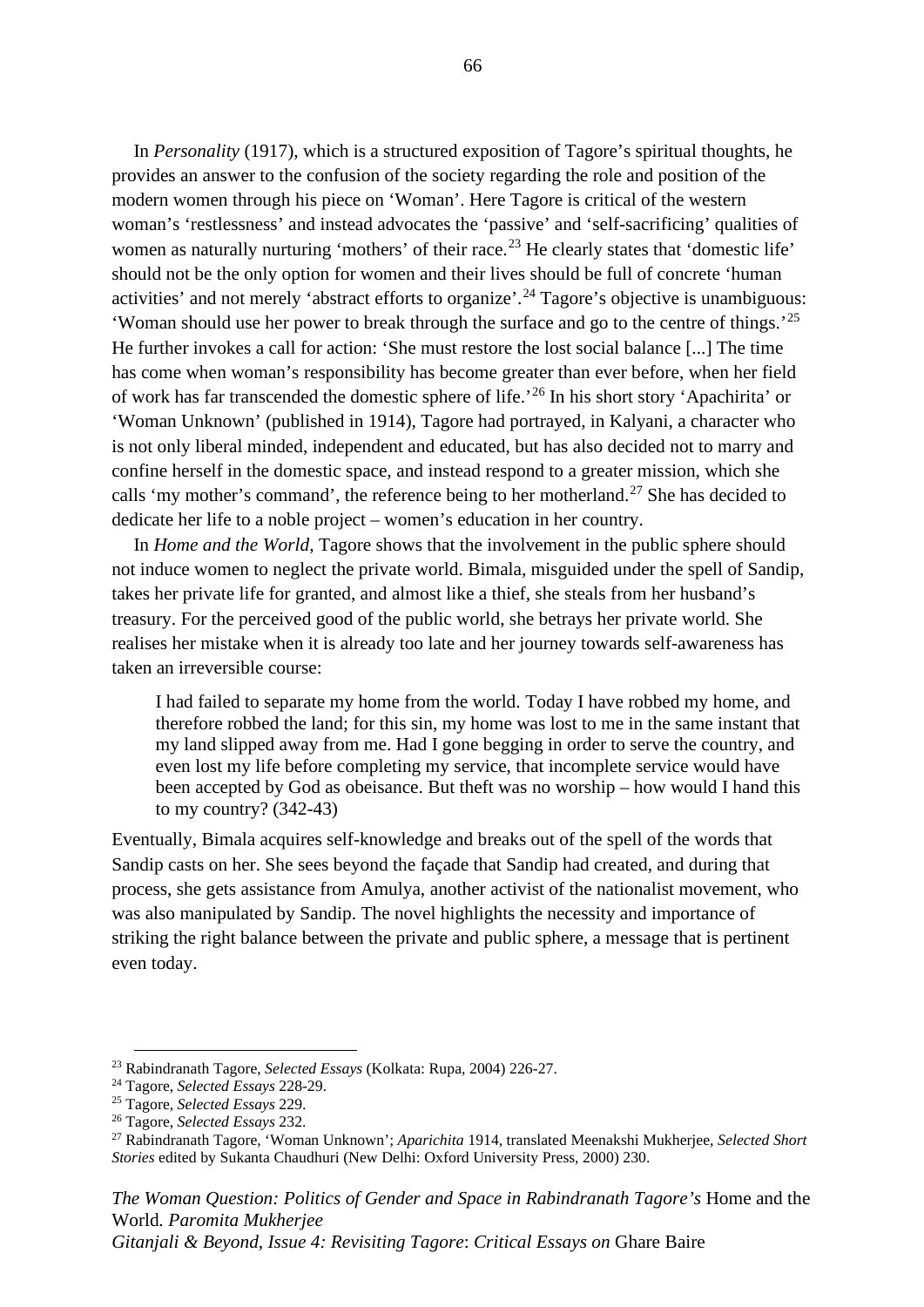In *Personality* (1917), which is a structured exposition of Tagore's spiritual thoughts, he provides an answer to the confusion of the society regarding the role and position of the modern women through his piece on 'Woman'. Here Tagore is critical of the western woman's 'restlessness' and instead advocates the 'passive' and 'self-sacrificing' qualities of women as naturally nurturing 'mothers' of their race.[23] He clearly states that 'domestic life' should not be the only option for women and their lives should be full of concrete 'human activities' and not merely 'abstract efforts to organize'.[24] Tagore's objective is unambiguous: 'Woman should use her power to break through the surface and go to the centre of things.'[25] He further invokes a call for action: 'She must restore the lost social balance [...] The time has come when woman's responsibility has become greater than ever before, when her field of work has far transcended the domestic sphere of life.'[26] In his short story 'Apachirita' or 'Woman Unknown' (published in 1914), Tagore had portrayed, in Kalyani, a character who is not only liberal minded, independent and educated, but has also decided not to marry and confine herself in the domestic space, and instead respond to a greater mission, which she calls 'my mother's command', the reference being to her motherland.[27] She has decided to dedicate her life to a noble project – women's education in her country.

In *Home and the World*, Tagore shows that the involvement in the public sphere should not induce women to neglect the private world. Bimala, misguided under the spell of Sandip, takes her private life for granted, and almost like a thief, she steals from her husband's treasury. For the perceived good of the public world, she betrays her private world. She realises her mistake when it is already too late and her journey towards self-awareness has taken an irreversible course:

> I had failed to separate my home from the world. Today I have robbed my home, and therefore robbed the land; for this sin, my home was lost to me in the same instant that my land slipped away from me. Had I gone begging in order to serve the country, and even lost my life before completing my service, that incomplete service would have been accepted by God as obeisance. But theft was no worship – how would I hand this to my country? (342-43)

Eventually, Bimala acquires self-knowledge and breaks out of the spell of the words that Sandip casts on her. She sees beyond the façade that Sandip had created, and during that process, she gets assistance from Amulya, another activist of the nationalist movement, who was also manipulated by Sandip. The novel highlights the necessity and importance of striking the right balance between the private and public sphere, a message that is pertinent even today.

---

[23] Rabindranath Tagore, *Selected Essays* (Kolkata: Rupa, 2004) 226-27.

[24] Tagore, *Selected Essays* 228-29.

[25] Tagore, *Selected Essays* 229.

[26] Tagore, *Selected Essays* 232.

[27] Rabindranath Tagore, 'Woman Unknown'; *Aparichita* 1914, translated Meenakshi Mukherjee, *Selected Short Stories* edited by Sukanta Chaudhuri (New Delhi: Oxford University Press, 2000) 230.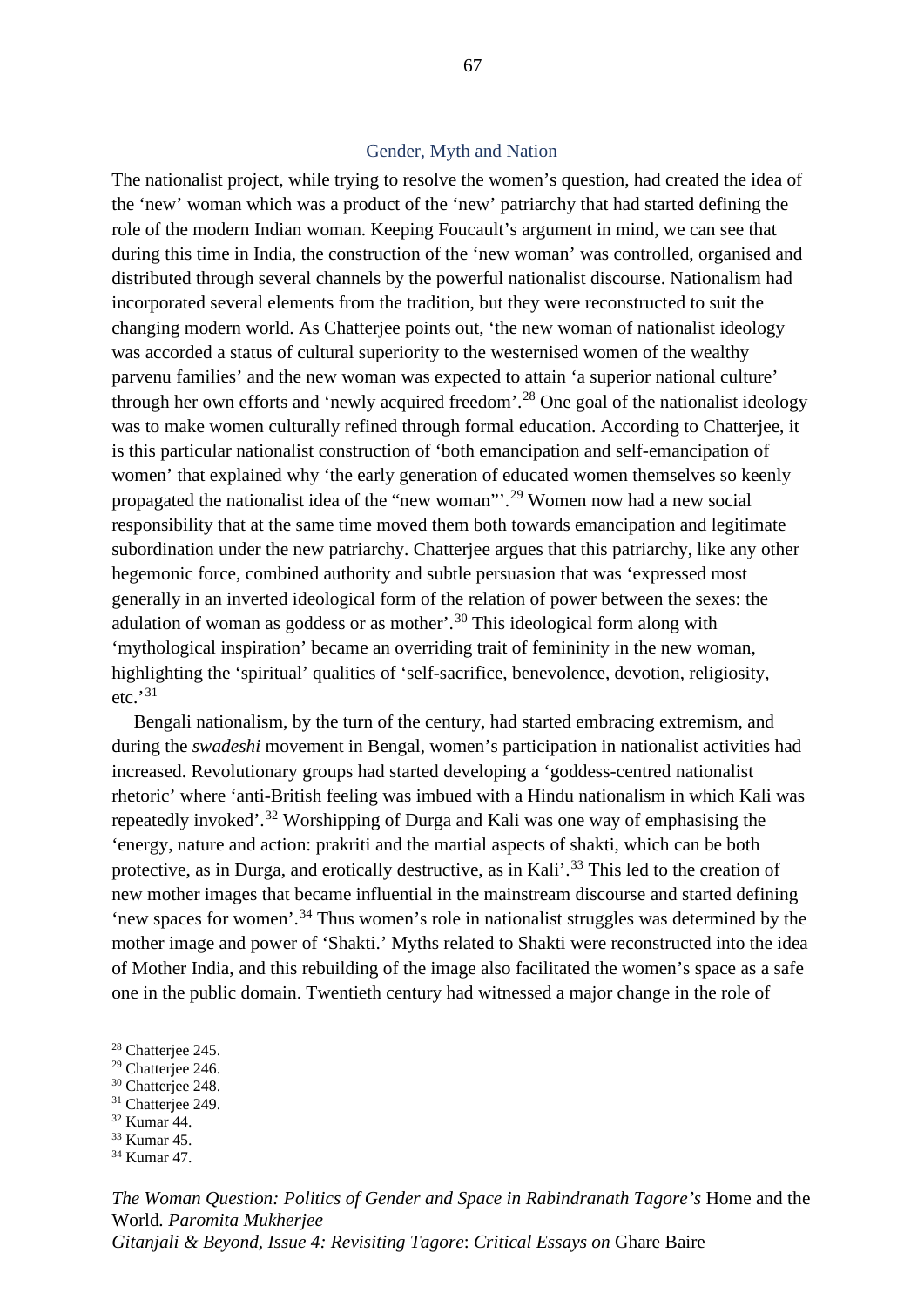## Gender, Myth and Nation

The nationalist project, while trying to resolve the women's question, had created the idea of the 'new' woman which was a product of the 'new' patriarchy that had started defining the role of the modern Indian woman. Keeping Foucault's argument in mind, we can see that during this time in India, the construction of the 'new woman' was controlled, organised and distributed through several channels by the powerful nationalist discourse. Nationalism had incorporated several elements from the tradition, but they were reconstructed to suit the changing modern world. As Chatterjee points out, 'the new woman of nationalist ideology was accorded a status of cultural superiority to the westernised women of the wealthy parvenu families' and the new woman was expected to attain 'a superior national culture' through her own efforts and 'newly acquired freedom'.[28] One goal of the nationalist ideology was to make women culturally refined through formal education. According to Chatterjee, it is this particular nationalist construction of 'both emancipation and self-emancipation of women' that explained why 'the early generation of educated women themselves so keenly propagated the nationalist idea of the "new woman"'.[29] Women now had a new social responsibility that at the same time moved them both towards emancipation and legitimate subordination under the new patriarchy. Chatterjee argues that this patriarchy, like any other hegemonic force, combined authority and subtle persuasion that was 'expressed most generally in an inverted ideological form of the relation of power between the sexes: the adulation of woman as goddess or as mother'.[30] This ideological form along with 'mythological inspiration' became an overriding trait of femininity in the new woman, highlighting the 'spiritual' qualities of 'self-sacrifice, benevolence, devotion, religiosity, etc.'[31]

Bengali nationalism, by the turn of the century, had started embracing extremism, and during the *swadeshi* movement in Bengal, women's participation in nationalist activities had increased. Revolutionary groups had started developing a 'goddess-centred nationalist rhetoric' where 'anti-British feeling was imbued with a Hindu nationalism in which Kali was repeatedly invoked'.[32] Worshipping of Durga and Kali was one way of emphasising the 'energy, nature and action: prakriti and the martial aspects of shakti, which can be both protective, as in Durga, and erotically destructive, as in Kali'.[33] This led to the creation of new mother images that became influential in the mainstream discourse and started defining 'new spaces for women'.[34] Thus women's role in nationalist struggles was determined by the mother image and power of 'Shakti.' Myths related to Shakti were reconstructed into the idea of Mother India, and this rebuilding of the image also facilitated the women's space as a safe one in the public domain. Twentieth century had witnessed a major change in the role of

[28] Chatterjee 245.
[29] Chatterjee 246.
[30] Chatterjee 248.
[31] Chatterjee 249.
[32] Kumar 44.
[33] Kumar 45.
[34] Kumar 47.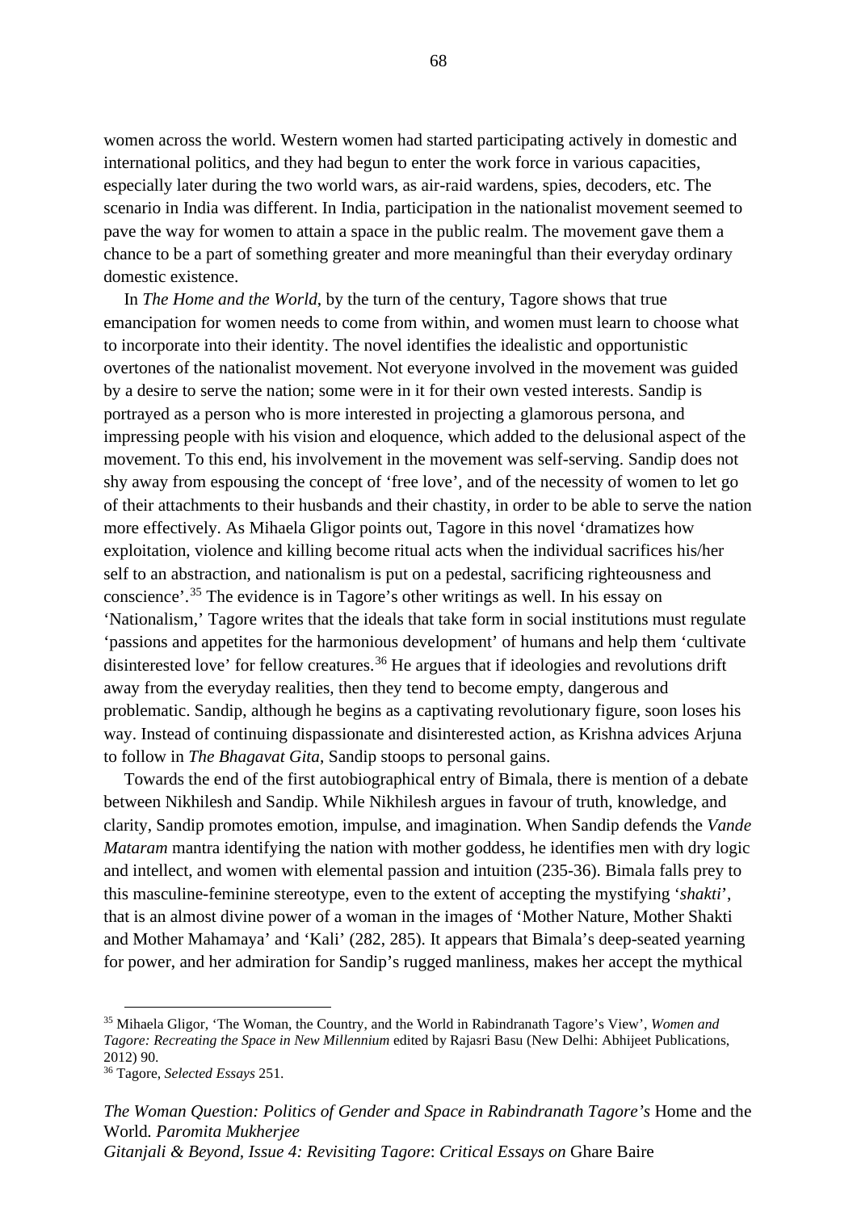women across the world. Western women had started participating actively in domestic and international politics, and they had begun to enter the work force in various capacities, especially later during the two world wars, as air-raid wardens, spies, decoders, etc. The scenario in India was different. In India, participation in the nationalist movement seemed to pave the way for women to attain a space in the public realm. The movement gave them a chance to be a part of something greater and more meaningful than their everyday ordinary domestic existence.

In *The Home and the World*, by the turn of the century, Tagore shows that true emancipation for women needs to come from within, and women must learn to choose what to incorporate into their identity. The novel identifies the idealistic and opportunistic overtones of the nationalist movement. Not everyone involved in the movement was guided by a desire to serve the nation; some were in it for their own vested interests. Sandip is portrayed as a person who is more interested in projecting a glamorous persona, and impressing people with his vision and eloquence, which added to the delusional aspect of the movement. To this end, his involvement in the movement was self-serving. Sandip does not shy away from espousing the concept of 'free love', and of the necessity of women to let go of their attachments to their husbands and their chastity, in order to be able to serve the nation more effectively. As Mihaela Gligor points out, Tagore in this novel 'dramatizes how exploitation, violence and killing become ritual acts when the individual sacrifices his/her self to an abstraction, and nationalism is put on a pedestal, sacrificing righteousness and conscience'.[35] The evidence is in Tagore's other writings as well. In his essay on 'Nationalism,' Tagore writes that the ideals that take form in social institutions must regulate 'passions and appetites for the harmonious development' of humans and help them 'cultivate disinterested love' for fellow creatures.[36] He argues that if ideologies and revolutions drift away from the everyday realities, then they tend to become empty, dangerous and problematic. Sandip, although he begins as a captivating revolutionary figure, soon loses his way. Instead of continuing dispassionate and disinterested action, as Krishna advices Arjuna to follow in *The Bhagavat Gita*, Sandip stoops to personal gains.

Towards the end of the first autobiographical entry of Bimala, there is mention of a debate between Nikhilesh and Sandip. While Nikhilesh argues in favour of truth, knowledge, and clarity, Sandip promotes emotion, impulse, and imagination. When Sandip defends the *Vande Mataram* mantra identifying the nation with mother goddess, he identifies men with dry logic and intellect, and women with elemental passion and intuition (235-36). Bimala falls prey to this masculine-feminine stereotype, even to the extent of accepting the mystifying '*shakti*', that is an almost divine power of a woman in the images of 'Mother Nature, Mother Shakti and Mother Mahamaya' and 'Kali' (282, 285). It appears that Bimala's deep-seated yearning for power, and her admiration for Sandip's rugged manliness, makes her accept the mythical

---

[35] Mihaela Gligor, 'The Woman, the Country, and the World in Rabindranath Tagore's View', *Women and Tagore: Recreating the Space in New Millennium* edited by Rajasri Basu (New Delhi: Abhijeet Publications, 2012) 90.

[36] Tagore, *Selected Essays* 251.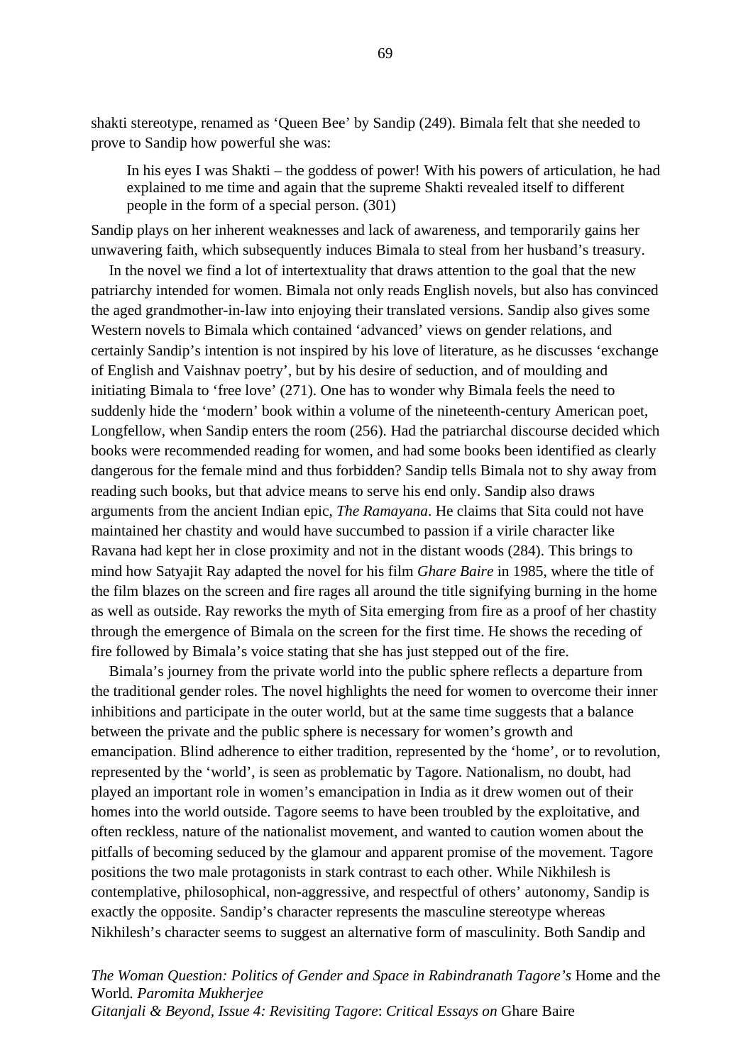shakti stereotype, renamed as 'Queen Bee' by Sandip (249). Bimala felt that she needed to prove to Sandip how powerful she was:

> In his eyes I was Shakti – the goddess of power! With his powers of articulation, he had explained to me time and again that the supreme Shakti revealed itself to different people in the form of a special person. (301)

Sandip plays on her inherent weaknesses and lack of awareness, and temporarily gains her unwavering faith, which subsequently induces Bimala to steal from her husband's treasury.

In the novel we find a lot of intertextuality that draws attention to the goal that the new patriarchy intended for women. Bimala not only reads English novels, but also has convinced the aged grandmother-in-law into enjoying their translated versions. Sandip also gives some Western novels to Bimala which contained 'advanced' views on gender relations, and certainly Sandip's intention is not inspired by his love of literature, as he discusses 'exchange of English and Vaishnav poetry', but by his desire of seduction, and of moulding and initiating Bimala to 'free love' (271). One has to wonder why Bimala feels the need to suddenly hide the 'modern' book within a volume of the nineteenth-century American poet, Longfellow, when Sandip enters the room (256). Had the patriarchal discourse decided which books were recommended reading for women, and had some books been identified as clearly dangerous for the female mind and thus forbidden? Sandip tells Bimala not to shy away from reading such books, but that advice means to serve his end only. Sandip also draws arguments from the ancient Indian epic, *The Ramayana*. He claims that Sita could not have maintained her chastity and would have succumbed to passion if a virile character like Ravana had kept her in close proximity and not in the distant woods (284). This brings to mind how Satyajit Ray adapted the novel for his film *Ghare Baire* in 1985, where the title of the film blazes on the screen and fire rages all around the title signifying burning in the home as well as outside. Ray reworks the myth of Sita emerging from fire as a proof of her chastity through the emergence of Bimala on the screen for the first time. He shows the receding of fire followed by Bimala's voice stating that she has just stepped out of the fire.

Bimala's journey from the private world into the public sphere reflects a departure from the traditional gender roles. The novel highlights the need for women to overcome their inner inhibitions and participate in the outer world, but at the same time suggests that a balance between the private and the public sphere is necessary for women's growth and emancipation. Blind adherence to either tradition, represented by the 'home', or to revolution, represented by the 'world', is seen as problematic by Tagore. Nationalism, no doubt, had played an important role in women's emancipation in India as it drew women out of their homes into the world outside. Tagore seems to have been troubled by the exploitative, and often reckless, nature of the nationalist movement, and wanted to caution women about the pitfalls of becoming seduced by the glamour and apparent promise of the movement. Tagore positions the two male protagonists in stark contrast to each other. While Nikhilesh is contemplative, philosophical, non-aggressive, and respectful of others' autonomy, Sandip is exactly the opposite. Sandip's character represents the masculine stereotype whereas Nikhilesh's character seems to suggest an alternative form of masculinity. Both Sandip and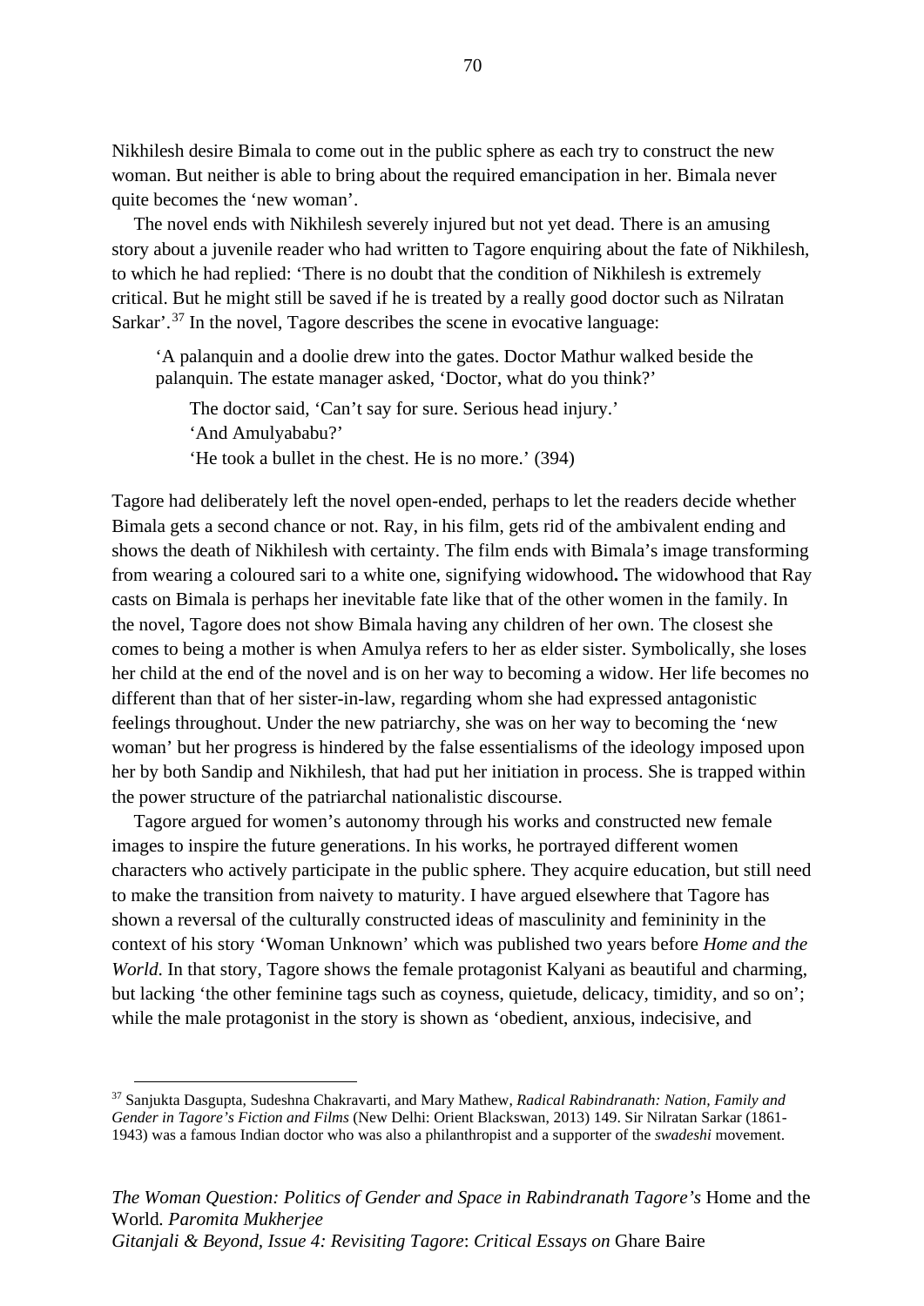Nikhilesh desire Bimala to come out in the public sphere as each try to construct the new woman. But neither is able to bring about the required emancipation in her. Bimala never quite becomes the 'new woman'.

The novel ends with Nikhilesh severely injured but not yet dead. There is an amusing story about a juvenile reader who had written to Tagore enquiring about the fate of Nikhilesh, to which he had replied: 'There is no doubt that the condition of Nikhilesh is extremely critical. But he might still be saved if he is treated by a really good doctor such as Nilratan Sarkar'.[37] In the novel, Tagore describes the scene in evocative language:

> 'A palanquin and a doolie drew into the gates. Doctor Mathur walked beside the palanquin. The estate manager asked, 'Doctor, what do you think?'
>
> The doctor said, 'Can't say for sure. Serious head injury.'
>
> 'And Amulyababu?'
>
> 'He took a bullet in the chest. He is no more.' (394)

Tagore had deliberately left the novel open-ended, perhaps to let the readers decide whether Bimala gets a second chance or not. Ray, in his film, gets rid of the ambivalent ending and shows the death of Nikhilesh with certainty. The film ends with Bimala's image transforming from wearing a coloured sari to a white one, signifying widowhood**.** The widowhood that Ray casts on Bimala is perhaps her inevitable fate like that of the other women in the family. In the novel, Tagore does not show Bimala having any children of her own. The closest she comes to being a mother is when Amulya refers to her as elder sister. Symbolically, she loses her child at the end of the novel and is on her way to becoming a widow. Her life becomes no different than that of her sister-in-law, regarding whom she had expressed antagonistic feelings throughout. Under the new patriarchy, she was on her way to becoming the 'new woman' but her progress is hindered by the false essentialisms of the ideology imposed upon her by both Sandip and Nikhilesh, that had put her initiation in process. She is trapped within the power structure of the patriarchal nationalistic discourse.

Tagore argued for women's autonomy through his works and constructed new female images to inspire the future generations. In his works, he portrayed different women characters who actively participate in the public sphere. They acquire education, but still need to make the transition from naivety to maturity. I have argued elsewhere that Tagore has shown a reversal of the culturally constructed ideas of masculinity and femininity in the context of his story 'Woman Unknown' which was published two years before *Home and the World.* In that story, Tagore shows the female protagonist Kalyani as beautiful and charming, but lacking 'the other feminine tags such as coyness, quietude, delicacy, timidity, and so on'; while the male protagonist in the story is shown as 'obedient, anxious, indecisive, and

---

[37] Sanjukta Dasgupta, Sudeshna Chakravarti, and Mary Mathew, *Radical Rabindranath: Nation, Family and Gender in Tagore's Fiction and Films* (New Delhi: Orient Blackswan, 2013) 149. Sir Nilratan Sarkar (1861-1943) was a famous Indian doctor who was also a philanthropist and a supporter of the *swadeshi* movement.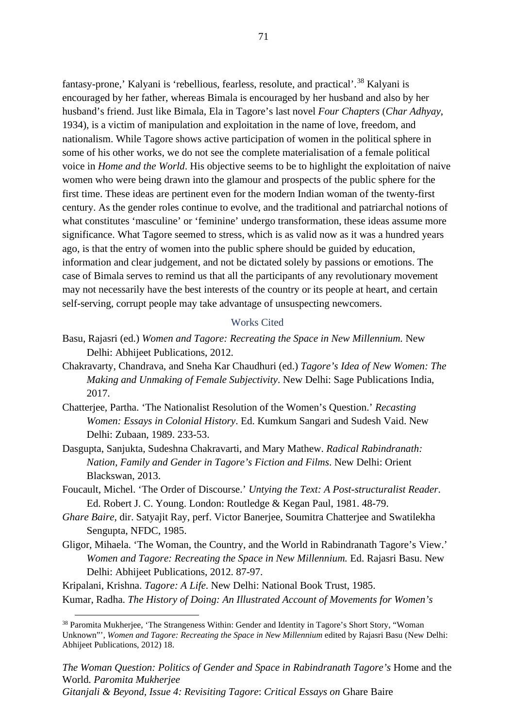fantasy-prone,' Kalyani is 'rebellious, fearless, resolute, and practical'.[38] Kalyani is encouraged by her father, whereas Bimala is encouraged by her husband and also by her husband's friend. Just like Bimala, Ela in Tagore's last novel *Four Chapters* (*Char Adhyay*, 1934), is a victim of manipulation and exploitation in the name of love, freedom, and nationalism. While Tagore shows active participation of women in the political sphere in some of his other works, we do not see the complete materialisation of a female political voice in *Home and the World*. His objective seems to be to highlight the exploitation of naive women who were being drawn into the glamour and prospects of the public sphere for the first time. These ideas are pertinent even for the modern Indian woman of the twenty-first century. As the gender roles continue to evolve, and the traditional and patriarchal notions of what constitutes 'masculine' or 'feminine' undergo transformation, these ideas assume more significance. What Tagore seemed to stress, which is as valid now as it was a hundred years ago, is that the entry of women into the public sphere should be guided by education, information and clear judgement, and not be dictated solely by passions or emotions. The case of Bimala serves to remind us that all the participants of any revolutionary movement may not necessarily have the best interests of the country or its people at heart, and certain self-serving, corrupt people may take advantage of unsuspecting newcomers.

## Works Cited

Basu, Rajasri (ed.) *Women and Tagore: Recreating the Space in New Millennium.* New Delhi: Abhijeet Publications, 2012.

Chakravarty, Chandrava, and Sneha Kar Chaudhuri (ed.) *Tagore's Idea of New Women: The Making and Unmaking of Female Subjectivity*. New Delhi: Sage Publications India, 2017.

Chatterjee, Partha. 'The Nationalist Resolution of the Women's Question.' *Recasting Women: Essays in Colonial History*. Ed. Kumkum Sangari and Sudesh Vaid. New Delhi: Zubaan, 1989. 233-53.

Dasgupta, Sanjukta, Sudeshna Chakravarti, and Mary Mathew. *Radical Rabindranath: Nation, Family and Gender in Tagore's Fiction and Films*. New Delhi: Orient Blackswan, 2013.

Foucault, Michel. 'The Order of Discourse.' *Untying the Text: A Post-structuralist Reader*. Ed. Robert J. C. Young. London: Routledge & Kegan Paul, 1981. 48-79.

*Ghare Baire*, dir. Satyajit Ray, perf. Victor Banerjee, Soumitra Chatterjee and Swatilekha Sengupta, NFDC, 1985.

Gligor, Mihaela. 'The Woman, the Country, and the World in Rabindranath Tagore's View.' *Women and Tagore: Recreating the Space in New Millennium.* Ed. Rajasri Basu. New Delhi: Abhijeet Publications, 2012. 87-97.

Kripalani, Krishna. *Tagore: A Life*. New Delhi: National Book Trust, 1985.

Kumar, Radha. *The History of Doing: An Illustrated Account of Movements for Women's*

[38] Paromita Mukherjee, 'The Strangeness Within: Gender and Identity in Tagore's Short Story, "Woman Unknown"', *Women and Tagore: Recreating the Space in New Millennium* edited by Rajasri Basu (New Delhi: Abhijeet Publications, 2012) 18.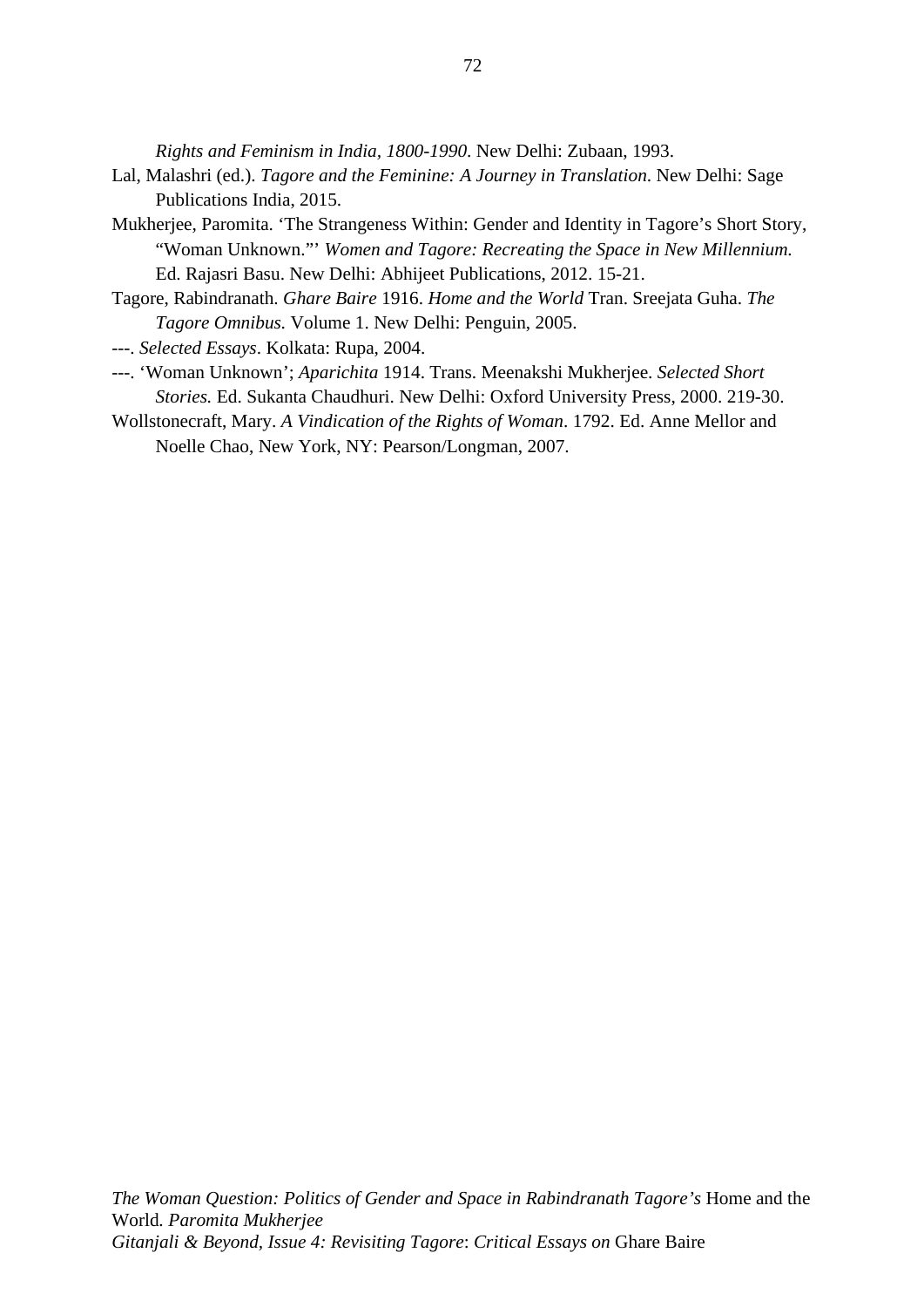*Rights and Feminism in India, 1800-1990*. New Delhi: Zubaan, 1993.

Lal, Malashri (ed.). *Tagore and the Feminine: A Journey in Translation*. New Delhi: Sage Publications India, 2015.

Mukherjee, Paromita. 'The Strangeness Within: Gender and Identity in Tagore's Short Story, "Woman Unknown."' *Women and Tagore: Recreating the Space in New Millennium.* Ed. Rajasri Basu. New Delhi: Abhijeet Publications, 2012. 15-21.

Tagore, Rabindranath. *Ghare Baire* 1916. *Home and the World* Tran. Sreejata Guha. *The Tagore Omnibus.* Volume 1. New Delhi: Penguin, 2005.

---. *Selected Essays*. Kolkata: Rupa, 2004.

---. 'Woman Unknown'; *Aparichita* 1914. Trans. Meenakshi Mukherjee. *Selected Short Stories.* Ed. Sukanta Chaudhuri. New Delhi: Oxford University Press, 2000. 219-30.

Wollstonecraft, Mary. *A Vindication of the Rights of Woman*. 1792. Ed. Anne Mellor and Noelle Chao, New York, NY: Pearson/Longman, 2007.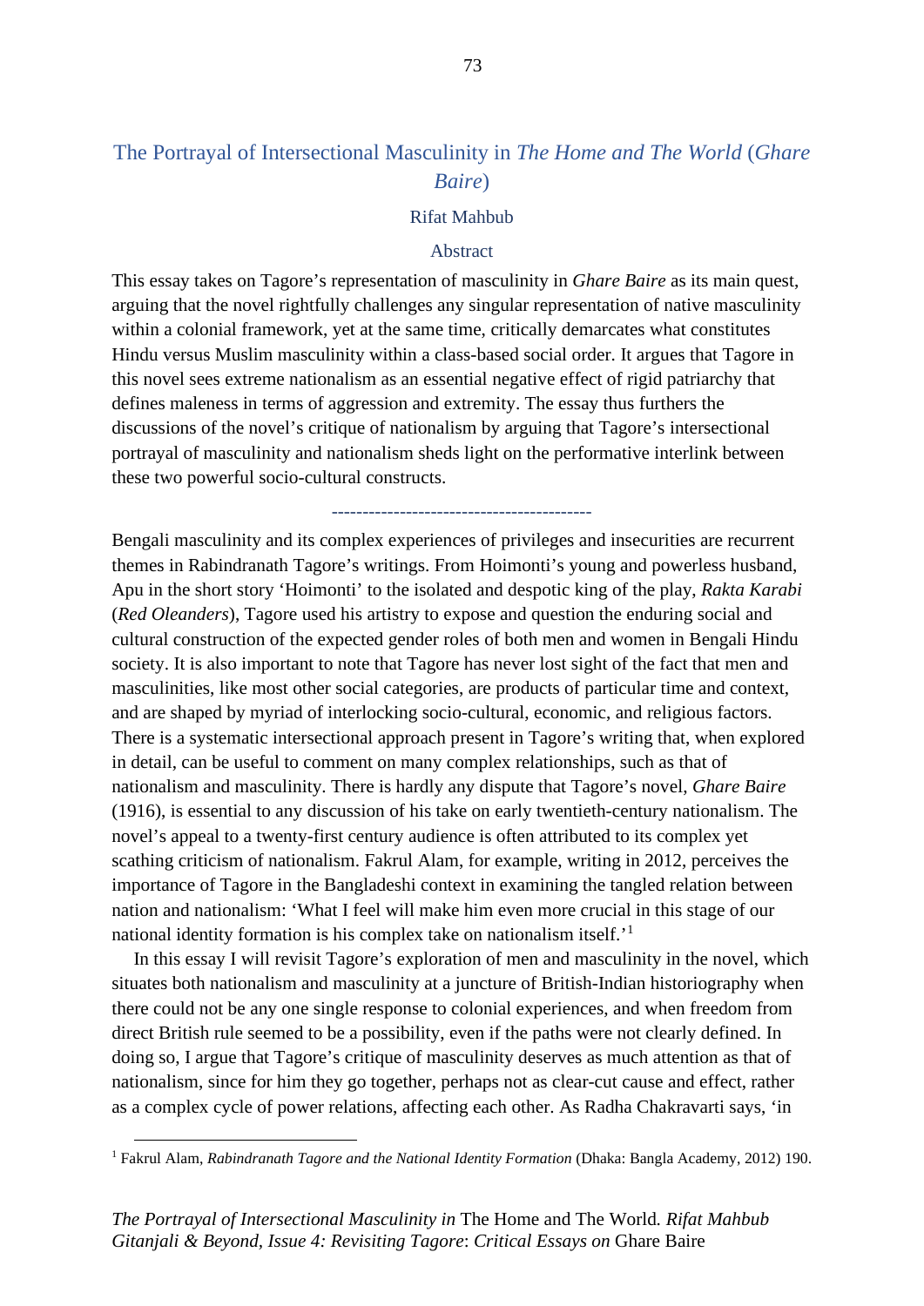# The Portrayal of Intersectional Masculinity in *The Home and The World* (*Ghare Baire*)

Rifat Mahbub

## Abstract

This essay takes on Tagore's representation of masculinity in *Ghare Baire* as its main quest, arguing that the novel rightfully challenges any singular representation of native masculinity within a colonial framework, yet at the same time, critically demarcates what constitutes Hindu versus Muslim masculinity within a class-based social order. It argues that Tagore in this novel sees extreme nationalism as an essential negative effect of rigid patriarchy that defines maleness in terms of aggression and extremity. The essay thus furthers the discussions of the novel's critique of nationalism by arguing that Tagore's intersectional portrayal of masculinity and nationalism sheds light on the performative interlink between these two powerful socio-cultural constructs.

------------------------------------------

Bengali masculinity and its complex experiences of privileges and insecurities are recurrent themes in Rabindranath Tagore's writings. From Hoimonti's young and powerless husband, Apu in the short story 'Hoimonti' to the isolated and despotic king of the play, *Rakta Karabi* (*Red Oleanders*), Tagore used his artistry to expose and question the enduring social and cultural construction of the expected gender roles of both men and women in Bengali Hindu society. It is also important to note that Tagore has never lost sight of the fact that men and masculinities, like most other social categories, are products of particular time and context, and are shaped by myriad of interlocking socio-cultural, economic, and religious factors. There is a systematic intersectional approach present in Tagore's writing that, when explored in detail, can be useful to comment on many complex relationships, such as that of nationalism and masculinity. There is hardly any dispute that Tagore's novel, *Ghare Baire* (1916), is essential to any discussion of his take on early twentieth-century nationalism. The novel's appeal to a twenty-first century audience is often attributed to its complex yet scathing criticism of nationalism. Fakrul Alam, for example, writing in 2012, perceives the importance of Tagore in the Bangladeshi context in examining the tangled relation between nation and nationalism: 'What I feel will make him even more crucial in this stage of our national identity formation is his complex take on nationalism itself.'[1]

In this essay I will revisit Tagore's exploration of men and masculinity in the novel, which situates both nationalism and masculinity at a juncture of British-Indian historiography when there could not be any one single response to colonial experiences, and when freedom from direct British rule seemed to be a possibility, even if the paths were not clearly defined. In doing so, I argue that Tagore's critique of masculinity deserves as much attention as that of nationalism, since for him they go together, perhaps not as clear-cut cause and effect, rather as a complex cycle of power relations, affecting each other. As Radha Chakravarti says, 'in

[1] Fakrul Alam, *Rabindranath Tagore and the National Identity Formation* (Dhaka: Bangla Academy, 2012) 190.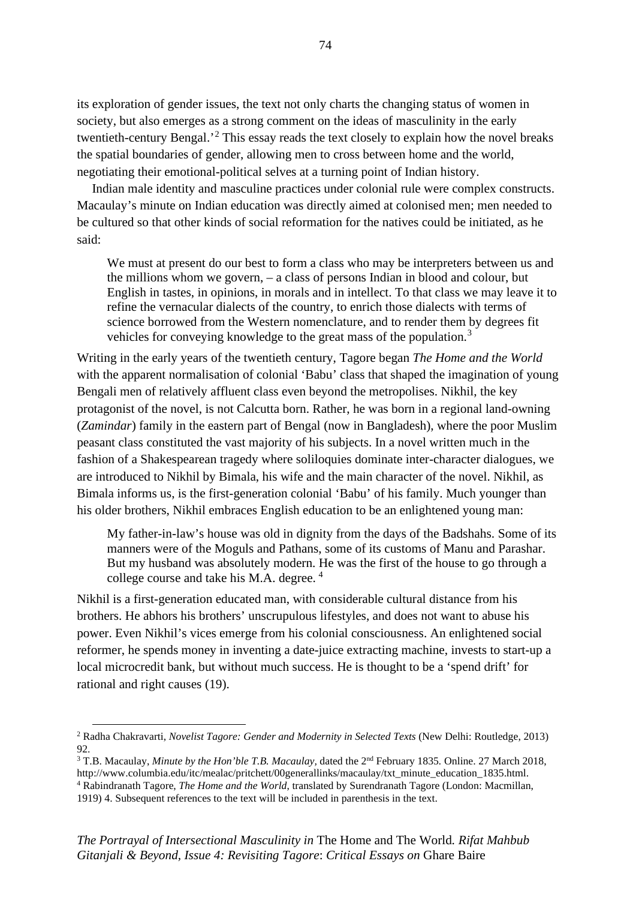its exploration of gender issues, the text not only charts the changing status of women in society, but also emerges as a strong comment on the ideas of masculinity in the early twentieth-century Bengal.'[2] This essay reads the text closely to explain how the novel breaks the spatial boundaries of gender, allowing men to cross between home and the world, negotiating their emotional-political selves at a turning point of Indian history.

Indian male identity and masculine practices under colonial rule were complex constructs. Macaulay's minute on Indian education was directly aimed at colonised men; men needed to be cultured so that other kinds of social reformation for the natives could be initiated, as he said:

> We must at present do our best to form a class who may be interpreters between us and the millions whom we govern, – a class of persons Indian in blood and colour, but English in tastes, in opinions, in morals and in intellect. To that class we may leave it to refine the vernacular dialects of the country, to enrich those dialects with terms of science borrowed from the Western nomenclature, and to render them by degrees fit vehicles for conveying knowledge to the great mass of the population.[3]

Writing in the early years of the twentieth century, Tagore began *The Home and the World* with the apparent normalisation of colonial 'Babu' class that shaped the imagination of young Bengali men of relatively affluent class even beyond the metropolises. Nikhil, the key protagonist of the novel, is not Calcutta born. Rather, he was born in a regional land-owning (*Zamindar*) family in the eastern part of Bengal (now in Bangladesh), where the poor Muslim peasant class constituted the vast majority of his subjects. In a novel written much in the fashion of a Shakespearean tragedy where soliloquies dominate inter-character dialogues, we are introduced to Nikhil by Bimala, his wife and the main character of the novel. Nikhil, as Bimala informs us, is the first-generation colonial 'Babu' of his family. Much younger than his older brothers, Nikhil embraces English education to be an enlightened young man:

> My father-in-law's house was old in dignity from the days of the Badshahs. Some of its manners were of the Moguls and Pathans, some of its customs of Manu and Parashar. But my husband was absolutely modern. He was the first of the house to go through a college course and take his M.A. degree. [4]

Nikhil is a first-generation educated man, with considerable cultural distance from his brothers. He abhors his brothers' unscrupulous lifestyles, and does not want to abuse his power. Even Nikhil's vices emerge from his colonial consciousness. An enlightened social reformer, he spends money in inventing a date-juice extracting machine, invests to start-up a local microcredit bank, but without much success. He is thought to be a 'spend drift' for rational and right causes (19).

---

[2] Radha Chakravarti, *Novelist Tagore: Gender and Modernity in Selected Texts* (New Delhi: Routledge, 2013) 92.

[3] T.B. Macaulay, *Minute by the Hon'ble T.B. Macaulay*, dated the 2nd February 1835. Online. 27 March 2018, http://www.columbia.edu/itc/mealac/pritchett/00generallinks/macaulay/txt_minute_education_1835.html.

[4] Rabindranath Tagore, *The Home and the World*, translated by Surendranath Tagore (London: Macmillan, 1919) 4. Subsequent references to the text will be included in parenthesis in the text.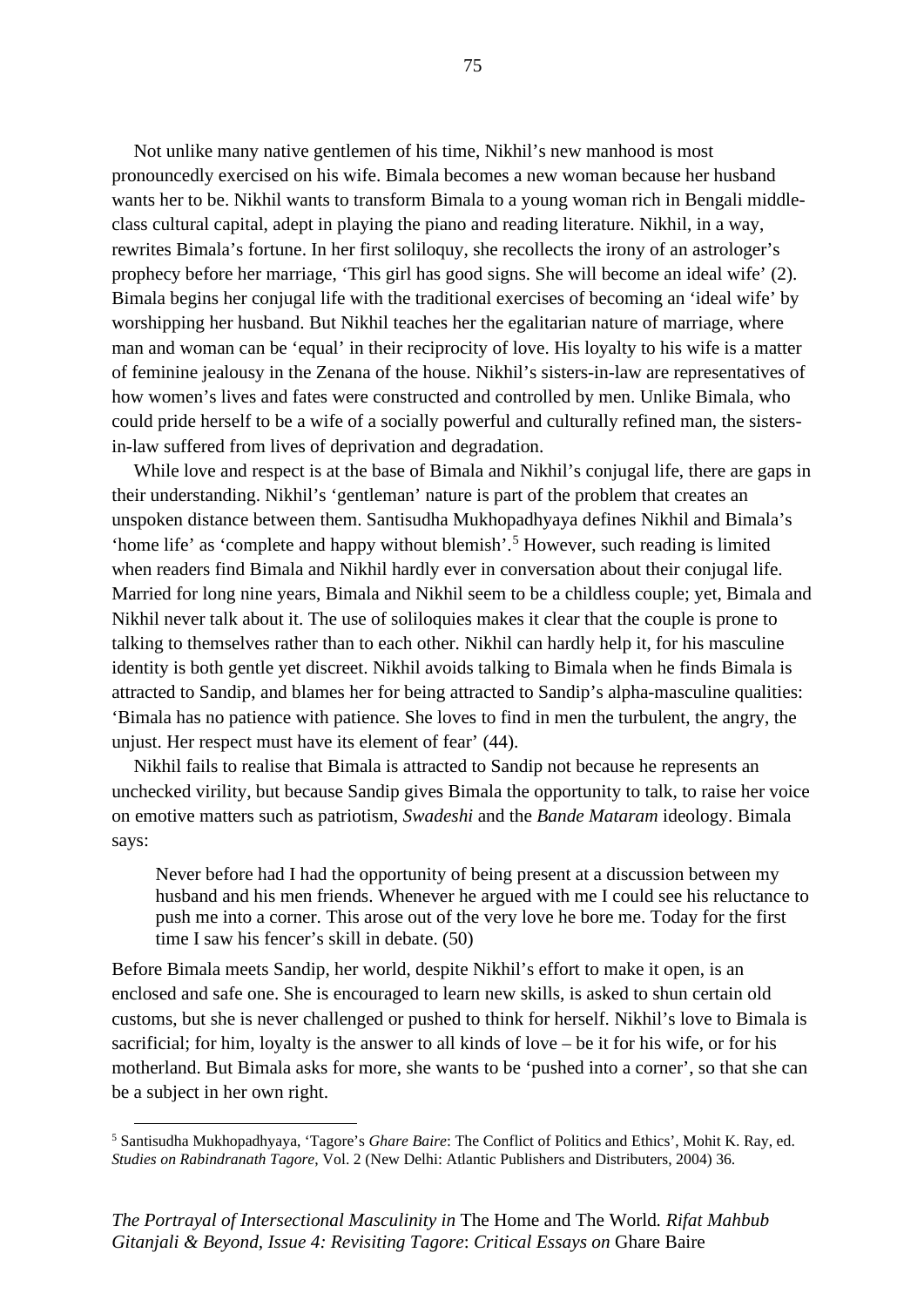Not unlike many native gentlemen of his time, Nikhil's new manhood is most pronouncedly exercised on his wife. Bimala becomes a new woman because her husband wants her to be. Nikhil wants to transform Bimala to a young woman rich in Bengali middle-class cultural capital, adept in playing the piano and reading literature. Nikhil, in a way, rewrites Bimala's fortune. In her first soliloquy, she recollects the irony of an astrologer's prophecy before her marriage, 'This girl has good signs. She will become an ideal wife' (2). Bimala begins her conjugal life with the traditional exercises of becoming an 'ideal wife' by worshipping her husband. But Nikhil teaches her the egalitarian nature of marriage, where man and woman can be 'equal' in their reciprocity of love. His loyalty to his wife is a matter of feminine jealousy in the Zenana of the house. Nikhil's sisters-in-law are representatives of how women's lives and fates were constructed and controlled by men. Unlike Bimala, who could pride herself to be a wife of a socially powerful and culturally refined man, the sisters-in-law suffered from lives of deprivation and degradation.

While love and respect is at the base of Bimala and Nikhil's conjugal life, there are gaps in their understanding. Nikhil's 'gentleman' nature is part of the problem that creates an unspoken distance between them. Santisudha Mukhopadhyaya defines Nikhil and Bimala's 'home life' as 'complete and happy without blemish'.[5] However, such reading is limited when readers find Bimala and Nikhil hardly ever in conversation about their conjugal life. Married for long nine years, Bimala and Nikhil seem to be a childless couple; yet, Bimala and Nikhil never talk about it. The use of soliloquies makes it clear that the couple is prone to talking to themselves rather than to each other. Nikhil can hardly help it, for his masculine identity is both gentle yet discreet. Nikhil avoids talking to Bimala when he finds Bimala is attracted to Sandip, and blames her for being attracted to Sandip's alpha-masculine qualities: 'Bimala has no patience with patience. She loves to find in men the turbulent, the angry, the unjust. Her respect must have its element of fear' (44).

Nikhil fails to realise that Bimala is attracted to Sandip not because he represents an unchecked virility, but because Sandip gives Bimala the opportunity to talk, to raise her voice on emotive matters such as patriotism, *Swadeshi* and the *Bande Mataram* ideology. Bimala says:

> Never before had I had the opportunity of being present at a discussion between my husband and his men friends. Whenever he argued with me I could see his reluctance to push me into a corner. This arose out of the very love he bore me. Today for the first time I saw his fencer's skill in debate. (50)

Before Bimala meets Sandip, her world, despite Nikhil's effort to make it open, is an enclosed and safe one. She is encouraged to learn new skills, is asked to shun certain old customs, but she is never challenged or pushed to think for herself. Nikhil's love to Bimala is sacrificial; for him, loyalty is the answer to all kinds of love – be it for his wife, or for his motherland. But Bimala asks for more, she wants to be 'pushed into a corner', so that she can be a subject in her own right.

---

[5] Santisudha Mukhopadhyaya, 'Tagore's *Ghare Baire*: The Conflict of Politics and Ethics', Mohit K. Ray, ed. *Studies on Rabindranath Tagore*, Vol. 2 (New Delhi: Atlantic Publishers and Distributers, 2004) 36.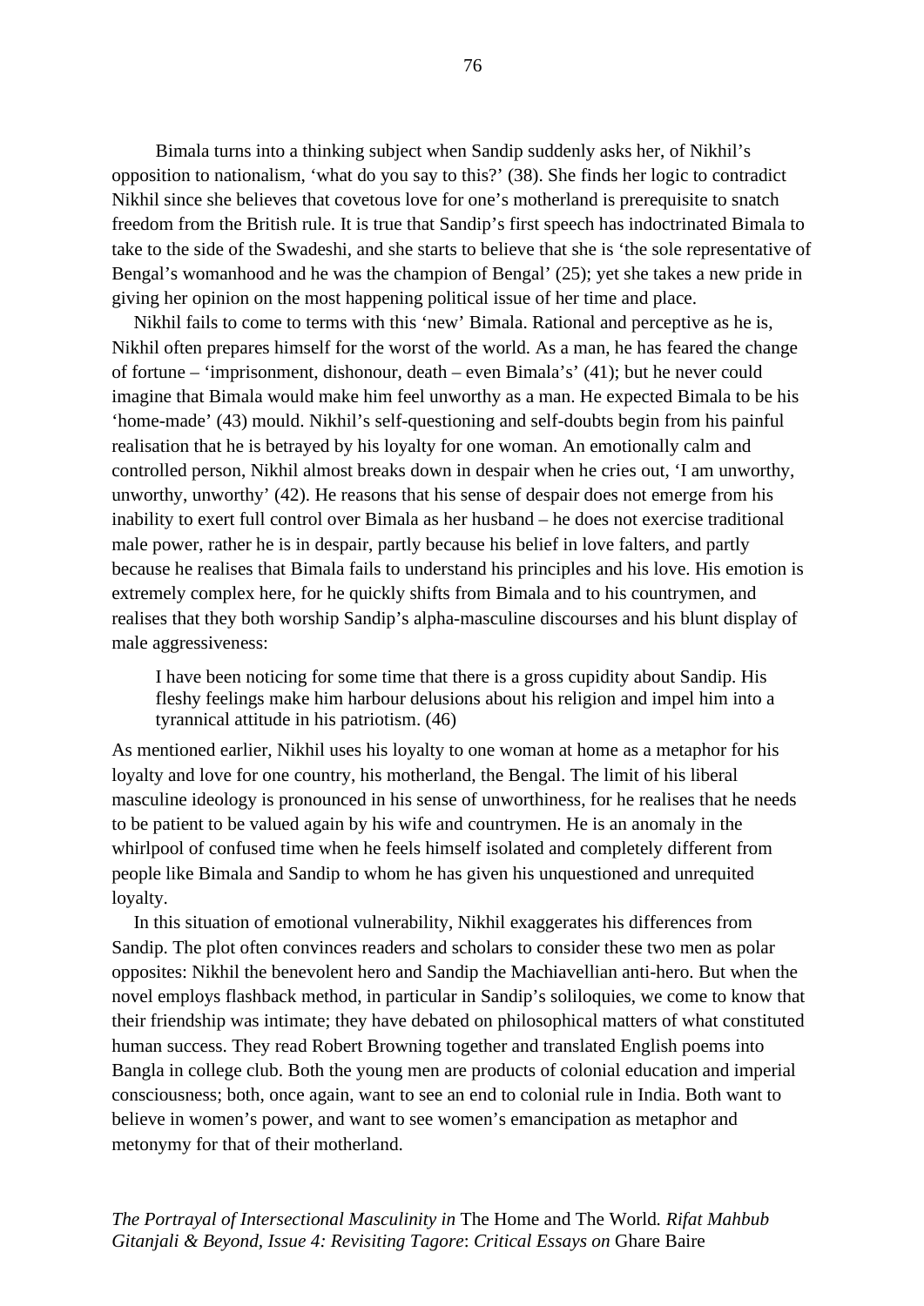Bimala turns into a thinking subject when Sandip suddenly asks her, of Nikhil's opposition to nationalism, 'what do you say to this?' (38). She finds her logic to contradict Nikhil since she believes that covetous love for one's motherland is prerequisite to snatch freedom from the British rule. It is true that Sandip's first speech has indoctrinated Bimala to take to the side of the Swadeshi, and she starts to believe that she is 'the sole representative of Bengal's womanhood and he was the champion of Bengal' (25); yet she takes a new pride in giving her opinion on the most happening political issue of her time and place.

Nikhil fails to come to terms with this 'new' Bimala. Rational and perceptive as he is, Nikhil often prepares himself for the worst of the world. As a man, he has feared the change of fortune – 'imprisonment, dishonour, death – even Bimala's' (41); but he never could imagine that Bimala would make him feel unworthy as a man. He expected Bimala to be his 'home-made' (43) mould. Nikhil's self-questioning and self-doubts begin from his painful realisation that he is betrayed by his loyalty for one woman. An emotionally calm and controlled person, Nikhil almost breaks down in despair when he cries out, 'I am unworthy, unworthy, unworthy' (42). He reasons that his sense of despair does not emerge from his inability to exert full control over Bimala as her husband – he does not exercise traditional male power, rather he is in despair, partly because his belief in love falters, and partly because he realises that Bimala fails to understand his principles and his love. His emotion is extremely complex here, for he quickly shifts from Bimala and to his countrymen, and realises that they both worship Sandip's alpha-masculine discourses and his blunt display of male aggressiveness:

> I have been noticing for some time that there is a gross cupidity about Sandip. His fleshy feelings make him harbour delusions about his religion and impel him into a tyrannical attitude in his patriotism. (46)

As mentioned earlier, Nikhil uses his loyalty to one woman at home as a metaphor for his loyalty and love for one country, his motherland, the Bengal. The limit of his liberal masculine ideology is pronounced in his sense of unworthiness, for he realises that he needs to be patient to be valued again by his wife and countrymen. He is an anomaly in the whirlpool of confused time when he feels himself isolated and completely different from people like Bimala and Sandip to whom he has given his unquestioned and unrequited loyalty.

In this situation of emotional vulnerability, Nikhil exaggerates his differences from Sandip. The plot often convinces readers and scholars to consider these two men as polar opposites: Nikhil the benevolent hero and Sandip the Machiavellian anti-hero. But when the novel employs flashback method, in particular in Sandip's soliloquies, we come to know that their friendship was intimate; they have debated on philosophical matters of what constituted human success. They read Robert Browning together and translated English poems into Bangla in college club. Both the young men are products of colonial education and imperial consciousness; both, once again, want to see an end to colonial rule in India. Both want to believe in women's power, and want to see women's emancipation as metaphor and metonymy for that of their motherland.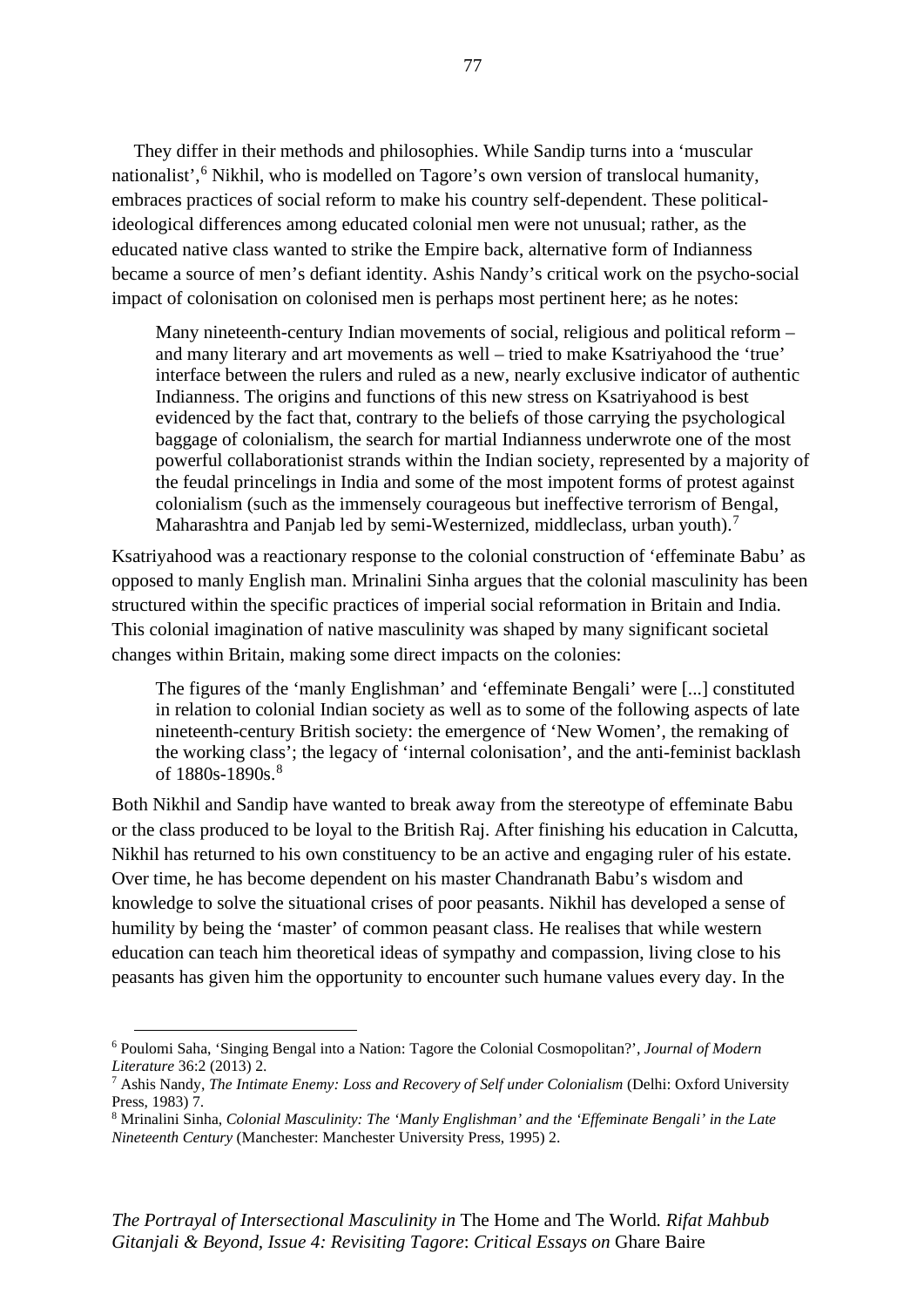They differ in their methods and philosophies. While Sandip turns into a 'muscular nationalist',[6] Nikhil, who is modelled on Tagore's own version of translocal humanity, embraces practices of social reform to make his country self-dependent. These political-ideological differences among educated colonial men were not unusual; rather, as the educated native class wanted to strike the Empire back, alternative form of Indianness became a source of men's defiant identity. Ashis Nandy's critical work on the psycho-social impact of colonisation on colonised men is perhaps most pertinent here; as he notes:

> Many nineteenth-century Indian movements of social, religious and political reform – and many literary and art movements as well – tried to make Ksatriyahood the 'true' interface between the rulers and ruled as a new, nearly exclusive indicator of authentic Indianness. The origins and functions of this new stress on Ksatriyahood is best evidenced by the fact that, contrary to the beliefs of those carrying the psychological baggage of colonialism, the search for martial Indianness underwrote one of the most powerful collaborationist strands within the Indian society, represented by a majority of the feudal princelings in India and some of the most impotent forms of protest against colonialism (such as the immensely courageous but ineffective terrorism of Bengal, Maharashtra and Panjab led by semi-Westernized, middleclass, urban youth).[7]

Ksatriyahood was a reactionary response to the colonial construction of 'effeminate Babu' as opposed to manly English man. Mrinalini Sinha argues that the colonial masculinity has been structured within the specific practices of imperial social reformation in Britain and India. This colonial imagination of native masculinity was shaped by many significant societal changes within Britain, making some direct impacts on the colonies:

> The figures of the 'manly Englishman' and 'effeminate Bengali' were [...] constituted in relation to colonial Indian society as well as to some of the following aspects of late nineteenth-century British society: the emergence of 'New Women', the remaking of the working class'; the legacy of 'internal colonisation', and the anti-feminist backlash of 1880s-1890s.[8]

Both Nikhil and Sandip have wanted to break away from the stereotype of effeminate Babu or the class produced to be loyal to the British Raj. After finishing his education in Calcutta, Nikhil has returned to his own constituency to be an active and engaging ruler of his estate. Over time, he has become dependent on his master Chandranath Babu's wisdom and knowledge to solve the situational crises of poor peasants. Nikhil has developed a sense of humility by being the 'master' of common peasant class. He realises that while western education can teach him theoretical ideas of sympathy and compassion, living close to his peasants has given him the opportunity to encounter such humane values every day. In the

---

[6] Poulomi Saha, 'Singing Bengal into a Nation: Tagore the Colonial Cosmopolitan?', *Journal of Modern Literature* 36:2 (2013) 2.

[7] Ashis Nandy, *The Intimate Enemy: Loss and Recovery of Self under Colonialism* (Delhi: Oxford University Press, 1983) 7.

[8] Mrinalini Sinha, *Colonial Masculinity: The 'Manly Englishman' and the 'Effeminate Bengali' in the Late Nineteenth Century* (Manchester: Manchester University Press, 1995) 2.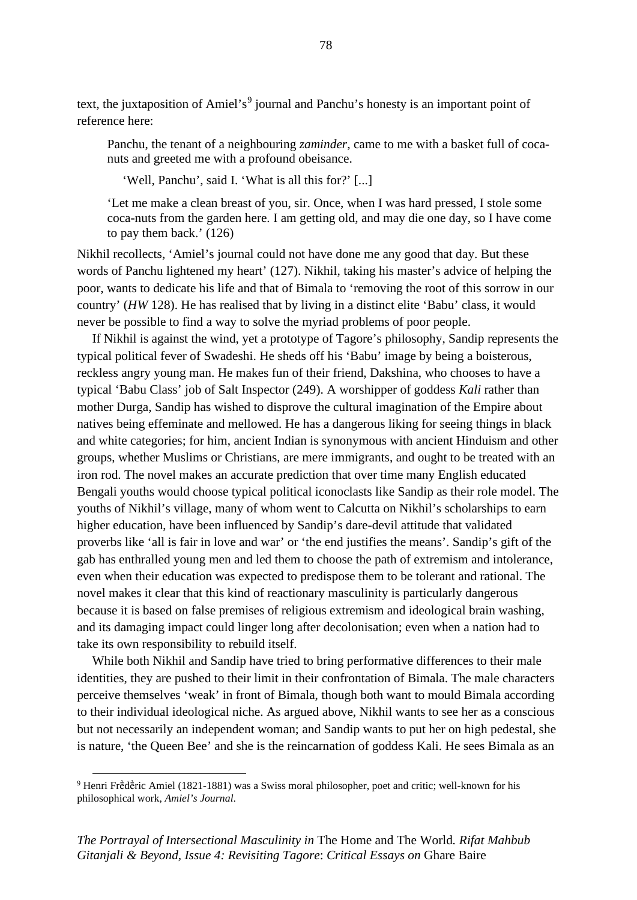text, the juxtaposition of Amiel's[9] journal and Panchu's honesty is an important point of reference here:

> Panchu, the tenant of a neighbouring *zaminder*, came to me with a basket full of coca-nuts and greeted me with a profound obeisance.
>
> 'Well, Panchu', said I. 'What is all this for?' [...]
>
> 'Let me make a clean breast of you, sir. Once, when I was hard pressed, I stole some coca-nuts from the garden here. I am getting old, and may die one day, so I have come to pay them back.' (126)

Nikhil recollects, 'Amiel's journal could not have done me any good that day. But these words of Panchu lightened my heart' (127). Nikhil, taking his master's advice of helping the poor, wants to dedicate his life and that of Bimala to 'removing the root of this sorrow in our country' (*HW* 128). He has realised that by living in a distinct elite 'Babu' class, it would never be possible to find a way to solve the myriad problems of poor people.

If Nikhil is against the wind, yet a prototype of Tagore's philosophy, Sandip represents the typical political fever of Swadeshi. He sheds off his 'Babu' image by being a boisterous, reckless angry young man. He makes fun of their friend, Dakshina, who chooses to have a typical 'Babu Class' job of Salt Inspector (249). A worshipper of goddess *Kali* rather than mother Durga, Sandip has wished to disprove the cultural imagination of the Empire about natives being effeminate and mellowed. He has a dangerous liking for seeing things in black and white categories; for him, ancient Indian is synonymous with ancient Hinduism and other groups, whether Muslims or Christians, are mere immigrants, and ought to be treated with an iron rod. The novel makes an accurate prediction that over time many English educated Bengali youths would choose typical political iconoclasts like Sandip as their role model. The youths of Nikhil's village, many of whom went to Calcutta on Nikhil's scholarships to earn higher education, have been influenced by Sandip's dare-devil attitude that validated proverbs like 'all is fair in love and war' or 'the end justifies the means'. Sandip's gift of the gab has enthralled young men and led them to choose the path of extremism and intolerance, even when their education was expected to predispose them to be tolerant and rational. The novel makes it clear that this kind of reactionary masculinity is particularly dangerous because it is based on false premises of religious extremism and ideological brain washing, and its damaging impact could linger long after decolonisation; even when a nation had to take its own responsibility to rebuild itself.

While both Nikhil and Sandip have tried to bring performative differences to their male identities, they are pushed to their limit in their confrontation of Bimala. The male characters perceive themselves 'weak' in front of Bimala, though both want to mould Bimala according to their individual ideological niche. As argued above, Nikhil wants to see her as a conscious but not necessarily an independent woman; and Sandip wants to put her on high pedestal, she is nature, 'the Queen Bee' and she is the reincarnation of goddess Kali. He sees Bimala as an

[9] Henri Frềdềric Amiel (1821-1881) was a Swiss moral philosopher, poet and critic; well-known for his philosophical work, *Amiel's Journal*.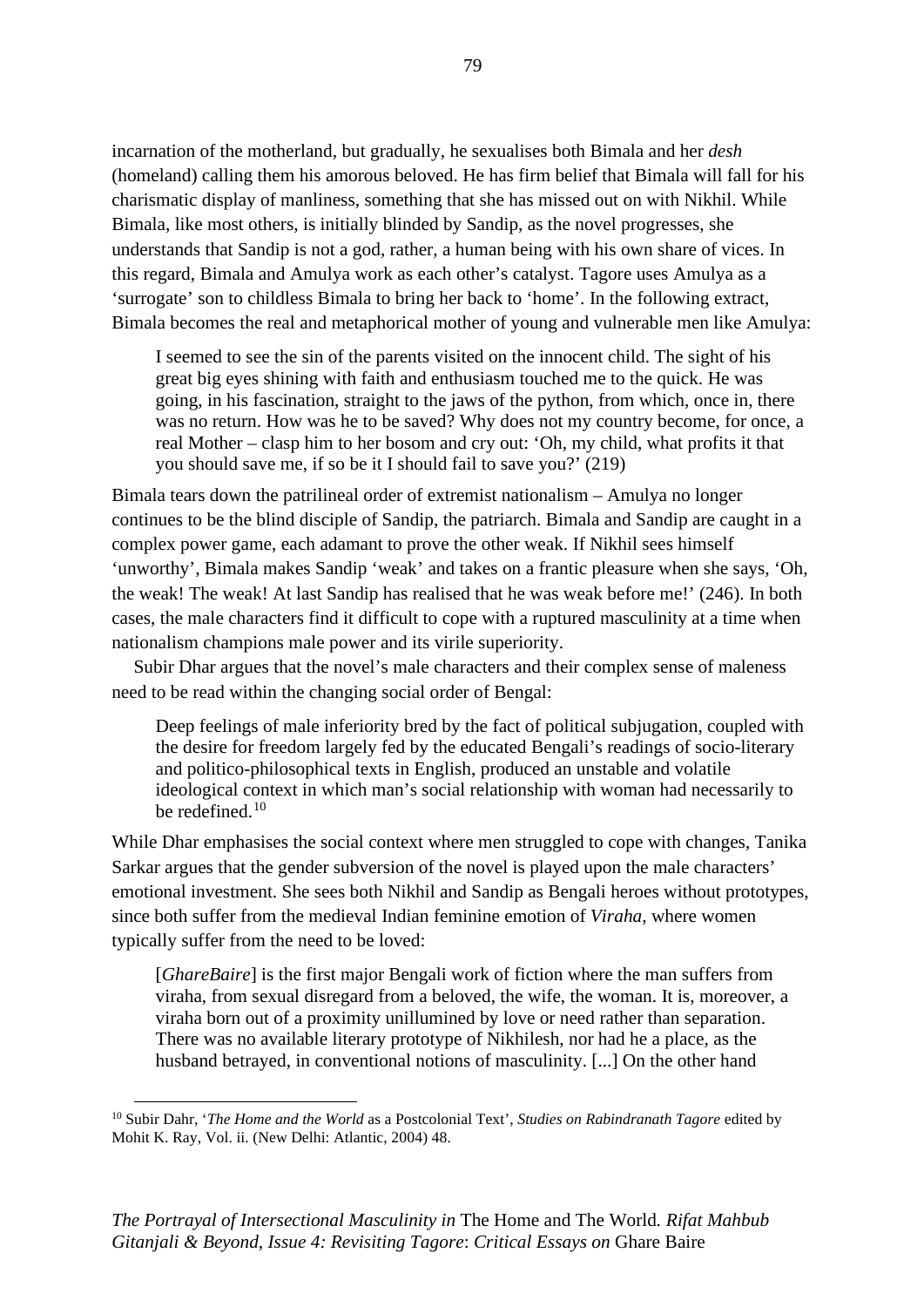incarnation of the motherland, but gradually, he sexualises both Bimala and her *desh* (homeland) calling them his amorous beloved. He has firm belief that Bimala will fall for his charismatic display of manliness, something that she has missed out on with Nikhil. While Bimala, like most others, is initially blinded by Sandip, as the novel progresses, she understands that Sandip is not a god, rather, a human being with his own share of vices. In this regard, Bimala and Amulya work as each other's catalyst. Tagore uses Amulya as a 'surrogate' son to childless Bimala to bring her back to 'home'. In the following extract, Bimala becomes the real and metaphorical mother of young and vulnerable men like Amulya:

> I seemed to see the sin of the parents visited on the innocent child. The sight of his great big eyes shining with faith and enthusiasm touched me to the quick. He was going, in his fascination, straight to the jaws of the python, from which, once in, there was no return. How was he to be saved? Why does not my country become, for once, a real Mother – clasp him to her bosom and cry out: 'Oh, my child, what profits it that you should save me, if so be it I should fail to save you?' (219)

Bimala tears down the patrilineal order of extremist nationalism – Amulya no longer continues to be the blind disciple of Sandip, the patriarch. Bimala and Sandip are caught in a complex power game, each adamant to prove the other weak. If Nikhil sees himself 'unworthy', Bimala makes Sandip 'weak' and takes on a frantic pleasure when she says, 'Oh, the weak! The weak! At last Sandip has realised that he was weak before me!' (246). In both cases, the male characters find it difficult to cope with a ruptured masculinity at a time when nationalism champions male power and its virile superiority.

Subir Dhar argues that the novel's male characters and their complex sense of maleness need to be read within the changing social order of Bengal:

> Deep feelings of male inferiority bred by the fact of political subjugation, coupled with the desire for freedom largely fed by the educated Bengali's readings of socio-literary and politico-philosophical texts in English, produced an unstable and volatile ideological context in which man's social relationship with woman had necessarily to be redefined.[10]

While Dhar emphasises the social context where men struggled to cope with changes, Tanika Sarkar argues that the gender subversion of the novel is played upon the male characters' emotional investment. She sees both Nikhil and Sandip as Bengali heroes without prototypes, since both suffer from the medieval Indian feminine emotion of *Viraha*, where women typically suffer from the need to be loved:

> [*GhareBaire*] is the first major Bengali work of fiction where the man suffers from viraha, from sexual disregard from a beloved, the wife, the woman. It is, moreover, a viraha born out of a proximity unillumined by love or need rather than separation. There was no available literary prototype of Nikhilesh, nor had he a place, as the husband betrayed, in conventional notions of masculinity. [...] On the other hand

[10] Subir Dahr, '*The Home and the World* as a Postcolonial Text', *Studies on Rabindranath Tagore* edited by Mohit K. Ray, Vol. ii. (New Delhi: Atlantic, 2004) 48.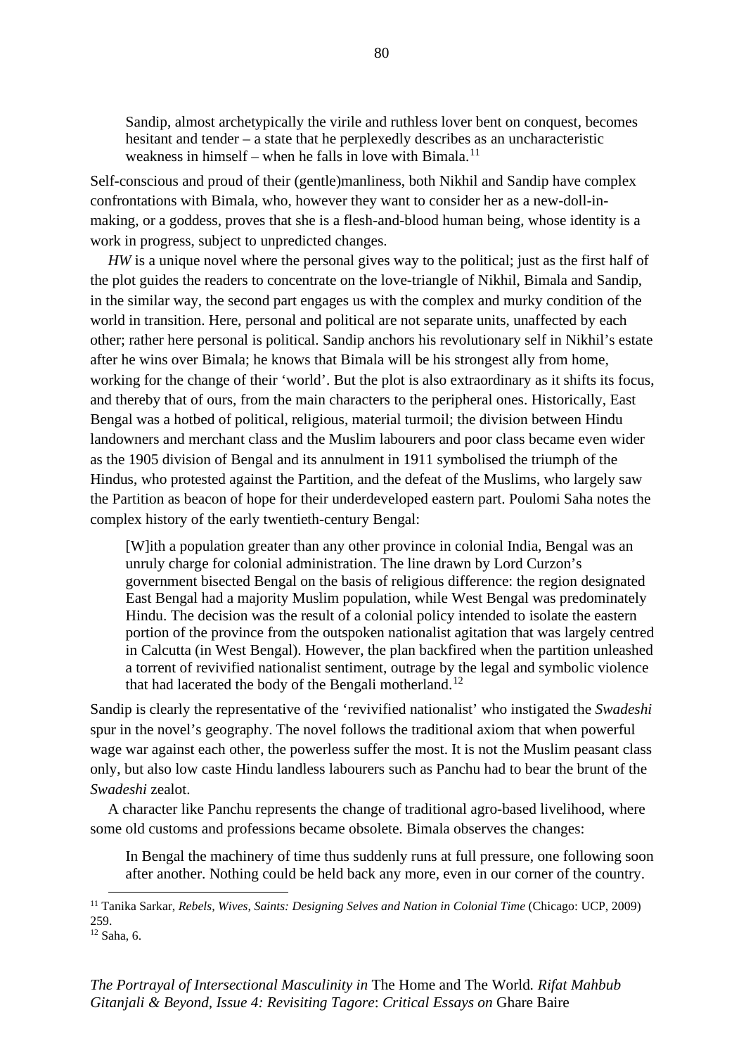> Sandip, almost archetypically the virile and ruthless lover bent on conquest, becomes hesitant and tender – a state that he perplexedly describes as an uncharacteristic weakness in himself – when he falls in love with Bimala.[11]

Self-conscious and proud of their (gentle)manliness, both Nikhil and Sandip have complex confrontations with Bimala, who, however they want to consider her as a new-doll-in-making, or a goddess, proves that she is a flesh-and-blood human being, whose identity is a work in progress, subject to unpredicted changes.

*HW* is a unique novel where the personal gives way to the political; just as the first half of the plot guides the readers to concentrate on the love-triangle of Nikhil, Bimala and Sandip, in the similar way, the second part engages us with the complex and murky condition of the world in transition. Here, personal and political are not separate units, unaffected by each other; rather here personal is political. Sandip anchors his revolutionary self in Nikhil's estate after he wins over Bimala; he knows that Bimala will be his strongest ally from home, working for the change of their 'world'. But the plot is also extraordinary as it shifts its focus, and thereby that of ours, from the main characters to the peripheral ones. Historically, East Bengal was a hotbed of political, religious, material turmoil; the division between Hindu landowners and merchant class and the Muslim labourers and poor class became even wider as the 1905 division of Bengal and its annulment in 1911 symbolised the triumph of the Hindus, who protested against the Partition, and the defeat of the Muslims, who largely saw the Partition as beacon of hope for their underdeveloped eastern part. Poulomi Saha notes the complex history of the early twentieth-century Bengal:

> [W]ith a population greater than any other province in colonial India, Bengal was an unruly charge for colonial administration. The line drawn by Lord Curzon's government bisected Bengal on the basis of religious difference: the region designated East Bengal had a majority Muslim population, while West Bengal was predominately Hindu. The decision was the result of a colonial policy intended to isolate the eastern portion of the province from the outspoken nationalist agitation that was largely centred in Calcutta (in West Bengal). However, the plan backfired when the partition unleashed a torrent of revivified nationalist sentiment, outrage by the legal and symbolic violence that had lacerated the body of the Bengali motherland.[12]

Sandip is clearly the representative of the 'revivified nationalist' who instigated the *Swadeshi* spur in the novel's geography. The novel follows the traditional axiom that when powerful wage war against each other, the powerless suffer the most. It is not the Muslim peasant class only, but also low caste Hindu landless labourers such as Panchu had to bear the brunt of the *Swadeshi* zealot.

A character like Panchu represents the change of traditional agro-based livelihood, where some old customs and professions became obsolete. Bimala observes the changes:

> In Bengal the machinery of time thus suddenly runs at full pressure, one following soon after another. Nothing could be held back any more, even in our corner of the country.

---

[11] Tanika Sarkar, *Rebels, Wives, Saints: Designing Selves and Nation in Colonial Time* (Chicago: UCP, 2009) 259.

[12] Saha, 6.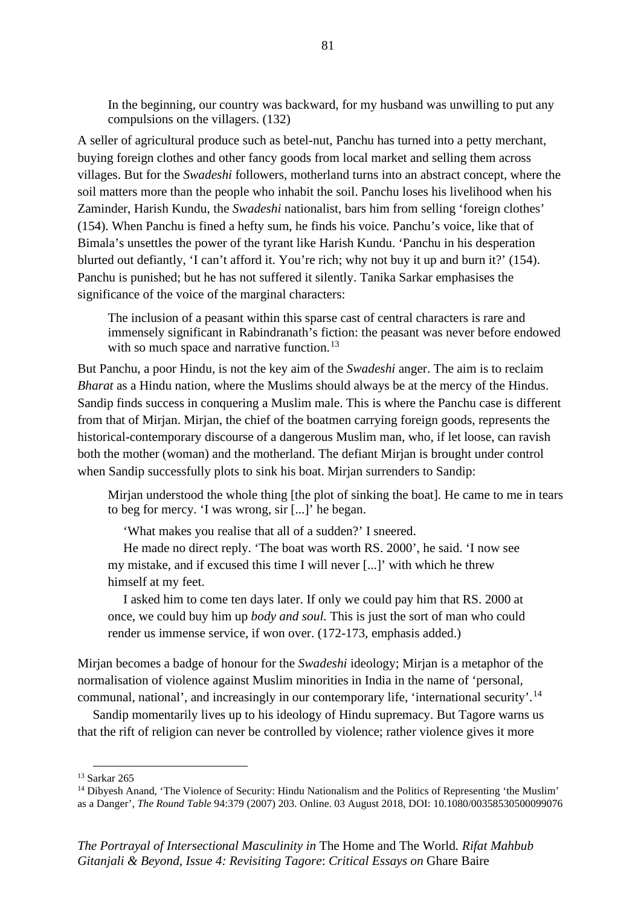> In the beginning, our country was backward, for my husband was unwilling to put any compulsions on the villagers. (132)

A seller of agricultural produce such as betel-nut, Panchu has turned into a petty merchant, buying foreign clothes and other fancy goods from local market and selling them across villages. But for the *Swadeshi* followers, motherland turns into an abstract concept, where the soil matters more than the people who inhabit the soil. Panchu loses his livelihood when his Zaminder, Harish Kundu, the *Swadeshi* nationalist, bars him from selling 'foreign clothes' (154). When Panchu is fined a hefty sum, he finds his voice. Panchu's voice, like that of Bimala's unsettles the power of the tyrant like Harish Kundu. 'Panchu in his desperation blurted out defiantly, 'I can't afford it. You're rich; why not buy it up and burn it?' (154). Panchu is punished; but he has not suffered it silently. Tanika Sarkar emphasises the significance of the voice of the marginal characters:

> The inclusion of a peasant within this sparse cast of central characters is rare and immensely significant in Rabindranath's fiction: the peasant was never before endowed with so much space and narrative function.[13]

But Panchu, a poor Hindu, is not the key aim of the *Swadeshi* anger. The aim is to reclaim *Bharat* as a Hindu nation, where the Muslims should always be at the mercy of the Hindus. Sandip finds success in conquering a Muslim male. This is where the Panchu case is different from that of Mirjan. Mirjan, the chief of the boatmen carrying foreign goods, represents the historical-contemporary discourse of a dangerous Muslim man, who, if let loose, can ravish both the mother (woman) and the motherland. The defiant Mirjan is brought under control when Sandip successfully plots to sink his boat. Mirjan surrenders to Sandip:

> Mirjan understood the whole thing [the plot of sinking the boat]. He came to me in tears to beg for mercy. 'I was wrong, sir [...]' he began.
>
> 'What makes you realise that all of a sudden?' I sneered.
>
> He made no direct reply. 'The boat was worth RS. 2000', he said. 'I now see my mistake, and if excused this time I will never [...]' with which he threw himself at my feet.
>
> I asked him to come ten days later. If only we could pay him that RS. 2000 at once, we could buy him up *body and soul.* This is just the sort of man who could render us immense service, if won over. (172-173, emphasis added.)

Mirjan becomes a badge of honour for the *Swadeshi* ideology; Mirjan is a metaphor of the normalisation of violence against Muslim minorities in India in the name of 'personal, communal, national', and increasingly in our contemporary life, 'international security'.[14]

Sandip momentarily lives up to his ideology of Hindu supremacy. But Tagore warns us that the rift of religion can never be controlled by violence; rather violence gives it more

---

[13] Sarkar 265

[14] Dibyesh Anand, 'The Violence of Security: Hindu Nationalism and the Politics of Representing 'the Muslim' as a Danger', *The Round Table* 94:379 (2007) 203. Online. 03 August 2018, DOI: 10.1080/00358530500099076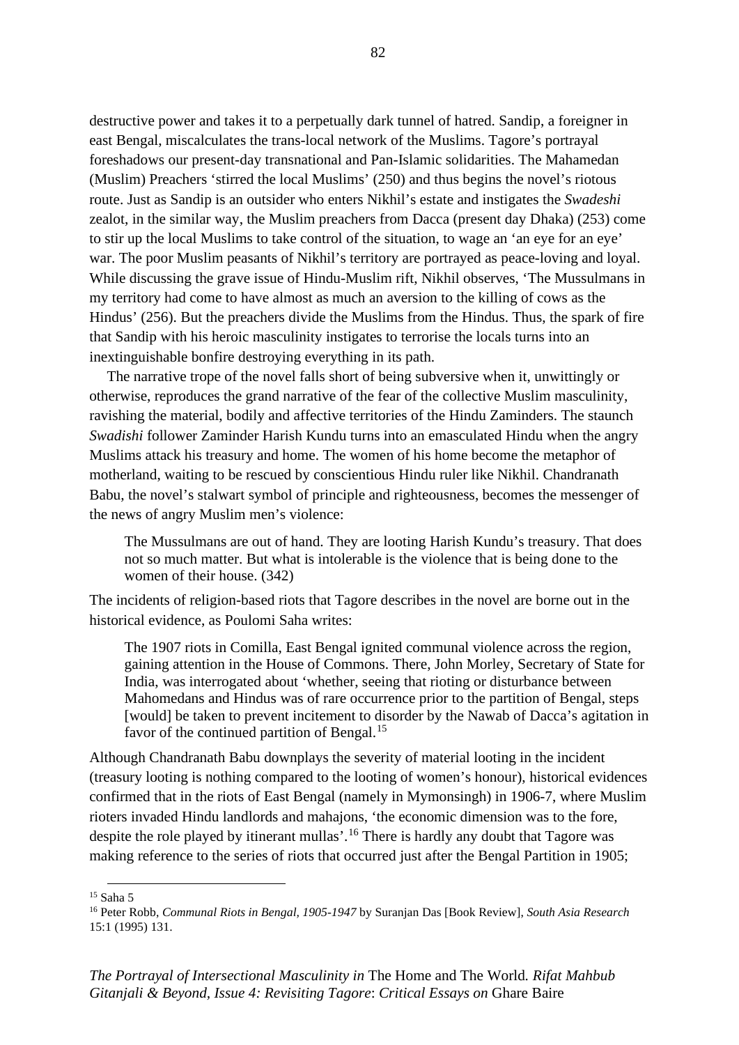destructive power and takes it to a perpetually dark tunnel of hatred. Sandip, a foreigner in east Bengal, miscalculates the trans-local network of the Muslims. Tagore's portrayal foreshadows our present-day transnational and Pan-Islamic solidarities. The Mahamedan (Muslim) Preachers 'stirred the local Muslims' (250) and thus begins the novel's riotous route. Just as Sandip is an outsider who enters Nikhil's estate and instigates the *Swadeshi* zealot, in the similar way, the Muslim preachers from Dacca (present day Dhaka) (253) come to stir up the local Muslims to take control of the situation, to wage an 'an eye for an eye' war. The poor Muslim peasants of Nikhil's territory are portrayed as peace-loving and loyal. While discussing the grave issue of Hindu-Muslim rift, Nikhil observes, 'The Mussulmans in my territory had come to have almost as much an aversion to the killing of cows as the Hindus' (256). But the preachers divide the Muslims from the Hindus. Thus, the spark of fire that Sandip with his heroic masculinity instigates to terrorise the locals turns into an inextinguishable bonfire destroying everything in its path.

The narrative trope of the novel falls short of being subversive when it, unwittingly or otherwise, reproduces the grand narrative of the fear of the collective Muslim masculinity, ravishing the material, bodily and affective territories of the Hindu Zaminders. The staunch *Swadishi* follower Zaminder Harish Kundu turns into an emasculated Hindu when the angry Muslims attack his treasury and home. The women of his home become the metaphor of motherland, waiting to be rescued by conscientious Hindu ruler like Nikhil. Chandranath Babu, the novel's stalwart symbol of principle and righteousness, becomes the messenger of the news of angry Muslim men's violence:

> The Mussulmans are out of hand. They are looting Harish Kundu's treasury. That does not so much matter. But what is intolerable is the violence that is being done to the women of their house. (342)

The incidents of religion-based riots that Tagore describes in the novel are borne out in the historical evidence, as Poulomi Saha writes:

> The 1907 riots in Comilla, East Bengal ignited communal violence across the region, gaining attention in the House of Commons. There, John Morley, Secretary of State for India, was interrogated about 'whether, seeing that rioting or disturbance between Mahomedans and Hindus was of rare occurrence prior to the partition of Bengal, steps [would] be taken to prevent incitement to disorder by the Nawab of Dacca's agitation in favor of the continued partition of Bengal.[15]

Although Chandranath Babu downplays the severity of material looting in the incident (treasury looting is nothing compared to the looting of women's honour), historical evidences confirmed that in the riots of East Bengal (namely in Mymonsingh) in 1906-7, where Muslim rioters invaded Hindu landlords and mahajons, 'the economic dimension was to the fore, despite the role played by itinerant mullas'.[16] There is hardly any doubt that Tagore was making reference to the series of riots that occurred just after the Bengal Partition in 1905;

---

[15] Saha 5

[16] Peter Robb, *Communal Riots in Bengal, 1905-1947* by Suranjan Das [Book Review], *South Asia Research* 15:1 (1995) 131.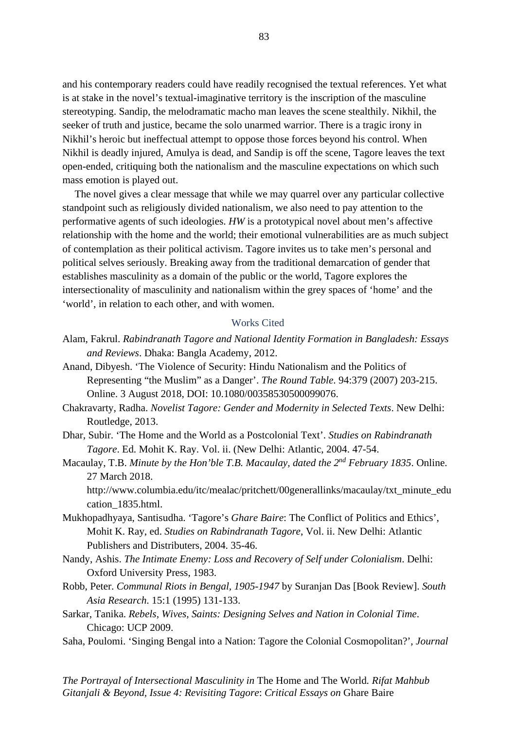and his contemporary readers could have readily recognised the textual references. Yet what is at stake in the novel's textual-imaginative territory is the inscription of the masculine stereotyping. Sandip, the melodramatic macho man leaves the scene stealthily. Nikhil, the seeker of truth and justice, became the solo unarmed warrior. There is a tragic irony in Nikhil's heroic but ineffectual attempt to oppose those forces beyond his control. When Nikhil is deadly injured, Amulya is dead, and Sandip is off the scene, Tagore leaves the text open-ended, critiquing both the nationalism and the masculine expectations on which such mass emotion is played out.

The novel gives a clear message that while we may quarrel over any particular collective standpoint such as religiously divided nationalism, we also need to pay attention to the performative agents of such ideologies. *HW* is a prototypical novel about men's affective relationship with the home and the world; their emotional vulnerabilities are as much subject of contemplation as their political activism. Tagore invites us to take men's personal and political selves seriously. Breaking away from the traditional demarcation of gender that establishes masculinity as a domain of the public or the world, Tagore explores the intersectionality of masculinity and nationalism within the grey spaces of 'home' and the 'world', in relation to each other, and with women.

## Works Cited

Alam, Fakrul. *Rabindranath Tagore and National Identity Formation in Bangladesh: Essays and Reviews*. Dhaka: Bangla Academy, 2012.

Anand, Dibyesh. 'The Violence of Security: Hindu Nationalism and the Politics of Representing "the Muslim" as a Danger'. *The Round Table*. 94:379 (2007) 203-215. Online. 3 August 2018, DOI: 10.1080/00358530500099076.

Chakravarty, Radha. *Novelist Tagore: Gender and Modernity in Selected Texts*. New Delhi: Routledge, 2013.

Dhar, Subir. 'The Home and the World as a Postcolonial Text'. *Studies on Rabindranath Tagore*. Ed. Mohit K. Ray. Vol. ii. (New Delhi: Atlantic, 2004. 47-54.

Macaulay, T.B. *Minute by the Hon'ble T.B. Macaulay, dated the 2nd February 1835*. Online. 27 March 2018. http://www.columbia.edu/itc/mealac/pritchett/00generallinks/macaulay/txt_minute_education_1835.html.

Mukhopadhyaya, Santisudha. 'Tagore's *Ghare Baire*: The Conflict of Politics and Ethics', Mohit K. Ray, ed. *Studies on Rabindranath Tagore*, Vol. ii. New Delhi: Atlantic Publishers and Distributers, 2004. 35-46.

Nandy, Ashis. *The Intimate Enemy: Loss and Recovery of Self under Colonialism*. Delhi: Oxford University Press, 1983.

Robb, Peter. *Communal Riots in Bengal, 1905-1947* by Suranjan Das [Book Review]. *South Asia Research*. 15:1 (1995) 131-133.

Sarkar, Tanika. *Rebels, Wives, Saints: Designing Selves and Nation in Colonial Time*. Chicago: UCP 2009.

Saha, Poulomi. 'Singing Bengal into a Nation: Tagore the Colonial Cosmopolitan?', *Journal*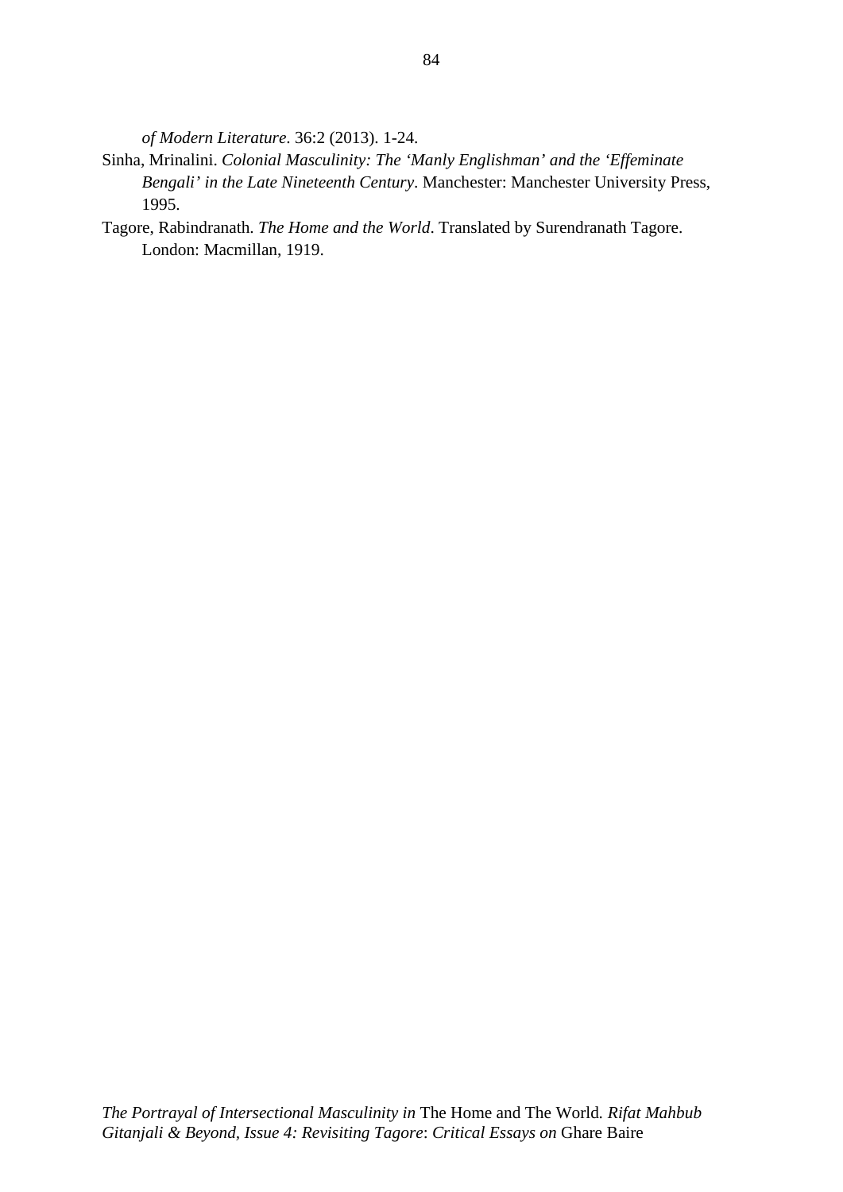*of Modern Literature*. 36:2 (2013). 1-24.

Sinha, Mrinalini. *Colonial Masculinity: The 'Manly Englishman' and the 'Effeminate Bengali' in the Late Nineteenth Century*. Manchester: Manchester University Press, 1995.

Tagore, Rabindranath. *The Home and the World*. Translated by Surendranath Tagore. London: Macmillan, 1919.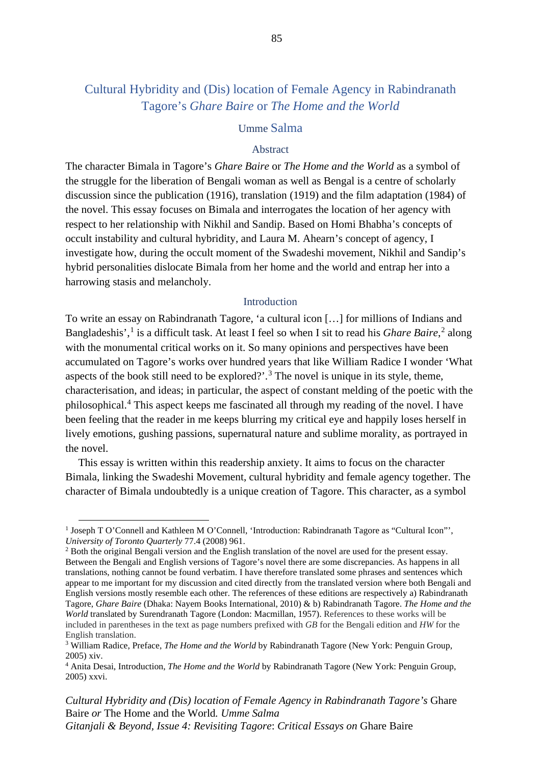# Cultural Hybridity and (Dis) location of Female Agency in Rabindranath Tagore's *Ghare Baire* or *The Home and the World*

## Umme Salma

### Abstract

The character Bimala in Tagore's *Ghare Baire* or *The Home and the World* as a symbol of the struggle for the liberation of Bengali woman as well as Bengal is a centre of scholarly discussion since the publication (1916), translation (1919) and the film adaptation (1984) of the novel. This essay focuses on Bimala and interrogates the location of her agency with respect to her relationship with Nikhil and Sandip. Based on Homi Bhabha's concepts of occult instability and cultural hybridity, and Laura M. Ahearn's concept of agency, I investigate how, during the occult moment of the Swadeshi movement, Nikhil and Sandip's hybrid personalities dislocate Bimala from her home and the world and entrap her into a harrowing stasis and melancholy.

### Introduction

To write an essay on Rabindranath Tagore, 'a cultural icon […] for millions of Indians and Bangladeshis',[1] is a difficult task. At least I feel so when I sit to read his *Ghare Baire*,[2] along with the monumental critical works on it. So many opinions and perspectives have been accumulated on Tagore's works over hundred years that like William Radice I wonder 'What aspects of the book still need to be explored?'.[3] The novel is unique in its style, theme, characterisation, and ideas; in particular, the aspect of constant melding of the poetic with the philosophical.[4] This aspect keeps me fascinated all through my reading of the novel. I have been feeling that the reader in me keeps blurring my critical eye and happily loses herself in lively emotions, gushing passions, supernatural nature and sublime morality, as portrayed in the novel.

This essay is written within this readership anxiety. It aims to focus on the character Bimala, linking the Swadeshi Movement, cultural hybridity and female agency together. The character of Bimala undoubtedly is a unique creation of Tagore. This character, as a symbol

---

[1] Joseph T O'Connell and Kathleen M O'Connell, 'Introduction: Rabindranath Tagore as "Cultural Icon"', *University of Toronto Quarterly* 77.4 (2008) 961.

[2] Both the original Bengali version and the English translation of the novel are used for the present essay. Between the Bengali and English versions of Tagore's novel there are some discrepancies. As happens in all translations, nothing cannot be found verbatim. I have therefore translated some phrases and sentences which appear to me important for my discussion and cited directly from the translated version where both Bengali and English versions mostly resemble each other. The references of these editions are respectively a) Rabindranath Tagore, *Ghare Baire* (Dhaka: Nayem Books International, 2010) & b) Rabindranath Tagore. *The Home and the World* translated by Surendranath Tagore (London: Macmillan, 1957). References to these works will be included in parentheses in the text as page numbers prefixed with *GB* for the Bengali edition and *HW* for the English translation.

[3] William Radice, Preface, *The Home and the World* by Rabindranath Tagore (New York: Penguin Group, 2005) xiv.

[4] Anita Desai, Introduction, *The Home and the World* by Rabindranath Tagore (New York: Penguin Group, 2005) xxvi.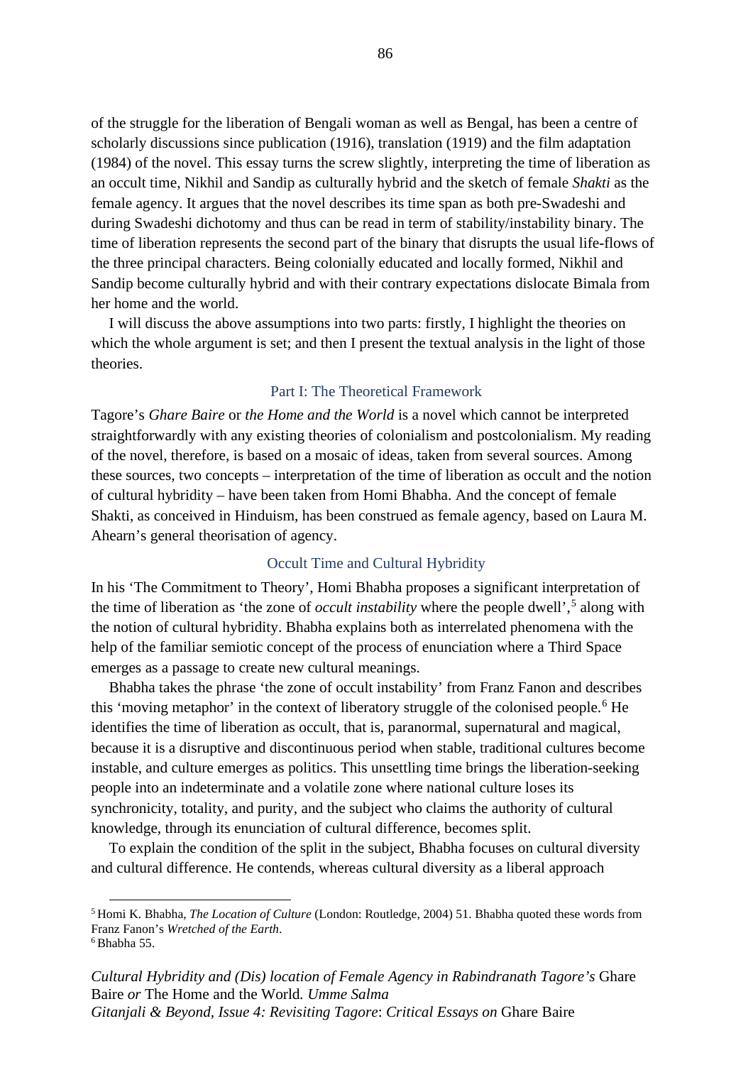of the struggle for the liberation of Bengali woman as well as Bengal, has been a centre of scholarly discussions since publication (1916), translation (1919) and the film adaptation (1984) of the novel. This essay turns the screw slightly, interpreting the time of liberation as an occult time, Nikhil and Sandip as culturally hybrid and the sketch of female *Shakti* as the female agency. It argues that the novel describes its time span as both pre-Swadeshi and during Swadeshi dichotomy and thus can be read in term of stability/instability binary. The time of liberation represents the second part of the binary that disrupts the usual life-flows of the three principal characters. Being colonially educated and locally formed, Nikhil and Sandip become culturally hybrid and with their contrary expectations dislocate Bimala from her home and the world.

I will discuss the above assumptions into two parts: firstly, I highlight the theories on which the whole argument is set; and then I present the textual analysis in the light of those theories.

## Part I: The Theoretical Framework

Tagore's *Ghare Baire* or *the Home and the World* is a novel which cannot be interpreted straightforwardly with any existing theories of colonialism and postcolonialism. My reading of the novel, therefore, is based on a mosaic of ideas, taken from several sources. Among these sources, two concepts – interpretation of the time of liberation as occult and the notion of cultural hybridity – have been taken from Homi Bhabha. And the concept of female Shakti, as conceived in Hinduism, has been construed as female agency, based on Laura M. Ahearn's general theorisation of agency.

### Occult Time and Cultural Hybridity

In his 'The Commitment to Theory', Homi Bhabha proposes a significant interpretation of the time of liberation as 'the zone of *occult instability* where the people dwell',[5] along with the notion of cultural hybridity. Bhabha explains both as interrelated phenomena with the help of the familiar semiotic concept of the process of enunciation where a Third Space emerges as a passage to create new cultural meanings.

Bhabha takes the phrase 'the zone of occult instability' from Franz Fanon and describes this 'moving metaphor' in the context of liberatory struggle of the colonised people.[6] He identifies the time of liberation as occult, that is, paranormal, supernatural and magical, because it is a disruptive and discontinuous period when stable, traditional cultures become instable, and culture emerges as politics. This unsettling time brings the liberation-seeking people into an indeterminate and a volatile zone where national culture loses its synchronicity, totality, and purity, and the subject who claims the authority of cultural knowledge, through its enunciation of cultural difference, becomes split.

To explain the condition of the split in the subject, Bhabha focuses on cultural diversity and cultural difference. He contends, whereas cultural diversity as a liberal approach

---

[5] Homi K. Bhabha, *The Location of Culture* (London: Routledge, 2004) 51. Bhabha quoted these words from Franz Fanon's *Wretched of the Earth*.

[6] Bhabha 55.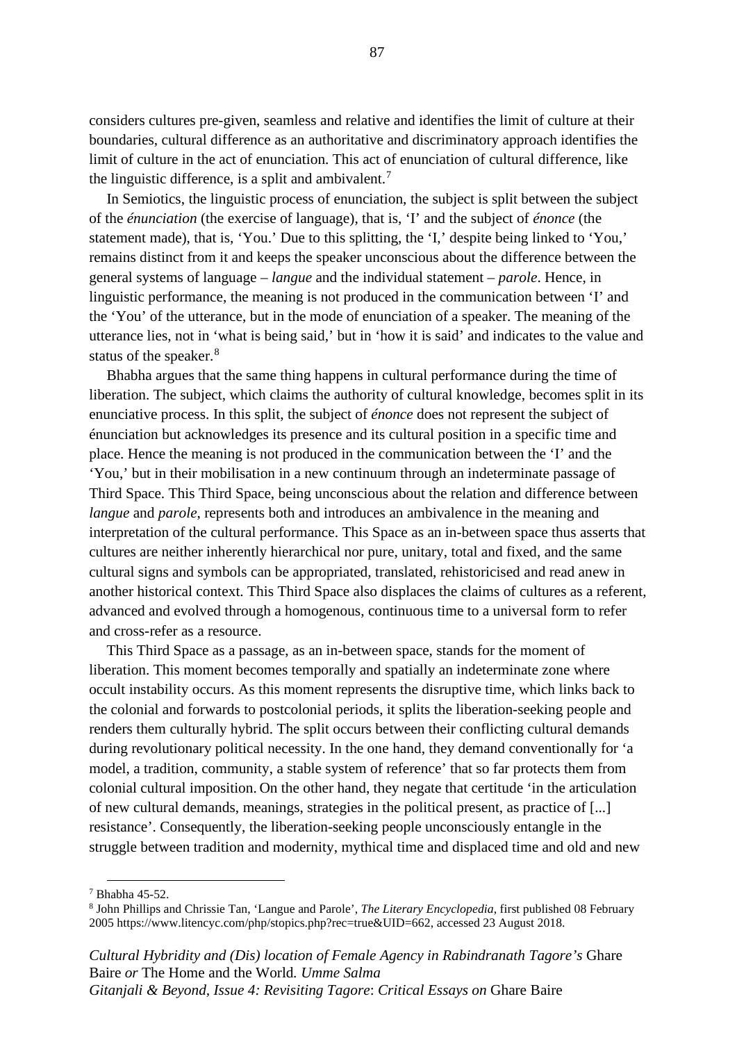considers cultures pre-given, seamless and relative and identifies the limit of culture at their boundaries, cultural difference as an authoritative and discriminatory approach identifies the limit of culture in the act of enunciation. This act of enunciation of cultural difference, like the linguistic difference, is a split and ambivalent.[7]

In Semiotics, the linguistic process of enunciation, the subject is split between the subject of the *énunciation* (the exercise of language), that is, 'I' and the subject of *énonce* (the statement made), that is, 'You.' Due to this splitting, the 'I,' despite being linked to 'You,' remains distinct from it and keeps the speaker unconscious about the difference between the general systems of language – *langue* and the individual statement – *parole*. Hence, in linguistic performance, the meaning is not produced in the communication between 'I' and the 'You' of the utterance, but in the mode of enunciation of a speaker. The meaning of the utterance lies, not in 'what is being said,' but in 'how it is said' and indicates to the value and status of the speaker.[8]

Bhabha argues that the same thing happens in cultural performance during the time of liberation. The subject, which claims the authority of cultural knowledge, becomes split in its enunciative process. In this split, the subject of *énonce* does not represent the subject of énunciation but acknowledges its presence and its cultural position in a specific time and place. Hence the meaning is not produced in the communication between the 'I' and the 'You,' but in their mobilisation in a new continuum through an indeterminate passage of Third Space. This Third Space, being unconscious about the relation and difference between *langue* and *parole*, represents both and introduces an ambivalence in the meaning and interpretation of the cultural performance. This Space as an in-between space thus asserts that cultures are neither inherently hierarchical nor pure, unitary, total and fixed, and the same cultural signs and symbols can be appropriated, translated, rehistoricised and read anew in another historical context. This Third Space also displaces the claims of cultures as a referent, advanced and evolved through a homogenous, continuous time to a universal form to refer and cross-refer as a resource.

This Third Space as a passage, as an in-between space, stands for the moment of liberation. This moment becomes temporally and spatially an indeterminate zone where occult instability occurs. As this moment represents the disruptive time, which links back to the colonial and forwards to postcolonial periods, it splits the liberation-seeking people and renders them culturally hybrid. The split occurs between their conflicting cultural demands during revolutionary political necessity. In the one hand, they demand conventionally for 'a model, a tradition, community, a stable system of reference' that so far protects them from colonial cultural imposition. On the other hand, they negate that certitude 'in the articulation of new cultural demands, meanings, strategies in the political present, as practice of [...] resistance'. Consequently, the liberation-seeking people unconsciously entangle in the struggle between tradition and modernity, mythical time and displaced time and old and new

---

[7] Bhabha 45-52.

[8] John Phillips and Chrissie Tan, 'Langue and Parole', *The Literary Encyclopedia*, first published 08 February 2005 https://www.litencyc.com/php/stopics.php?rec=true&UID=662, accessed 23 August 2018.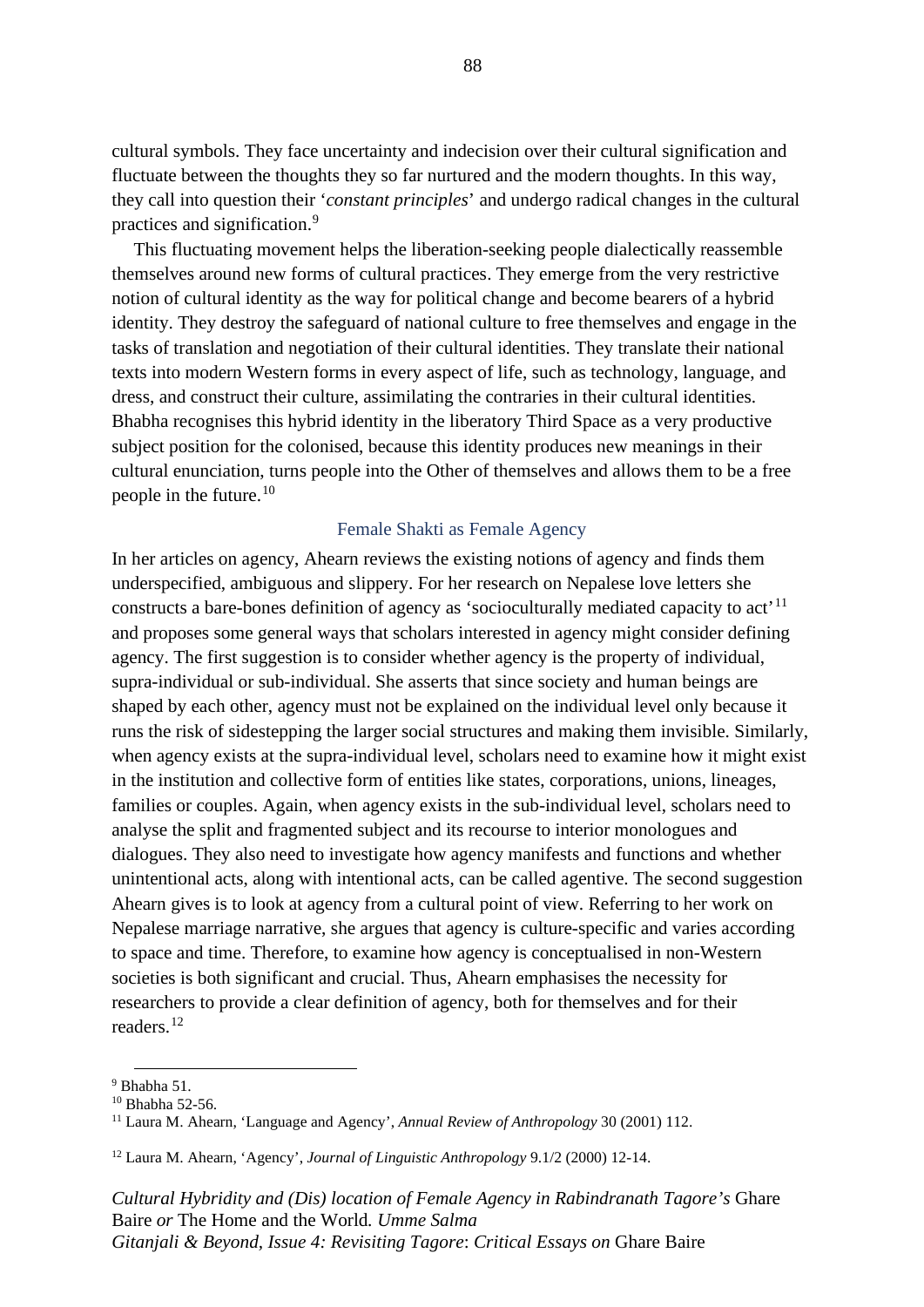cultural symbols. They face uncertainty and indecision over their cultural signification and fluctuate between the thoughts they so far nurtured and the modern thoughts. In this way, they call into question their '*constant principles*' and undergo radical changes in the cultural practices and signification.[9]

This fluctuating movement helps the liberation-seeking people dialectically reassemble themselves around new forms of cultural practices. They emerge from the very restrictive notion of cultural identity as the way for political change and become bearers of a hybrid identity. They destroy the safeguard of national culture to free themselves and engage in the tasks of translation and negotiation of their cultural identities. They translate their national texts into modern Western forms in every aspect of life, such as technology, language, and dress, and construct their culture, assimilating the contraries in their cultural identities. Bhabha recognises this hybrid identity in the liberatory Third Space as a very productive subject position for the colonised, because this identity produces new meanings in their cultural enunciation, turns people into the Other of themselves and allows them to be a free people in the future.[10]

## Female Shakti as Female Agency

In her articles on agency, Ahearn reviews the existing notions of agency and finds them underspecified, ambiguous and slippery. For her research on Nepalese love letters she constructs a bare-bones definition of agency as 'socioculturally mediated capacity to act'[11] and proposes some general ways that scholars interested in agency might consider defining agency. The first suggestion is to consider whether agency is the property of individual, supra-individual or sub-individual. She asserts that since society and human beings are shaped by each other, agency must not be explained on the individual level only because it runs the risk of sidestepping the larger social structures and making them invisible. Similarly, when agency exists at the supra-individual level, scholars need to examine how it might exist in the institution and collective form of entities like states, corporations, unions, lineages, families or couples. Again, when agency exists in the sub-individual level, scholars need to analyse the split and fragmented subject and its recourse to interior monologues and dialogues. They also need to investigate how agency manifests and functions and whether unintentional acts, along with intentional acts, can be called agentive. The second suggestion Ahearn gives is to look at agency from a cultural point of view. Referring to her work on Nepalese marriage narrative, she argues that agency is culture-specific and varies according to space and time. Therefore, to examine how agency is conceptualised in non-Western societies is both significant and crucial. Thus, Ahearn emphasises the necessity for researchers to provide a clear definition of agency, both for themselves and for their readers.[12]

---

[9] Bhabha 51.

[10] Bhabha 52-56.

[11] Laura M. Ahearn, 'Language and Agency', *Annual Review of Anthropology* 30 (2001) 112.

[12] Laura M. Ahearn, 'Agency', *Journal of Linguistic Anthropology* 9.1/2 (2000) 12-14.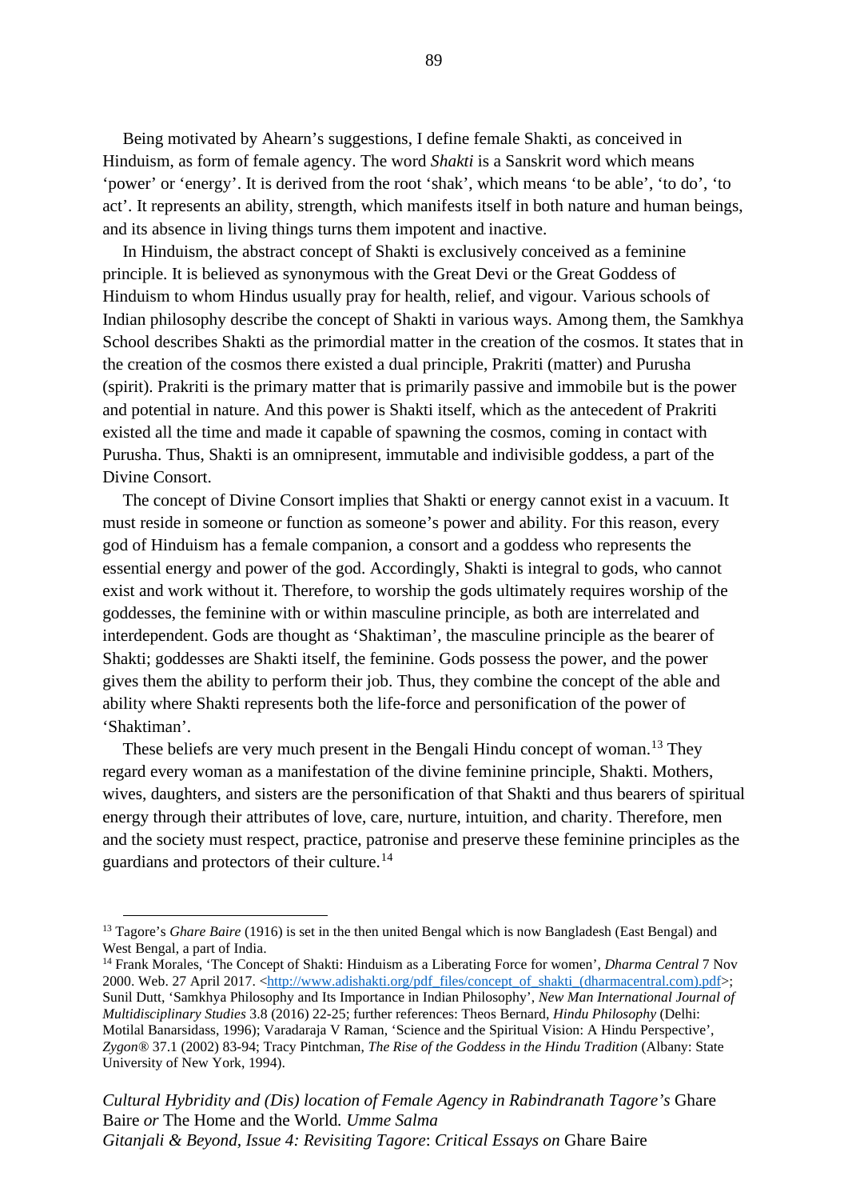Being motivated by Ahearn's suggestions, I define female Shakti, as conceived in Hinduism, as form of female agency. The word *Shakti* is a Sanskrit word which means 'power' or 'energy'. It is derived from the root 'shak', which means 'to be able', 'to do', 'to act'. It represents an ability, strength, which manifests itself in both nature and human beings, and its absence in living things turns them impotent and inactive.

In Hinduism, the abstract concept of Shakti is exclusively conceived as a feminine principle. It is believed as synonymous with the Great Devi or the Great Goddess of Hinduism to whom Hindus usually pray for health, relief, and vigour. Various schools of Indian philosophy describe the concept of Shakti in various ways. Among them, the Samkhya School describes Shakti as the primordial matter in the creation of the cosmos. It states that in the creation of the cosmos there existed a dual principle, Prakriti (matter) and Purusha (spirit). Prakriti is the primary matter that is primarily passive and immobile but is the power and potential in nature. And this power is Shakti itself, which as the antecedent of Prakriti existed all the time and made it capable of spawning the cosmos, coming in contact with Purusha. Thus, Shakti is an omnipresent, immutable and indivisible goddess, a part of the Divine Consort.

The concept of Divine Consort implies that Shakti or energy cannot exist in a vacuum. It must reside in someone or function as someone's power and ability. For this reason, every god of Hinduism has a female companion, a consort and a goddess who represents the essential energy and power of the god. Accordingly, Shakti is integral to gods, who cannot exist and work without it. Therefore, to worship the gods ultimately requires worship of the goddesses, the feminine with or within masculine principle, as both are interrelated and interdependent. Gods are thought as 'Shaktiman', the masculine principle as the bearer of Shakti; goddesses are Shakti itself, the feminine. Gods possess the power, and the power gives them the ability to perform their job. Thus, they combine the concept of the able and ability where Shakti represents both the life-force and personification of the power of 'Shaktiman'.

These beliefs are very much present in the Bengali Hindu concept of woman.[13] They regard every woman as a manifestation of the divine feminine principle, Shakti. Mothers, wives, daughters, and sisters are the personification of that Shakti and thus bearers of spiritual energy through their attributes of love, care, nurture, intuition, and charity. Therefore, men and the society must respect, practice, patronise and preserve these feminine principles as the guardians and protectors of their culture.[14]

---

[13] Tagore's *Ghare Baire* (1916) is set in the then united Bengal which is now Bangladesh (East Bengal) and West Bengal, a part of India.

[14] Frank Morales, 'The Concept of Shakti: Hinduism as a Liberating Force for women', *Dharma Central* 7 Nov 2000. Web. 27 April 2017. <http://www.adishakti.org/pdf_files/concept_of_shakti_(dharmacentral.com).pdf>; Sunil Dutt, 'Samkhya Philosophy and Its Importance in Indian Philosophy', *New Man International Journal of Multidisciplinary Studies* 3.8 (2016) 22-25; further references: Theos Bernard, *Hindu Philosophy* (Delhi: Motilal Banarsidass, 1996); Varadaraja V Raman, 'Science and the Spiritual Vision: A Hindu Perspective', *Zygon®* 37.1 (2002) 83-94; Tracy Pintchman, *The Rise of the Goddess in the Hindu Tradition* (Albany: State University of New York, 1994).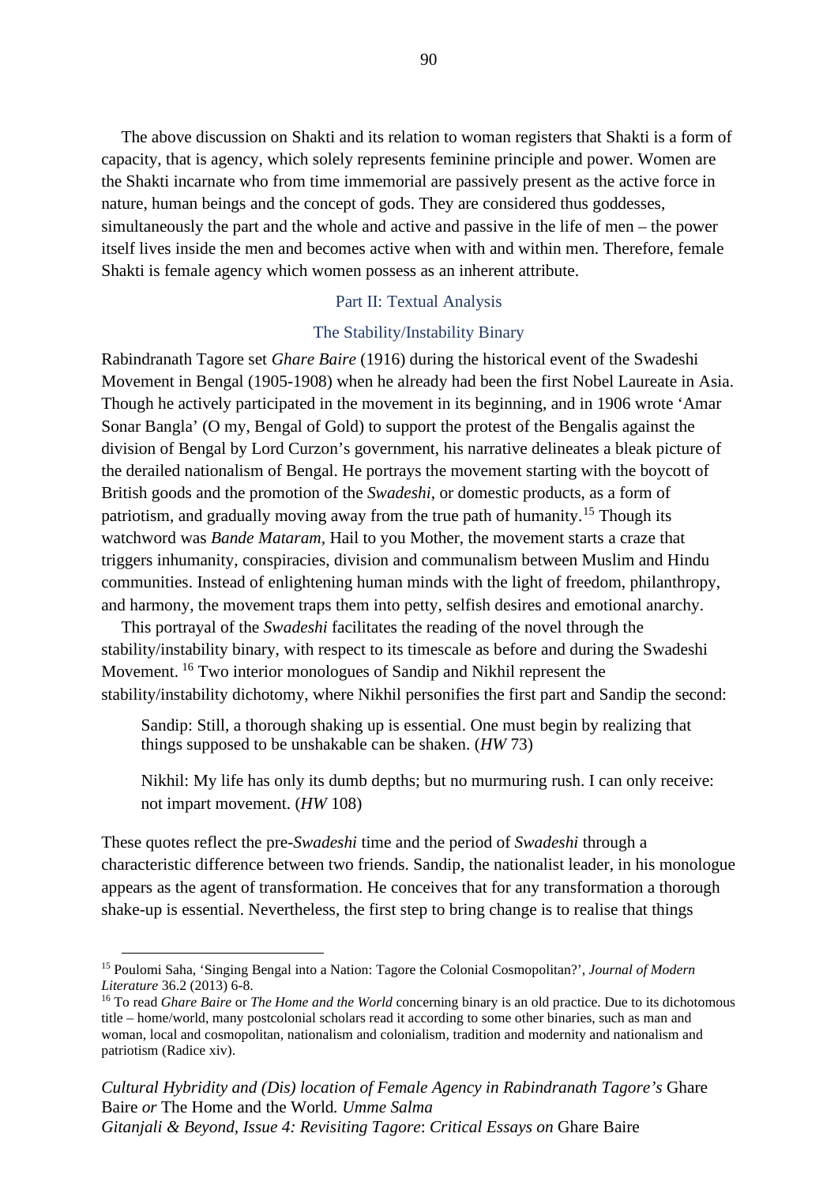The above discussion on Shakti and its relation to woman registers that Shakti is a form of capacity, that is agency, which solely represents feminine principle and power. Women are the Shakti incarnate who from time immemorial are passively present as the active force in nature, human beings and the concept of gods. They are considered thus goddesses, simultaneously the part and the whole and active and passive in the life of men – the power itself lives inside the men and becomes active when with and within men. Therefore, female Shakti is female agency which women possess as an inherent attribute.

## Part II: Textual Analysis

### The Stability/Instability Binary

Rabindranath Tagore set *Ghare Baire* (1916) during the historical event of the Swadeshi Movement in Bengal (1905-1908) when he already had been the first Nobel Laureate in Asia. Though he actively participated in the movement in its beginning, and in 1906 wrote 'Amar Sonar Bangla' (O my, Bengal of Gold) to support the protest of the Bengalis against the division of Bengal by Lord Curzon's government, his narrative delineates a bleak picture of the derailed nationalism of Bengal. He portrays the movement starting with the boycott of British goods and the promotion of the *Swadeshi*, or domestic products, as a form of patriotism, and gradually moving away from the true path of humanity.[15] Though its watchword was *Bande Mataram*, Hail to you Mother, the movement starts a craze that triggers inhumanity, conspiracies, division and communalism between Muslim and Hindu communities. Instead of enlightening human minds with the light of freedom, philanthropy, and harmony, the movement traps them into petty, selfish desires and emotional anarchy.

This portrayal of the *Swadeshi* facilitates the reading of the novel through the stability/instability binary, with respect to its timescale as before and during the Swadeshi Movement. [16] Two interior monologues of Sandip and Nikhil represent the stability/instability dichotomy, where Nikhil personifies the first part and Sandip the second:

> Sandip: Still, a thorough shaking up is essential. One must begin by realizing that things supposed to be unshakable can be shaken. (*HW* 73)

> Nikhil: My life has only its dumb depths; but no murmuring rush. I can only receive: not impart movement. (*HW* 108)

These quotes reflect the pre-*Swadeshi* time and the period of *Swadeshi* through a characteristic difference between two friends. Sandip, the nationalist leader, in his monologue appears as the agent of transformation. He conceives that for any transformation a thorough shake-up is essential. Nevertheless, the first step to bring change is to realise that things

---

[15] Poulomi Saha, 'Singing Bengal into a Nation: Tagore the Colonial Cosmopolitan?', *Journal of Modern Literature* 36.2 (2013) 6-8.

[16] To read *Ghare Baire* or *The Home and the World* concerning binary is an old practice. Due to its dichotomous title – home/world, many postcolonial scholars read it according to some other binaries, such as man and woman, local and cosmopolitan, nationalism and colonialism, tradition and modernity and nationalism and patriotism (Radice xiv).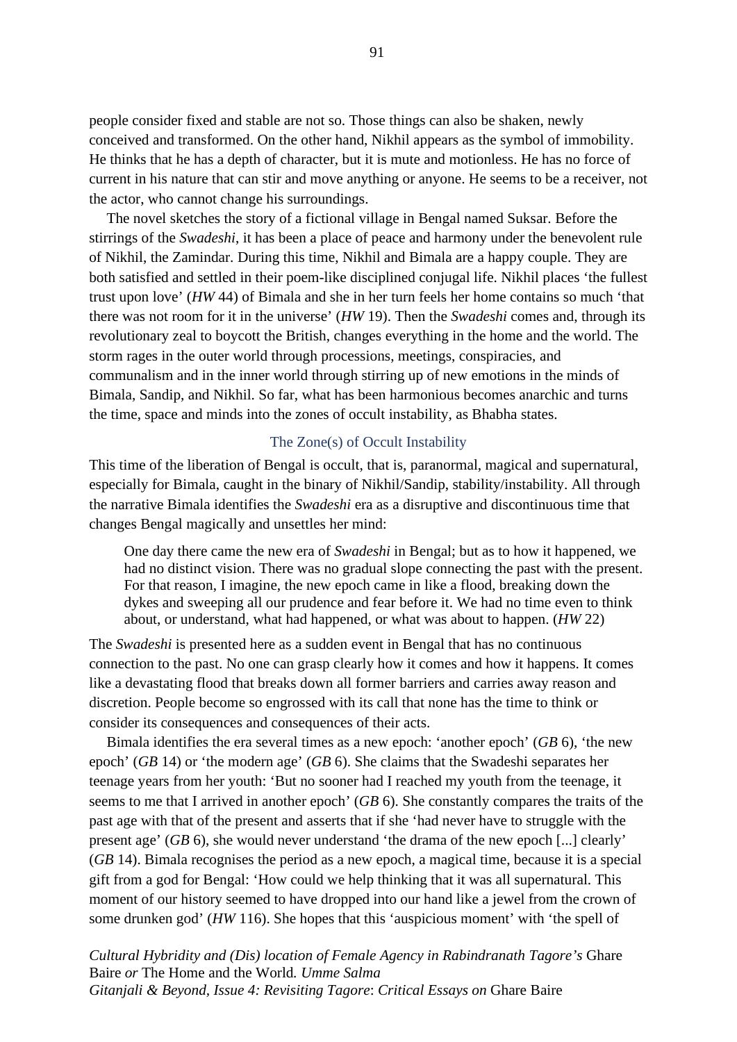people consider fixed and stable are not so. Those things can also be shaken, newly conceived and transformed. On the other hand, Nikhil appears as the symbol of immobility. He thinks that he has a depth of character, but it is mute and motionless. He has no force of current in his nature that can stir and move anything or anyone. He seems to be a receiver, not the actor, who cannot change his surroundings.

The novel sketches the story of a fictional village in Bengal named Suksar. Before the stirrings of the *Swadeshi*, it has been a place of peace and harmony under the benevolent rule of Nikhil, the Zamindar. During this time, Nikhil and Bimala are a happy couple. They are both satisfied and settled in their poem-like disciplined conjugal life. Nikhil places 'the fullest trust upon love' (*HW* 44) of Bimala and she in her turn feels her home contains so much 'that there was not room for it in the universe' (*HW* 19). Then the *Swadeshi* comes and, through its revolutionary zeal to boycott the British, changes everything in the home and the world. The storm rages in the outer world through processions, meetings, conspiracies, and communalism and in the inner world through stirring up of new emotions in the minds of Bimala, Sandip, and Nikhil. So far, what has been harmonious becomes anarchic and turns the time, space and minds into the zones of occult instability, as Bhabha states.

## The Zone(s) of Occult Instability

This time of the liberation of Bengal is occult, that is, paranormal, magical and supernatural, especially for Bimala, caught in the binary of Nikhil/Sandip, stability/instability. All through the narrative Bimala identifies the *Swadeshi* era as a disruptive and discontinuous time that changes Bengal magically and unsettles her mind:

> One day there came the new era of *Swadeshi* in Bengal; but as to how it happened, we had no distinct vision. There was no gradual slope connecting the past with the present. For that reason, I imagine, the new epoch came in like a flood, breaking down the dykes and sweeping all our prudence and fear before it. We had no time even to think about, or understand, what had happened, or what was about to happen. (*HW* 22)

The *Swadeshi* is presented here as a sudden event in Bengal that has no continuous connection to the past. No one can grasp clearly how it comes and how it happens. It comes like a devastating flood that breaks down all former barriers and carries away reason and discretion. People become so engrossed with its call that none has the time to think or consider its consequences and consequences of their acts.

Bimala identifies the era several times as a new epoch: 'another epoch' (*GB* 6), 'the new epoch' (*GB* 14) or 'the modern age' (*GB* 6). She claims that the Swadeshi separates her teenage years from her youth: 'But no sooner had I reached my youth from the teenage, it seems to me that I arrived in another epoch' (*GB* 6). She constantly compares the traits of the past age with that of the present and asserts that if she 'had never have to struggle with the present age' (*GB* 6), she would never understand 'the drama of the new epoch [...] clearly' (*GB* 14). Bimala recognises the period as a new epoch, a magical time, because it is a special gift from a god for Bengal: 'How could we help thinking that it was all supernatural. This moment of our history seemed to have dropped into our hand like a jewel from the crown of some drunken god' (*HW* 116). She hopes that this 'auspicious moment' with 'the spell of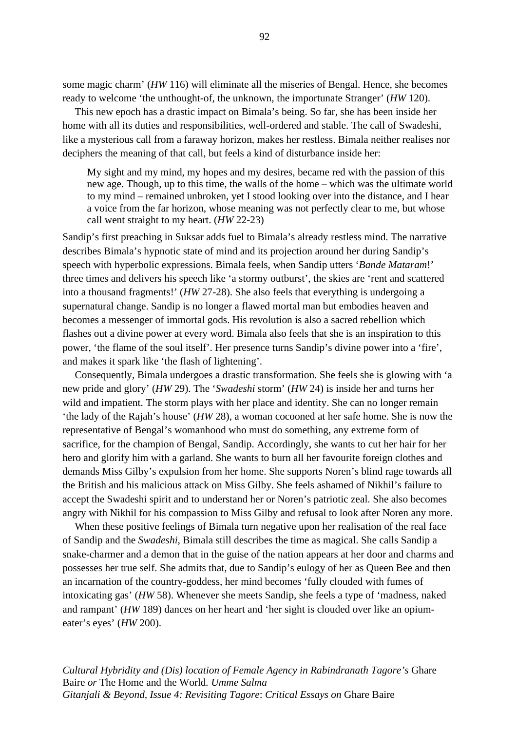some magic charm' (*HW* 116) will eliminate all the miseries of Bengal. Hence, she becomes ready to welcome 'the unthought-of, the unknown, the importunate Stranger' (*HW* 120).

This new epoch has a drastic impact on Bimala's being. So far, she has been inside her home with all its duties and responsibilities, well-ordered and stable. The call of Swadeshi, like a mysterious call from a faraway horizon, makes her restless. Bimala neither realises nor deciphers the meaning of that call, but feels a kind of disturbance inside her:

> My sight and my mind, my hopes and my desires, became red with the passion of this new age. Though, up to this time, the walls of the home – which was the ultimate world to my mind – remained unbroken, yet I stood looking over into the distance, and I hear a voice from the far horizon, whose meaning was not perfectly clear to me, but whose call went straight to my heart. (*HW* 22-23)

Sandip's first preaching in Suksar adds fuel to Bimala's already restless mind. The narrative describes Bimala's hypnotic state of mind and its projection around her during Sandip's speech with hyperbolic expressions. Bimala feels, when Sandip utters '*Bande Mataram*!' three times and delivers his speech like 'a stormy outburst', the skies are 'rent and scattered into a thousand fragments!' (*HW* 27-28). She also feels that everything is undergoing a supernatural change. Sandip is no longer a flawed mortal man but embodies heaven and becomes a messenger of immortal gods. His revolution is also a sacred rebellion which flashes out a divine power at every word. Bimala also feels that she is an inspiration to this power, 'the flame of the soul itself'. Her presence turns Sandip's divine power into a 'fire', and makes it spark like 'the flash of lightening'.

Consequently, Bimala undergoes a drastic transformation. She feels she is glowing with 'a new pride and glory' (*HW* 29). The '*Swadeshi* storm' (*HW* 24) is inside her and turns her wild and impatient. The storm plays with her place and identity. She can no longer remain 'the lady of the Rajah's house' (*HW* 28), a woman cocooned at her safe home. She is now the representative of Bengal's womanhood who must do something, any extreme form of sacrifice, for the champion of Bengal, Sandip. Accordingly, she wants to cut her hair for her hero and glorify him with a garland. She wants to burn all her favourite foreign clothes and demands Miss Gilby's expulsion from her home. She supports Noren's blind rage towards all the British and his malicious attack on Miss Gilby. She feels ashamed of Nikhil's failure to accept the Swadeshi spirit and to understand her or Noren's patriotic zeal. She also becomes angry with Nikhil for his compassion to Miss Gilby and refusal to look after Noren any more.

When these positive feelings of Bimala turn negative upon her realisation of the real face of Sandip and the *Swadeshi*, Bimala still describes the time as magical. She calls Sandip a snake-charmer and a demon that in the guise of the nation appears at her door and charms and possesses her true self. She admits that, due to Sandip's eulogy of her as Queen Bee and then an incarnation of the country-goddess, her mind becomes 'fully clouded with fumes of intoxicating gas' (*HW* 58). Whenever she meets Sandip, she feels a type of 'madness, naked and rampant' (*HW* 189) dances on her heart and 'her sight is clouded over like an opium-eater's eyes' (*HW* 200).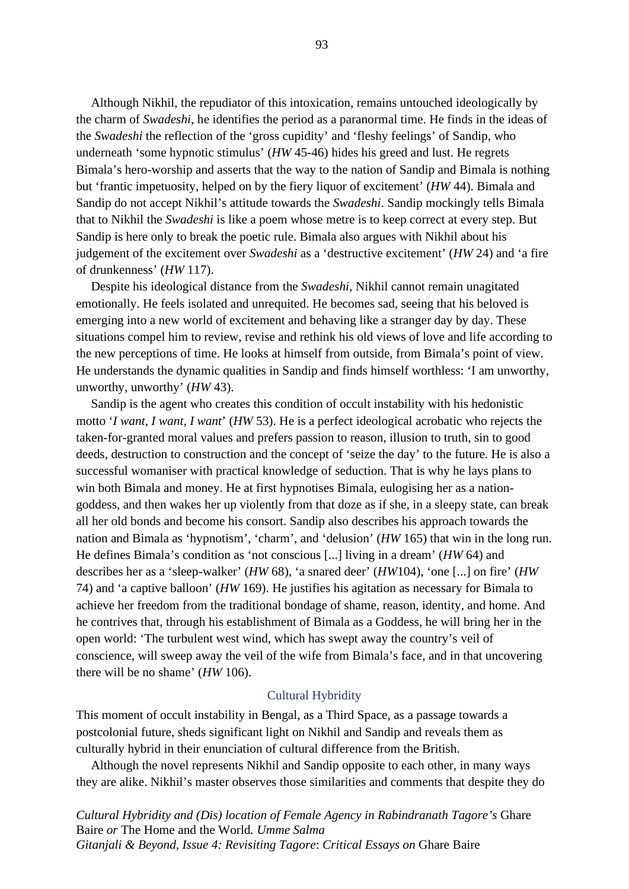Although Nikhil, the repudiator of this intoxication, remains untouched ideologically by the charm of *Swadeshi*, he identifies the period as a paranormal time. He finds in the ideas of the *Swadeshi* the reflection of the 'gross cupidity' and 'fleshy feelings' of Sandip, who underneath 'some hypnotic stimulus' (*HW* 45-46) hides his greed and lust. He regrets Bimala's hero-worship and asserts that the way to the nation of Sandip and Bimala is nothing but 'frantic impetuosity, helped on by the fiery liquor of excitement' (*HW* 44). Bimala and Sandip do not accept Nikhil's attitude towards the *Swadeshi*. Sandip mockingly tells Bimala that to Nikhil the *Swadeshi* is like a poem whose metre is to keep correct at every step. But Sandip is here only to break the poetic rule. Bimala also argues with Nikhil about his judgement of the excitement over *Swadeshi* as a 'destructive excitement' (*HW* 24) and 'a fire of drunkenness' (*HW* 117).

Despite his ideological distance from the *Swadeshi*, Nikhil cannot remain unagitated emotionally. He feels isolated and unrequited. He becomes sad, seeing that his beloved is emerging into a new world of excitement and behaving like a stranger day by day. These situations compel him to review, revise and rethink his old views of love and life according to the new perceptions of time. He looks at himself from outside, from Bimala's point of view. He understands the dynamic qualities in Sandip and finds himself worthless: 'I am unworthy, unworthy, unworthy' (*HW* 43).

Sandip is the agent who creates this condition of occult instability with his hedonistic motto '*I want*, *I want*, *I want*' (*HW* 53). He is a perfect ideological acrobatic who rejects the taken-for-granted moral values and prefers passion to reason, illusion to truth, sin to good deeds, destruction to construction and the concept of 'seize the day' to the future. He is also a successful womaniser with practical knowledge of seduction. That is why he lays plans to win both Bimala and money. He at first hypnotises Bimala, eulogising her as a nation-goddess, and then wakes her up violently from that doze as if she, in a sleepy state, can break all her old bonds and become his consort. Sandip also describes his approach towards the nation and Bimala as 'hypnotism', 'charm', and 'delusion' (*HW* 165) that win in the long run. He defines Bimala's condition as 'not conscious [...] living in a dream' (*HW* 64) and describes her as a 'sleep-walker' (*HW* 68), 'a snared deer' (*HW*104), 'one [...] on fire' (*HW* 74) and 'a captive balloon' (*HW* 169). He justifies his agitation as necessary for Bimala to achieve her freedom from the traditional bondage of shame, reason, identity, and home. And he contrives that, through his establishment of Bimala as a Goddess, he will bring her in the open world: 'The turbulent west wind, which has swept away the country's veil of conscience, will sweep away the veil of the wife from Bimala's face, and in that uncovering there will be no shame' (*HW* 106).

## Cultural Hybridity

This moment of occult instability in Bengal, as a Third Space, as a passage towards a postcolonial future, sheds significant light on Nikhil and Sandip and reveals them as culturally hybrid in their enunciation of cultural difference from the British.

Although the novel represents Nikhil and Sandip opposite to each other, in many ways they are alike. Nikhil's master observes those similarities and comments that despite they do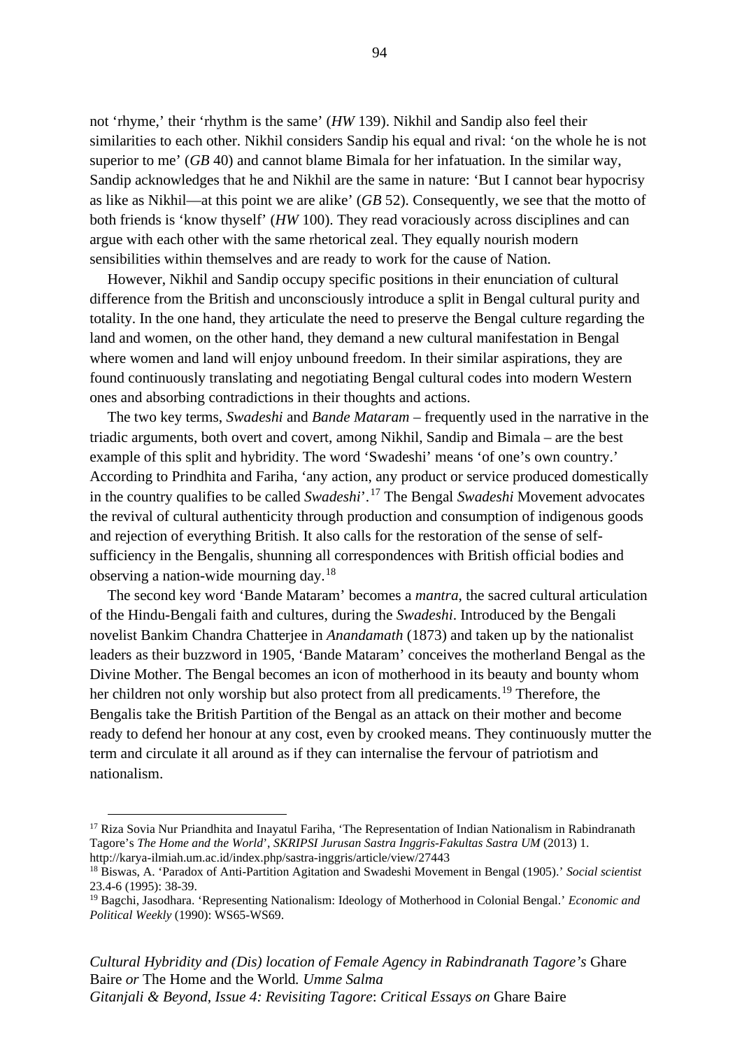not 'rhyme,' their 'rhythm is the same' (*HW* 139). Nikhil and Sandip also feel their similarities to each other. Nikhil considers Sandip his equal and rival: 'on the whole he is not superior to me' (*GB* 40) and cannot blame Bimala for her infatuation. In the similar way, Sandip acknowledges that he and Nikhil are the same in nature: 'But I cannot bear hypocrisy as like as Nikhil—at this point we are alike' (*GB* 52). Consequently, we see that the motto of both friends is 'know thyself' (*HW* 100). They read voraciously across disciplines and can argue with each other with the same rhetorical zeal. They equally nourish modern sensibilities within themselves and are ready to work for the cause of Nation.

However, Nikhil and Sandip occupy specific positions in their enunciation of cultural difference from the British and unconsciously introduce a split in Bengal cultural purity and totality. In the one hand, they articulate the need to preserve the Bengal culture regarding the land and women, on the other hand, they demand a new cultural manifestation in Bengal where women and land will enjoy unbound freedom. In their similar aspirations, they are found continuously translating and negotiating Bengal cultural codes into modern Western ones and absorbing contradictions in their thoughts and actions.

The two key terms, *Swadeshi* and *Bande Mataram* – frequently used in the narrative in the triadic arguments, both overt and covert, among Nikhil, Sandip and Bimala – are the best example of this split and hybridity. The word 'Swadeshi' means 'of one's own country.' According to Prindhita and Fariha, 'any action, any product or service produced domestically in the country qualifies to be called *Swadeshi*'.[17] The Bengal *Swadeshi* Movement advocates the revival of cultural authenticity through production and consumption of indigenous goods and rejection of everything British. It also calls for the restoration of the sense of self-sufficiency in the Bengalis, shunning all correspondences with British official bodies and observing a nation-wide mourning day.[18]

The second key word 'Bande Mataram' becomes a *mantra*, the sacred cultural articulation of the Hindu-Bengali faith and cultures, during the *Swadeshi*. Introduced by the Bengali novelist Bankim Chandra Chatterjee in *Anandamath* (1873) and taken up by the nationalist leaders as their buzzword in 1905, 'Bande Mataram' conceives the motherland Bengal as the Divine Mother. The Bengal becomes an icon of motherhood in its beauty and bounty whom her children not only worship but also protect from all predicaments.[19] Therefore, the Bengalis take the British Partition of the Bengal as an attack on their mother and become ready to defend her honour at any cost, even by crooked means. They continuously mutter the term and circulate it all around as if they can internalise the fervour of patriotism and nationalism.

---

[17] Riza Sovia Nur Priandhita and Inayatul Fariha, 'The Representation of Indian Nationalism in Rabindranath Tagore's *The Home and the World*', *SKRIPSI Jurusan Sastra Inggris-Fakultas Sastra UM* (2013) 1. http://karya-ilmiah.um.ac.id/index.php/sastra-inggris/article/view/27443

[18] Biswas, A. 'Paradox of Anti-Partition Agitation and Swadeshi Movement in Bengal (1905).' *Social scientist* 23.4-6 (1995): 38-39.

[19] Bagchi, Jasodhara. 'Representing Nationalism: Ideology of Motherhood in Colonial Bengal.' *Economic and Political Weekly* (1990): WS65-WS69.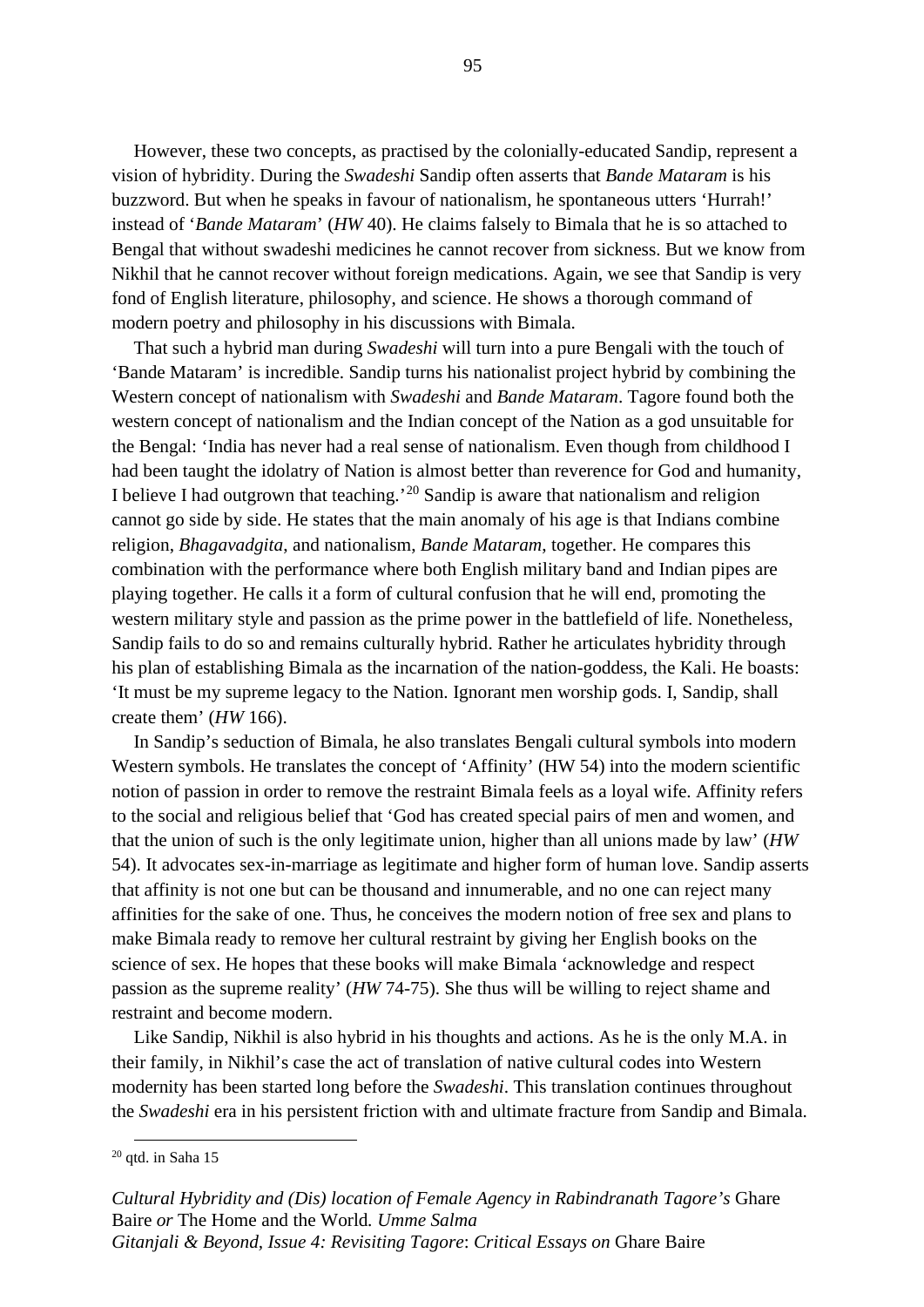However, these two concepts, as practised by the colonially-educated Sandip, represent a vision of hybridity. During the *Swadeshi* Sandip often asserts that *Bande Mataram* is his buzzword. But when he speaks in favour of nationalism, he spontaneous utters 'Hurrah!' instead of '*Bande Mataram*' (*HW* 40). He claims falsely to Bimala that he is so attached to Bengal that without swadeshi medicines he cannot recover from sickness. But we know from Nikhil that he cannot recover without foreign medications. Again, we see that Sandip is very fond of English literature, philosophy, and science. He shows a thorough command of modern poetry and philosophy in his discussions with Bimala.

That such a hybrid man during *Swadeshi* will turn into a pure Bengali with the touch of 'Bande Mataram' is incredible. Sandip turns his nationalist project hybrid by combining the Western concept of nationalism with *Swadeshi* and *Bande Mataram*. Tagore found both the western concept of nationalism and the Indian concept of the Nation as a god unsuitable for the Bengal: 'India has never had a real sense of nationalism. Even though from childhood I had been taught the idolatry of Nation is almost better than reverence for God and humanity, I believe I had outgrown that teaching.'[20] Sandip is aware that nationalism and religion cannot go side by side. He states that the main anomaly of his age is that Indians combine religion, *Bhagavadgita*, and nationalism, *Bande Mataram*, together. He compares this combination with the performance where both English military band and Indian pipes are playing together. He calls it a form of cultural confusion that he will end, promoting the western military style and passion as the prime power in the battlefield of life. Nonetheless, Sandip fails to do so and remains culturally hybrid. Rather he articulates hybridity through his plan of establishing Bimala as the incarnation of the nation-goddess, the Kali. He boasts: 'It must be my supreme legacy to the Nation. Ignorant men worship gods. I, Sandip, shall create them' (*HW* 166).

In Sandip's seduction of Bimala, he also translates Bengali cultural symbols into modern Western symbols. He translates the concept of 'Affinity' (HW 54) into the modern scientific notion of passion in order to remove the restraint Bimala feels as a loyal wife. Affinity refers to the social and religious belief that 'God has created special pairs of men and women, and that the union of such is the only legitimate union, higher than all unions made by law' (*HW* 54). It advocates sex-in-marriage as legitimate and higher form of human love. Sandip asserts that affinity is not one but can be thousand and innumerable, and no one can reject many affinities for the sake of one. Thus, he conceives the modern notion of free sex and plans to make Bimala ready to remove her cultural restraint by giving her English books on the science of sex. He hopes that these books will make Bimala 'acknowledge and respect passion as the supreme reality' (*HW* 74-75). She thus will be willing to reject shame and restraint and become modern.

Like Sandip, Nikhil is also hybrid in his thoughts and actions. As he is the only M.A. in their family, in Nikhil's case the act of translation of native cultural codes into Western modernity has been started long before the *Swadeshi*. This translation continues throughout the *Swadeshi* era in his persistent friction with and ultimate fracture from Sandip and Bimala.

---

[20] qtd. in Saha 15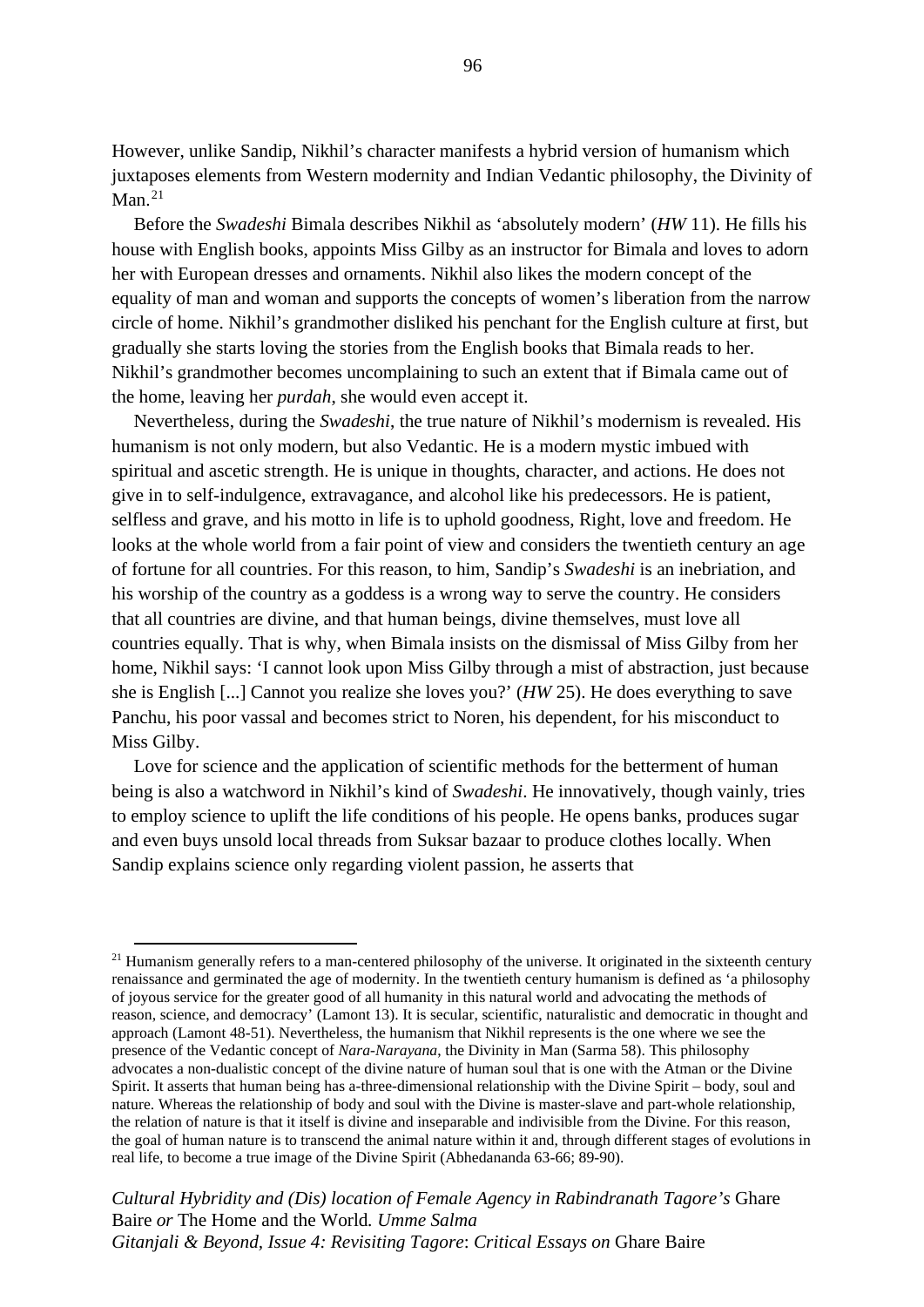However, unlike Sandip, Nikhil's character manifests a hybrid version of humanism which juxtaposes elements from Western modernity and Indian Vedantic philosophy, the Divinity of Man.[21]

Before the *Swadeshi* Bimala describes Nikhil as 'absolutely modern' (*HW* 11). He fills his house with English books, appoints Miss Gilby as an instructor for Bimala and loves to adorn her with European dresses and ornaments. Nikhil also likes the modern concept of the equality of man and woman and supports the concepts of women's liberation from the narrow circle of home. Nikhil's grandmother disliked his penchant for the English culture at first, but gradually she starts loving the stories from the English books that Bimala reads to her. Nikhil's grandmother becomes uncomplaining to such an extent that if Bimala came out of the home, leaving her *purdah*, she would even accept it.

Nevertheless, during the *Swadeshi*, the true nature of Nikhil's modernism is revealed. His humanism is not only modern, but also Vedantic. He is a modern mystic imbued with spiritual and ascetic strength. He is unique in thoughts, character, and actions. He does not give in to self-indulgence, extravagance, and alcohol like his predecessors. He is patient, selfless and grave, and his motto in life is to uphold goodness, Right, love and freedom. He looks at the whole world from a fair point of view and considers the twentieth century an age of fortune for all countries. For this reason, to him, Sandip's *Swadeshi* is an inebriation, and his worship of the country as a goddess is a wrong way to serve the country. He considers that all countries are divine, and that human beings, divine themselves, must love all countries equally. That is why, when Bimala insists on the dismissal of Miss Gilby from her home, Nikhil says: 'I cannot look upon Miss Gilby through a mist of abstraction, just because she is English [...] Cannot you realize she loves you?' (*HW* 25). He does everything to save Panchu, his poor vassal and becomes strict to Noren, his dependent, for his misconduct to Miss Gilby.

Love for science and the application of scientific methods for the betterment of human being is also a watchword in Nikhil's kind of *Swadeshi*. He innovatively, though vainly, tries to employ science to uplift the life conditions of his people. He opens banks, produces sugar and even buys unsold local threads from Suksar bazaar to produce clothes locally. When Sandip explains science only regarding violent passion, he asserts that

---

[21] Humanism generally refers to a man-centered philosophy of the universe. It originated in the sixteenth century renaissance and germinated the age of modernity. In the twentieth century humanism is defined as 'a philosophy of joyous service for the greater good of all humanity in this natural world and advocating the methods of reason, science, and democracy' (Lamont 13). It is secular, scientific, naturalistic and democratic in thought and approach (Lamont 48-51). Nevertheless, the humanism that Nikhil represents is the one where we see the presence of the Vedantic concept of *Nara-Narayana*, the Divinity in Man (Sarma 58). This philosophy advocates a non-dualistic concept of the divine nature of human soul that is one with the Atman or the Divine Spirit. It asserts that human being has a-three-dimensional relationship with the Divine Spirit – body, soul and nature. Whereas the relationship of body and soul with the Divine is master-slave and part-whole relationship, the relation of nature is that it itself is divine and inseparable and indivisible from the Divine. For this reason, the goal of human nature is to transcend the animal nature within it and, through different stages of evolutions in real life, to become a true image of the Divine Spirit (Abhedananda 63-66; 89-90).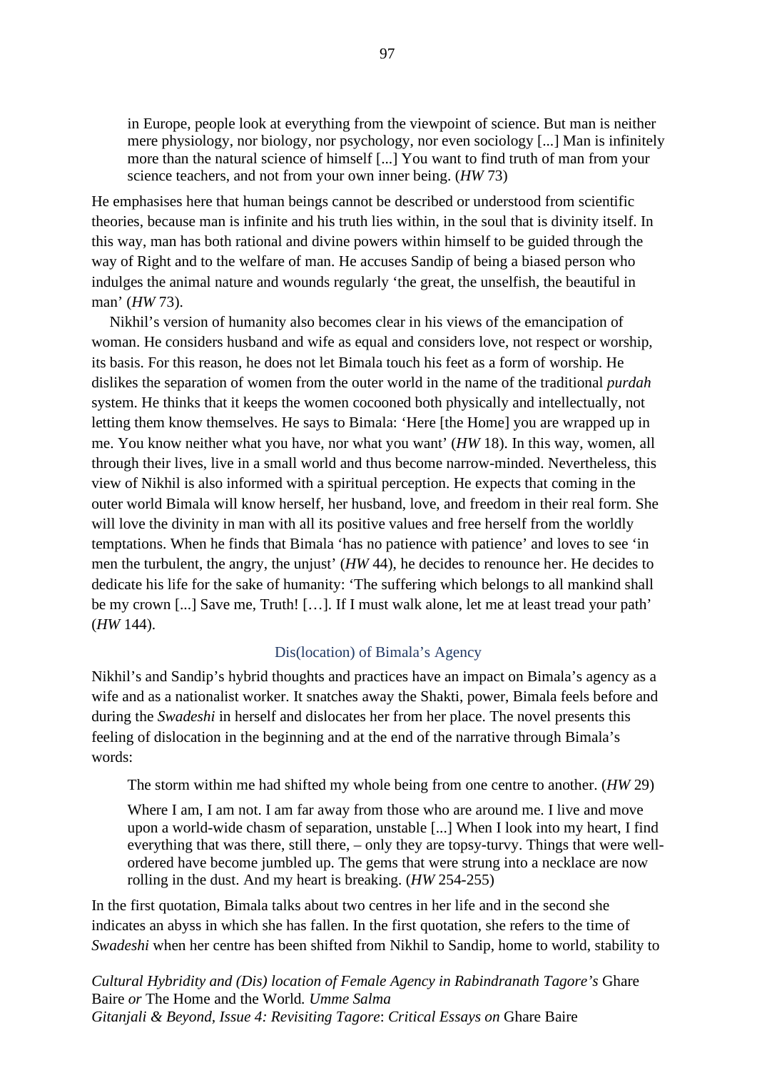> in Europe, people look at everything from the viewpoint of science. But man is neither mere physiology, nor biology, nor psychology, nor even sociology [...] Man is infinitely more than the natural science of himself [...] You want to find truth of man from your science teachers, and not from your own inner being. (*HW* 73)

He emphasises here that human beings cannot be described or understood from scientific theories, because man is infinite and his truth lies within, in the soul that is divinity itself. In this way, man has both rational and divine powers within himself to be guided through the way of Right and to the welfare of man. He accuses Sandip of being a biased person who indulges the animal nature and wounds regularly 'the great, the unselfish, the beautiful in man' (*HW* 73).

Nikhil's version of humanity also becomes clear in his views of the emancipation of woman. He considers husband and wife as equal and considers love, not respect or worship, its basis. For this reason, he does not let Bimala touch his feet as a form of worship. He dislikes the separation of women from the outer world in the name of the traditional *purdah* system. He thinks that it keeps the women cocooned both physically and intellectually, not letting them know themselves. He says to Bimala: 'Here [the Home] you are wrapped up in me. You know neither what you have, nor what you want' (*HW* 18). In this way, women, all through their lives, live in a small world and thus become narrow-minded. Nevertheless, this view of Nikhil is also informed with a spiritual perception. He expects that coming in the outer world Bimala will know herself, her husband, love, and freedom in their real form. She will love the divinity in man with all its positive values and free herself from the worldly temptations. When he finds that Bimala 'has no patience with patience' and loves to see 'in men the turbulent, the angry, the unjust' (*HW* 44), he decides to renounce her. He decides to dedicate his life for the sake of humanity: 'The suffering which belongs to all mankind shall be my crown [...] Save me, Truth! […]. If I must walk alone, let me at least tread your path' (*HW* 144).

## Dis(location) of Bimala's Agency

Nikhil's and Sandip's hybrid thoughts and practices have an impact on Bimala's agency as a wife and as a nationalist worker. It snatches away the Shakti, power, Bimala feels before and during the *Swadeshi* in herself and dislocates her from her place. The novel presents this feeling of dislocation in the beginning and at the end of the narrative through Bimala's words:

> The storm within me had shifted my whole being from one centre to another. (*HW* 29)
>
> Where I am, I am not. I am far away from those who are around me. I live and move upon a world-wide chasm of separation, unstable [...] When I look into my heart, I find everything that was there, still there, – only they are topsy-turvy. Things that were well-ordered have become jumbled up. The gems that were strung into a necklace are now rolling in the dust. And my heart is breaking. (*HW* 254-255)

In the first quotation, Bimala talks about two centres in her life and in the second she indicates an abyss in which she has fallen. In the first quotation, she refers to the time of *Swadeshi* when her centre has been shifted from Nikhil to Sandip, home to world, stability to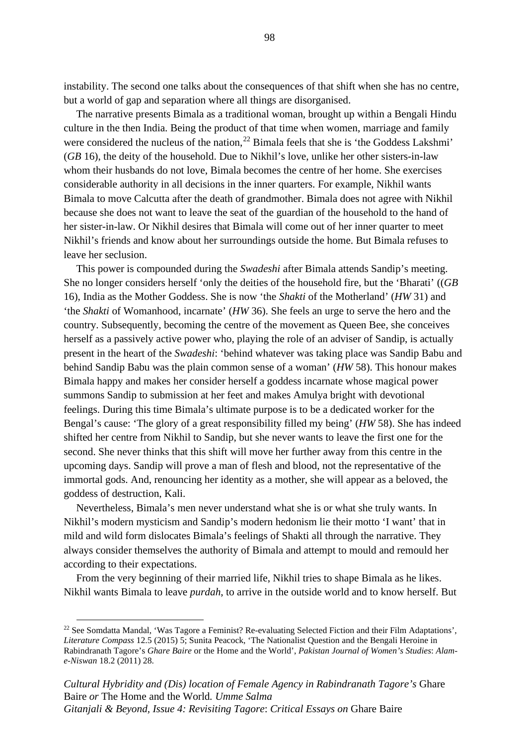instability. The second one talks about the consequences of that shift when she has no centre, but a world of gap and separation where all things are disorganised.

The narrative presents Bimala as a traditional woman, brought up within a Bengali Hindu culture in the then India. Being the product of that time when women, marriage and family were considered the nucleus of the nation,[22] Bimala feels that she is 'the Goddess Lakshmi' (*GB* 16), the deity of the household. Due to Nikhil's love, unlike her other sisters-in-law whom their husbands do not love, Bimala becomes the centre of her home. She exercises considerable authority in all decisions in the inner quarters. For example, Nikhil wants Bimala to move Calcutta after the death of grandmother. Bimala does not agree with Nikhil because she does not want to leave the seat of the guardian of the household to the hand of her sister-in-law. Or Nikhil desires that Bimala will come out of her inner quarter to meet Nikhil's friends and know about her surroundings outside the home. But Bimala refuses to leave her seclusion.

This power is compounded during the *Swadeshi* after Bimala attends Sandip's meeting. She no longer considers herself 'only the deities of the household fire, but the 'Bharati' ((*GB* 16), India as the Mother Goddess. She is now 'the *Shakti* of the Motherland' (*HW* 31) and 'the *Shakti* of Womanhood, incarnate' (*HW* 36). She feels an urge to serve the hero and the country. Subsequently, becoming the centre of the movement as Queen Bee, she conceives herself as a passively active power who, playing the role of an adviser of Sandip, is actually present in the heart of the *Swadeshi*: 'behind whatever was taking place was Sandip Babu and behind Sandip Babu was the plain common sense of a woman' (*HW* 58). This honour makes Bimala happy and makes her consider herself a goddess incarnate whose magical power summons Sandip to submission at her feet and makes Amulya bright with devotional feelings. During this time Bimala's ultimate purpose is to be a dedicated worker for the Bengal's cause: 'The glory of a great responsibility filled my being' (*HW* 58). She has indeed shifted her centre from Nikhil to Sandip, but she never wants to leave the first one for the second. She never thinks that this shift will move her further away from this centre in the upcoming days. Sandip will prove a man of flesh and blood, not the representative of the immortal gods. And, renouncing her identity as a mother, she will appear as a beloved, the goddess of destruction, Kali.

Nevertheless, Bimala's men never understand what she is or what she truly wants. In Nikhil's modern mysticism and Sandip's modern hedonism lie their motto 'I want' that in mild and wild form dislocates Bimala's feelings of Shakti all through the narrative. They always consider themselves the authority of Bimala and attempt to mould and remould her according to their expectations.

From the very beginning of their married life, Nikhil tries to shape Bimala as he likes. Nikhil wants Bimala to leave *purdah*, to arrive in the outside world and to know herself. But

[22] See Somdatta Mandal, 'Was Tagore a Feminist? Re-evaluating Selected Fiction and their Film Adaptations', *Literature Compass* 12.5 (2015) 5; Sunita Peacock, 'The Nationalist Question and the Bengali Heroine in Rabindranath Tagore's *Ghare Baire* or the Home and the World', *Pakistan Journal of Women's Studies*: *Alam-e-Niswan* 18.2 (2011) 28.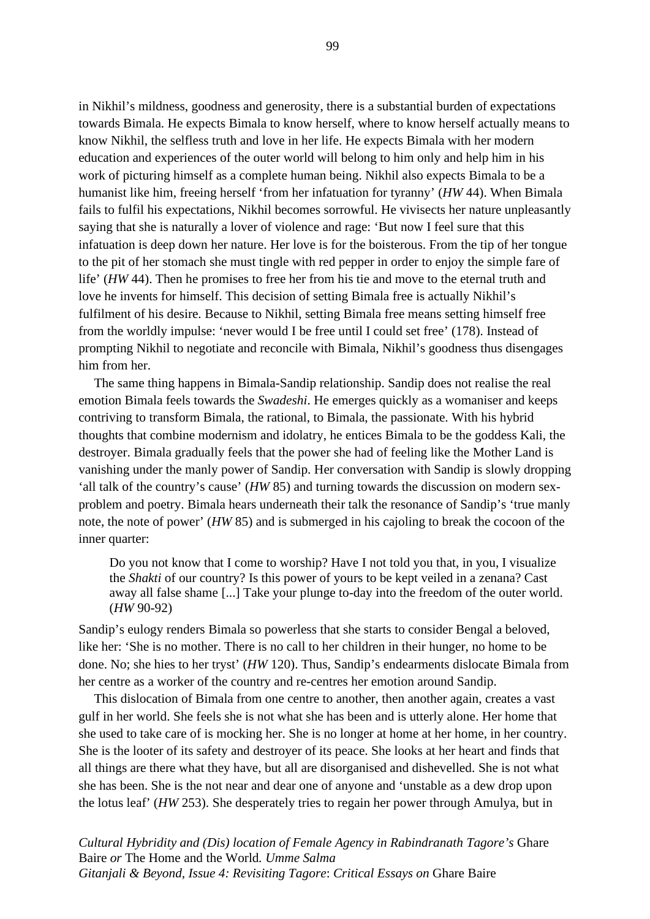in Nikhil's mildness, goodness and generosity, there is a substantial burden of expectations towards Bimala. He expects Bimala to know herself, where to know herself actually means to know Nikhil, the selfless truth and love in her life. He expects Bimala with her modern education and experiences of the outer world will belong to him only and help him in his work of picturing himself as a complete human being. Nikhil also expects Bimala to be a humanist like him, freeing herself 'from her infatuation for tyranny' (*HW* 44). When Bimala fails to fulfil his expectations, Nikhil becomes sorrowful. He vivisects her nature unpleasantly saying that she is naturally a lover of violence and rage: 'But now I feel sure that this infatuation is deep down her nature. Her love is for the boisterous. From the tip of her tongue to the pit of her stomach she must tingle with red pepper in order to enjoy the simple fare of life' (*HW* 44). Then he promises to free her from his tie and move to the eternal truth and love he invents for himself. This decision of setting Bimala free is actually Nikhil's fulfilment of his desire. Because to Nikhil, setting Bimala free means setting himself free from the worldly impulse: 'never would I be free until I could set free' (178). Instead of prompting Nikhil to negotiate and reconcile with Bimala, Nikhil's goodness thus disengages him from her.

The same thing happens in Bimala-Sandip relationship. Sandip does not realise the real emotion Bimala feels towards the *Swadeshi*. He emerges quickly as a womaniser and keeps contriving to transform Bimala, the rational, to Bimala, the passionate. With his hybrid thoughts that combine modernism and idolatry, he entices Bimala to be the goddess Kali, the destroyer. Bimala gradually feels that the power she had of feeling like the Mother Land is vanishing under the manly power of Sandip. Her conversation with Sandip is slowly dropping 'all talk of the country's cause' (*HW* 85) and turning towards the discussion on modern sex-problem and poetry. Bimala hears underneath their talk the resonance of Sandip's 'true manly note, the note of power' (*HW* 85) and is submerged in his cajoling to break the cocoon of the inner quarter:

> Do you not know that I come to worship? Have I not told you that, in you, I visualize the *Shakti* of our country? Is this power of yours to be kept veiled in a zenana? Cast away all false shame [...] Take your plunge to-day into the freedom of the outer world. (*HW* 90-92)

Sandip's eulogy renders Bimala so powerless that she starts to consider Bengal a beloved, like her: 'She is no mother. There is no call to her children in their hunger, no home to be done. No; she hies to her tryst' (*HW* 120). Thus, Sandip's endearments dislocate Bimala from her centre as a worker of the country and re-centres her emotion around Sandip.

This dislocation of Bimala from one centre to another, then another again, creates a vast gulf in her world. She feels she is not what she has been and is utterly alone. Her home that she used to take care of is mocking her. She is no longer at home at her home, in her country. She is the looter of its safety and destroyer of its peace. She looks at her heart and finds that all things are there what they have, but all are disorganised and dishevelled. She is not what she has been. She is the not near and dear one of anyone and 'unstable as a dew drop upon the lotus leaf' (*HW* 253). She desperately tries to regain her power through Amulya, but in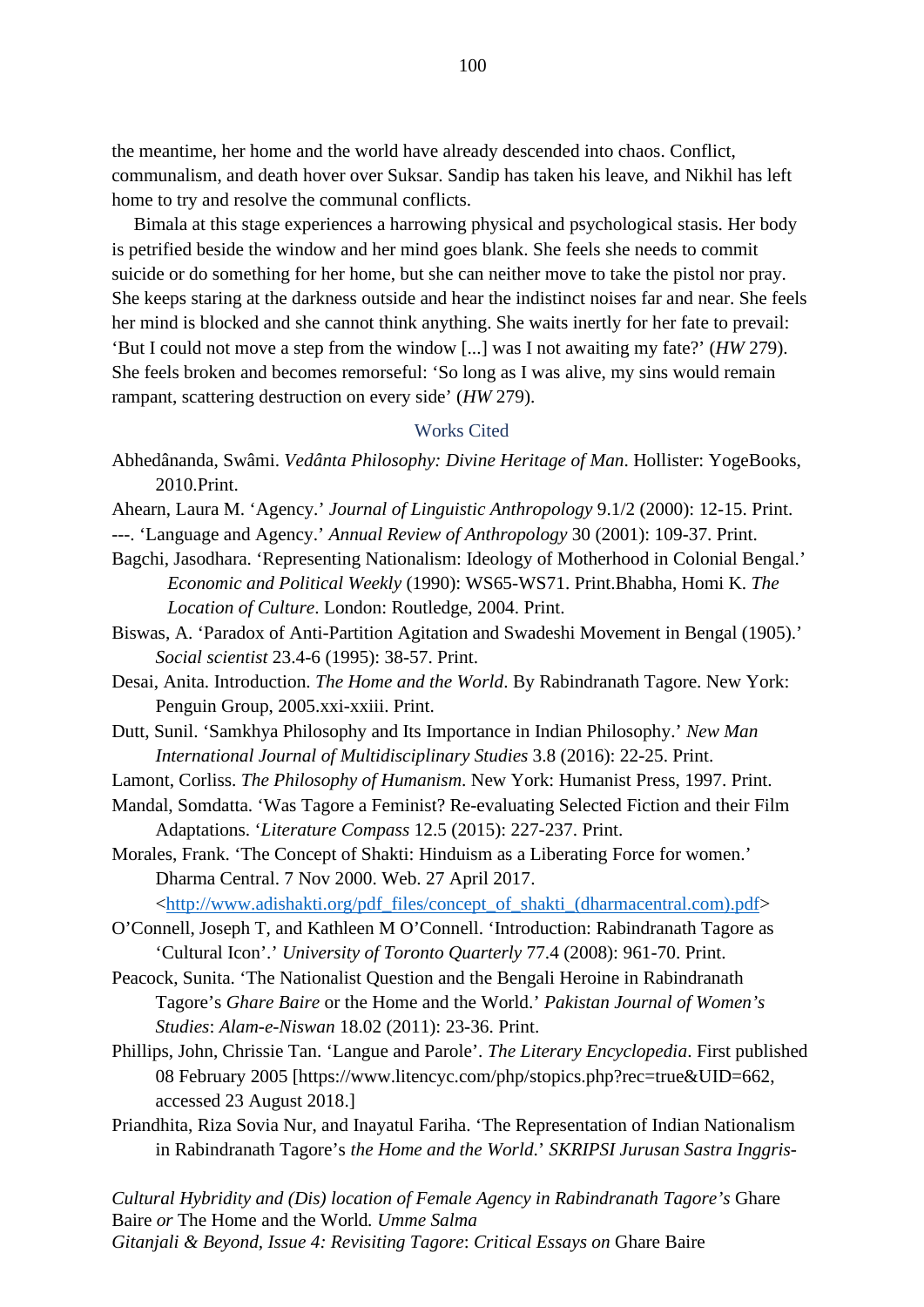the meantime, her home and the world have already descended into chaos. Conflict, communalism, and death hover over Suksar. Sandip has taken his leave, and Nikhil has left home to try and resolve the communal conflicts.

Bimala at this stage experiences a harrowing physical and psychological stasis. Her body is petrified beside the window and her mind goes blank. She feels she needs to commit suicide or do something for her home, but she can neither move to take the pistol nor pray. She keeps staring at the darkness outside and hear the indistinct noises far and near. She feels her mind is blocked and she cannot think anything. She waits inertly for her fate to prevail: 'But I could not move a step from the window [...] was I not awaiting my fate?' (*HW* 279). She feels broken and becomes remorseful: 'So long as I was alive, my sins would remain rampant, scattering destruction on every side' (*HW* 279).

## Works Cited

Abhedânanda, Swâmi. *Vedânta Philosophy: Divine Heritage of Man*. Hollister: YogeBooks, 2010.Print.

Ahearn, Laura M. 'Agency.' *Journal of Linguistic Anthropology* 9.1/2 (2000): 12-15. Print.

---. 'Language and Agency.' *Annual Review of Anthropology* 30 (2001): 109-37. Print.

Bagchi, Jasodhara. 'Representing Nationalism: Ideology of Motherhood in Colonial Bengal.' *Economic and Political Weekly* (1990): WS65-WS71. Print.Bhabha, Homi K. *The Location of Culture*. London: Routledge, 2004. Print.

Biswas, A. 'Paradox of Anti-Partition Agitation and Swadeshi Movement in Bengal (1905).' *Social scientist* 23.4-6 (1995): 38-57. Print.

Desai, Anita. Introduction. *The Home and the World*. By Rabindranath Tagore. New York: Penguin Group, 2005.xxi-xxiii. Print.

Dutt, Sunil. 'Samkhya Philosophy and Its Importance in Indian Philosophy.' *New Man International Journal of Multidisciplinary Studies* 3.8 (2016): 22-25. Print.

Lamont, Corliss. *The Philosophy of Humanism*. New York: Humanist Press, 1997. Print.

Mandal, Somdatta. 'Was Tagore a Feminist? Re-evaluating Selected Fiction and their Film Adaptations. '*Literature Compass* 12.5 (2015): 227-237. Print.

Morales, Frank. 'The Concept of Shakti: Hinduism as a Liberating Force for women.' Dharma Central. 7 Nov 2000. Web. 27 April 2017. <http://www.adishakti.org/pdf_files/concept_of_shakti_(dharmacentral.com).pdf>

O'Connell, Joseph T, and Kathleen M O'Connell. 'Introduction: Rabindranath Tagore as 'Cultural Icon'.' *University of Toronto Quarterly* 77.4 (2008): 961-70. Print.

Peacock, Sunita. 'The Nationalist Question and the Bengali Heroine in Rabindranath Tagore's *Ghare Baire* or the Home and the World.' *Pakistan Journal of Women's Studies*: *Alam-e-Niswan* 18.02 (2011): 23-36. Print.

Phillips, John, Chrissie Tan. 'Langue and Parole'. *The Literary Encyclopedia*. First published 08 February 2005 [https://www.litencyc.com/php/stopics.php?rec=true&UID=662, accessed 23 August 2018.]

Priandhita, Riza Sovia Nur, and Inayatul Fariha. 'The Representation of Indian Nationalism in Rabindranath Tagore's *the Home and the World*.' *SKRIPSI Jurusan Sastra Inggris-*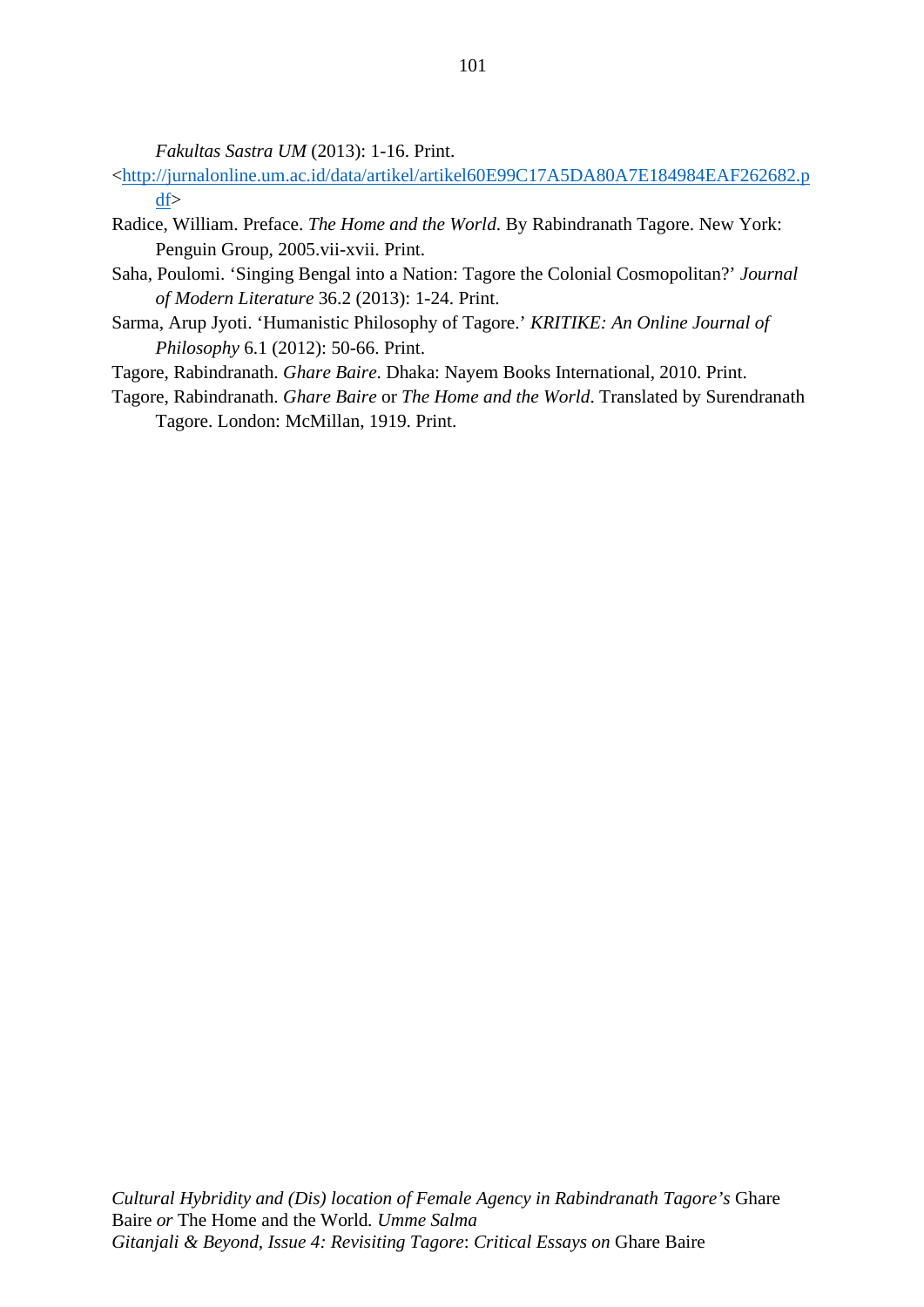*Fakultas Sastra UM* (2013): 1-16. Print. <http://jurnalonline.um.ac.id/data/artikel/artikel60E99C17A5DA80A7E184984EAF262682.pdf>

Radice, William. Preface. *The Home and the World*. By Rabindranath Tagore. New York: Penguin Group, 2005.vii-xvii. Print.

Saha, Poulomi. 'Singing Bengal into a Nation: Tagore the Colonial Cosmopolitan?' *Journal of Modern Literature* 36.2 (2013): 1-24. Print.

Sarma, Arup Jyoti. 'Humanistic Philosophy of Tagore.' *KRITIKE: An Online Journal of Philosophy* 6.1 (2012): 50-66. Print.

Tagore, Rabindranath. *Ghare Baire*. Dhaka: Nayem Books International, 2010. Print.

Tagore, Rabindranath. *Ghare Baire* or *The Home and the World*. Translated by Surendranath Tagore. London: McMillan, 1919. Print.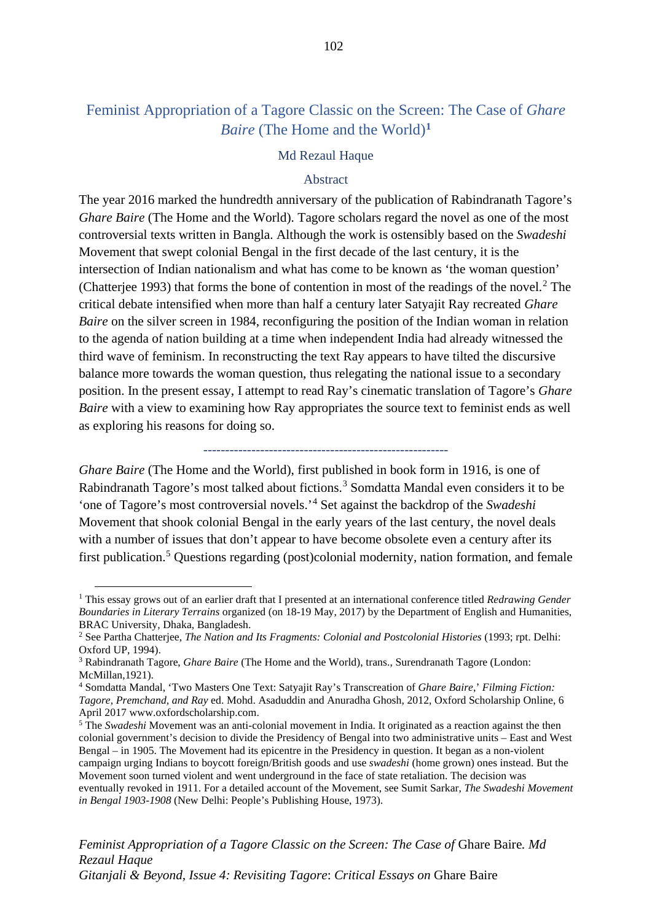# Feminist Appropriation of a Tagore Classic on the Screen: The Case of *Ghare Baire* (The Home and the World)[1]

Md Rezaul Haque

## Abstract

The year 2016 marked the hundredth anniversary of the publication of Rabindranath Tagore's *Ghare Baire* (The Home and the World). Tagore scholars regard the novel as one of the most controversial texts written in Bangla. Although the work is ostensibly based on the *Swadeshi* Movement that swept colonial Bengal in the first decade of the last century, it is the intersection of Indian nationalism and what has come to be known as 'the woman question' (Chatterjee 1993) that forms the bone of contention in most of the readings of the novel.[2] The critical debate intensified when more than half a century later Satyajit Ray recreated *Ghare Baire* on the silver screen in 1984, reconfiguring the position of the Indian woman in relation to the agenda of nation building at a time when independent India had already witnessed the third wave of feminism. In reconstructing the text Ray appears to have tilted the discursive balance more towards the woman question, thus relegating the national issue to a secondary position. In the present essay, I attempt to read Ray's cinematic translation of Tagore's *Ghare Baire* with a view to examining how Ray appropriates the source text to feminist ends as well as exploring his reasons for doing so.

---------------------------------------------------------

*Ghare Baire* (The Home and the World), first published in book form in 1916, is one of Rabindranath Tagore's most talked about fictions.[3] Somdatta Mandal even considers it to be 'one of Tagore's most controversial novels.'[4] Set against the backdrop of the *Swadeshi* Movement that shook colonial Bengal in the early years of the last century, the novel deals with a number of issues that don't appear to have become obsolete even a century after its first publication.[5] Questions regarding (post)colonial modernity, nation formation, and female

---

[1] This essay grows out of an earlier draft that I presented at an international conference titled *Redrawing Gender Boundaries in Literary Terrains* organized (on 18-19 May, 2017) by the Department of English and Humanities, BRAC University, Dhaka, Bangladesh.

[2] See Partha Chatterjee, *The Nation and Its Fragments: Colonial and Postcolonial Histories* (1993; rpt. Delhi: Oxford UP, 1994).

[3] Rabindranath Tagore, *Ghare Baire* (The Home and the World), trans., Surendranath Tagore (London: McMillan,1921).

[4] Somdatta Mandal, 'Two Masters One Text: Satyajit Ray's Transcreation of *Ghare Baire*,' *Filming Fiction: Tagore, Premchand, and Ray* ed. Mohd. Asaduddin and Anuradha Ghosh, 2012, Oxford Scholarship Online, 6 April 2017 www.oxfordscholarship.com.

[5] The *Swadeshi* Movement was an anti-colonial movement in India. It originated as a reaction against the then colonial government's decision to divide the Presidency of Bengal into two administrative units – East and West Bengal – in 1905. The Movement had its epicentre in the Presidency in question. It began as a non-violent campaign urging Indians to boycott foreign/British goods and use *swadeshi* (home grown) ones instead. But the Movement soon turned violent and went underground in the face of state retaliation. The decision was eventually revoked in 1911. For a detailed account of the Movement, see Sumit Sarkar, *The Swadeshi Movement in Bengal 1903-1908* (New Delhi: People's Publishing House, 1973).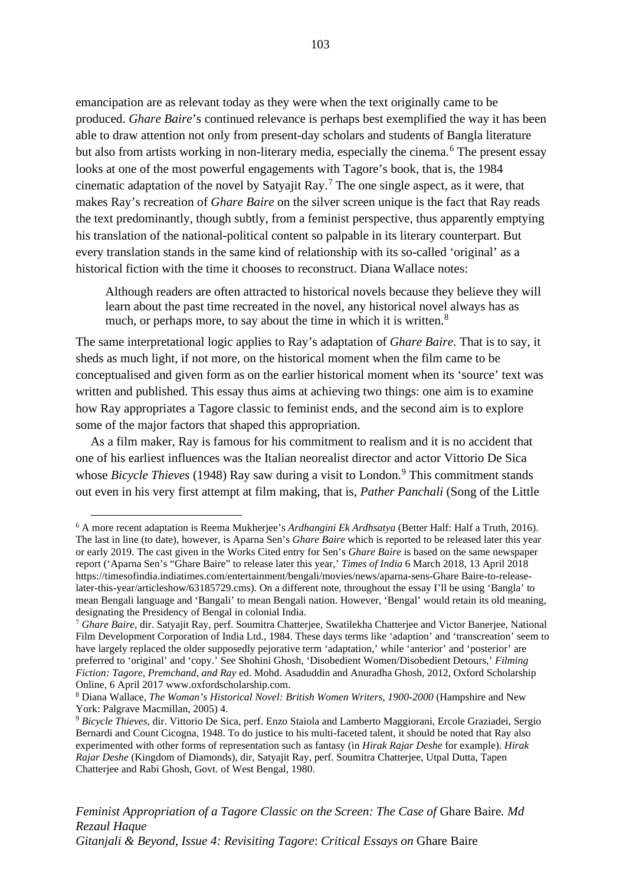emancipation are as relevant today as they were when the text originally came to be produced. *Ghare Baire*'s continued relevance is perhaps best exemplified the way it has been able to draw attention not only from present-day scholars and students of Bangla literature but also from artists working in non-literary media, especially the cinema.[6] The present essay looks at one of the most powerful engagements with Tagore's book, that is, the 1984 cinematic adaptation of the novel by Satyajit Ray.[7] The one single aspect, as it were, that makes Ray's recreation of *Ghare Baire* on the silver screen unique is the fact that Ray reads the text predominantly, though subtly, from a feminist perspective, thus apparently emptying his translation of the national-political content so palpable in its literary counterpart. But every translation stands in the same kind of relationship with its so-called 'original' as a historical fiction with the time it chooses to reconstruct. Diana Wallace notes:

> Although readers are often attracted to historical novels because they believe they will learn about the past time recreated in the novel, any historical novel always has as much, or perhaps more, to say about the time in which it is written.[8]

The same interpretational logic applies to Ray's adaptation of *Ghare Baire*. That is to say, it sheds as much light, if not more, on the historical moment when the film came to be conceptualised and given form as on the earlier historical moment when its 'source' text was written and published. This essay thus aims at achieving two things: one aim is to examine how Ray appropriates a Tagore classic to feminist ends, and the second aim is to explore some of the major factors that shaped this appropriation.

As a film maker, Ray is famous for his commitment to realism and it is no accident that one of his earliest influences was the Italian neorealist director and actor Vittorio De Sica whose *Bicycle Thieves* (1948) Ray saw during a visit to London.[9] This commitment stands out even in his very first attempt at film making, that is, *Pather Panchali* (Song of the Little

---

[6] A more recent adaptation is Reema Mukherjee's *Ardhangini Ek Ardhsatya* (Better Half: Half a Truth, 2016). The last in line (to date), however, is Aparna Sen's *Ghare Baire* which is reported to be released later this year or early 2019. The cast given in the Works Cited entry for Sen's *Ghare Baire* is based on the same newspaper report ('Aparna Sen's "Ghare Baire" to release later this year,' *Times of India* 6 March 2018, 13 April 2018 https://timesofindia.indiatimes.com/entertainment/bengali/movies/news/aparna-sens-Ghare Baire-to-release-later-this-year/articleshow/63185729.cms). On a different note, throughout the essay I'll be using 'Bangla' to mean Bengali language and 'Bangali' to mean Bengali nation. However, 'Bengal' would retain its old meaning, designating the Presidency of Bengal in colonial India.

[7] *Ghare Baire*, dir. Satyajit Ray, perf. Soumitra Chatterjee, Swatilekha Chatterjee and Victor Banerjee, National Film Development Corporation of India Ltd., 1984. These days terms like 'adaption' and 'transcreation' seem to have largely replaced the older supposedly pejorative term 'adaptation,' while 'anterior' and 'posterior' are preferred to 'original' and 'copy.' See Shohini Ghosh, 'Disobedient Women/Disobedient Detours,' *Filming Fiction: Tagore, Premchand, and Ray* ed. Mohd. Asaduddin and Anuradha Ghosh, 2012, Oxford Scholarship Online, 6 April 2017 www.oxfordscholarship.com.

[8] Diana Wallace, *The Woman's Historical Novel: British Women Writers, 1900-2000* (Hampshire and New York: Palgrave Macmillan, 2005) 4.

[9] *Bicycle Thieves*, dir. Vittorio De Sica, perf. Enzo Staiola and Lamberto Maggiorani, Ercole Graziadei, Sergio Bernardi and Count Cicogna, 1948. To do justice to his multi-faceted talent, it should be noted that Ray also experimented with other forms of representation such as fantasy (in *Hirak Rajar Deshe* for example). *Hirak Rajar Deshe* (Kingdom of Diamonds), dir, Satyajit Ray, perf. Soumitra Chatterjee, Utpal Dutta, Tapen Chatterjee and Rabi Ghosh, Govt. of West Bengal, 1980.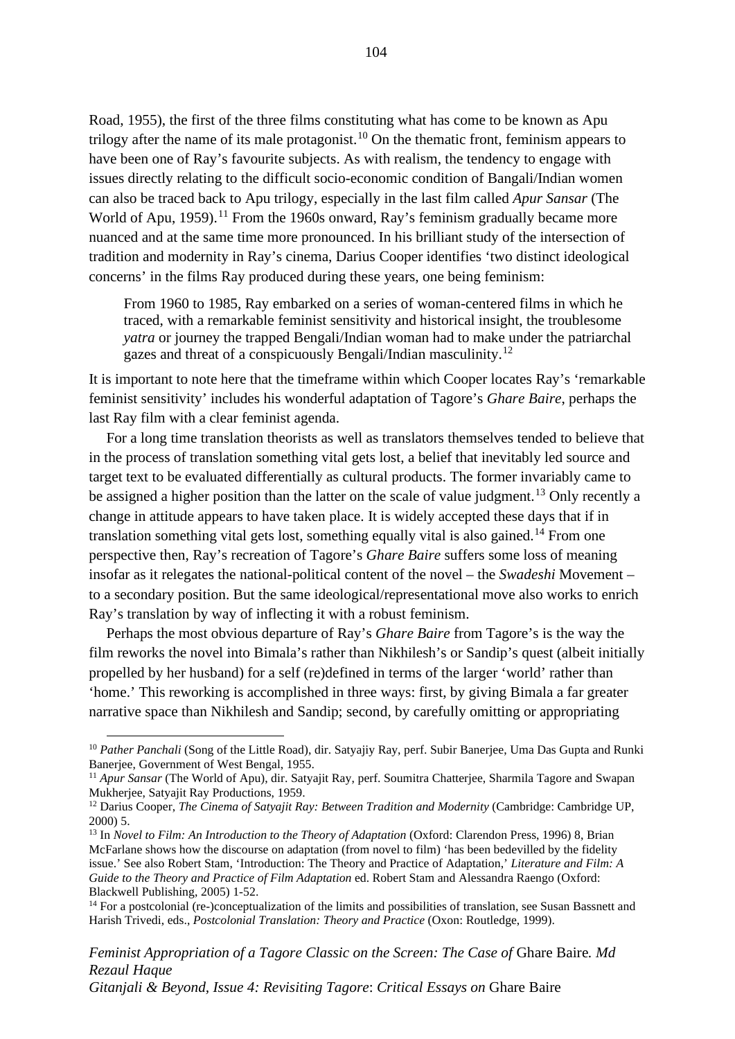Road, 1955), the first of the three films constituting what has come to be known as Apu trilogy after the name of its male protagonist.[10] On the thematic front, feminism appears to have been one of Ray's favourite subjects. As with realism, the tendency to engage with issues directly relating to the difficult socio-economic condition of Bangali/Indian women can also be traced back to Apu trilogy, especially in the last film called *Apur Sansar* (The World of Apu, 1959).[11] From the 1960s onward, Ray's feminism gradually became more nuanced and at the same time more pronounced. In his brilliant study of the intersection of tradition and modernity in Ray's cinema, Darius Cooper identifies 'two distinct ideological concerns' in the films Ray produced during these years, one being feminism:

> From 1960 to 1985, Ray embarked on a series of woman-centered films in which he traced, with a remarkable feminist sensitivity and historical insight, the troublesome *yatra* or journey the trapped Bengali/Indian woman had to make under the patriarchal gazes and threat of a conspicuously Bengali/Indian masculinity.[12]

It is important to note here that the timeframe within which Cooper locates Ray's 'remarkable feminist sensitivity' includes his wonderful adaptation of Tagore's *Ghare Baire*, perhaps the last Ray film with a clear feminist agenda.

For a long time translation theorists as well as translators themselves tended to believe that in the process of translation something vital gets lost, a belief that inevitably led source and target text to be evaluated differentially as cultural products. The former invariably came to be assigned a higher position than the latter on the scale of value judgment.[13] Only recently a change in attitude appears to have taken place. It is widely accepted these days that if in translation something vital gets lost, something equally vital is also gained.[14] From one perspective then, Ray's recreation of Tagore's *Ghare Baire* suffers some loss of meaning insofar as it relegates the national-political content of the novel – the *Swadeshi* Movement – to a secondary position. But the same ideological/representational move also works to enrich Ray's translation by way of inflecting it with a robust feminism.

Perhaps the most obvious departure of Ray's *Ghare Baire* from Tagore's is the way the film reworks the novel into Bimala's rather than Nikhilesh's or Sandip's quest (albeit initially propelled by her husband) for a self (re)defined in terms of the larger 'world' rather than 'home.' This reworking is accomplished in three ways: first, by giving Bimala a far greater narrative space than Nikhilesh and Sandip; second, by carefully omitting or appropriating

---

[10] *Pather Panchali* (Song of the Little Road), dir. Satyajiy Ray, perf. Subir Banerjee, Uma Das Gupta and Runki Banerjee, Government of West Bengal, 1955.

[11] *Apur Sansar* (The World of Apu), dir. Satyajit Ray, perf. Soumitra Chatterjee, Sharmila Tagore and Swapan Mukherjee, Satyajit Ray Productions, 1959.

[12] Darius Cooper, *The Cinema of Satyajit Ray: Between Tradition and Modernity* (Cambridge: Cambridge UP, 2000) 5.

[13] In *Novel to Film: An Introduction to the Theory of Adaptation* (Oxford: Clarendon Press, 1996) 8, Brian McFarlane shows how the discourse on adaptation (from novel to film) 'has been bedevilled by the fidelity issue.' See also Robert Stam, 'Introduction: The Theory and Practice of Adaptation,' *Literature and Film: A Guide to the Theory and Practice of Film Adaptation* ed. Robert Stam and Alessandra Raengo (Oxford: Blackwell Publishing, 2005) 1-52.

[14] For a postcolonial (re-)conceptualization of the limits and possibilities of translation, see Susan Bassnett and Harish Trivedi, eds., *Postcolonial Translation: Theory and Practice* (Oxon: Routledge, 1999).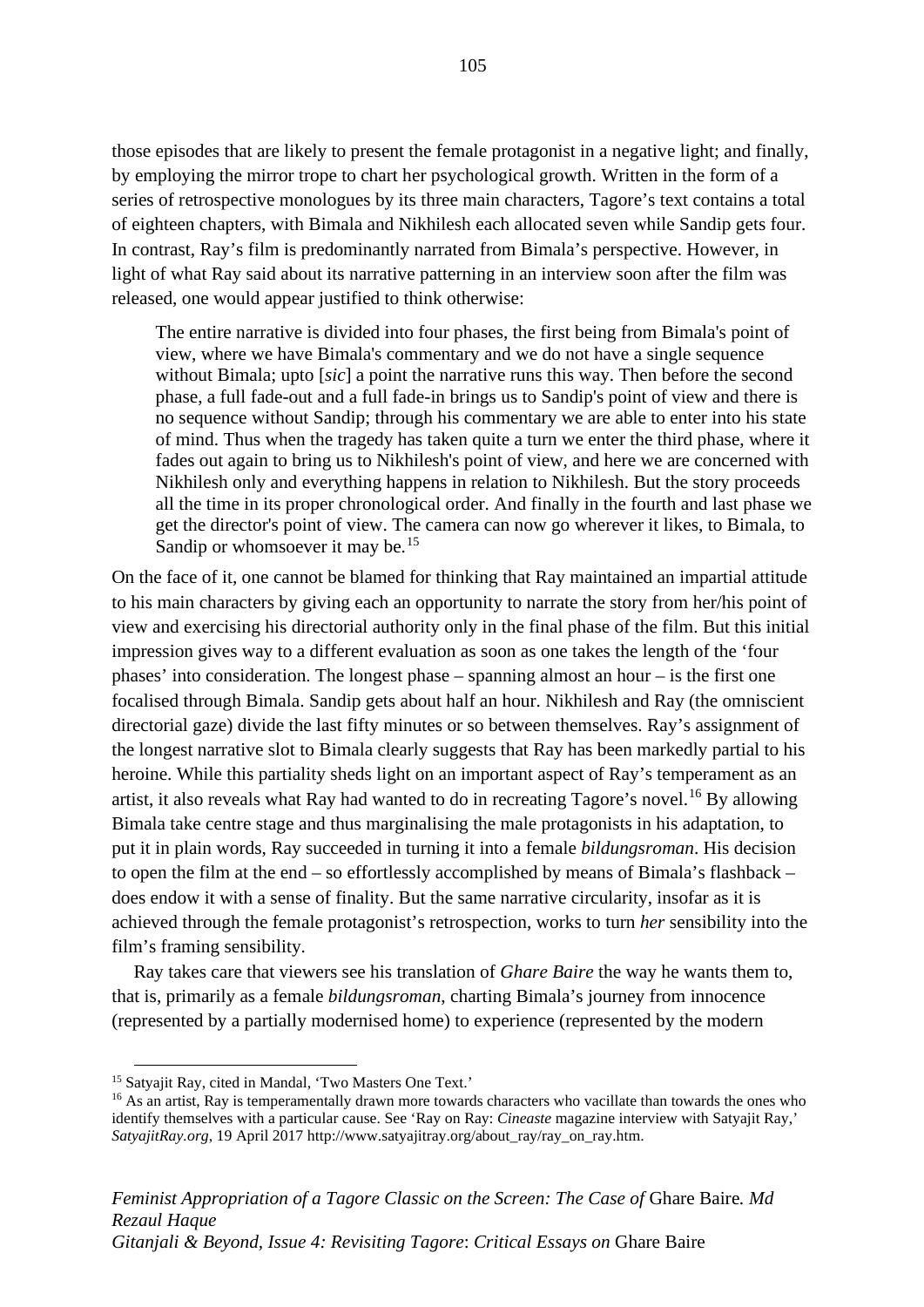those episodes that are likely to present the female protagonist in a negative light; and finally, by employing the mirror trope to chart her psychological growth. Written in the form of a series of retrospective monologues by its three main characters, Tagore's text contains a total of eighteen chapters, with Bimala and Nikhilesh each allocated seven while Sandip gets four. In contrast, Ray's film is predominantly narrated from Bimala's perspective. However, in light of what Ray said about its narrative patterning in an interview soon after the film was released, one would appear justified to think otherwise:

> The entire narrative is divided into four phases, the first being from Bimala's point of view, where we have Bimala's commentary and we do not have a single sequence without Bimala; upto [*sic*] a point the narrative runs this way. Then before the second phase, a full fade-out and a full fade-in brings us to Sandip's point of view and there is no sequence without Sandip; through his commentary we are able to enter into his state of mind. Thus when the tragedy has taken quite a turn we enter the third phase, where it fades out again to bring us to Nikhilesh's point of view, and here we are concerned with Nikhilesh only and everything happens in relation to Nikhilesh. But the story proceeds all the time in its proper chronological order. And finally in the fourth and last phase we get the director's point of view. The camera can now go wherever it likes, to Bimala, to Sandip or whomsoever it may be.[15]

On the face of it, one cannot be blamed for thinking that Ray maintained an impartial attitude to his main characters by giving each an opportunity to narrate the story from her/his point of view and exercising his directorial authority only in the final phase of the film. But this initial impression gives way to a different evaluation as soon as one takes the length of the 'four phases' into consideration. The longest phase – spanning almost an hour – is the first one focalised through Bimala. Sandip gets about half an hour. Nikhilesh and Ray (the omniscient directorial gaze) divide the last fifty minutes or so between themselves. Ray's assignment of the longest narrative slot to Bimala clearly suggests that Ray has been markedly partial to his heroine. While this partiality sheds light on an important aspect of Ray's temperament as an artist, it also reveals what Ray had wanted to do in recreating Tagore's novel.[16] By allowing Bimala take centre stage and thus marginalising the male protagonists in his adaptation, to put it in plain words, Ray succeeded in turning it into a female *bildungsroman*. His decision to open the film at the end – so effortlessly accomplished by means of Bimala's flashback – does endow it with a sense of finality. But the same narrative circularity, insofar as it is achieved through the female protagonist's retrospection, works to turn *her* sensibility into the film's framing sensibility.

Ray takes care that viewers see his translation of *Ghare Baire* the way he wants them to, that is, primarily as a female *bildungsroman*, charting Bimala's journey from innocence (represented by a partially modernised home) to experience (represented by the modern

---

[15] Satyajit Ray, cited in Mandal, 'Two Masters One Text.'

[16] As an artist, Ray is temperamentally drawn more towards characters who vacillate than towards the ones who identify themselves with a particular cause. See 'Ray on Ray: *Cineaste* magazine interview with Satyajit Ray,' *SatyajitRay.org*, 19 April 2017 http://www.satyajitray.org/about_ray/ray_on_ray.htm.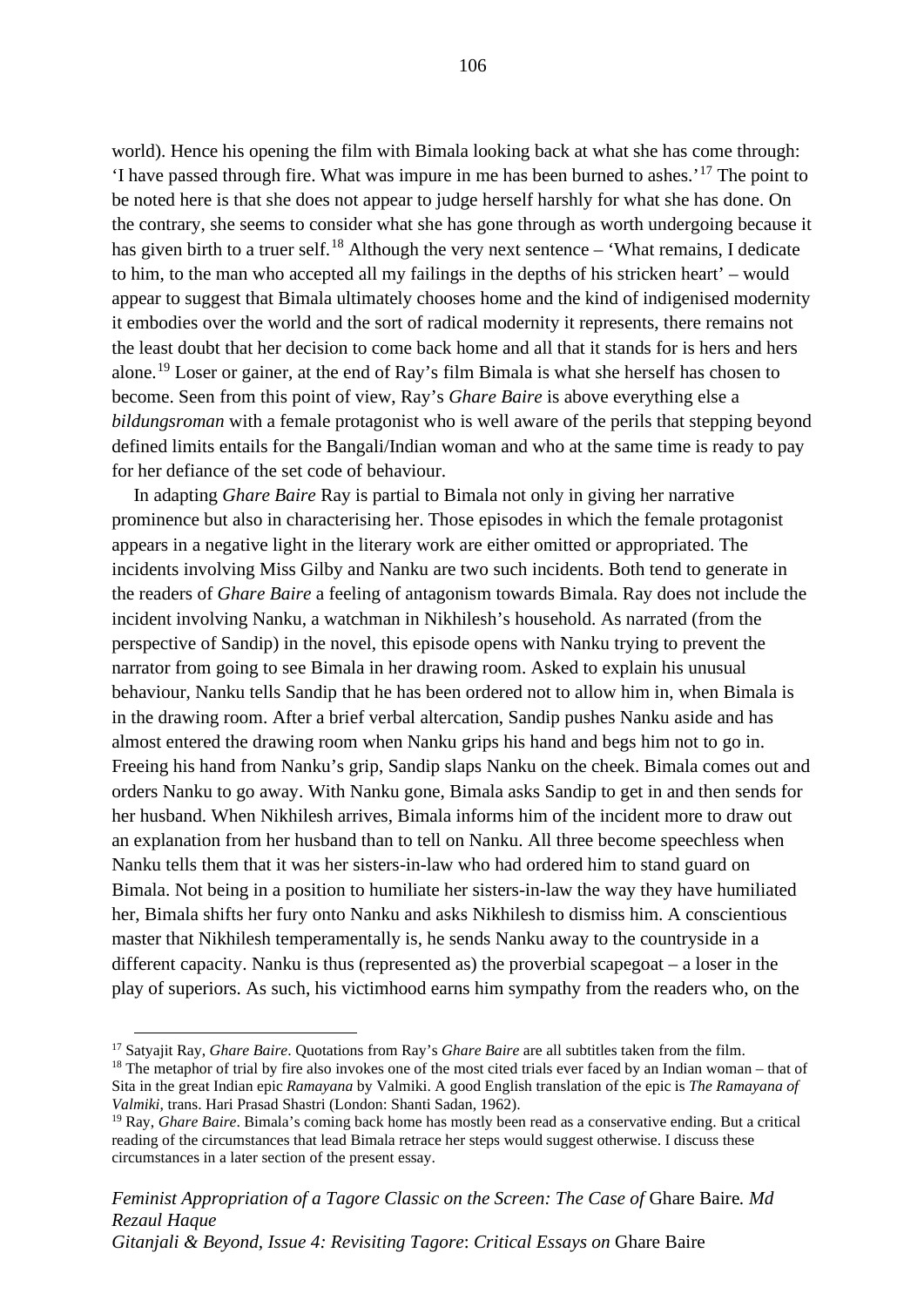world). Hence his opening the film with Bimala looking back at what she has come through: 'I have passed through fire. What was impure in me has been burned to ashes.'[17] The point to be noted here is that she does not appear to judge herself harshly for what she has done. On the contrary, she seems to consider what she has gone through as worth undergoing because it has given birth to a truer self.[18] Although the very next sentence – 'What remains, I dedicate to him, to the man who accepted all my failings in the depths of his stricken heart' – would appear to suggest that Bimala ultimately chooses home and the kind of indigenised modernity it embodies over the world and the sort of radical modernity it represents, there remains not the least doubt that her decision to come back home and all that it stands for is hers and hers alone.[19] Loser or gainer, at the end of Ray's film Bimala is what she herself has chosen to become. Seen from this point of view, Ray's *Ghare Baire* is above everything else a *bildungsroman* with a female protagonist who is well aware of the perils that stepping beyond defined limits entails for the Bangali/Indian woman and who at the same time is ready to pay for her defiance of the set code of behaviour.

In adapting *Ghare Baire* Ray is partial to Bimala not only in giving her narrative prominence but also in characterising her. Those episodes in which the female protagonist appears in a negative light in the literary work are either omitted or appropriated. The incidents involving Miss Gilby and Nanku are two such incidents. Both tend to generate in the readers of *Ghare Baire* a feeling of antagonism towards Bimala. Ray does not include the incident involving Nanku, a watchman in Nikhilesh's household. As narrated (from the perspective of Sandip) in the novel, this episode opens with Nanku trying to prevent the narrator from going to see Bimala in her drawing room. Asked to explain his unusual behaviour, Nanku tells Sandip that he has been ordered not to allow him in, when Bimala is in the drawing room. After a brief verbal altercation, Sandip pushes Nanku aside and has almost entered the drawing room when Nanku grips his hand and begs him not to go in. Freeing his hand from Nanku's grip, Sandip slaps Nanku on the cheek. Bimala comes out and orders Nanku to go away. With Nanku gone, Bimala asks Sandip to get in and then sends for her husband. When Nikhilesh arrives, Bimala informs him of the incident more to draw out an explanation from her husband than to tell on Nanku. All three become speechless when Nanku tells them that it was her sisters-in-law who had ordered him to stand guard on Bimala. Not being in a position to humiliate her sisters-in-law the way they have humiliated her, Bimala shifts her fury onto Nanku and asks Nikhilesh to dismiss him. A conscientious master that Nikhilesh temperamentally is, he sends Nanku away to the countryside in a different capacity. Nanku is thus (represented as) the proverbial scapegoat – a loser in the play of superiors. As such, his victimhood earns him sympathy from the readers who, on the

[17] Satyajit Ray, *Ghare Baire*. Quotations from Ray's *Ghare Baire* are all subtitles taken from the film.

[18] The metaphor of trial by fire also invokes one of the most cited trials ever faced by an Indian woman – that of Sita in the great Indian epic *Ramayana* by Valmiki. A good English translation of the epic is *The Ramayana of Valmiki*, trans. Hari Prasad Shastri (London: Shanti Sadan, 1962).

[19] Ray, *Ghare Baire*. Bimala's coming back home has mostly been read as a conservative ending. But a critical reading of the circumstances that lead Bimala retrace her steps would suggest otherwise. I discuss these circumstances in a later section of the present essay.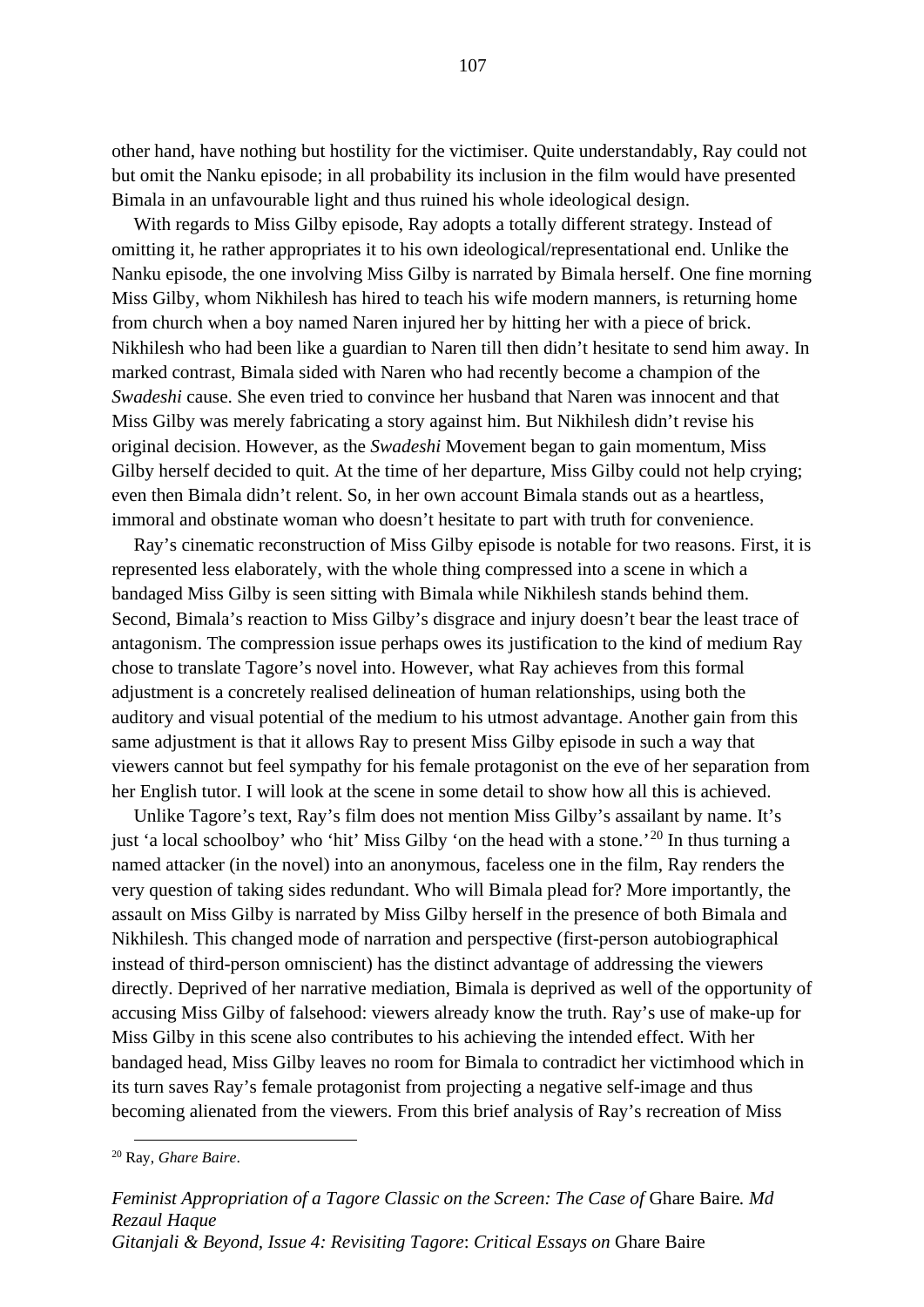other hand, have nothing but hostility for the victimiser. Quite understandably, Ray could not but omit the Nanku episode; in all probability its inclusion in the film would have presented Bimala in an unfavourable light and thus ruined his whole ideological design.

With regards to Miss Gilby episode, Ray adopts a totally different strategy. Instead of omitting it, he rather appropriates it to his own ideological/representational end. Unlike the Nanku episode, the one involving Miss Gilby is narrated by Bimala herself. One fine morning Miss Gilby, whom Nikhilesh has hired to teach his wife modern manners, is returning home from church when a boy named Naren injured her by hitting her with a piece of brick. Nikhilesh who had been like a guardian to Naren till then didn't hesitate to send him away. In marked contrast, Bimala sided with Naren who had recently become a champion of the *Swadeshi* cause. She even tried to convince her husband that Naren was innocent and that Miss Gilby was merely fabricating a story against him. But Nikhilesh didn't revise his original decision. However, as the *Swadeshi* Movement began to gain momentum, Miss Gilby herself decided to quit. At the time of her departure, Miss Gilby could not help crying; even then Bimala didn't relent. So, in her own account Bimala stands out as a heartless, immoral and obstinate woman who doesn't hesitate to part with truth for convenience.

Ray's cinematic reconstruction of Miss Gilby episode is notable for two reasons. First, it is represented less elaborately, with the whole thing compressed into a scene in which a bandaged Miss Gilby is seen sitting with Bimala while Nikhilesh stands behind them. Second, Bimala's reaction to Miss Gilby's disgrace and injury doesn't bear the least trace of antagonism. The compression issue perhaps owes its justification to the kind of medium Ray chose to translate Tagore's novel into. However, what Ray achieves from this formal adjustment is a concretely realised delineation of human relationships, using both the auditory and visual potential of the medium to his utmost advantage. Another gain from this same adjustment is that it allows Ray to present Miss Gilby episode in such a way that viewers cannot but feel sympathy for his female protagonist on the eve of her separation from her English tutor. I will look at the scene in some detail to show how all this is achieved.

Unlike Tagore's text, Ray's film does not mention Miss Gilby's assailant by name. It's just 'a local schoolboy' who 'hit' Miss Gilby 'on the head with a stone.'[20] In thus turning a named attacker (in the novel) into an anonymous, faceless one in the film, Ray renders the very question of taking sides redundant. Who will Bimala plead for? More importantly, the assault on Miss Gilby is narrated by Miss Gilby herself in the presence of both Bimala and Nikhilesh. This changed mode of narration and perspective (first-person autobiographical instead of third-person omniscient) has the distinct advantage of addressing the viewers directly. Deprived of her narrative mediation, Bimala is deprived as well of the opportunity of accusing Miss Gilby of falsehood: viewers already know the truth. Ray's use of make-up for Miss Gilby in this scene also contributes to his achieving the intended effect. With her bandaged head, Miss Gilby leaves no room for Bimala to contradict her victimhood which in its turn saves Ray's female protagonist from projecting a negative self-image and thus becoming alienated from the viewers. From this brief analysis of Ray's recreation of Miss

[20] Ray, *Ghare Baire*.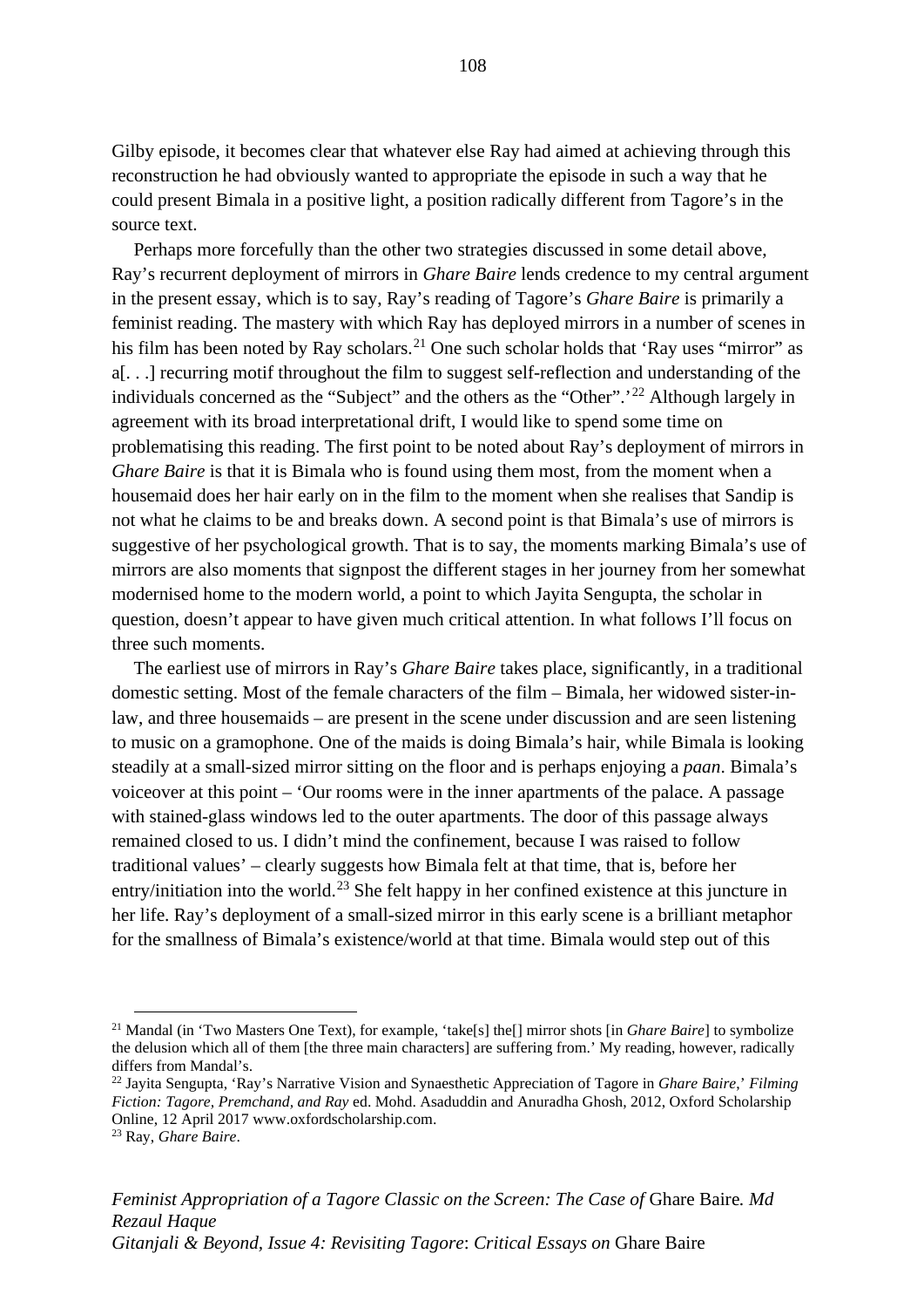Gilby episode, it becomes clear that whatever else Ray had aimed at achieving through this reconstruction he had obviously wanted to appropriate the episode in such a way that he could present Bimala in a positive light, a position radically different from Tagore's in the source text.

Perhaps more forcefully than the other two strategies discussed in some detail above, Ray's recurrent deployment of mirrors in *Ghare Baire* lends credence to my central argument in the present essay, which is to say, Ray's reading of Tagore's *Ghare Baire* is primarily a feminist reading. The mastery with which Ray has deployed mirrors in a number of scenes in his film has been noted by Ray scholars.[21] One such scholar holds that 'Ray uses "mirror" as a[. . .] recurring motif throughout the film to suggest self-reflection and understanding of the individuals concerned as the "Subject" and the others as the "Other".'[22] Although largely in agreement with its broad interpretational drift, I would like to spend some time on problematising this reading. The first point to be noted about Ray's deployment of mirrors in *Ghare Baire* is that it is Bimala who is found using them most, from the moment when a housemaid does her hair early on in the film to the moment when she realises that Sandip is not what he claims to be and breaks down. A second point is that Bimala's use of mirrors is suggestive of her psychological growth. That is to say, the moments marking Bimala's use of mirrors are also moments that signpost the different stages in her journey from her somewhat modernised home to the modern world, a point to which Jayita Sengupta, the scholar in question, doesn't appear to have given much critical attention. In what follows I'll focus on three such moments.

The earliest use of mirrors in Ray's *Ghare Baire* takes place, significantly, in a traditional domestic setting. Most of the female characters of the film – Bimala, her widowed sister-in-law, and three housemaids – are present in the scene under discussion and are seen listening to music on a gramophone. One of the maids is doing Bimala's hair, while Bimala is looking steadily at a small-sized mirror sitting on the floor and is perhaps enjoying a *paan*. Bimala's voiceover at this point – 'Our rooms were in the inner apartments of the palace. A passage with stained-glass windows led to the outer apartments. The door of this passage always remained closed to us. I didn't mind the confinement, because I was raised to follow traditional values' – clearly suggests how Bimala felt at that time, that is, before her entry/initiation into the world.[23] She felt happy in her confined existence at this juncture in her life. Ray's deployment of a small-sized mirror in this early scene is a brilliant metaphor for the smallness of Bimala's existence/world at that time. Bimala would step out of this

---

[21] Mandal (in 'Two Masters One Text), for example, 'take[s] the[] mirror shots [in *Ghare Baire*] to symbolize the delusion which all of them [the three main characters] are suffering from.' My reading, however, radically differs from Mandal's.

[22] Jayita Sengupta, 'Ray's Narrative Vision and Synaesthetic Appreciation of Tagore in *Ghare Baire*,' *Filming Fiction: Tagore, Premchand, and Ray* ed. Mohd. Asaduddin and Anuradha Ghosh, 2012, Oxford Scholarship Online, 12 April 2017 www.oxfordscholarship.com.

[23] Ray, *Ghare Baire*.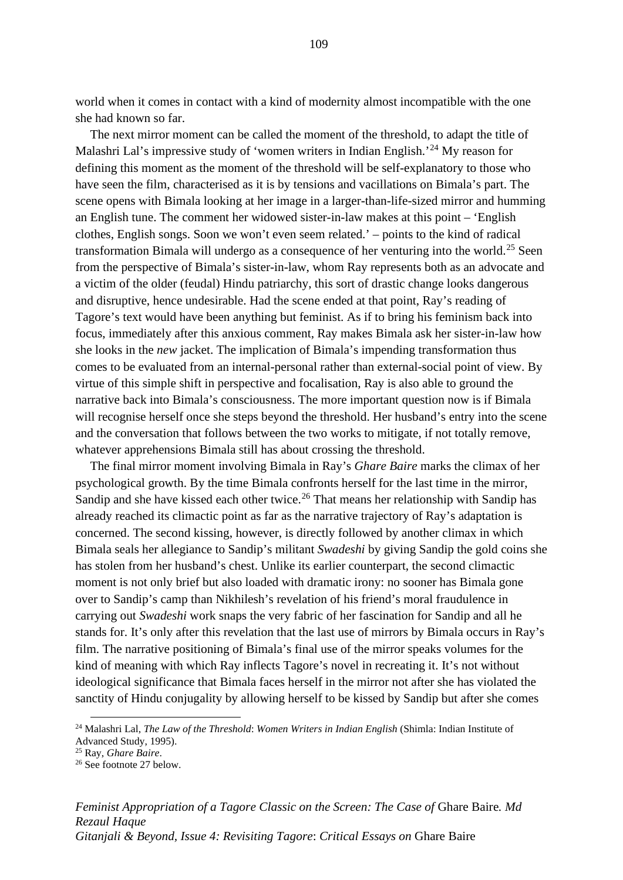world when it comes in contact with a kind of modernity almost incompatible with the one she had known so far.

The next mirror moment can be called the moment of the threshold, to adapt the title of Malashri Lal's impressive study of 'women writers in Indian English.'[24] My reason for defining this moment as the moment of the threshold will be self-explanatory to those who have seen the film, characterised as it is by tensions and vacillations on Bimala's part. The scene opens with Bimala looking at her image in a larger-than-life-sized mirror and humming an English tune. The comment her widowed sister-in-law makes at this point – 'English clothes, English songs. Soon we won't even seem related.' – points to the kind of radical transformation Bimala will undergo as a consequence of her venturing into the world.[25] Seen from the perspective of Bimala's sister-in-law, whom Ray represents both as an advocate and a victim of the older (feudal) Hindu patriarchy, this sort of drastic change looks dangerous and disruptive, hence undesirable. Had the scene ended at that point, Ray's reading of Tagore's text would have been anything but feminist. As if to bring his feminism back into focus, immediately after this anxious comment, Ray makes Bimala ask her sister-in-law how she looks in the *new* jacket. The implication of Bimala's impending transformation thus comes to be evaluated from an internal-personal rather than external-social point of view. By virtue of this simple shift in perspective and focalisation, Ray is also able to ground the narrative back into Bimala's consciousness. The more important question now is if Bimala will recognise herself once she steps beyond the threshold. Her husband's entry into the scene and the conversation that follows between the two works to mitigate, if not totally remove, whatever apprehensions Bimala still has about crossing the threshold.

The final mirror moment involving Bimala in Ray's *Ghare Baire* marks the climax of her psychological growth. By the time Bimala confronts herself for the last time in the mirror, Sandip and she have kissed each other twice.[26] That means her relationship with Sandip has already reached its climactic point as far as the narrative trajectory of Ray's adaptation is concerned. The second kissing, however, is directly followed by another climax in which Bimala seals her allegiance to Sandip's militant *Swadeshi* by giving Sandip the gold coins she has stolen from her husband's chest. Unlike its earlier counterpart, the second climactic moment is not only brief but also loaded with dramatic irony: no sooner has Bimala gone over to Sandip's camp than Nikhilesh's revelation of his friend's moral fraudulence in carrying out *Swadeshi* work snaps the very fabric of her fascination for Sandip and all he stands for. It's only after this revelation that the last use of mirrors by Bimala occurs in Ray's film. The narrative positioning of Bimala's final use of the mirror speaks volumes for the kind of meaning with which Ray inflects Tagore's novel in recreating it. It's not without ideological significance that Bimala faces herself in the mirror not after she has violated the sanctity of Hindu conjugality by allowing herself to be kissed by Sandip but after she comes

---

[24] Malashri Lal, *The Law of the Threshold*: *Women Writers in Indian English* (Shimla: Indian Institute of Advanced Study, 1995).

[25] Ray, *Ghare Baire*.

[26] See footnote 27 below.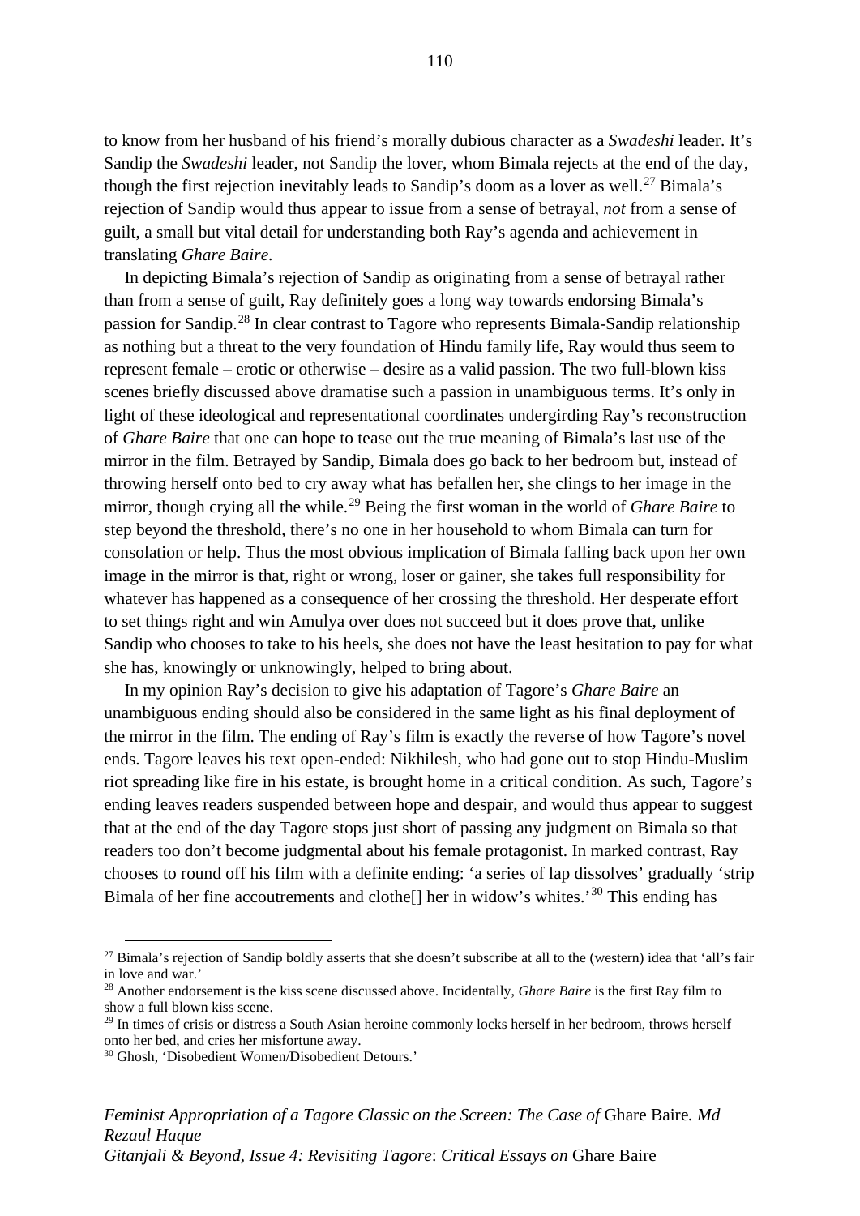to know from her husband of his friend's morally dubious character as a *Swadeshi* leader. It's Sandip the *Swadeshi* leader, not Sandip the lover, whom Bimala rejects at the end of the day, though the first rejection inevitably leads to Sandip's doom as a lover as well.[27] Bimala's rejection of Sandip would thus appear to issue from a sense of betrayal, *not* from a sense of guilt, a small but vital detail for understanding both Ray's agenda and achievement in translating *Ghare Baire*.

In depicting Bimala's rejection of Sandip as originating from a sense of betrayal rather than from a sense of guilt, Ray definitely goes a long way towards endorsing Bimala's passion for Sandip.[28] In clear contrast to Tagore who represents Bimala-Sandip relationship as nothing but a threat to the very foundation of Hindu family life, Ray would thus seem to represent female – erotic or otherwise – desire as a valid passion. The two full-blown kiss scenes briefly discussed above dramatise such a passion in unambiguous terms. It's only in light of these ideological and representational coordinates undergirding Ray's reconstruction of *Ghare Baire* that one can hope to tease out the true meaning of Bimala's last use of the mirror in the film. Betrayed by Sandip, Bimala does go back to her bedroom but, instead of throwing herself onto bed to cry away what has befallen her, she clings to her image in the mirror, though crying all the while.[29] Being the first woman in the world of *Ghare Baire* to step beyond the threshold, there's no one in her household to whom Bimala can turn for consolation or help. Thus the most obvious implication of Bimala falling back upon her own image in the mirror is that, right or wrong, loser or gainer, she takes full responsibility for whatever has happened as a consequence of her crossing the threshold. Her desperate effort to set things right and win Amulya over does not succeed but it does prove that, unlike Sandip who chooses to take to his heels, she does not have the least hesitation to pay for what she has, knowingly or unknowingly, helped to bring about.

In my opinion Ray's decision to give his adaptation of Tagore's *Ghare Baire* an unambiguous ending should also be considered in the same light as his final deployment of the mirror in the film. The ending of Ray's film is exactly the reverse of how Tagore's novel ends. Tagore leaves his text open-ended: Nikhilesh, who had gone out to stop Hindu-Muslim riot spreading like fire in his estate, is brought home in a critical condition. As such, Tagore's ending leaves readers suspended between hope and despair, and would thus appear to suggest that at the end of the day Tagore stops just short of passing any judgment on Bimala so that readers too don't become judgmental about his female protagonist. In marked contrast, Ray chooses to round off his film with a definite ending: 'a series of lap dissolves' gradually 'strip Bimala of her fine accoutrements and clothe[] her in widow's whites.'[30] This ending has

[27] Bimala's rejection of Sandip boldly asserts that she doesn't subscribe at all to the (western) idea that 'all's fair in love and war.'

[28] Another endorsement is the kiss scene discussed above. Incidentally, *Ghare Baire* is the first Ray film to show a full blown kiss scene.

[29] In times of crisis or distress a South Asian heroine commonly locks herself in her bedroom, throws herself onto her bed, and cries her misfortune away.

[30] Ghosh, 'Disobedient Women/Disobedient Detours.'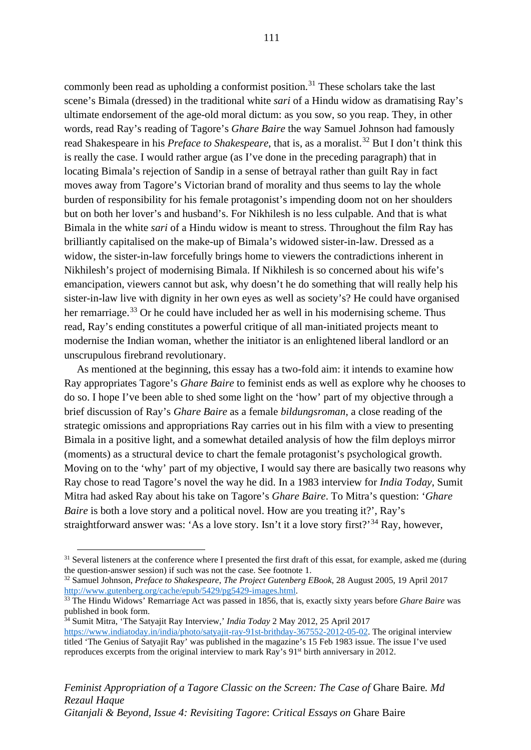commonly been read as upholding a conformist position.[31] These scholars take the last scene's Bimala (dressed) in the traditional white *sari* of a Hindu widow as dramatising Ray's ultimate endorsement of the age-old moral dictum: as you sow, so you reap. They, in other words, read Ray's reading of Tagore's *Ghare Baire* the way Samuel Johnson had famously read Shakespeare in his *Preface to Shakespeare*, that is, as a moralist.[32] But I don't think this is really the case. I would rather argue (as I've done in the preceding paragraph) that in locating Bimala's rejection of Sandip in a sense of betrayal rather than guilt Ray in fact moves away from Tagore's Victorian brand of morality and thus seems to lay the whole burden of responsibility for his female protagonist's impending doom not on her shoulders but on both her lover's and husband's. For Nikhilesh is no less culpable. And that is what Bimala in the white *sari* of a Hindu widow is meant to stress. Throughout the film Ray has brilliantly capitalised on the make-up of Bimala's widowed sister-in-law. Dressed as a widow, the sister-in-law forcefully brings home to viewers the contradictions inherent in Nikhilesh's project of modernising Bimala. If Nikhilesh is so concerned about his wife's emancipation, viewers cannot but ask, why doesn't he do something that will really help his sister-in-law live with dignity in her own eyes as well as society's? He could have organised her remarriage.[33] Or he could have included her as well in his modernising scheme. Thus read, Ray's ending constitutes a powerful critique of all man-initiated projects meant to modernise the Indian woman, whether the initiator is an enlightened liberal landlord or an unscrupulous firebrand revolutionary.

As mentioned at the beginning, this essay has a two-fold aim: it intends to examine how Ray appropriates Tagore's *Ghare Baire* to feminist ends as well as explore why he chooses to do so. I hope I've been able to shed some light on the 'how' part of my objective through a brief discussion of Ray's *Ghare Baire* as a female *bildungsroman*, a close reading of the strategic omissions and appropriations Ray carries out in his film with a view to presenting Bimala in a positive light, and a somewhat detailed analysis of how the film deploys mirror (moments) as a structural device to chart the female protagonist's psychological growth. Moving on to the 'why' part of my objective, I would say there are basically two reasons why Ray chose to read Tagore's novel the way he did. In a 1983 interview for *India Today*, Sumit Mitra had asked Ray about his take on Tagore's *Ghare Baire*. To Mitra's question: '*Ghare Baire* is both a love story and a political novel. How are you treating it?', Ray's straightforward answer was: 'As a love story. Isn't it a love story first?'[34] Ray, however,

---

[31] Several listeners at the conference where I presented the first draft of this essat, for example, asked me (during the question-answer session) if such was not the case. See footnote 1.

[32] Samuel Johnson, *Preface to Shakespeare, The Project Gutenberg EBook*, 28 August 2005, 19 April 2017 http://www.gutenberg.org/cache/epub/5429/pg5429-images.html.

[33] The Hindu Widows' Remarriage Act was passed in 1856, that is, exactly sixty years before *Ghare Baire* was published in book form.

[34] Sumit Mitra, 'The Satyajit Ray Interview,' *India Today* 2 May 2012, 25 April 2017 https://www.indiatoday.in/india/photo/satyajit-ray-91st-brithday-367552-2012-05-02. The original interview titled 'The Genius of Satyajit Ray' was published in the magazine's 15 Feb 1983 issue. The issue I've used reproduces excerpts from the original interview to mark Ray's 91st birth anniversary in 2012.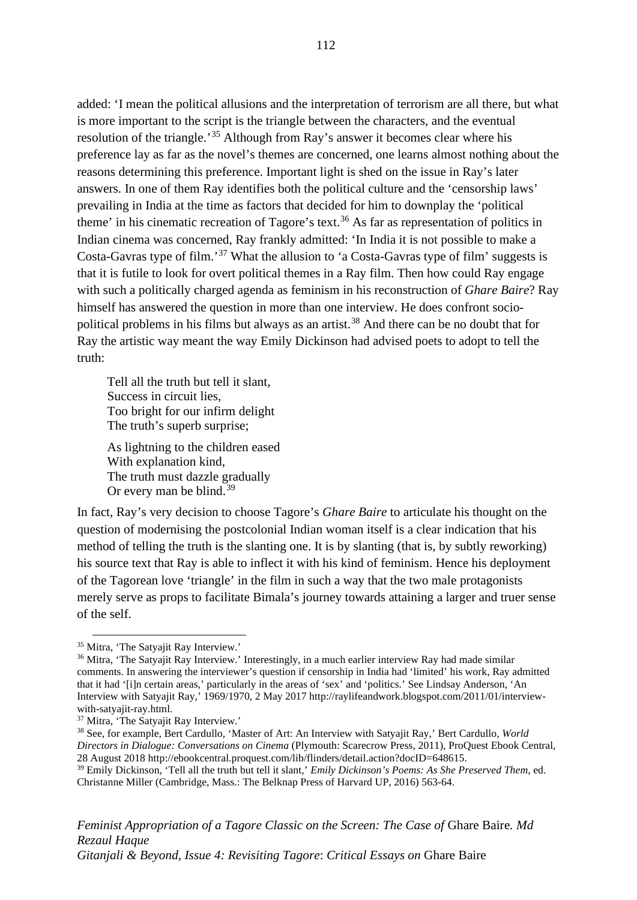added: 'I mean the political allusions and the interpretation of terrorism are all there, but what is more important to the script is the triangle between the characters, and the eventual resolution of the triangle.'[35] Although from Ray's answer it becomes clear where his preference lay as far as the novel's themes are concerned, one learns almost nothing about the reasons determining this preference. Important light is shed on the issue in Ray's later answers. In one of them Ray identifies both the political culture and the 'censorship laws' prevailing in India at the time as factors that decided for him to downplay the 'political theme' in his cinematic recreation of Tagore's text.[36] As far as representation of politics in Indian cinema was concerned, Ray frankly admitted: 'In India it is not possible to make a Costa-Gavras type of film.'[37] What the allusion to 'a Costa-Gavras type of film' suggests is that it is futile to look for overt political themes in a Ray film. Then how could Ray engage with such a politically charged agenda as feminism in his reconstruction of *Ghare Baire*? Ray himself has answered the question in more than one interview. He does confront socio-political problems in his films but always as an artist.[38] And there can be no doubt that for Ray the artistic way meant the way Emily Dickinson had advised poets to adopt to tell the truth:

> Tell all the truth but tell it slant,
> Success in circuit lies,
> Too bright for our infirm delight
> The truth's superb surprise;
>
> As lightning to the children eased
> With explanation kind,
> The truth must dazzle gradually
> Or every man be blind.[39]

In fact, Ray's very decision to choose Tagore's *Ghare Baire* to articulate his thought on the question of modernising the postcolonial Indian woman itself is a clear indication that his method of telling the truth is the slanting one. It is by slanting (that is, by subtly reworking) his source text that Ray is able to inflect it with his kind of feminism. Hence his deployment of the Tagorean love 'triangle' in the film in such a way that the two male protagonists merely serve as props to facilitate Bimala's journey towards attaining a larger and truer sense of the self.

---

[35] Mitra, 'The Satyajit Ray Interview.'

[36] Mitra, 'The Satyajit Ray Interview.' Interestingly, in a much earlier interview Ray had made similar comments. In answering the interviewer's question if censorship in India had 'limited' his work, Ray admitted that it had '[i]n certain areas,' particularly in the areas of 'sex' and 'politics.' See Lindsay Anderson, 'An Interview with Satyajit Ray,' 1969/1970, 2 May 2017 http://raylifeandwork.blogspot.com/2011/01/interview-with-satyajit-ray.html.

[37] Mitra, 'The Satyajit Ray Interview.'

[38] See, for example, Bert Cardullo, 'Master of Art: An Interview with Satyajit Ray,' Bert Cardullo, *World Directors in Dialogue: Conversations on Cinema* (Plymouth: Scarecrow Press, 2011), ProQuest Ebook Central, 28 August 2018 http://ebookcentral.proquest.com/lib/flinders/detail.action?docID=648615.

[39] Emily Dickinson, 'Tell all the truth but tell it slant,' *Emily Dickinson's Poems: As She Preserved Them*, ed. Christanne Miller (Cambridge, Mass.: The Belknap Press of Harvard UP, 2016) 563-64.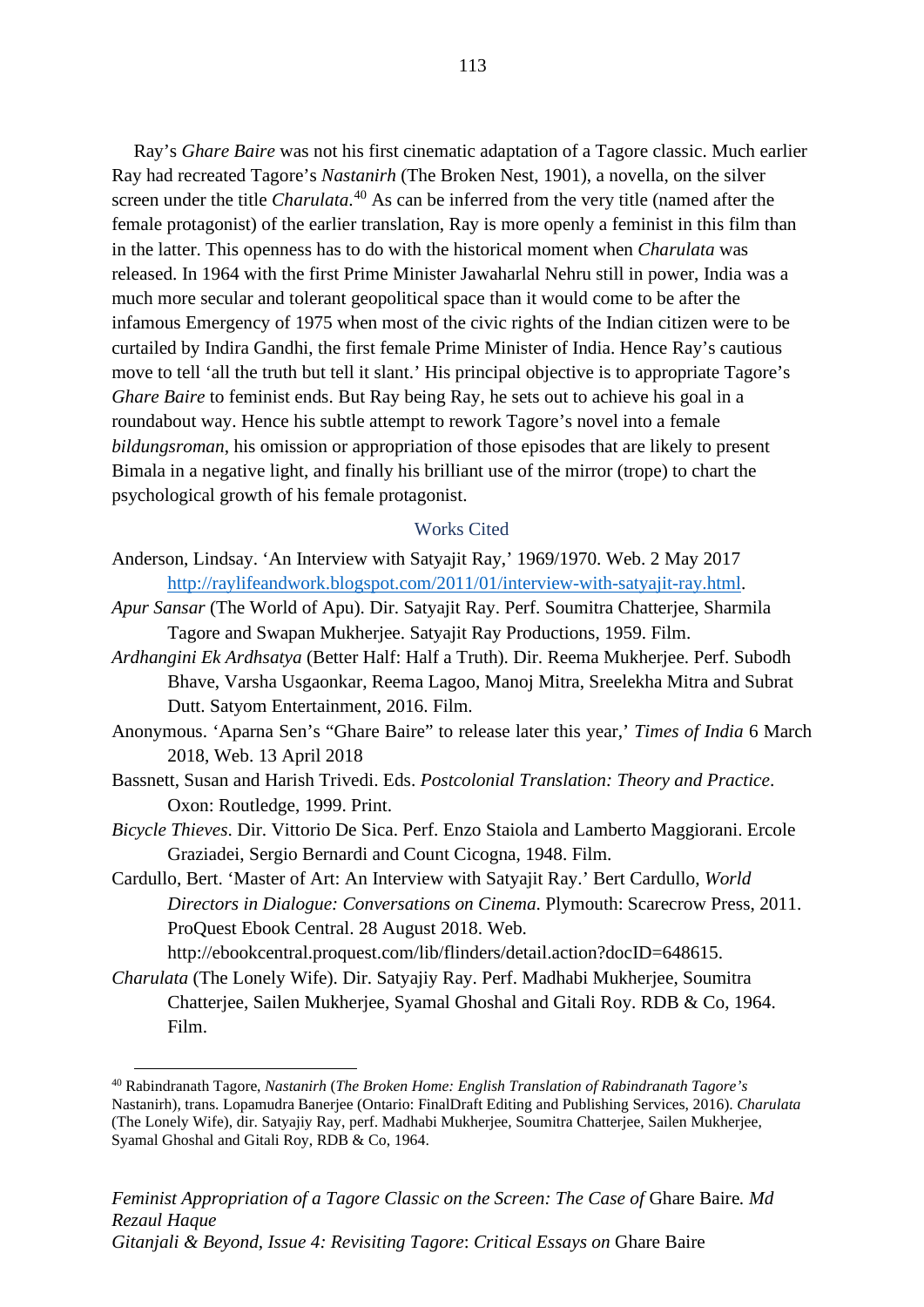Ray's *Ghare Baire* was not his first cinematic adaptation of a Tagore classic. Much earlier Ray had recreated Tagore's *Nastanirh* (The Broken Nest, 1901), a novella, on the silver screen under the title *Charulata*.[40] As can be inferred from the very title (named after the female protagonist) of the earlier translation, Ray is more openly a feminist in this film than in the latter. This openness has to do with the historical moment when *Charulata* was released. In 1964 with the first Prime Minister Jawaharlal Nehru still in power, India was a much more secular and tolerant geopolitical space than it would come to be after the infamous Emergency of 1975 when most of the civic rights of the Indian citizen were to be curtailed by Indira Gandhi, the first female Prime Minister of India. Hence Ray's cautious move to tell 'all the truth but tell it slant.' His principal objective is to appropriate Tagore's *Ghare Baire* to feminist ends. But Ray being Ray, he sets out to achieve his goal in a roundabout way. Hence his subtle attempt to rework Tagore's novel into a female *bildungsroman*, his omission or appropriation of those episodes that are likely to present Bimala in a negative light, and finally his brilliant use of the mirror (trope) to chart the psychological growth of his female protagonist.

## Works Cited

Anderson, Lindsay. 'An Interview with Satyajit Ray,' 1969/1970. Web. 2 May 2017 http://raylifeandwork.blogspot.com/2011/01/interview-with-satyajit-ray.html.

*Apur Sansar* (The World of Apu). Dir. Satyajit Ray. Perf. Soumitra Chatterjee, Sharmila Tagore and Swapan Mukherjee. Satyajit Ray Productions, 1959. Film.

*Ardhangini Ek Ardhsatya* (Better Half: Half a Truth). Dir. Reema Mukherjee. Perf. Subodh Bhave, Varsha Usgaonkar, Reema Lagoo, Manoj Mitra, Sreelekha Mitra and Subrat Dutt. Satyom Entertainment, 2016. Film.

Anonymous. 'Aparna Sen's "Ghare Baire" to release later this year,' *Times of India* 6 March 2018, Web. 13 April 2018

Bassnett, Susan and Harish Trivedi. Eds. *Postcolonial Translation: Theory and Practice*. Oxon: Routledge, 1999. Print.

*Bicycle Thieves*. Dir. Vittorio De Sica. Perf. Enzo Staiola and Lamberto Maggiorani. Ercole Graziadei, Sergio Bernardi and Count Cicogna, 1948. Film.

Cardullo, Bert. 'Master of Art: An Interview with Satyajit Ray.' Bert Cardullo, *World Directors in Dialogue: Conversations on Cinema*. Plymouth: Scarecrow Press, 2011. ProQuest Ebook Central. 28 August 2018. Web. http://ebookcentral.proquest.com/lib/flinders/detail.action?docID=648615.

*Charulata* (The Lonely Wife). Dir. Satyajiy Ray. Perf. Madhabi Mukherjee, Soumitra Chatterjee, Sailen Mukherjee, Syamal Ghoshal and Gitali Roy. RDB & Co, 1964. Film.

---

[40] Rabindranath Tagore, *Nastanirh* (*The Broken Home: English Translation of Rabindranath Tagore's* Nastanirh), trans. Lopamudra Banerjee (Ontario: FinalDraft Editing and Publishing Services, 2016). *Charulata* (The Lonely Wife), dir. Satyajiy Ray, perf. Madhabi Mukherjee, Soumitra Chatterjee, Sailen Mukherjee, Syamal Ghoshal and Gitali Roy, RDB & Co, 1964.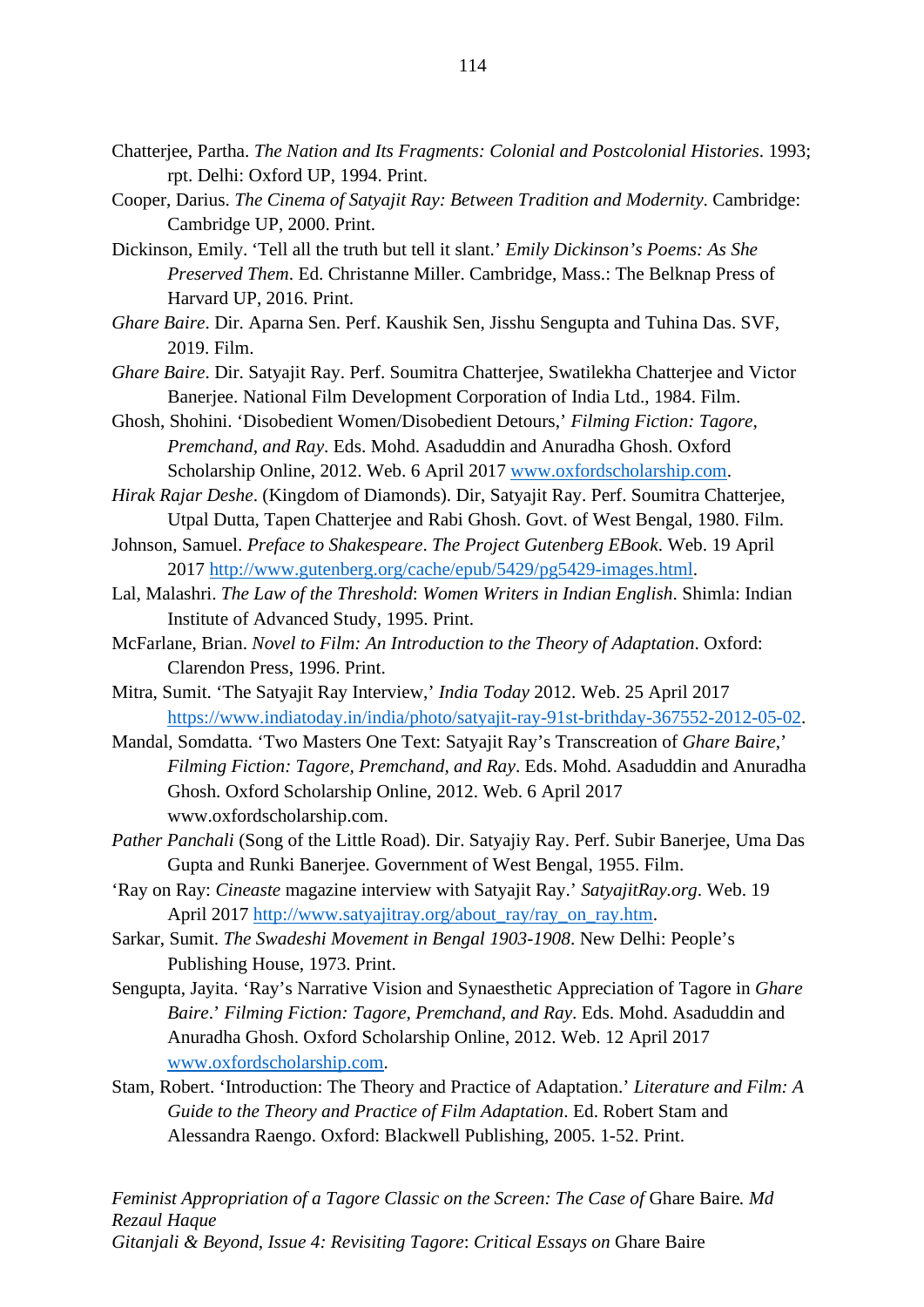Chatterjee, Partha. *The Nation and Its Fragments: Colonial and Postcolonial Histories*. 1993; rpt. Delhi: Oxford UP, 1994. Print.

Cooper, Darius. *The Cinema of Satyajit Ray: Between Tradition and Modernity*. Cambridge: Cambridge UP, 2000. Print.

Dickinson, Emily. 'Tell all the truth but tell it slant.' *Emily Dickinson's Poems: As She Preserved Them*. Ed. Christanne Miller. Cambridge, Mass.: The Belknap Press of Harvard UP, 2016. Print.

*Ghare Baire*. Dir. Aparna Sen. Perf. Kaushik Sen, Jisshu Sengupta and Tuhina Das. SVF, 2019. Film.

*Ghare Baire*. Dir. Satyajit Ray. Perf. Soumitra Chatterjee, Swatilekha Chatterjee and Victor Banerjee. National Film Development Corporation of India Ltd., 1984. Film.

Ghosh, Shohini. 'Disobedient Women/Disobedient Detours,' *Filming Fiction: Tagore, Premchand, and Ray*. Eds. Mohd. Asaduddin and Anuradha Ghosh. Oxford Scholarship Online, 2012. Web. 6 April 2017 www.oxfordscholarship.com.

*Hirak Rajar Deshe*. (Kingdom of Diamonds). Dir, Satyajit Ray. Perf. Soumitra Chatterjee, Utpal Dutta, Tapen Chatterjee and Rabi Ghosh. Govt. of West Bengal, 1980. Film.

Johnson, Samuel. *Preface to Shakespeare*. *The Project Gutenberg EBook*. Web. 19 April 2017 http://www.gutenberg.org/cache/epub/5429/pg5429-images.html.

Lal, Malashri. *The Law of the Threshold*: *Women Writers in Indian English*. Shimla: Indian Institute of Advanced Study, 1995. Print.

McFarlane, Brian. *Novel to Film: An Introduction to the Theory of Adaptation*. Oxford: Clarendon Press, 1996. Print.

Mitra, Sumit. 'The Satyajit Ray Interview,' *India Today* 2012. Web. 25 April 2017 https://www.indiatoday.in/india/photo/satyajit-ray-91st-brithday-367552-2012-05-02.

Mandal, Somdatta. 'Two Masters One Text: Satyajit Ray's Transcreation of *Ghare Baire*,' *Filming Fiction: Tagore, Premchand, and Ray*. Eds. Mohd. Asaduddin and Anuradha Ghosh. Oxford Scholarship Online, 2012. Web. 6 April 2017 www.oxfordscholarship.com.

*Pather Panchali* (Song of the Little Road). Dir. Satyajiy Ray. Perf. Subir Banerjee, Uma Das Gupta and Runki Banerjee. Government of West Bengal, 1955. Film.

'Ray on Ray: *Cineaste* magazine interview with Satyajit Ray.' *SatyajitRay.org*. Web. 19 April 2017 http://www.satyajitray.org/about_ray/ray_on_ray.htm.

Sarkar, Sumit. *The Swadeshi Movement in Bengal 1903-1908*. New Delhi: People's Publishing House, 1973. Print.

Sengupta, Jayita. 'Ray's Narrative Vision and Synaesthetic Appreciation of Tagore in *Ghare Baire*.' *Filming Fiction: Tagore, Premchand, and Ray*. Eds. Mohd. Asaduddin and Anuradha Ghosh. Oxford Scholarship Online, 2012. Web. 12 April 2017 www.oxfordscholarship.com.

Stam, Robert. 'Introduction: The Theory and Practice of Adaptation.' *Literature and Film: A Guide to the Theory and Practice of Film Adaptation*. Ed. Robert Stam and Alessandra Raengo. Oxford: Blackwell Publishing, 2005. 1-52. Print.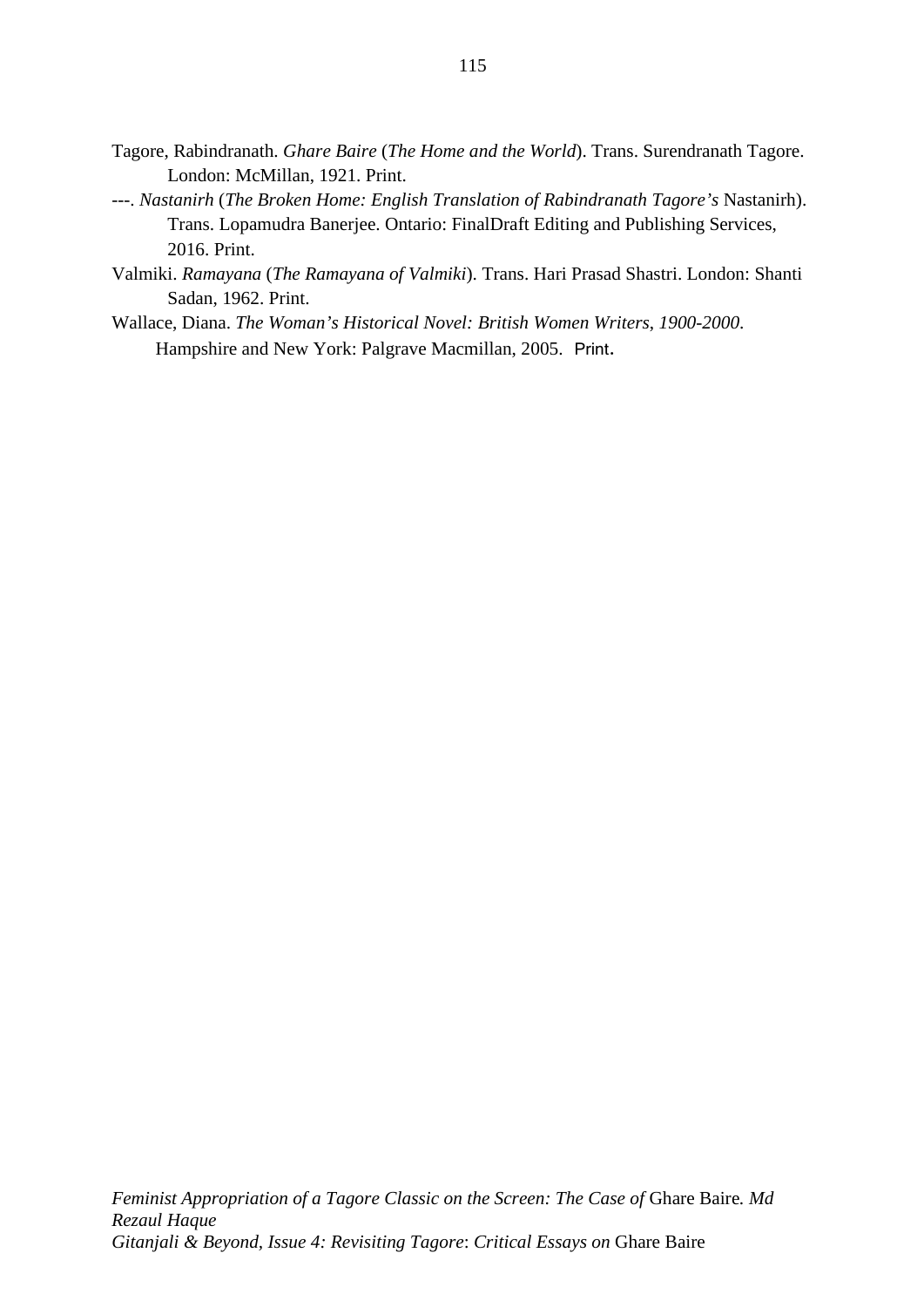Tagore, Rabindranath. *Ghare Baire* (*The Home and the World*). Trans. Surendranath Tagore. London: McMillan, 1921. Print.

---. *Nastanirh* (*The Broken Home: English Translation of Rabindranath Tagore's* Nastanirh). Trans. Lopamudra Banerjee. Ontario: FinalDraft Editing and Publishing Services, 2016. Print.

Valmiki. *Ramayana* (*The Ramayana of Valmiki*). Trans. Hari Prasad Shastri. London: Shanti Sadan, 1962. Print.

Wallace, Diana. *The Woman's Historical Novel: British Women Writers, 1900-2000*. Hampshire and New York: Palgrave Macmillan, 2005. Print.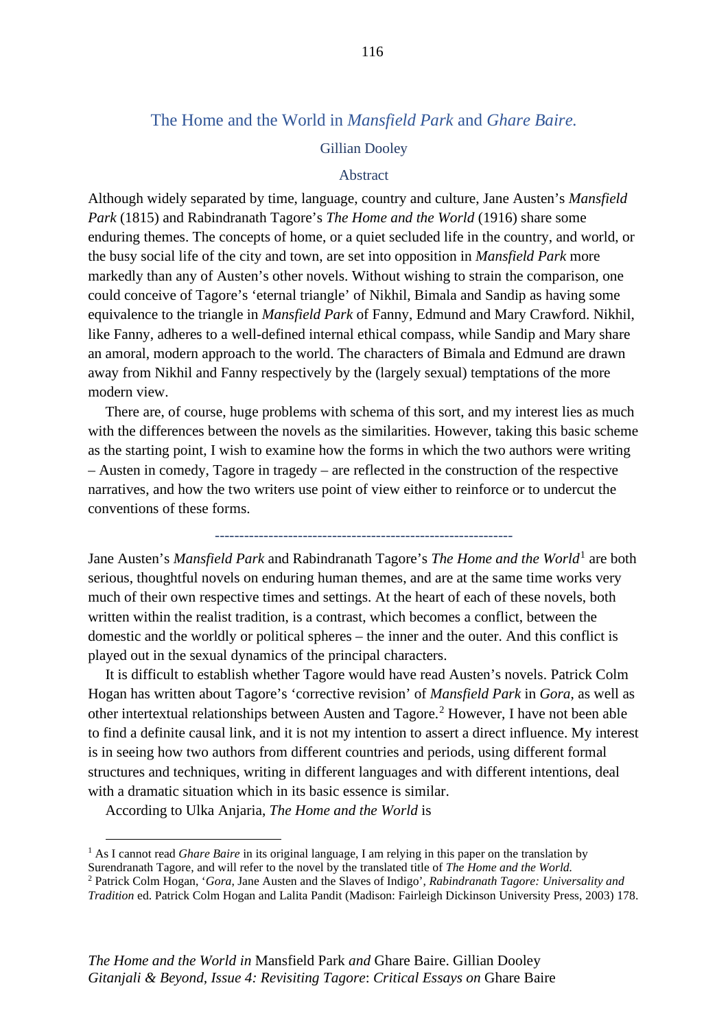# The Home and the World in *Mansfield Park* and *Ghare Baire.*

Gillian Dooley

## Abstract

Although widely separated by time, language, country and culture, Jane Austen's *Mansfield Park* (1815) and Rabindranath Tagore's *The Home and the World* (1916) share some enduring themes. The concepts of home, or a quiet secluded life in the country, and world, or the busy social life of the city and town, are set into opposition in *Mansfield Park* more markedly than any of Austen's other novels. Without wishing to strain the comparison, one could conceive of Tagore's 'eternal triangle' of Nikhil, Bimala and Sandip as having some equivalence to the triangle in *Mansfield Park* of Fanny, Edmund and Mary Crawford. Nikhil, like Fanny, adheres to a well-defined internal ethical compass, while Sandip and Mary share an amoral, modern approach to the world. The characters of Bimala and Edmund are drawn away from Nikhil and Fanny respectively by the (largely sexual) temptations of the more modern view.

There are, of course, huge problems with schema of this sort, and my interest lies as much with the differences between the novels as the similarities. However, taking this basic scheme as the starting point, I wish to examine how the forms in which the two authors were writing – Austen in comedy, Tagore in tragedy – are reflected in the construction of the respective narratives, and how the two writers use point of view either to reinforce or to undercut the conventions of these forms.

---

Jane Austen's *Mansfield Park* and Rabindranath Tagore's *The Home and the World*[1] are both serious, thoughtful novels on enduring human themes, and are at the same time works very much of their own respective times and settings. At the heart of each of these novels, both written within the realist tradition, is a contrast, which becomes a conflict, between the domestic and the worldly or political spheres – the inner and the outer. And this conflict is played out in the sexual dynamics of the principal characters.

It is difficult to establish whether Tagore would have read Austen's novels. Patrick Colm Hogan has written about Tagore's 'corrective revision' of *Mansfield Park* in *Gora*, as well as other intertextual relationships between Austen and Tagore.[2] However, I have not been able to find a definite causal link, and it is not my intention to assert a direct influence. My interest is in seeing how two authors from different countries and periods, using different formal structures and techniques, writing in different languages and with different intentions, deal with a dramatic situation which in its basic essence is similar.

According to Ulka Anjaria, *The Home and the World* is

---

[1] As I cannot read *Ghare Baire* in its original language, I am relying in this paper on the translation by Surendranath Tagore, and will refer to the novel by the translated title of *The Home and the World.*

[2] Patrick Colm Hogan, '*Gora*, Jane Austen and the Slaves of Indigo', *Rabindranath Tagore: Universality and Tradition* ed. Patrick Colm Hogan and Lalita Pandit (Madison: Fairleigh Dickinson University Press, 2003) 178.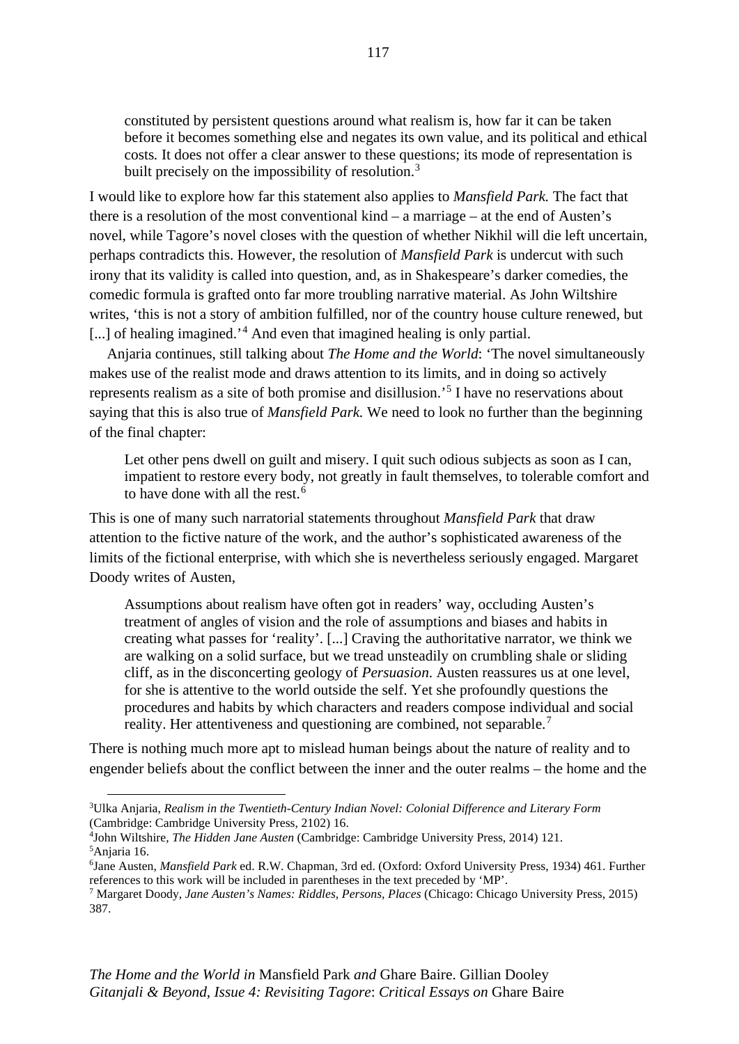> constituted by persistent questions around what realism is, how far it can be taken before it becomes something else and negates its own value, and its political and ethical costs. It does not offer a clear answer to these questions; its mode of representation is built precisely on the impossibility of resolution.[3]

I would like to explore how far this statement also applies to *Mansfield Park.* The fact that there is a resolution of the most conventional kind – a marriage – at the end of Austen's novel, while Tagore's novel closes with the question of whether Nikhil will die left uncertain, perhaps contradicts this. However, the resolution of *Mansfield Park* is undercut with such irony that its validity is called into question, and, as in Shakespeare's darker comedies, the comedic formula is grafted onto far more troubling narrative material. As John Wiltshire writes, 'this is not a story of ambition fulfilled, nor of the country house culture renewed, but [...] of healing imagined.'[4] And even that imagined healing is only partial.

Anjaria continues, still talking about *The Home and the World*: 'The novel simultaneously makes use of the realist mode and draws attention to its limits, and in doing so actively represents realism as a site of both promise and disillusion.'[5] I have no reservations about saying that this is also true of *Mansfield Park.* We need to look no further than the beginning of the final chapter:

> Let other pens dwell on guilt and misery. I quit such odious subjects as soon as I can, impatient to restore every body, not greatly in fault themselves, to tolerable comfort and to have done with all the rest.[6]

This is one of many such narratorial statements throughout *Mansfield Park* that draw attention to the fictive nature of the work, and the author's sophisticated awareness of the limits of the fictional enterprise, with which she is nevertheless seriously engaged. Margaret Doody writes of Austen,

> Assumptions about realism have often got in readers' way, occluding Austen's treatment of angles of vision and the role of assumptions and biases and habits in creating what passes for 'reality'. [...] Craving the authoritative narrator, we think we are walking on a solid surface, but we tread unsteadily on crumbling shale or sliding cliff, as in the disconcerting geology of *Persuasion*. Austen reassures us at one level, for she is attentive to the world outside the self. Yet she profoundly questions the procedures and habits by which characters and readers compose individual and social reality. Her attentiveness and questioning are combined, not separable.[7]

There is nothing much more apt to mislead human beings about the nature of reality and to engender beliefs about the conflict between the inner and the outer realms – the home and the

---

[3]Ulka Anjaria, *Realism in the Twentieth-Century Indian Novel: Colonial Difference and Literary Form* (Cambridge: Cambridge University Press, 2102) 16.

[4]John Wiltshire, *The Hidden Jane Austen* (Cambridge: Cambridge University Press, 2014) 121.

[5]Anjaria 16.

[6]Jane Austen, *Mansfield Park* ed. R.W. Chapman, 3rd ed. (Oxford: Oxford University Press, 1934) 461. Further references to this work will be included in parentheses in the text preceded by 'MP'.

[7] Margaret Doody, *Jane Austen's Names: Riddles, Persons, Places* (Chicago: Chicago University Press, 2015) 387.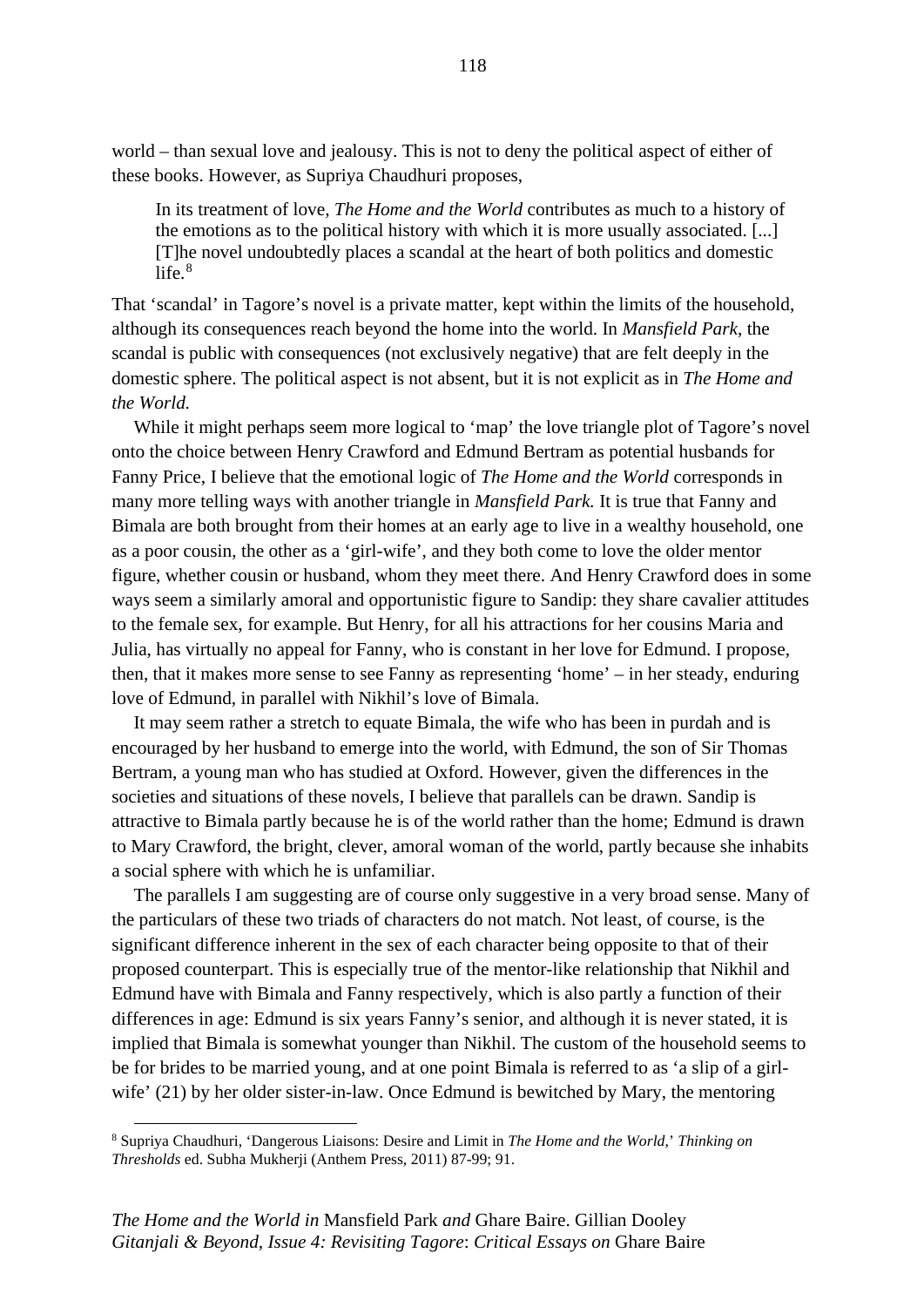world – than sexual love and jealousy. This is not to deny the political aspect of either of these books. However, as Supriya Chaudhuri proposes,

> In its treatment of love, *The Home and the World* contributes as much to a history of the emotions as to the political history with which it is more usually associated. [...] [T]he novel undoubtedly places a scandal at the heart of both politics and domestic life.[8]

That 'scandal' in Tagore's novel is a private matter, kept within the limits of the household, although its consequences reach beyond the home into the world. In *Mansfield Park*, the scandal is public with consequences (not exclusively negative) that are felt deeply in the domestic sphere. The political aspect is not absent, but it is not explicit as in *The Home and the World.*

While it might perhaps seem more logical to 'map' the love triangle plot of Tagore's novel onto the choice between Henry Crawford and Edmund Bertram as potential husbands for Fanny Price, I believe that the emotional logic of *The Home and the World* corresponds in many more telling ways with another triangle in *Mansfield Park.* It is true that Fanny and Bimala are both brought from their homes at an early age to live in a wealthy household, one as a poor cousin, the other as a 'girl-wife', and they both come to love the older mentor figure, whether cousin or husband, whom they meet there. And Henry Crawford does in some ways seem a similarly amoral and opportunistic figure to Sandip: they share cavalier attitudes to the female sex, for example. But Henry, for all his attractions for her cousins Maria and Julia, has virtually no appeal for Fanny, who is constant in her love for Edmund. I propose, then, that it makes more sense to see Fanny as representing 'home' – in her steady, enduring love of Edmund, in parallel with Nikhil's love of Bimala.

It may seem rather a stretch to equate Bimala, the wife who has been in purdah and is encouraged by her husband to emerge into the world, with Edmund, the son of Sir Thomas Bertram, a young man who has studied at Oxford. However, given the differences in the societies and situations of these novels, I believe that parallels can be drawn. Sandip is attractive to Bimala partly because he is of the world rather than the home; Edmund is drawn to Mary Crawford, the bright, clever, amoral woman of the world, partly because she inhabits a social sphere with which he is unfamiliar.

The parallels I am suggesting are of course only suggestive in a very broad sense. Many of the particulars of these two triads of characters do not match. Not least, of course, is the significant difference inherent in the sex of each character being opposite to that of their proposed counterpart. This is especially true of the mentor-like relationship that Nikhil and Edmund have with Bimala and Fanny respectively, which is also partly a function of their differences in age: Edmund is six years Fanny's senior, and although it is never stated, it is implied that Bimala is somewhat younger than Nikhil. The custom of the household seems to be for brides to be married young, and at one point Bimala is referred to as 'a slip of a girl-wife' (21) by her older sister-in-law. Once Edmund is bewitched by Mary, the mentoring

---

[8] Supriya Chaudhuri, 'Dangerous Liaisons: Desire and Limit in *The Home and the World*,' *Thinking on Thresholds* ed. Subha Mukherji (Anthem Press, 2011) 87-99; 91.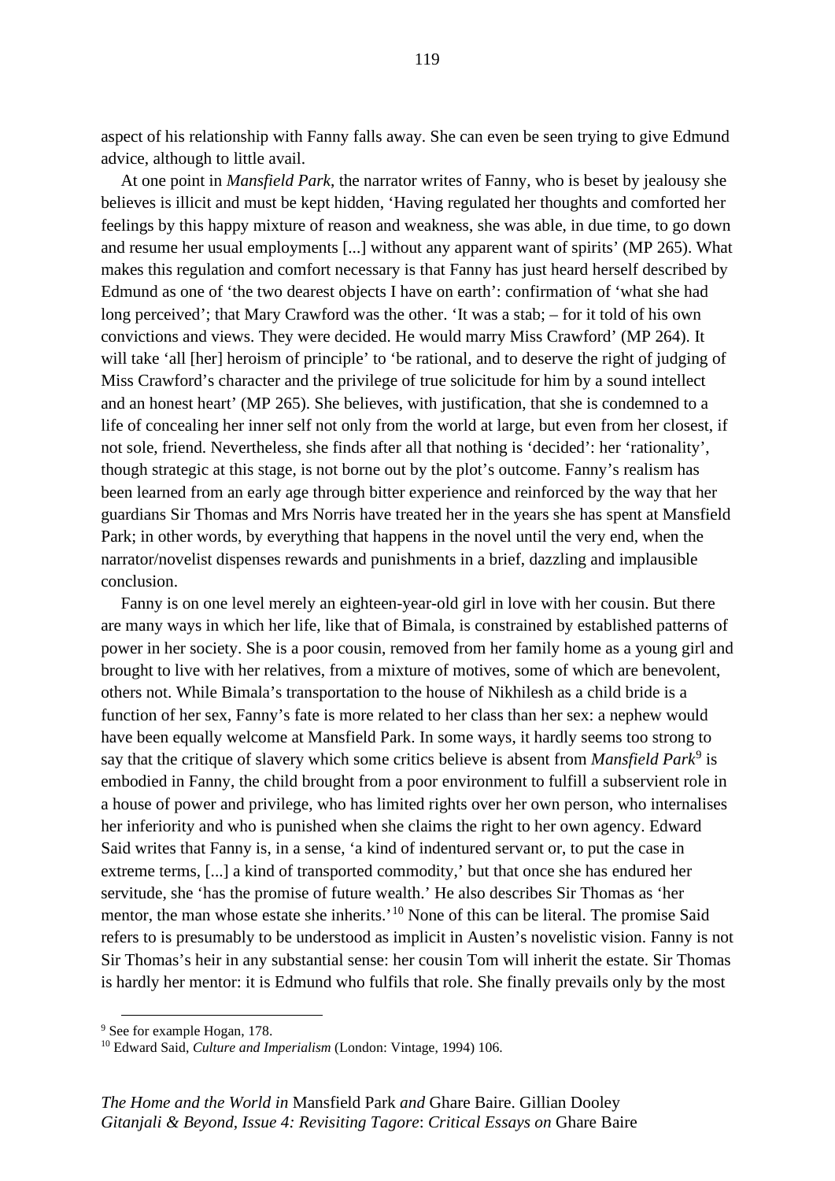aspect of his relationship with Fanny falls away. She can even be seen trying to give Edmund advice, although to little avail.

At one point in *Mansfield Park*, the narrator writes of Fanny, who is beset by jealousy she believes is illicit and must be kept hidden, 'Having regulated her thoughts and comforted her feelings by this happy mixture of reason and weakness, she was able, in due time, to go down and resume her usual employments [...] without any apparent want of spirits' (MP 265). What makes this regulation and comfort necessary is that Fanny has just heard herself described by Edmund as one of 'the two dearest objects I have on earth': confirmation of 'what she had long perceived'; that Mary Crawford was the other. 'It was a stab; – for it told of his own convictions and views. They were decided. He would marry Miss Crawford' (MP 264). It will take 'all [her] heroism of principle' to 'be rational, and to deserve the right of judging of Miss Crawford's character and the privilege of true solicitude for him by a sound intellect and an honest heart' (MP 265). She believes, with justification, that she is condemned to a life of concealing her inner self not only from the world at large, but even from her closest, if not sole, friend. Nevertheless, she finds after all that nothing is 'decided': her 'rationality', though strategic at this stage, is not borne out by the plot's outcome. Fanny's realism has been learned from an early age through bitter experience and reinforced by the way that her guardians Sir Thomas and Mrs Norris have treated her in the years she has spent at Mansfield Park; in other words, by everything that happens in the novel until the very end, when the narrator/novelist dispenses rewards and punishments in a brief, dazzling and implausible conclusion.

Fanny is on one level merely an eighteen-year-old girl in love with her cousin. But there are many ways in which her life, like that of Bimala, is constrained by established patterns of power in her society. She is a poor cousin, removed from her family home as a young girl and brought to live with her relatives, from a mixture of motives, some of which are benevolent, others not. While Bimala's transportation to the house of Nikhilesh as a child bride is a function of her sex, Fanny's fate is more related to her class than her sex: a nephew would have been equally welcome at Mansfield Park. In some ways, it hardly seems too strong to say that the critique of slavery which some critics believe is absent from *Mansfield Park*[9] is embodied in Fanny, the child brought from a poor environment to fulfill a subservient role in a house of power and privilege, who has limited rights over her own person, who internalises her inferiority and who is punished when she claims the right to her own agency. Edward Said writes that Fanny is, in a sense, 'a kind of indentured servant or, to put the case in extreme terms, [...] a kind of transported commodity,' but that once she has endured her servitude, she 'has the promise of future wealth.' He also describes Sir Thomas as 'her mentor, the man whose estate she inherits.'[10] None of this can be literal. The promise Said refers to is presumably to be understood as implicit in Austen's novelistic vision. Fanny is not Sir Thomas's heir in any substantial sense: her cousin Tom will inherit the estate. Sir Thomas is hardly her mentor: it is Edmund who fulfils that role. She finally prevails only by the most

[9] See for example Hogan, 178.

[10] Edward Said, *Culture and Imperialism* (London: Vintage, 1994) 106.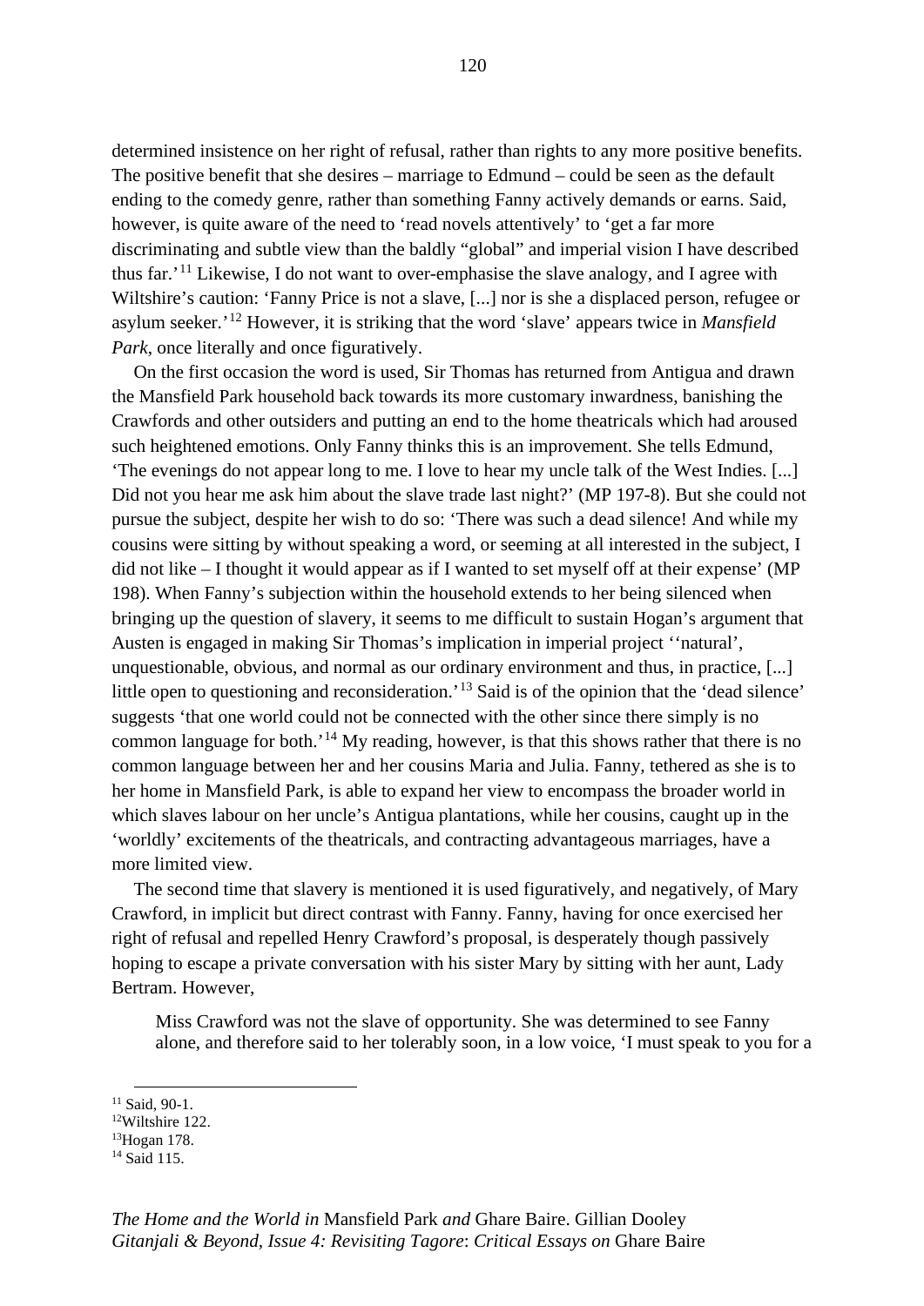determined insistence on her right of refusal, rather than rights to any more positive benefits. The positive benefit that she desires – marriage to Edmund – could be seen as the default ending to the comedy genre, rather than something Fanny actively demands or earns. Said, however, is quite aware of the need to 'read novels attentively' to 'get a far more discriminating and subtle view than the baldly "global" and imperial vision I have described thus far.'[11] Likewise, I do not want to over-emphasise the slave analogy, and I agree with Wiltshire's caution: 'Fanny Price is not a slave, [...] nor is she a displaced person, refugee or asylum seeker.'[12] However, it is striking that the word 'slave' appears twice in *Mansfield Park*, once literally and once figuratively.

On the first occasion the word is used, Sir Thomas has returned from Antigua and drawn the Mansfield Park household back towards its more customary inwardness, banishing the Crawfords and other outsiders and putting an end to the home theatricals which had aroused such heightened emotions. Only Fanny thinks this is an improvement. She tells Edmund, 'The evenings do not appear long to me. I love to hear my uncle talk of the West Indies. [...] Did not you hear me ask him about the slave trade last night?' (MP 197-8). But she could not pursue the subject, despite her wish to do so: 'There was such a dead silence! And while my cousins were sitting by without speaking a word, or seeming at all interested in the subject, I did not like – I thought it would appear as if I wanted to set myself off at their expense' (MP 198). When Fanny's subjection within the household extends to her being silenced when bringing up the question of slavery, it seems to me difficult to sustain Hogan's argument that Austen is engaged in making Sir Thomas's implication in imperial project ''natural', unquestionable, obvious, and normal as our ordinary environment and thus, in practice, [...] little open to questioning and reconsideration.'[13] Said is of the opinion that the 'dead silence' suggests 'that one world could not be connected with the other since there simply is no common language for both.'[14] My reading, however, is that this shows rather that there is no common language between her and her cousins Maria and Julia. Fanny, tethered as she is to her home in Mansfield Park, is able to expand her view to encompass the broader world in which slaves labour on her uncle's Antigua plantations, while her cousins, caught up in the 'worldly' excitements of the theatricals, and contracting advantageous marriages, have a more limited view.

The second time that slavery is mentioned it is used figuratively, and negatively, of Mary Crawford, in implicit but direct contrast with Fanny. Fanny, having for once exercised her right of refusal and repelled Henry Crawford's proposal, is desperately though passively hoping to escape a private conversation with his sister Mary by sitting with her aunt, Lady Bertram. However,

> Miss Crawford was not the slave of opportunity. She was determined to see Fanny alone, and therefore said to her tolerably soon, in a low voice, 'I must speak to you for a

[11] Said, 90-1.
[12] Wiltshire 122.
[13] Hogan 178.
[14] Said 115.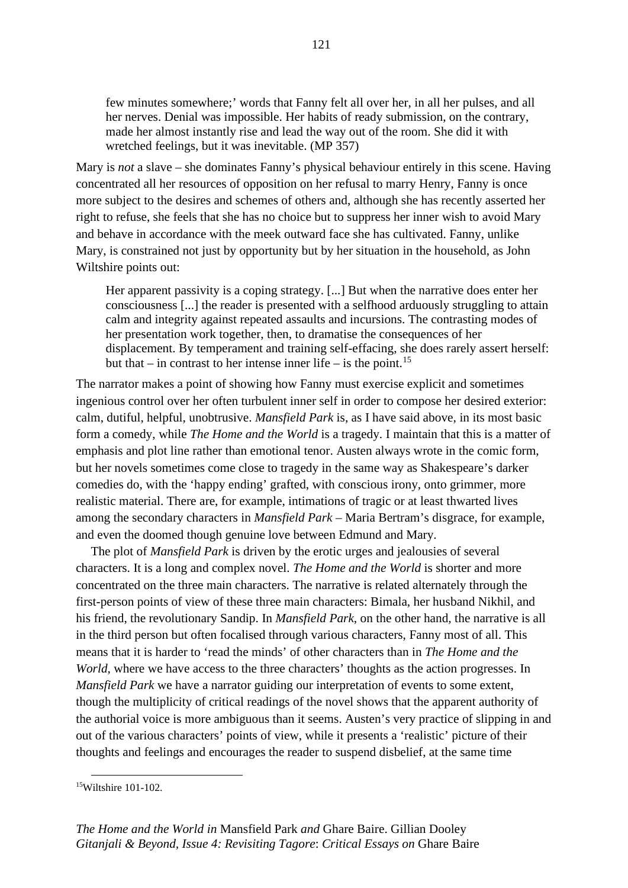> few minutes somewhere;' words that Fanny felt all over her, in all her pulses, and all her nerves. Denial was impossible. Her habits of ready submission, on the contrary, made her almost instantly rise and lead the way out of the room. She did it with wretched feelings, but it was inevitable. (MP 357)

Mary is *not* a slave – she dominates Fanny's physical behaviour entirely in this scene. Having concentrated all her resources of opposition on her refusal to marry Henry, Fanny is once more subject to the desires and schemes of others and, although she has recently asserted her right to refuse, she feels that she has no choice but to suppress her inner wish to avoid Mary and behave in accordance with the meek outward face she has cultivated. Fanny, unlike Mary, is constrained not just by opportunity but by her situation in the household, as John Wiltshire points out:

> Her apparent passivity is a coping strategy. [...] But when the narrative does enter her consciousness [...] the reader is presented with a selfhood arduously struggling to attain calm and integrity against repeated assaults and incursions. The contrasting modes of her presentation work together, then, to dramatise the consequences of her displacement. By temperament and training self-effacing, she does rarely assert herself: but that – in contrast to her intense inner life – is the point.[15]

The narrator makes a point of showing how Fanny must exercise explicit and sometimes ingenious control over her often turbulent inner self in order to compose her desired exterior: calm, dutiful, helpful, unobtrusive. *Mansfield Park* is, as I have said above, in its most basic form a comedy, while *The Home and the World* is a tragedy. I maintain that this is a matter of emphasis and plot line rather than emotional tenor. Austen always wrote in the comic form, but her novels sometimes come close to tragedy in the same way as Shakespeare's darker comedies do, with the 'happy ending' grafted, with conscious irony, onto grimmer, more realistic material. There are, for example, intimations of tragic or at least thwarted lives among the secondary characters in *Mansfield Park* – Maria Bertram's disgrace, for example, and even the doomed though genuine love between Edmund and Mary.

The plot of *Mansfield Park* is driven by the erotic urges and jealousies of several characters. It is a long and complex novel. *The Home and the World* is shorter and more concentrated on the three main characters. The narrative is related alternately through the first-person points of view of these three main characters: Bimala, her husband Nikhil, and his friend, the revolutionary Sandip. In *Mansfield Park*, on the other hand, the narrative is all in the third person but often focalised through various characters, Fanny most of all. This means that it is harder to 'read the minds' of other characters than in *The Home and the World*, where we have access to the three characters' thoughts as the action progresses. In *Mansfield Park* we have a narrator guiding our interpretation of events to some extent, though the multiplicity of critical readings of the novel shows that the apparent authority of the authorial voice is more ambiguous than it seems. Austen's very practice of slipping in and out of the various characters' points of view, while it presents a 'realistic' picture of their thoughts and feelings and encourages the reader to suspend disbelief, at the same time

[15] Wiltshire 101-102.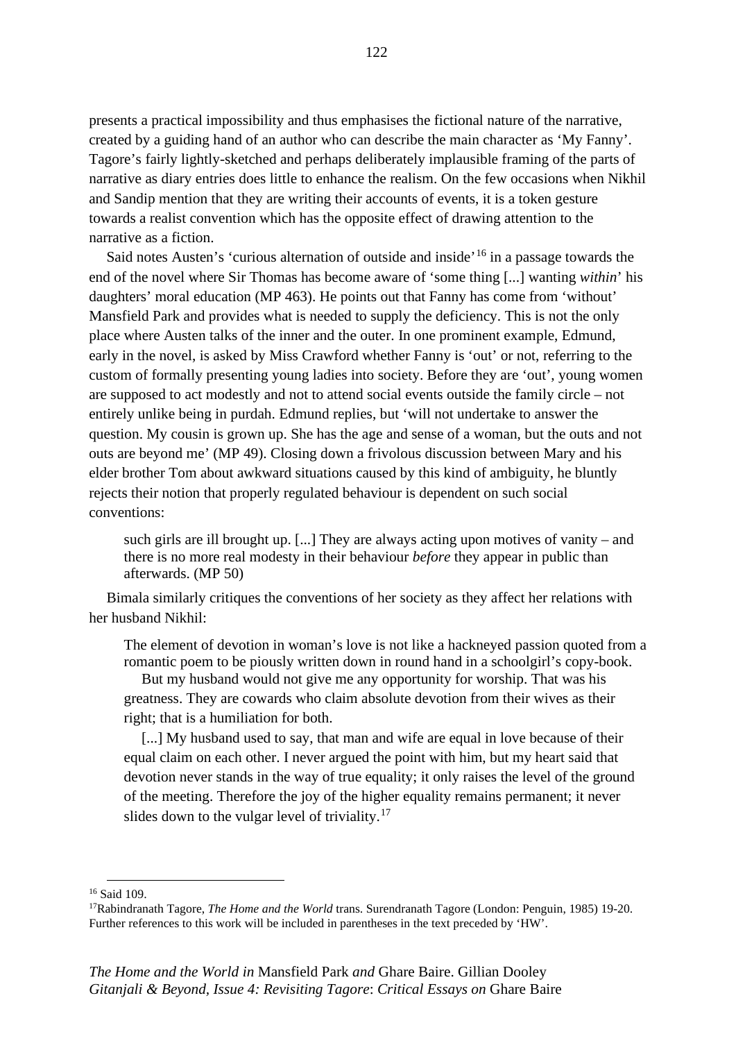presents a practical impossibility and thus emphasises the fictional nature of the narrative, created by a guiding hand of an author who can describe the main character as 'My Fanny'. Tagore's fairly lightly-sketched and perhaps deliberately implausible framing of the parts of narrative as diary entries does little to enhance the realism. On the few occasions when Nikhil and Sandip mention that they are writing their accounts of events, it is a token gesture towards a realist convention which has the opposite effect of drawing attention to the narrative as a fiction.

Said notes Austen's 'curious alternation of outside and inside'[16] in a passage towards the end of the novel where Sir Thomas has become aware of 'some thing [...] wanting *within*' his daughters' moral education (MP 463). He points out that Fanny has come from 'without' Mansfield Park and provides what is needed to supply the deficiency. This is not the only place where Austen talks of the inner and the outer. In one prominent example, Edmund, early in the novel, is asked by Miss Crawford whether Fanny is 'out' or not, referring to the custom of formally presenting young ladies into society. Before they are 'out', young women are supposed to act modestly and not to attend social events outside the family circle – not entirely unlike being in purdah. Edmund replies, but 'will not undertake to answer the question. My cousin is grown up. She has the age and sense of a woman, but the outs and not outs are beyond me' (MP 49). Closing down a frivolous discussion between Mary and his elder brother Tom about awkward situations caused by this kind of ambiguity, he bluntly rejects their notion that properly regulated behaviour is dependent on such social conventions:

> such girls are ill brought up. [...] They are always acting upon motives of vanity – and there is no more real modesty in their behaviour *before* they appear in public than afterwards. (MP 50)

Bimala similarly critiques the conventions of her society as they affect her relations with her husband Nikhil:

> The element of devotion in woman's love is not like a hackneyed passion quoted from a romantic poem to be piously written down in round hand in a schoolgirl's copy-book.
>
> But my husband would not give me any opportunity for worship. That was his greatness. They are cowards who claim absolute devotion from their wives as their right; that is a humiliation for both.
>
> [...] My husband used to say, that man and wife are equal in love because of their equal claim on each other. I never argued the point with him, but my heart said that devotion never stands in the way of true equality; it only raises the level of the ground of the meeting. Therefore the joy of the higher equality remains permanent; it never slides down to the vulgar level of triviality.[17]

---

[16] Said 109.

[17] Rabindranath Tagore, *The Home and the World* trans. Surendranath Tagore (London: Penguin, 1985) 19-20. Further references to this work will be included in parentheses in the text preceded by 'HW'.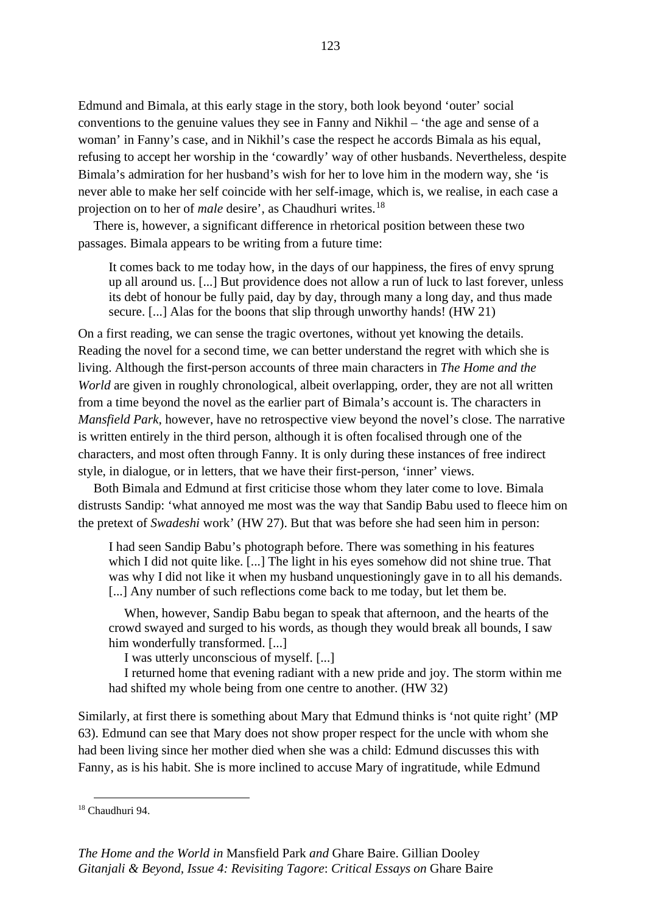Edmund and Bimala, at this early stage in the story, both look beyond 'outer' social conventions to the genuine values they see in Fanny and Nikhil – 'the age and sense of a woman' in Fanny's case, and in Nikhil's case the respect he accords Bimala as his equal, refusing to accept her worship in the 'cowardly' way of other husbands. Nevertheless, despite Bimala's admiration for her husband's wish for her to love him in the modern way, she 'is never able to make her self coincide with her self-image, which is, we realise, in each case a projection on to her of *male* desire', as Chaudhuri writes.[18]

There is, however, a significant difference in rhetorical position between these two passages. Bimala appears to be writing from a future time:

> It comes back to me today how, in the days of our happiness, the fires of envy sprung up all around us. [...] But providence does not allow a run of luck to last forever, unless its debt of honour be fully paid, day by day, through many a long day, and thus made secure. [...] Alas for the boons that slip through unworthy hands! (HW 21)

On a first reading, we can sense the tragic overtones, without yet knowing the details. Reading the novel for a second time, we can better understand the regret with which she is living. Although the first-person accounts of three main characters in *The Home and the World* are given in roughly chronological, albeit overlapping, order, they are not all written from a time beyond the novel as the earlier part of Bimala's account is. The characters in *Mansfield Park*, however, have no retrospective view beyond the novel's close. The narrative is written entirely in the third person, although it is often focalised through one of the characters, and most often through Fanny. It is only during these instances of free indirect style, in dialogue, or in letters, that we have their first-person, 'inner' views.

Both Bimala and Edmund at first criticise those whom they later come to love. Bimala distrusts Sandip: 'what annoyed me most was the way that Sandip Babu used to fleece him on the pretext of *Swadeshi* work' (HW 27). But that was before she had seen him in person:

> I had seen Sandip Babu's photograph before. There was something in his features which I did not quite like. [...] The light in his eyes somehow did not shine true. That was why I did not like it when my husband unquestioningly gave in to all his demands. [...] Any number of such reflections come back to me today, but let them be.
>
> When, however, Sandip Babu began to speak that afternoon, and the hearts of the crowd swayed and surged to his words, as though they would break all bounds, I saw him wonderfully transformed. [...]
>
> I was utterly unconscious of myself. [...]
>
> I returned home that evening radiant with a new pride and joy. The storm within me had shifted my whole being from one centre to another. (HW 32)

Similarly, at first there is something about Mary that Edmund thinks is 'not quite right' (MP 63). Edmund can see that Mary does not show proper respect for the uncle with whom she had been living since her mother died when she was a child: Edmund discusses this with Fanny, as is his habit. She is more inclined to accuse Mary of ingratitude, while Edmund

[18] Chaudhuri 94.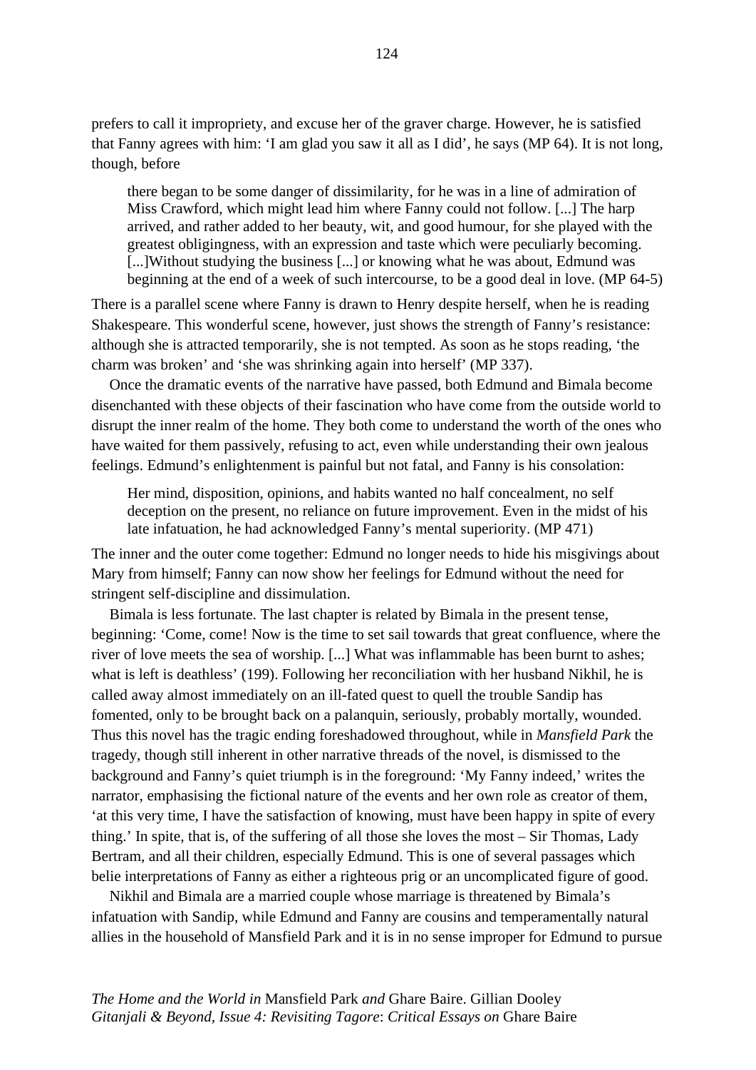prefers to call it impropriety, and excuse her of the graver charge. However, he is satisfied that Fanny agrees with him: 'I am glad you saw it all as I did', he says (MP 64). It is not long, though, before

> there began to be some danger of dissimilarity, for he was in a line of admiration of Miss Crawford, which might lead him where Fanny could not follow. [...] The harp arrived, and rather added to her beauty, wit, and good humour, for she played with the greatest obligingness, with an expression and taste which were peculiarly becoming. [...]Without studying the business [...] or knowing what he was about, Edmund was beginning at the end of a week of such intercourse, to be a good deal in love. (MP 64-5)

There is a parallel scene where Fanny is drawn to Henry despite herself, when he is reading Shakespeare. This wonderful scene, however, just shows the strength of Fanny's resistance: although she is attracted temporarily, she is not tempted. As soon as he stops reading, 'the charm was broken' and 'she was shrinking again into herself' (MP 337).

Once the dramatic events of the narrative have passed, both Edmund and Bimala become disenchanted with these objects of their fascination who have come from the outside world to disrupt the inner realm of the home. They both come to understand the worth of the ones who have waited for them passively, refusing to act, even while understanding their own jealous feelings. Edmund's enlightenment is painful but not fatal, and Fanny is his consolation:

> Her mind, disposition, opinions, and habits wanted no half concealment, no self deception on the present, no reliance on future improvement. Even in the midst of his late infatuation, he had acknowledged Fanny's mental superiority. (MP 471)

The inner and the outer come together: Edmund no longer needs to hide his misgivings about Mary from himself; Fanny can now show her feelings for Edmund without the need for stringent self-discipline and dissimulation.

Bimala is less fortunate. The last chapter is related by Bimala in the present tense, beginning: 'Come, come! Now is the time to set sail towards that great confluence, where the river of love meets the sea of worship. [...] What was inflammable has been burnt to ashes; what is left is deathless' (199). Following her reconciliation with her husband Nikhil, he is called away almost immediately on an ill-fated quest to quell the trouble Sandip has fomented, only to be brought back on a palanquin, seriously, probably mortally, wounded. Thus this novel has the tragic ending foreshadowed throughout, while in *Mansfield Park* the tragedy, though still inherent in other narrative threads of the novel, is dismissed to the background and Fanny's quiet triumph is in the foreground: 'My Fanny indeed,' writes the narrator, emphasising the fictional nature of the events and her own role as creator of them, 'at this very time, I have the satisfaction of knowing, must have been happy in spite of every thing.' In spite, that is, of the suffering of all those she loves the most – Sir Thomas, Lady Bertram, and all their children, especially Edmund. This is one of several passages which belie interpretations of Fanny as either a righteous prig or an uncomplicated figure of good.

Nikhil and Bimala are a married couple whose marriage is threatened by Bimala's infatuation with Sandip, while Edmund and Fanny are cousins and temperamentally natural allies in the household of Mansfield Park and it is in no sense improper for Edmund to pursue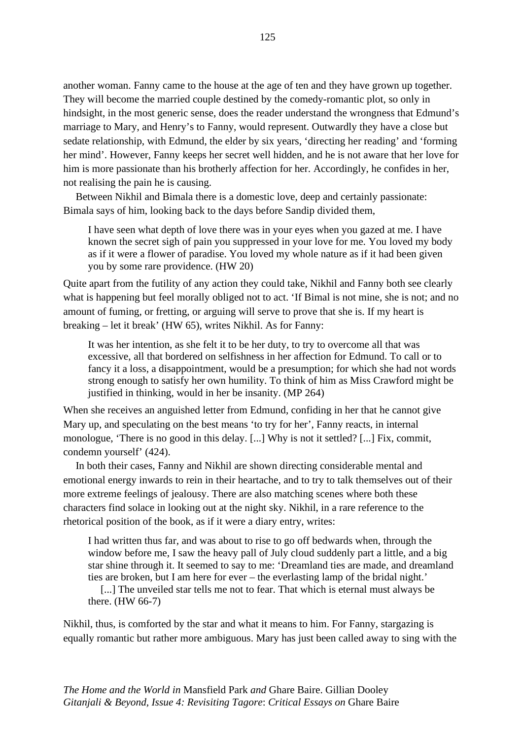another woman. Fanny came to the house at the age of ten and they have grown up together. They will become the married couple destined by the comedy-romantic plot, so only in hindsight, in the most generic sense, does the reader understand the wrongness that Edmund's marriage to Mary, and Henry's to Fanny, would represent. Outwardly they have a close but sedate relationship, with Edmund, the elder by six years, 'directing her reading' and 'forming her mind'. However, Fanny keeps her secret well hidden, and he is not aware that her love for him is more passionate than his brotherly affection for her. Accordingly, he confides in her, not realising the pain he is causing.

Between Nikhil and Bimala there is a domestic love, deep and certainly passionate: Bimala says of him, looking back to the days before Sandip divided them,

> I have seen what depth of love there was in your eyes when you gazed at me. I have known the secret sigh of pain you suppressed in your love for me. You loved my body as if it were a flower of paradise. You loved my whole nature as if it had been given you by some rare providence. (HW 20)

Quite apart from the futility of any action they could take, Nikhil and Fanny both see clearly what is happening but feel morally obliged not to act. 'If Bimal is not mine, she is not; and no amount of fuming, or fretting, or arguing will serve to prove that she is. If my heart is breaking – let it break' (HW 65), writes Nikhil. As for Fanny:

> It was her intention, as she felt it to be her duty, to try to overcome all that was excessive, all that bordered on selfishness in her affection for Edmund. To call or to fancy it a loss, a disappointment, would be a presumption; for which she had not words strong enough to satisfy her own humility. To think of him as Miss Crawford might be justified in thinking, would in her be insanity. (MP 264)

When she receives an anguished letter from Edmund, confiding in her that he cannot give Mary up, and speculating on the best means 'to try for her', Fanny reacts, in internal monologue, 'There is no good in this delay. [...] Why is not it settled? [...] Fix, commit, condemn yourself' (424).

In both their cases, Fanny and Nikhil are shown directing considerable mental and emotional energy inwards to rein in their heartache, and to try to talk themselves out of their more extreme feelings of jealousy. There are also matching scenes where both these characters find solace in looking out at the night sky. Nikhil, in a rare reference to the rhetorical position of the book, as if it were a diary entry, writes:

> I had written thus far, and was about to rise to go off bedwards when, through the window before me, I saw the heavy pall of July cloud suddenly part a little, and a big star shine through it. It seemed to say to me: 'Dreamland ties are made, and dreamland ties are broken, but I am here for ever – the everlasting lamp of the bridal night.'
>
> [...] The unveiled star tells me not to fear. That which is eternal must always be there. (HW 66-7)

Nikhil, thus, is comforted by the star and what it means to him. For Fanny, stargazing is equally romantic but rather more ambiguous. Mary has just been called away to sing with the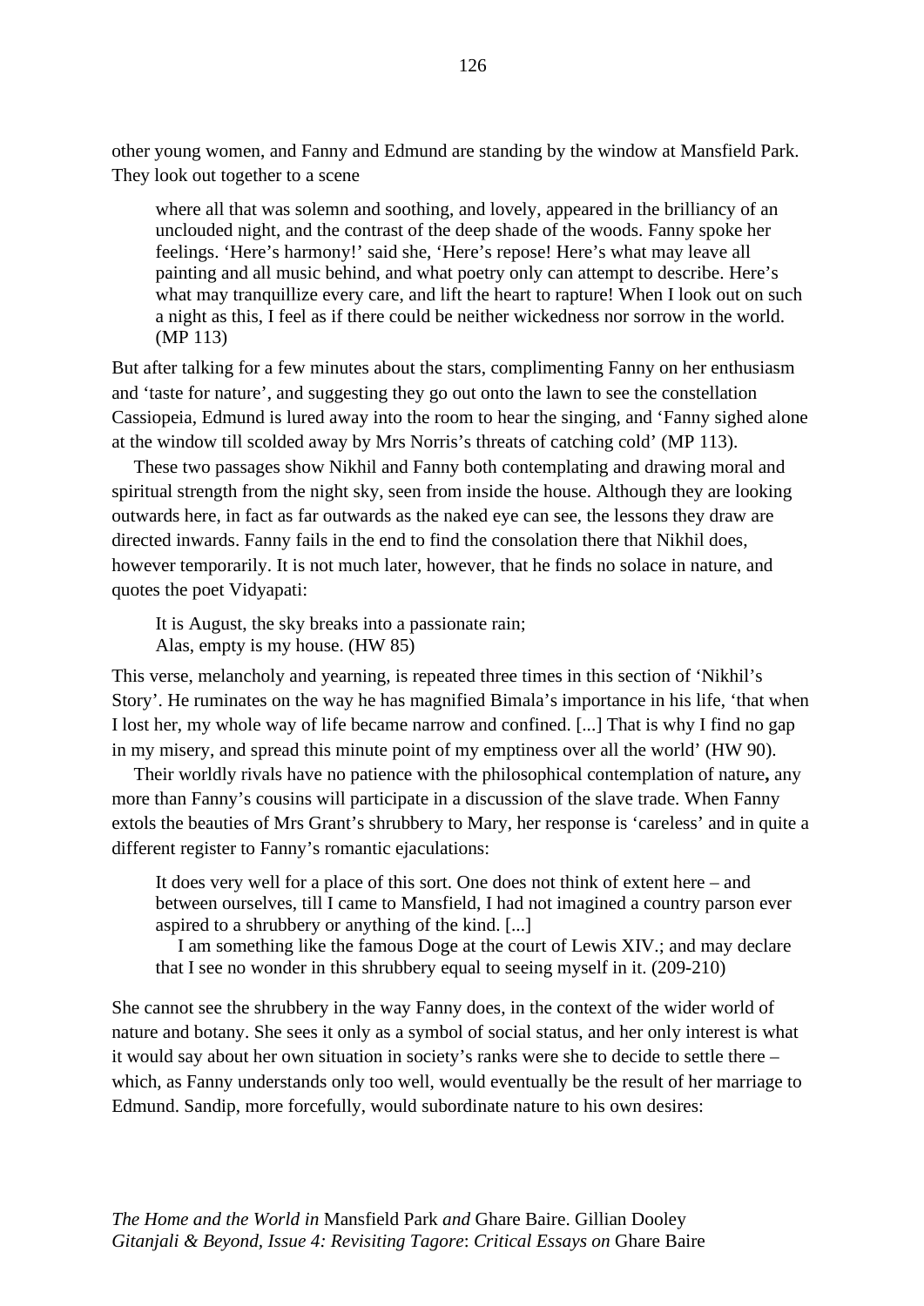other young women, and Fanny and Edmund are standing by the window at Mansfield Park. They look out together to a scene

> where all that was solemn and soothing, and lovely, appeared in the brilliancy of an unclouded night, and the contrast of the deep shade of the woods. Fanny spoke her feelings. 'Here's harmony!' said she, 'Here's repose! Here's what may leave all painting and all music behind, and what poetry only can attempt to describe. Here's what may tranquillize every care, and lift the heart to rapture! When I look out on such a night as this, I feel as if there could be neither wickedness nor sorrow in the world. (MP 113)

But after talking for a few minutes about the stars, complimenting Fanny on her enthusiasm and 'taste for nature', and suggesting they go out onto the lawn to see the constellation Cassiopeia, Edmund is lured away into the room to hear the singing, and 'Fanny sighed alone at the window till scolded away by Mrs Norris's threats of catching cold' (MP 113).

These two passages show Nikhil and Fanny both contemplating and drawing moral and spiritual strength from the night sky, seen from inside the house. Although they are looking outwards here, in fact as far outwards as the naked eye can see, the lessons they draw are directed inwards. Fanny fails in the end to find the consolation there that Nikhil does, however temporarily. It is not much later, however, that he finds no solace in nature, and quotes the poet Vidyapati:

> It is August, the sky breaks into a passionate rain;
> Alas, empty is my house. (HW 85)

This verse, melancholy and yearning, is repeated three times in this section of 'Nikhil's Story'. He ruminates on the way he has magnified Bimala's importance in his life, 'that when I lost her, my whole way of life became narrow and confined. [...] That is why I find no gap in my misery, and spread this minute point of my emptiness over all the world' (HW 90).

Their worldly rivals have no patience with the philosophical contemplation of nature**,** any more than Fanny's cousins will participate in a discussion of the slave trade. When Fanny extols the beauties of Mrs Grant's shrubbery to Mary, her response is 'careless' and in quite a different register to Fanny's romantic ejaculations:

> It does very well for a place of this sort. One does not think of extent here – and between ourselves, till I came to Mansfield, I had not imagined a country parson ever aspired to a shrubbery or anything of the kind. [...]
>
> I am something like the famous Doge at the court of Lewis XIV.; and may declare that I see no wonder in this shrubbery equal to seeing myself in it. (209-210)

She cannot see the shrubbery in the way Fanny does, in the context of the wider world of nature and botany. She sees it only as a symbol of social status, and her only interest is what it would say about her own situation in society's ranks were she to decide to settle there – which, as Fanny understands only too well, would eventually be the result of her marriage to Edmund. Sandip, more forcefully, would subordinate nature to his own desires: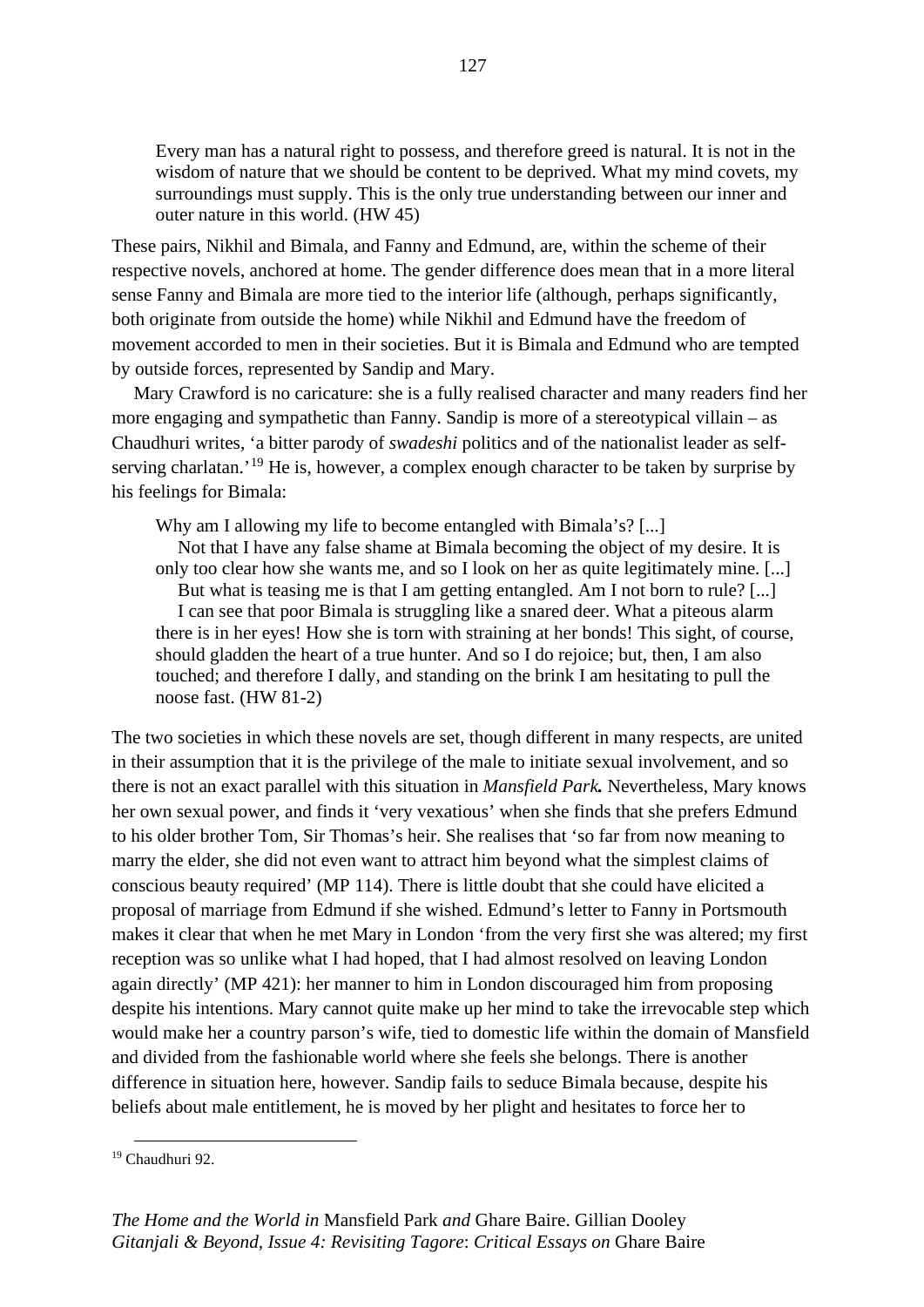> Every man has a natural right to possess, and therefore greed is natural. It is not in the wisdom of nature that we should be content to be deprived. What my mind covets, my surroundings must supply. This is the only true understanding between our inner and outer nature in this world. (HW 45)

These pairs, Nikhil and Bimala, and Fanny and Edmund, are, within the scheme of their respective novels, anchored at home. The gender difference does mean that in a more literal sense Fanny and Bimala are more tied to the interior life (although, perhaps significantly, both originate from outside the home) while Nikhil and Edmund have the freedom of movement accorded to men in their societies. But it is Bimala and Edmund who are tempted by outside forces, represented by Sandip and Mary.

Mary Crawford is no caricature: she is a fully realised character and many readers find her more engaging and sympathetic than Fanny. Sandip is more of a stereotypical villain – as Chaudhuri writes, 'a bitter parody of *swadeshi* politics and of the nationalist leader as self-serving charlatan.'[19] He is, however, a complex enough character to be taken by surprise by his feelings for Bimala:

> Why am I allowing my life to become entangled with Bimala's? [...]
>
> Not that I have any false shame at Bimala becoming the object of my desire. It is only too clear how she wants me, and so I look on her as quite legitimately mine. [...]
>
> But what is teasing me is that I am getting entangled. Am I not born to rule? [...]
>
> I can see that poor Bimala is struggling like a snared deer. What a piteous alarm there is in her eyes! How she is torn with straining at her bonds! This sight, of course, should gladden the heart of a true hunter. And so I do rejoice; but, then, I am also touched; and therefore I dally, and standing on the brink I am hesitating to pull the noose fast. (HW 81-2)

The two societies in which these novels are set, though different in many respects, are united in their assumption that it is the privilege of the male to initiate sexual involvement, and so there is not an exact parallel with this situation in ***Mansfield Park.*** Nevertheless, Mary knows her own sexual power, and finds it 'very vexatious' when she finds that she prefers Edmund to his older brother Tom, Sir Thomas's heir. She realises that 'so far from now meaning to marry the elder, she did not even want to attract him beyond what the simplest claims of conscious beauty required' (MP 114). There is little doubt that she could have elicited a proposal of marriage from Edmund if she wished. Edmund's letter to Fanny in Portsmouth makes it clear that when he met Mary in London 'from the very first she was altered; my first reception was so unlike what I had hoped, that I had almost resolved on leaving London again directly' (MP 421): her manner to him in London discouraged him from proposing despite his intentions. Mary cannot quite make up her mind to take the irrevocable step which would make her a country parson's wife, tied to domestic life within the domain of Mansfield and divided from the fashionable world where she feels she belongs. There is another difference in situation here, however. Sandip fails to seduce Bimala because, despite his beliefs about male entitlement, he is moved by her plight and hesitates to force her to

[19] Chaudhuri 92.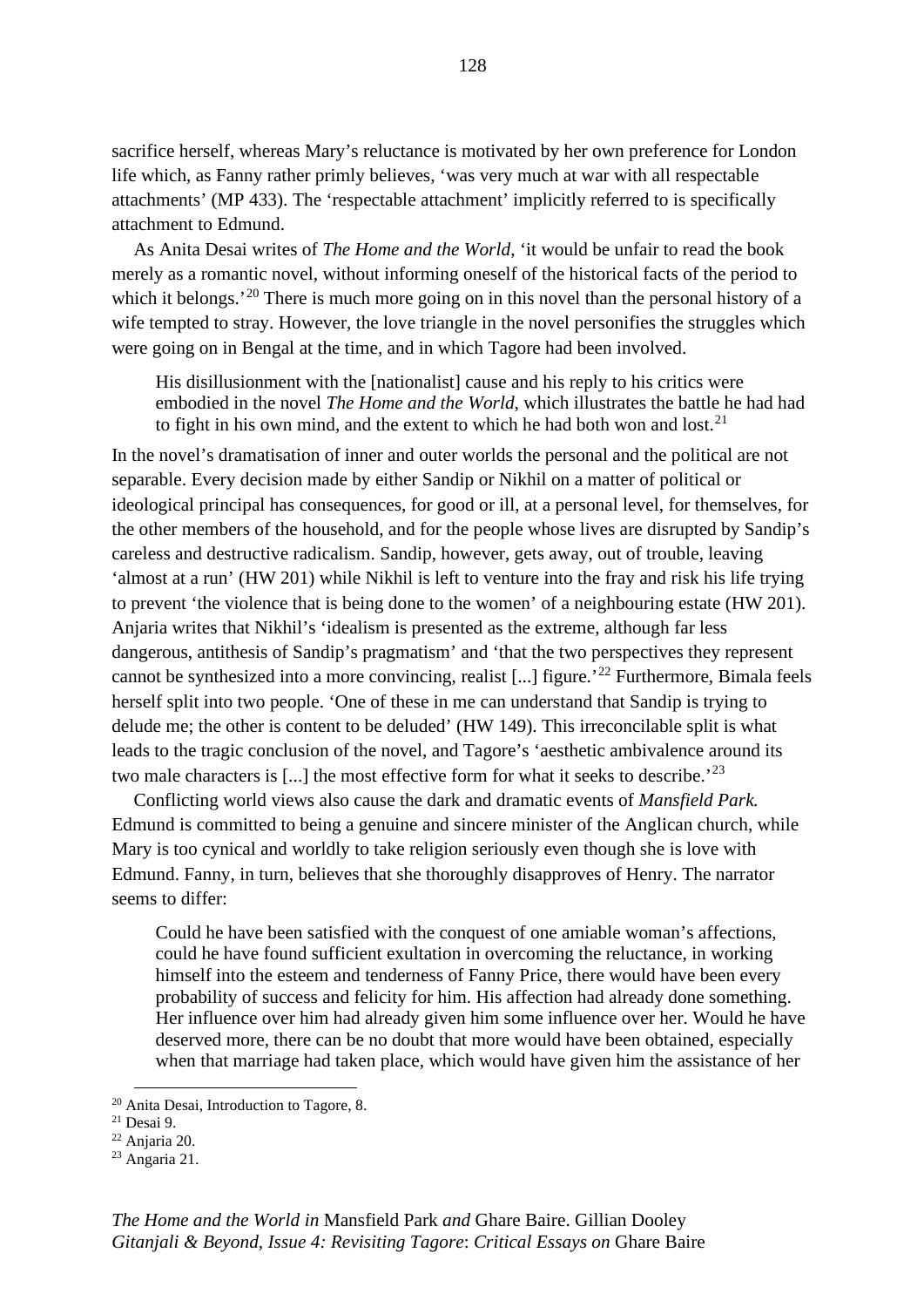sacrifice herself, whereas Mary's reluctance is motivated by her own preference for London life which, as Fanny rather primly believes, 'was very much at war with all respectable attachments' (MP 433). The 'respectable attachment' implicitly referred to is specifically attachment to Edmund.

As Anita Desai writes of *The Home and the World*, 'it would be unfair to read the book merely as a romantic novel, without informing oneself of the historical facts of the period to which it belongs.'[20] There is much more going on in this novel than the personal history of a wife tempted to stray. However, the love triangle in the novel personifies the struggles which were going on in Bengal at the time, and in which Tagore had been involved.

> His disillusionment with the [nationalist] cause and his reply to his critics were embodied in the novel *The Home and the World*, which illustrates the battle he had had to fight in his own mind, and the extent to which he had both won and lost.[21]

In the novel's dramatisation of inner and outer worlds the personal and the political are not separable. Every decision made by either Sandip or Nikhil on a matter of political or ideological principal has consequences, for good or ill, at a personal level, for themselves, for the other members of the household, and for the people whose lives are disrupted by Sandip's careless and destructive radicalism. Sandip, however, gets away, out of trouble, leaving 'almost at a run' (HW 201) while Nikhil is left to venture into the fray and risk his life trying to prevent 'the violence that is being done to the women' of a neighbouring estate (HW 201). Anjaria writes that Nikhil's 'idealism is presented as the extreme, although far less dangerous, antithesis of Sandip's pragmatism' and 'that the two perspectives they represent cannot be synthesized into a more convincing, realist [...] figure.'[22] Furthermore, Bimala feels herself split into two people. 'One of these in me can understand that Sandip is trying to delude me; the other is content to be deluded' (HW 149). This irreconcilable split is what leads to the tragic conclusion of the novel, and Tagore's 'aesthetic ambivalence around its two male characters is [...] the most effective form for what it seeks to describe.'[23]

Conflicting world views also cause the dark and dramatic events of *Mansfield Park.* Edmund is committed to being a genuine and sincere minister of the Anglican church, while Mary is too cynical and worldly to take religion seriously even though she is love with Edmund. Fanny, in turn, believes that she thoroughly disapproves of Henry. The narrator seems to differ:

> Could he have been satisfied with the conquest of one amiable woman's affections, could he have found sufficient exultation in overcoming the reluctance, in working himself into the esteem and tenderness of Fanny Price, there would have been every probability of success and felicity for him. His affection had already done something. Her influence over him had already given him some influence over her. Would he have deserved more, there can be no doubt that more would have been obtained, especially when that marriage had taken place, which would have given him the assistance of her

---

[20] Anita Desai, Introduction to Tagore, 8.

[21] Desai 9.

[22] Anjaria 20.

[23] Angaria 21.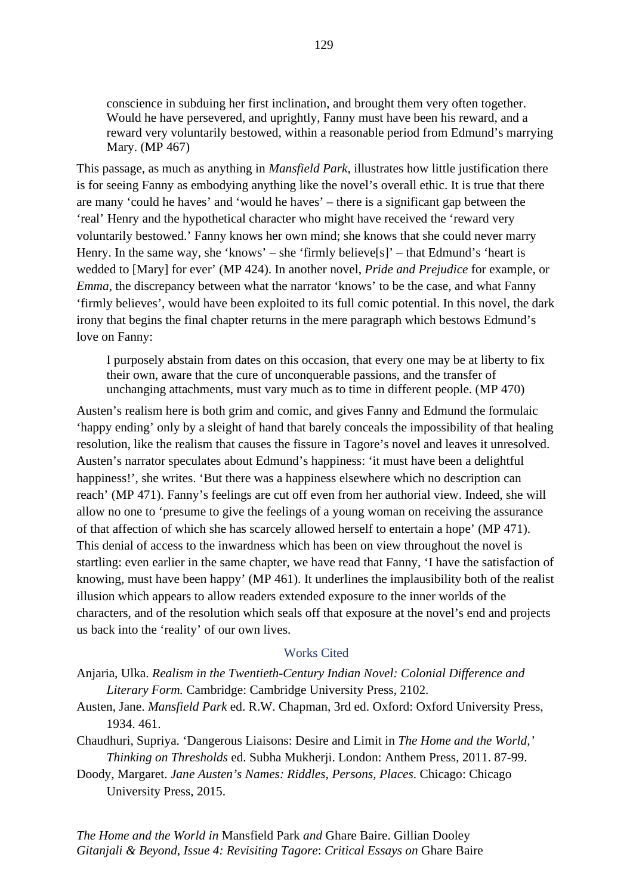> conscience in subduing her first inclination, and brought them very often together. Would he have persevered, and uprightly, Fanny must have been his reward, and a reward very voluntarily bestowed, within a reasonable period from Edmund's marrying Mary. (MP 467)

This passage, as much as anything in *Mansfield Park*, illustrates how little justification there is for seeing Fanny as embodying anything like the novel's overall ethic. It is true that there are many 'could he haves' and 'would he haves' – there is a significant gap between the 'real' Henry and the hypothetical character who might have received the 'reward very voluntarily bestowed.' Fanny knows her own mind; she knows that she could never marry Henry. In the same way, she 'knows' – she 'firmly believe[s]' – that Edmund's 'heart is wedded to [Mary] for ever' (MP 424). In another novel, *Pride and Prejudice* for example, or *Emma*, the discrepancy between what the narrator 'knows' to be the case, and what Fanny 'firmly believes', would have been exploited to its full comic potential. In this novel, the dark irony that begins the final chapter returns in the mere paragraph which bestows Edmund's love on Fanny:

> I purposely abstain from dates on this occasion, that every one may be at liberty to fix their own, aware that the cure of unconquerable passions, and the transfer of unchanging attachments, must vary much as to time in different people. (MP 470)

Austen's realism here is both grim and comic, and gives Fanny and Edmund the formulaic 'happy ending' only by a sleight of hand that barely conceals the impossibility of that healing resolution, like the realism that causes the fissure in Tagore's novel and leaves it unresolved. Austen's narrator speculates about Edmund's happiness: 'it must have been a delightful happiness!', she writes. 'But there was a happiness elsewhere which no description can reach' (MP 471). Fanny's feelings are cut off even from her authorial view. Indeed, she will allow no one to 'presume to give the feelings of a young woman on receiving the assurance of that affection of which she has scarcely allowed herself to entertain a hope' (MP 471). This denial of access to the inwardness which has been on view throughout the novel is startling: even earlier in the same chapter, we have read that Fanny, 'I have the satisfaction of knowing, must have been happy' (MP 461). It underlines the implausibility both of the realist illusion which appears to allow readers extended exposure to the inner worlds of the characters, and of the resolution which seals off that exposure at the novel's end and projects us back into the 'reality' of our own lives.

## Works Cited

Anjaria, Ulka. *Realism in the Twentieth-Century Indian Novel: Colonial Difference and Literary Form.* Cambridge: Cambridge University Press, 2102.

Austen, Jane. *Mansfield Park* ed. R.W. Chapman, 3rd ed. Oxford: Oxford University Press, 1934. 461.

Chaudhuri, Supriya. 'Dangerous Liaisons: Desire and Limit in *The Home and the World,' Thinking on Thresholds* ed. Subha Mukherji. London: Anthem Press, 2011. 87-99.

Doody, Margaret. *Jane Austen's Names: Riddles, Persons, Places*. Chicago: Chicago University Press, 2015.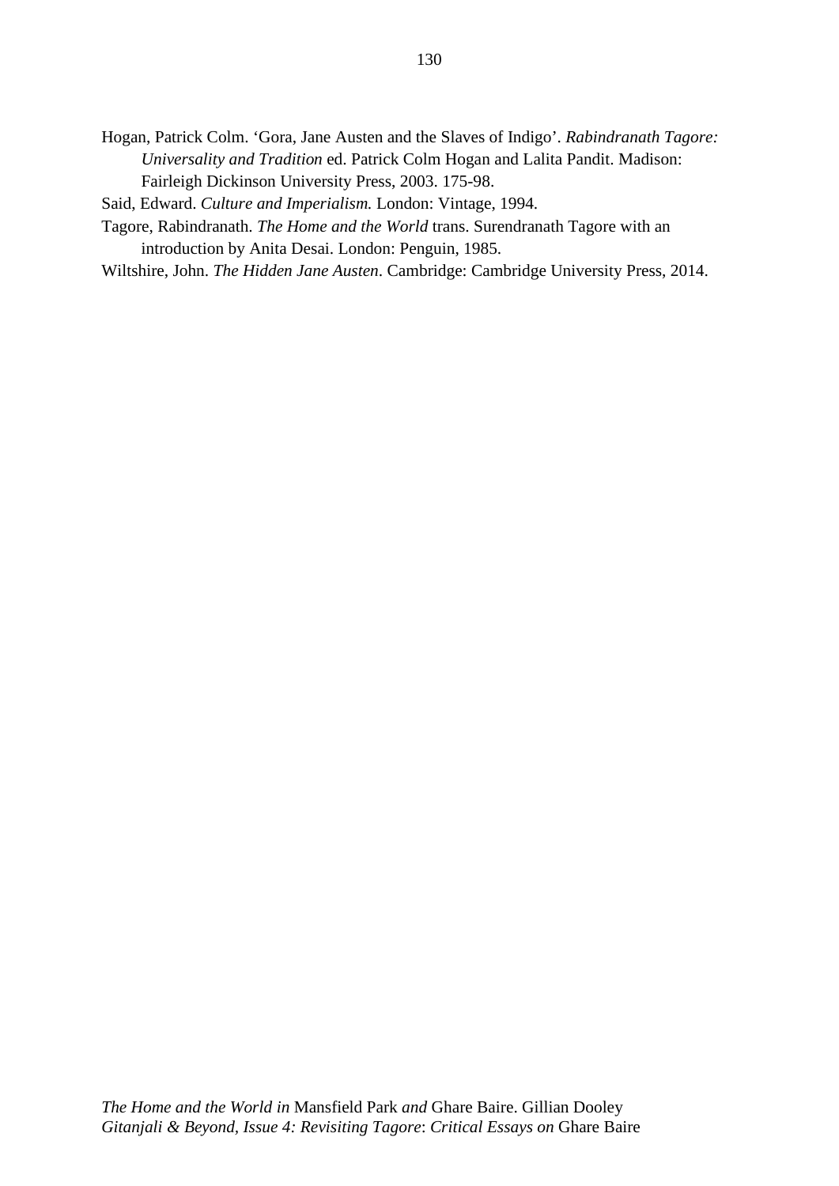Hogan, Patrick Colm. 'Gora, Jane Austen and the Slaves of Indigo'. *Rabindranath Tagore: Universality and Tradition* ed. Patrick Colm Hogan and Lalita Pandit. Madison: Fairleigh Dickinson University Press, 2003. 175-98.

Said, Edward. *Culture and Imperialism.* London: Vintage, 1994.

Tagore, Rabindranath. *The Home and the World* trans. Surendranath Tagore with an introduction by Anita Desai. London: Penguin, 1985.

Wiltshire, John. *The Hidden Jane Austen*. Cambridge: Cambridge University Press, 2014.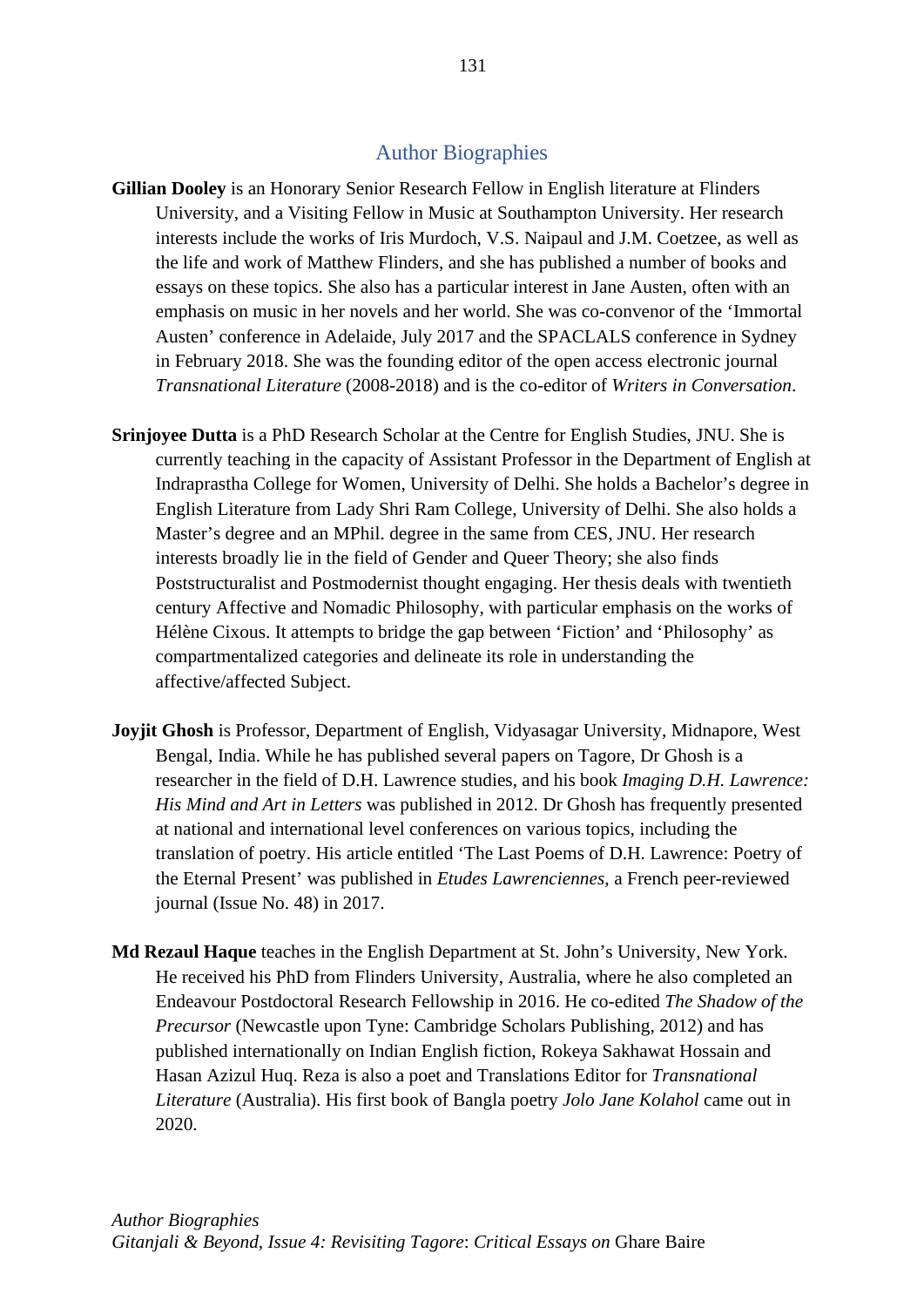## Author Biographies

**Gillian Dooley** is an Honorary Senior Research Fellow in English literature at Flinders University, and a Visiting Fellow in Music at Southampton University. Her research interests include the works of Iris Murdoch, V.S. Naipaul and J.M. Coetzee, as well as the life and work of Matthew Flinders, and she has published a number of books and essays on these topics. She also has a particular interest in Jane Austen, often with an emphasis on music in her novels and her world. She was co-convenor of the 'Immortal Austen' conference in Adelaide, July 2017 and the SPACLALS conference in Sydney in February 2018. She was the founding editor of the open access electronic journal *Transnational Literature* (2008-2018) and is the co-editor of *Writers in Conversation*.

**Srinjoyee Dutta** is a PhD Research Scholar at the Centre for English Studies, JNU. She is currently teaching in the capacity of Assistant Professor in the Department of English at Indraprastha College for Women, University of Delhi. She holds a Bachelor's degree in English Literature from Lady Shri Ram College, University of Delhi. She also holds a Master's degree and an MPhil. degree in the same from CES, JNU. Her research interests broadly lie in the field of Gender and Queer Theory; she also finds Poststructuralist and Postmodernist thought engaging. Her thesis deals with twentieth century Affective and Nomadic Philosophy, with particular emphasis on the works of Hélène Cixous. It attempts to bridge the gap between 'Fiction' and 'Philosophy' as compartmentalized categories and delineate its role in understanding the affective/affected Subject.

**Joyjit Ghosh** is Professor, Department of English, Vidyasagar University, Midnapore, West Bengal, India. While he has published several papers on Tagore, Dr Ghosh is a researcher in the field of D.H. Lawrence studies, and his book *Imaging D.H. Lawrence: His Mind and Art in Letters* was published in 2012. Dr Ghosh has frequently presented at national and international level conferences on various topics, including the translation of poetry. His article entitled 'The Last Poems of D.H. Lawrence: Poetry of the Eternal Present' was published in *Etudes Lawrenciennes*, a French peer-reviewed journal (Issue No. 48) in 2017.

**Md Rezaul Haque** teaches in the English Department at St. John's University, New York. He received his PhD from Flinders University, Australia, where he also completed an Endeavour Postdoctoral Research Fellowship in 2016. He co-edited *The Shadow of the Precursor* (Newcastle upon Tyne: Cambridge Scholars Publishing, 2012) and has published internationally on Indian English fiction, Rokeya Sakhawat Hossain and Hasan Azizul Huq. Reza is also a poet and Translations Editor for *Transnational Literature* (Australia). His first book of Bangla poetry *Jolo Jane Kolahol* came out in 2020.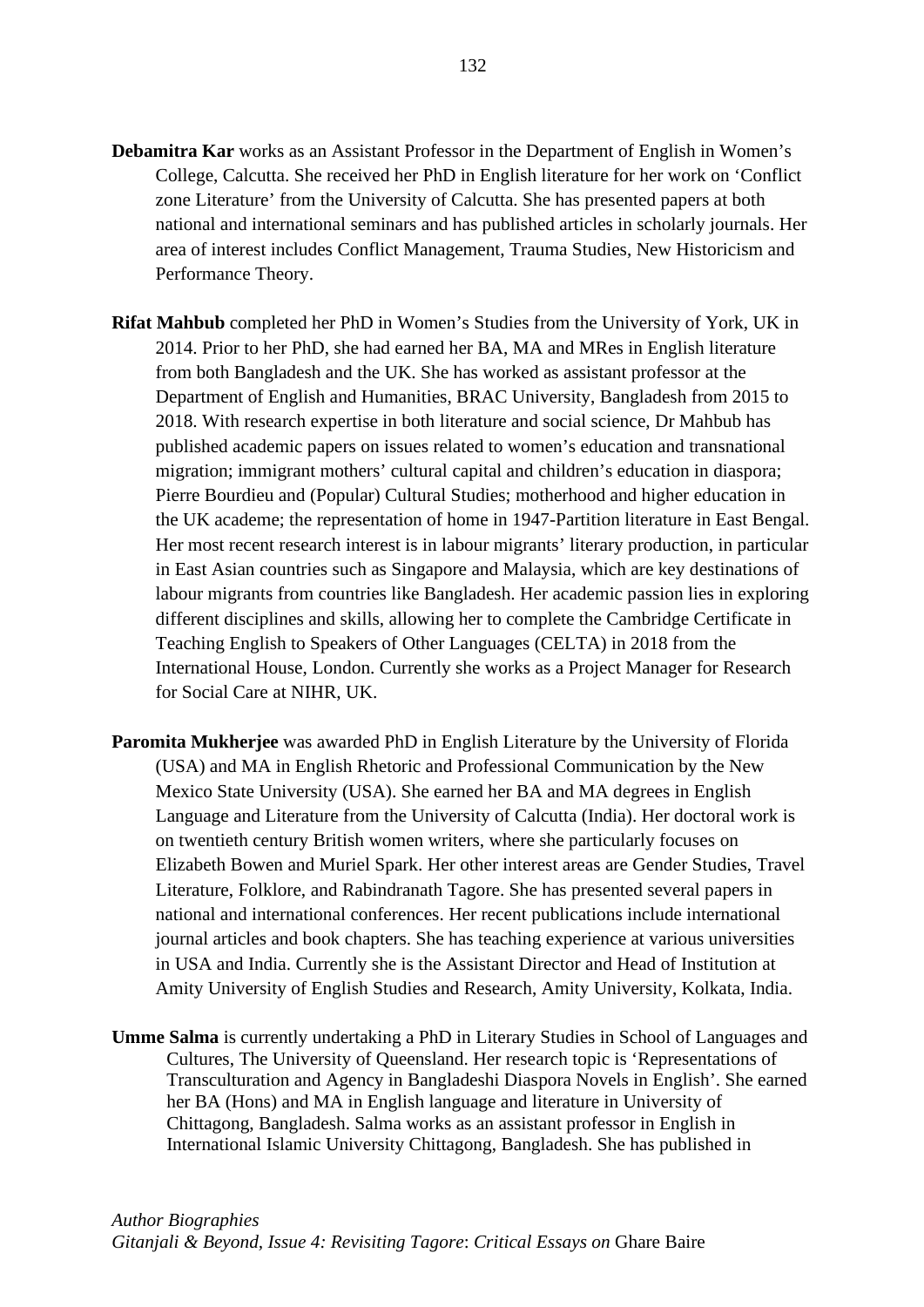**Debamitra Kar** works as an Assistant Professor in the Department of English in Women's College, Calcutta. She received her PhD in English literature for her work on 'Conflict zone Literature' from the University of Calcutta. She has presented papers at both national and international seminars and has published articles in scholarly journals. Her area of interest includes Conflict Management, Trauma Studies, New Historicism and Performance Theory.

**Rifat Mahbub** completed her PhD in Women's Studies from the University of York, UK in 2014. Prior to her PhD, she had earned her BA, MA and MRes in English literature from both Bangladesh and the UK. She has worked as assistant professor at the Department of English and Humanities, BRAC University, Bangladesh from 2015 to 2018. With research expertise in both literature and social science, Dr Mahbub has published academic papers on issues related to women's education and transnational migration; immigrant mothers' cultural capital and children's education in diaspora; Pierre Bourdieu and (Popular) Cultural Studies; motherhood and higher education in the UK academe; the representation of home in 1947-Partition literature in East Bengal. Her most recent research interest is in labour migrants' literary production, in particular in East Asian countries such as Singapore and Malaysia, which are key destinations of labour migrants from countries like Bangladesh. Her academic passion lies in exploring different disciplines and skills, allowing her to complete the Cambridge Certificate in Teaching English to Speakers of Other Languages (CELTA) in 2018 from the International House, London. Currently she works as a Project Manager for Research for Social Care at NIHR, UK.

**Paromita Mukherjee** was awarded PhD in English Literature by the University of Florida (USA) and MA in English Rhetoric and Professional Communication by the New Mexico State University (USA). She earned her BA and MA degrees in English Language and Literature from the University of Calcutta (India). Her doctoral work is on twentieth century British women writers, where she particularly focuses on Elizabeth Bowen and Muriel Spark. Her other interest areas are Gender Studies, Travel Literature, Folklore, and Rabindranath Tagore. She has presented several papers in national and international conferences. Her recent publications include international journal articles and book chapters. She has teaching experience at various universities in USA and India. Currently she is the Assistant Director and Head of Institution at Amity University of English Studies and Research, Amity University, Kolkata, India.

**Umme Salma** is currently undertaking a PhD in Literary Studies in School of Languages and Cultures, The University of Queensland. Her research topic is 'Representations of Transculturation and Agency in Bangladeshi Diaspora Novels in English'. She earned her BA (Hons) and MA in English language and literature in University of Chittagong, Bangladesh. Salma works as an assistant professor in English in International Islamic University Chittagong, Bangladesh. She has published in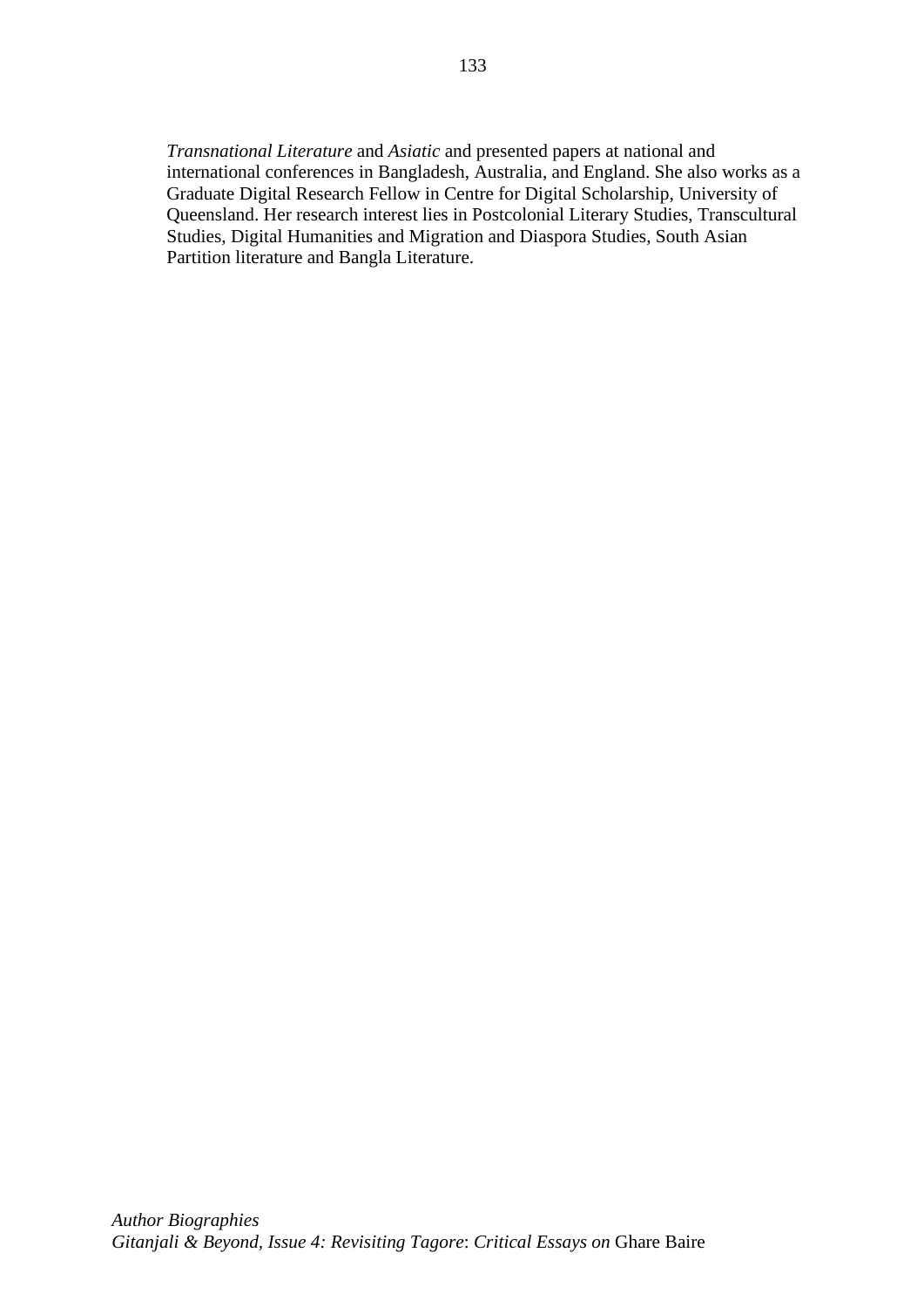*Transnational Literature* and *Asiatic* and presented papers at national and international conferences in Bangladesh, Australia, and England. She also works as a Graduate Digital Research Fellow in Centre for Digital Scholarship, University of Queensland. Her research interest lies in Postcolonial Literary Studies, Transcultural Studies, Digital Humanities and Migration and Diaspora Studies, South Asian Partition literature and Bangla Literature.